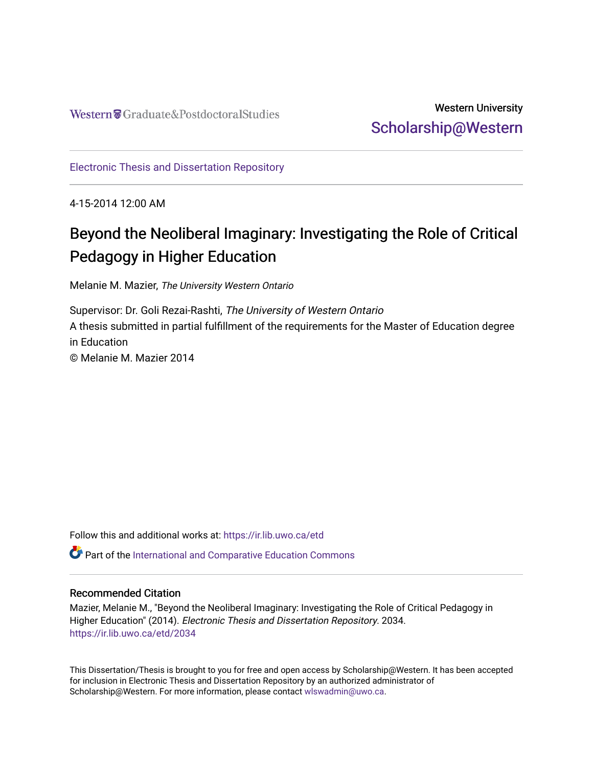Western Graduate&PostdoctoralStudies

Western University
Scholarship@Western

Electronic Thesis and Dissertation Repository

4-15-2014 12:00 AM

# Beyond the Neoliberal Imaginary: Investigating the Role of Critical Pedagogy in Higher Education

Melanie M. Mazier, *The University Western Ontario*

Supervisor: Dr. Goli Rezai-Rashti, *The University of Western Ontario*
A thesis submitted in partial fulfillment of the requirements for the Master of Education degree in Education
© Melanie M. Mazier 2014

Follow this and additional works at: https://ir.lib.uwo.ca/etd

Part of the International and Comparative Education Commons

## Recommended Citation

Mazier, Melanie M., "Beyond the Neoliberal Imaginary: Investigating the Role of Critical Pedagogy in Higher Education" (2014). *Electronic Thesis and Dissertation Repository*. 2034.
https://ir.lib.uwo.ca/etd/2034

This Dissertation/Thesis is brought to you for free and open access by Scholarship@Western. It has been accepted for inclusion in Electronic Thesis and Dissertation Repository by an authorized administrator of Scholarship@Western. For more information, please contact wlswadmin@uwo.ca.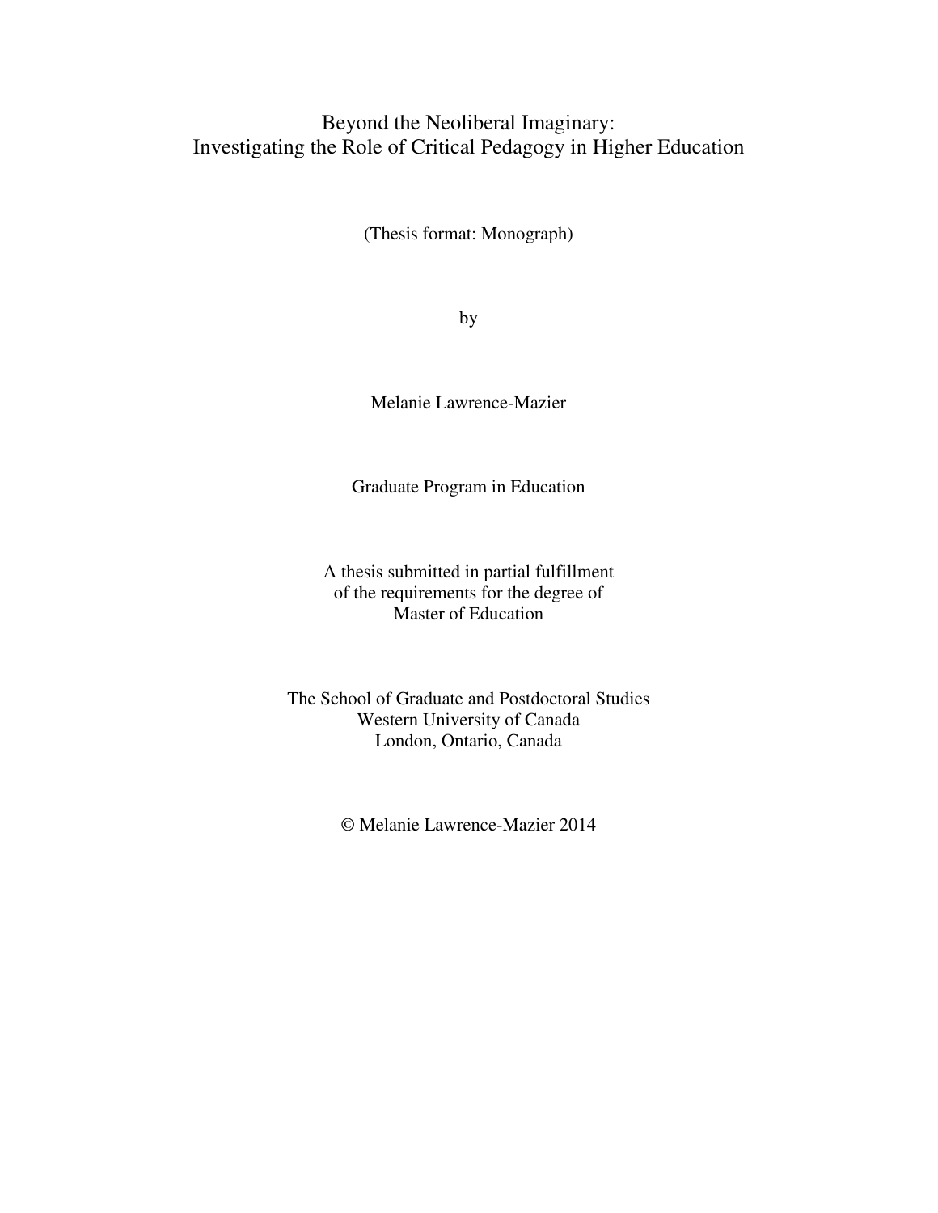# Beyond the Neoliberal Imaginary:
# Investigating the Role of Critical Pedagogy in Higher Education

(Thesis format: Monograph)

by

Melanie Lawrence-Mazier

Graduate Program in Education

A thesis submitted in partial fulfillment
of the requirements for the degree of
Master of Education

The School of Graduate and Postdoctoral Studies
Western University of Canada
London, Ontario, Canada

© Melanie Lawrence-Mazier 2014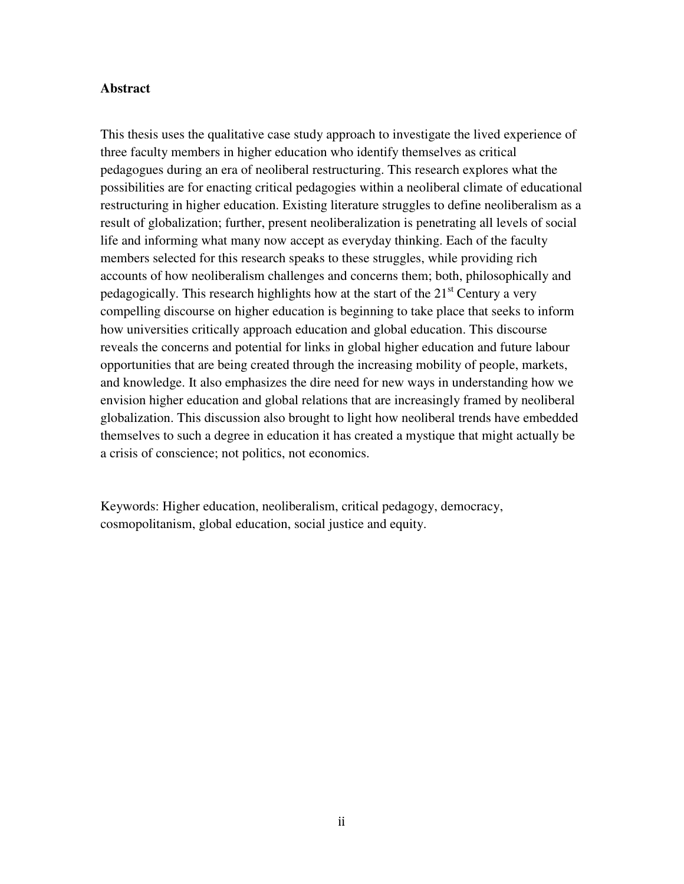## Abstract

This thesis uses the qualitative case study approach to investigate the lived experience of three faculty members in higher education who identify themselves as critical pedagogues during an era of neoliberal restructuring. This research explores what the possibilities are for enacting critical pedagogies within a neoliberal climate of educational restructuring in higher education. Existing literature struggles to define neoliberalism as a result of globalization; further, present neoliberalization is penetrating all levels of social life and informing what many now accept as everyday thinking. Each of the faculty members selected for this research speaks to these struggles, while providing rich accounts of how neoliberalism challenges and concerns them; both, philosophically and pedagogically. This research highlights how at the start of the 21st Century a very compelling discourse on higher education is beginning to take place that seeks to inform how universities critically approach education and global education. This discourse reveals the concerns and potential for links in global higher education and future labour opportunities that are being created through the increasing mobility of people, markets, and knowledge. It also emphasizes the dire need for new ways in understanding how we envision higher education and global relations that are increasingly framed by neoliberal globalization. This discussion also brought to light how neoliberal trends have embedded themselves to such a degree in education it has created a mystique that might actually be a crisis of conscience; not politics, not economics.

Keywords: Higher education, neoliberalism, critical pedagogy, democracy, cosmopolitanism, global education, social justice and equity.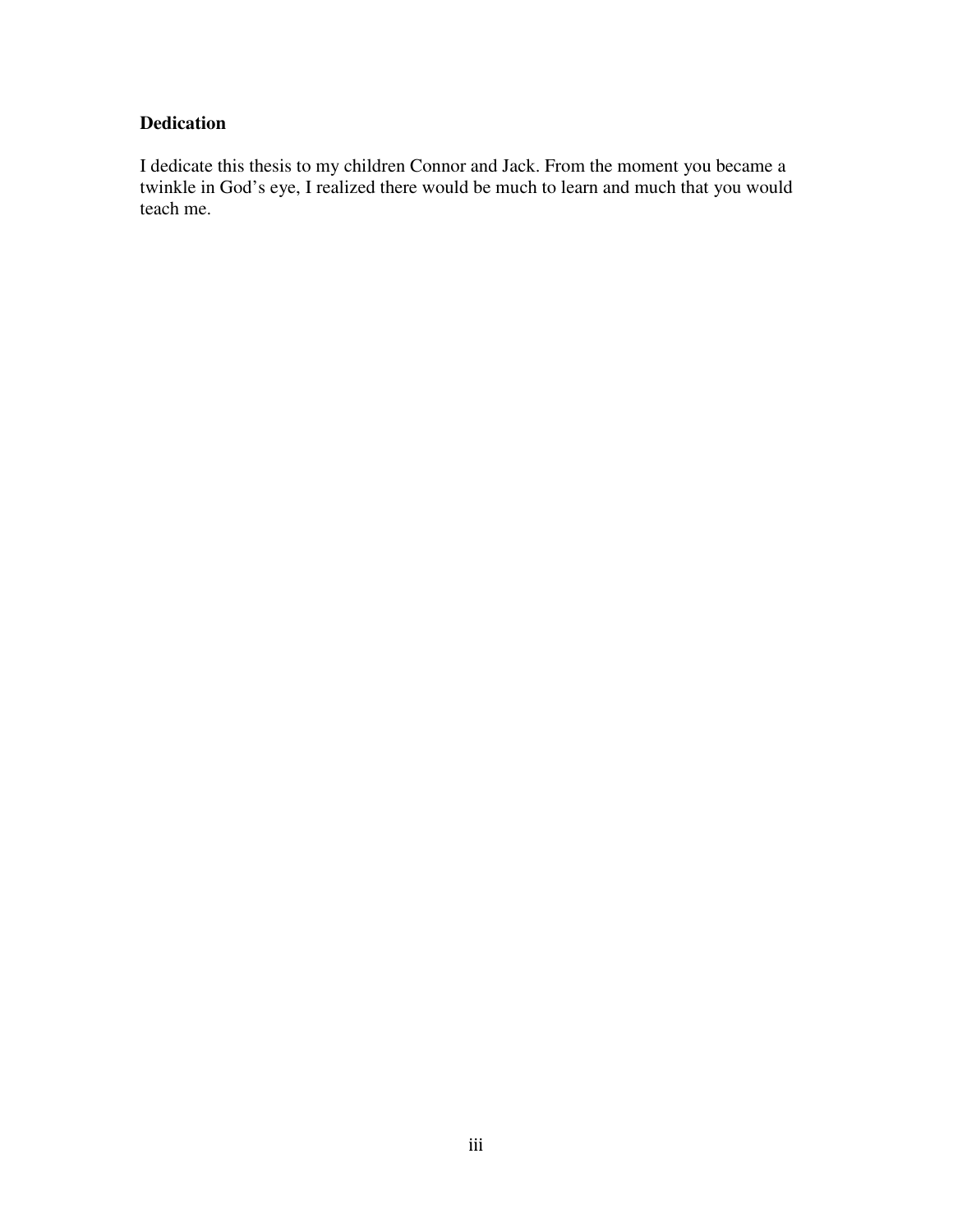**Dedication**

I dedicate this thesis to my children Connor and Jack. From the moment you became a twinkle in God's eye, I realized there would be much to learn and much that you would teach me.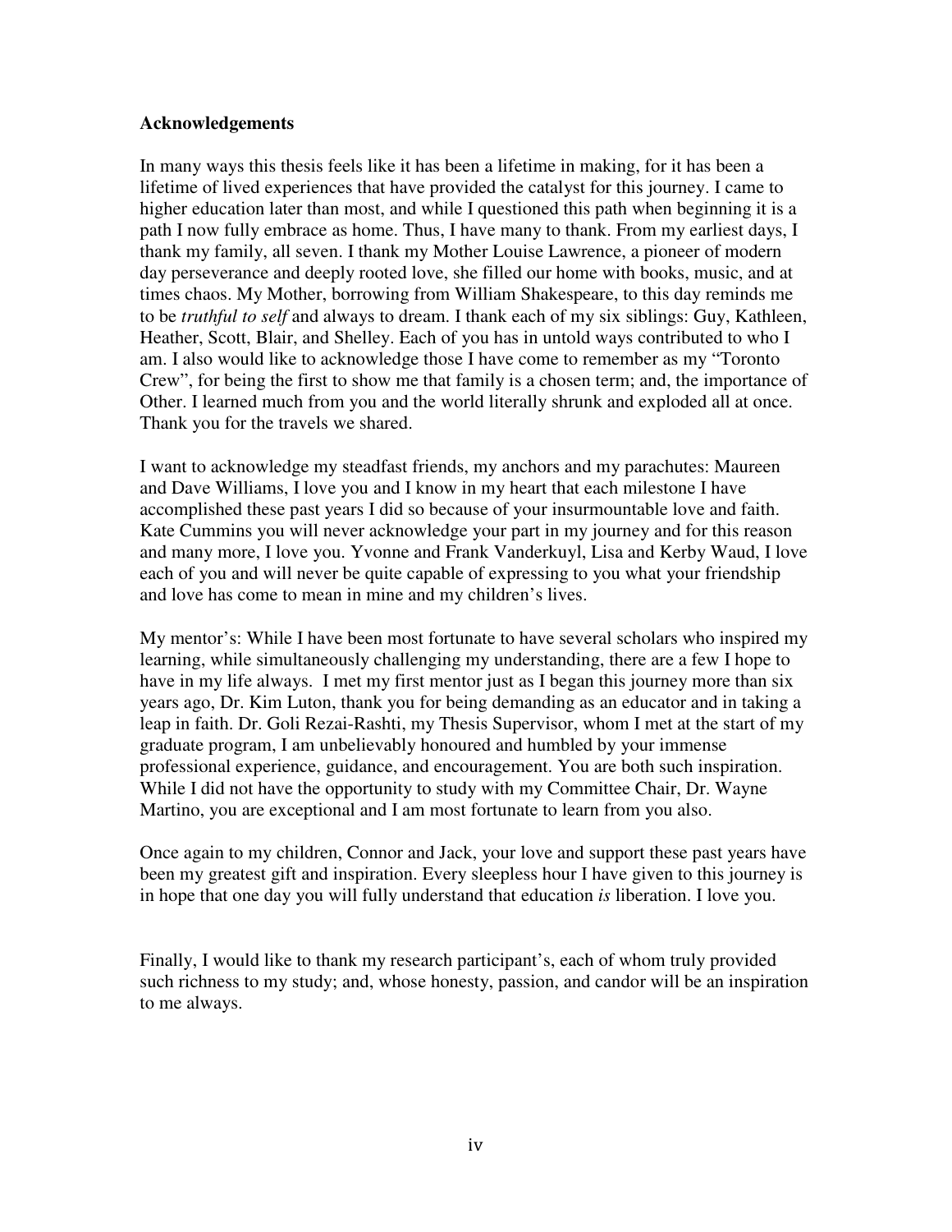**Acknowledgements**

In many ways this thesis feels like it has been a lifetime in making, for it has been a lifetime of lived experiences that have provided the catalyst for this journey. I came to higher education later than most, and while I questioned this path when beginning it is a path I now fully embrace as home. Thus, I have many to thank. From my earliest days, I thank my family, all seven. I thank my Mother Louise Lawrence, a pioneer of modern day perseverance and deeply rooted love, she filled our home with books, music, and at times chaos. My Mother, borrowing from William Shakespeare, to this day reminds me to be *truthful to self* and always to dream. I thank each of my six siblings: Guy, Kathleen, Heather, Scott, Blair, and Shelley. Each of you has in untold ways contributed to who I am. I also would like to acknowledge those I have come to remember as my "Toronto Crew", for being the first to show me that family is a chosen term; and, the importance of Other. I learned much from you and the world literally shrunk and exploded all at once. Thank you for the travels we shared.

I want to acknowledge my steadfast friends, my anchors and my parachutes: Maureen and Dave Williams, I love you and I know in my heart that each milestone I have accomplished these past years I did so because of your insurmountable love and faith. Kate Cummins you will never acknowledge your part in my journey and for this reason and many more, I love you. Yvonne and Frank Vanderkuyl, Lisa and Kerby Waud, I love each of you and will never be quite capable of expressing to you what your friendship and love has come to mean in mine and my children's lives.

My mentor's: While I have been most fortunate to have several scholars who inspired my learning, while simultaneously challenging my understanding, there are a few I hope to have in my life always. I met my first mentor just as I began this journey more than six years ago, Dr. Kim Luton, thank you for being demanding as an educator and in taking a leap in faith. Dr. Goli Rezai-Rashti, my Thesis Supervisor, whom I met at the start of my graduate program, I am unbelievably honoured and humbled by your immense professional experience, guidance, and encouragement. You are both such inspiration. While I did not have the opportunity to study with my Committee Chair, Dr. Wayne Martino, you are exceptional and I am most fortunate to learn from you also.

Once again to my children, Connor and Jack, your love and support these past years have been my greatest gift and inspiration. Every sleepless hour I have given to this journey is in hope that one day you will fully understand that education *is* liberation. I love you.

Finally, I would like to thank my research participant's, each of whom truly provided such richness to my study; and, whose honesty, passion, and candor will be an inspiration to me always.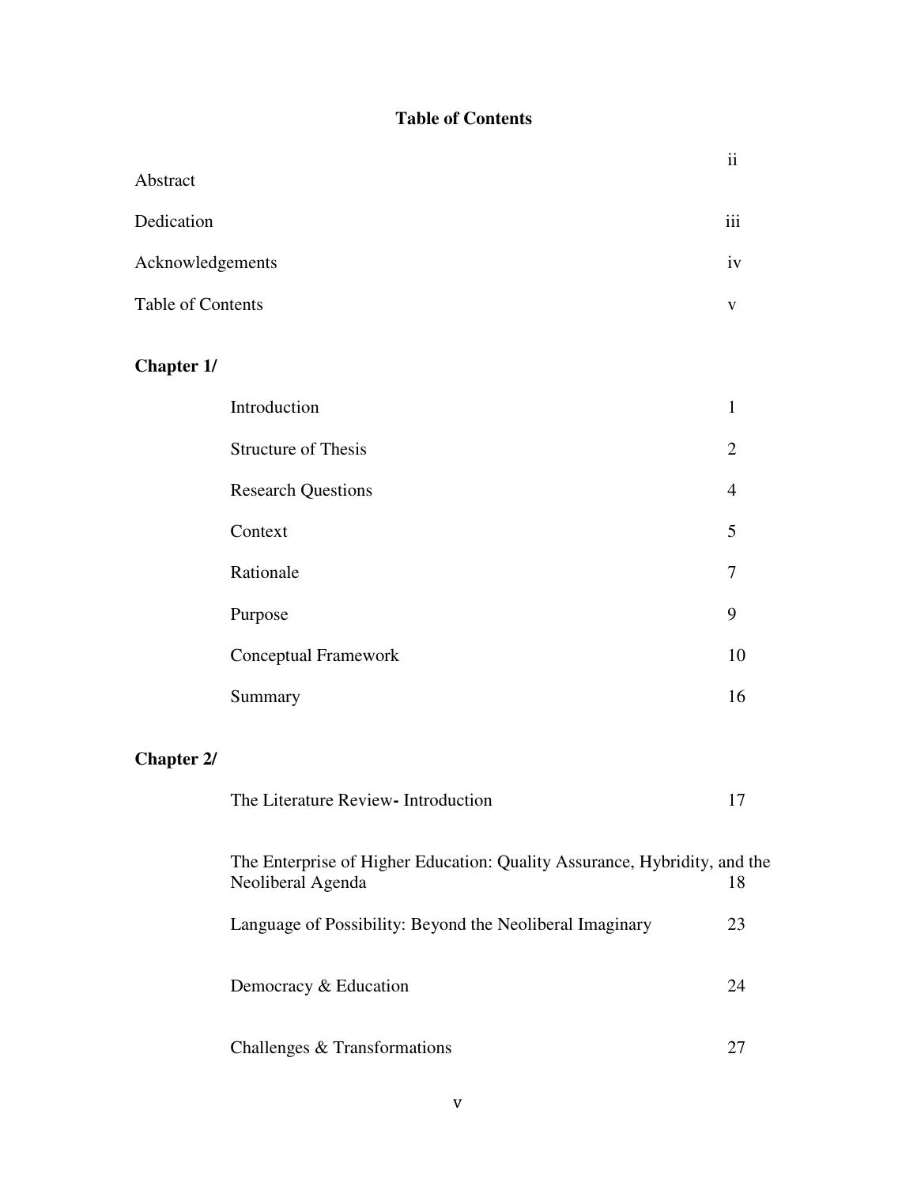## Table of Contents

| | |
|---|---|
| Abstract | ii |
| Dedication | iii |
| Acknowledgements | iv |
| Table of Contents | v |

**Chapter 1/**

| | |
|---|---|
| Introduction | 1 |
| Structure of Thesis | 2 |
| Research Questions | 4 |
| Context | 5 |
| Rationale | 7 |
| Purpose | 9 |
| Conceptual Framework | 10 |
| Summary | 16 |

**Chapter 2/**

| | |
|---|---|
| The Literature Review**-** Introduction | 17 |
| The Enterprise of Higher Education: Quality Assurance, Hybridity, and the Neoliberal Agenda | 18 |
| Language of Possibility: Beyond the Neoliberal Imaginary | 23 |
| Democracy & Education | 24 |
| Challenges & Transformations | 27 |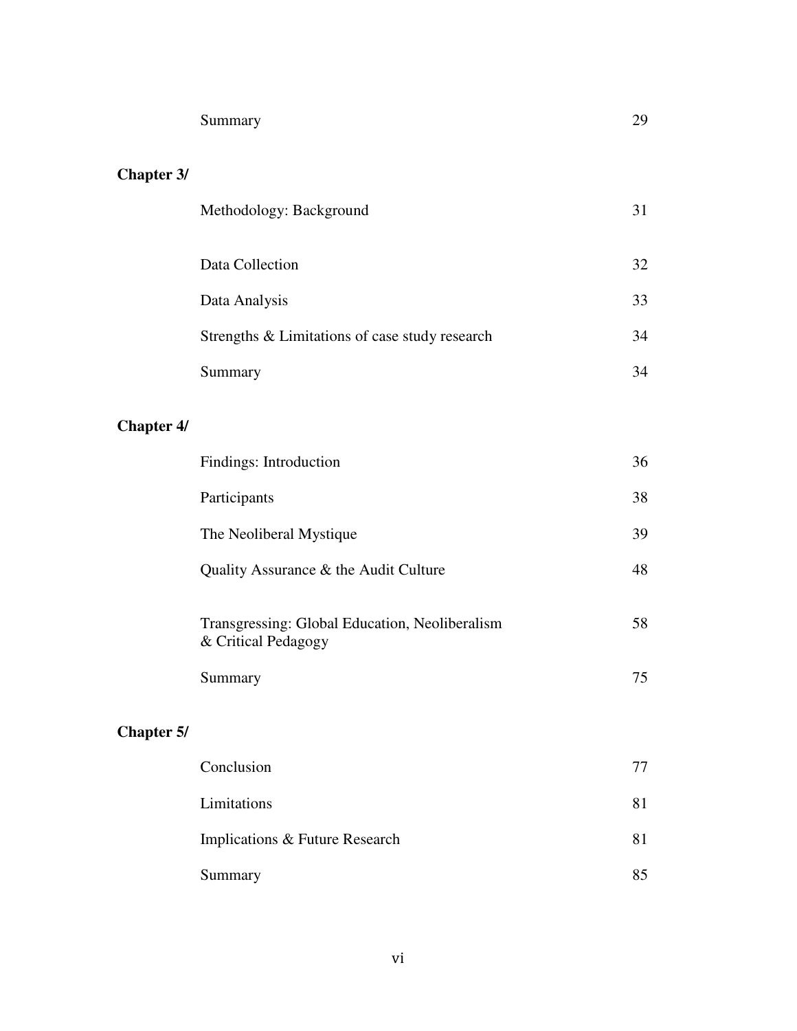| | |
|---|---|
| Summary | 29 |

**Chapter 3/**

| | |
|---|---|
| Methodology: Background | 31 |
| Data Collection | 32 |
| Data Analysis | 33 |
| Strengths & Limitations of case study research | 34 |
| Summary | 34 |

**Chapter 4/**

| | |
|---|---|
| Findings: Introduction | 36 |
| Participants | 38 |
| The Neoliberal Mystique | 39 |
| Quality Assurance & the Audit Culture | 48 |
| Transgressing: Global Education, Neoliberalism & Critical Pedagogy | 58 |
| Summary | 75 |

**Chapter 5/**

| | |
|---|---|
| Conclusion | 77 |
| Limitations | 81 |
| Implications & Future Research | 81 |
| Summary | 85 |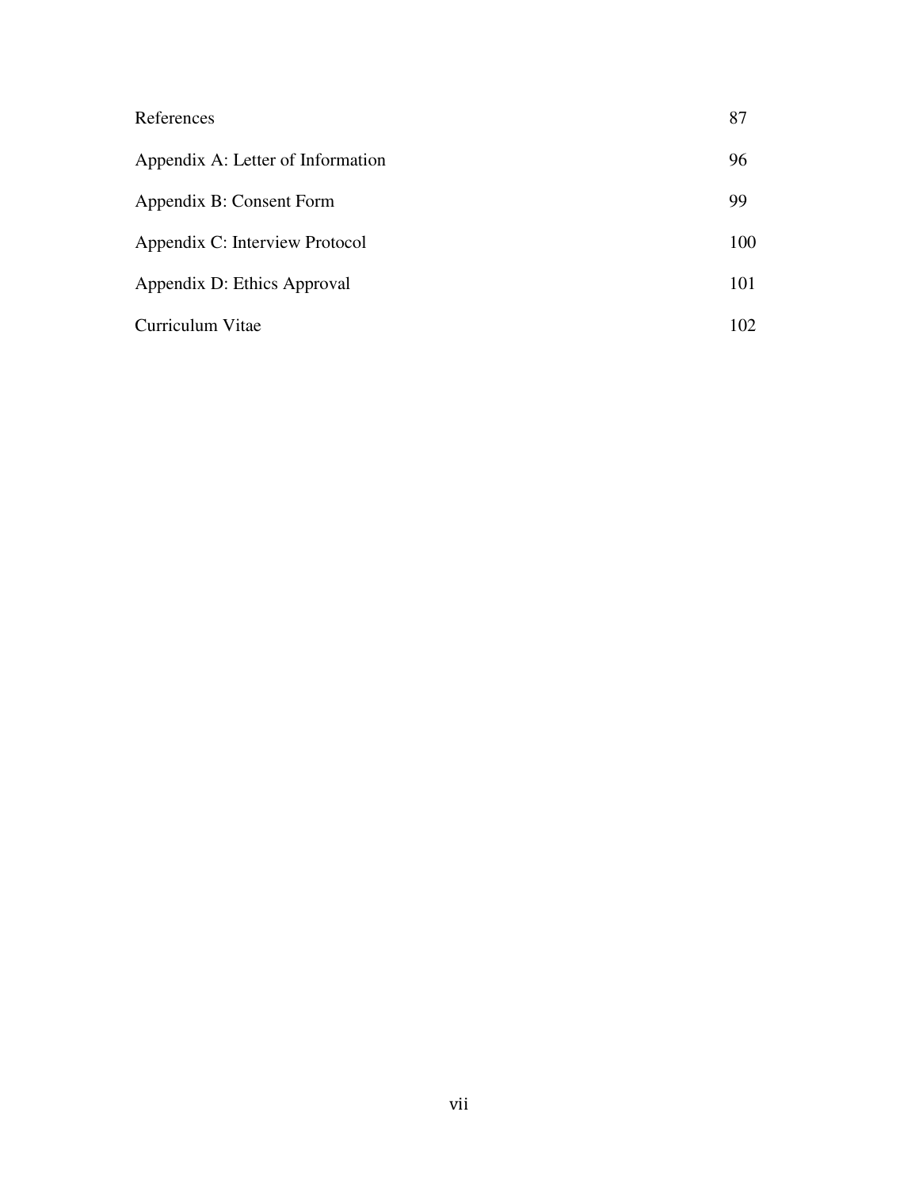| | |
|---|---|
| References | 87 |
| Appendix A: Letter of Information | 96 |
| Appendix B: Consent Form | 99 |
| Appendix C: Interview Protocol | 100 |
| Appendix D: Ethics Approval | 101 |
| Curriculum Vitae | 102 |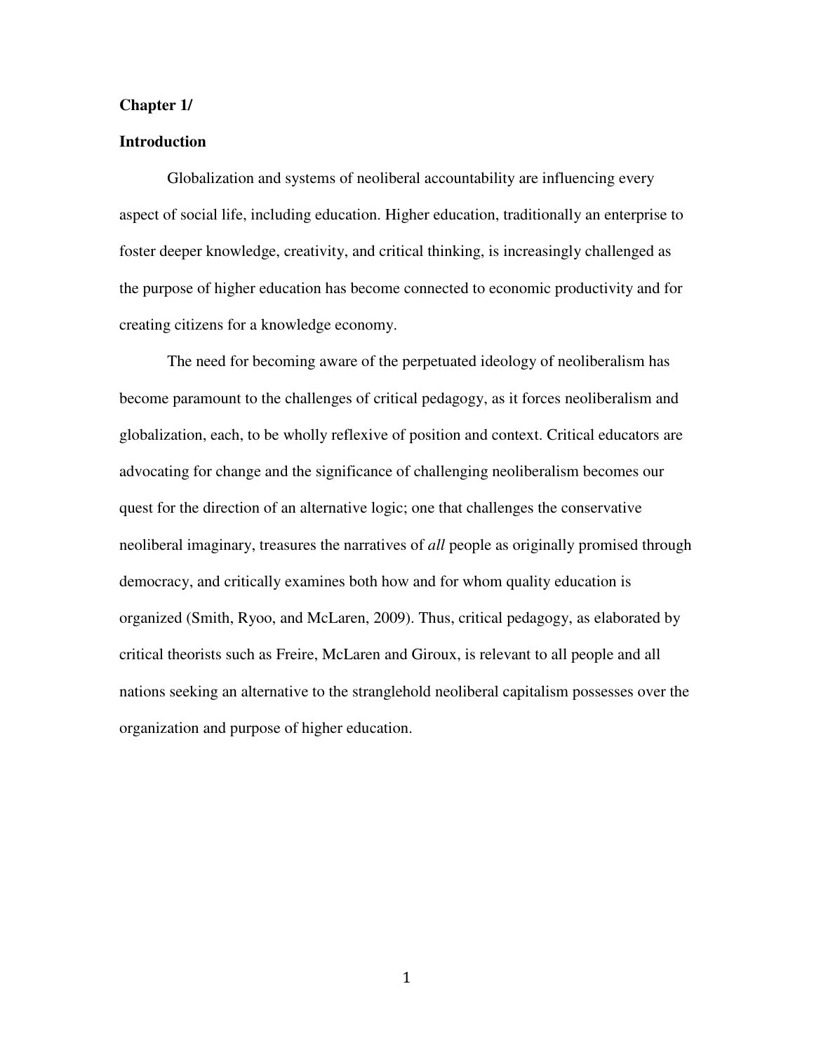**Chapter 1/**

**Introduction**

Globalization and systems of neoliberal accountability are influencing every aspect of social life, including education. Higher education, traditionally an enterprise to foster deeper knowledge, creativity, and critical thinking, is increasingly challenged as the purpose of higher education has become connected to economic productivity and for creating citizens for a knowledge economy.

The need for becoming aware of the perpetuated ideology of neoliberalism has become paramount to the challenges of critical pedagogy, as it forces neoliberalism and globalization, each, to be wholly reflexive of position and context. Critical educators are advocating for change and the significance of challenging neoliberalism becomes our quest for the direction of an alternative logic; one that challenges the conservative neoliberal imaginary, treasures the narratives of *all* people as originally promised through democracy, and critically examines both how and for whom quality education is organized (Smith, Ryoo, and McLaren, 2009). Thus, critical pedagogy, as elaborated by critical theorists such as Freire, McLaren and Giroux, is relevant to all people and all nations seeking an alternative to the stranglehold neoliberal capitalism possesses over the organization and purpose of higher education.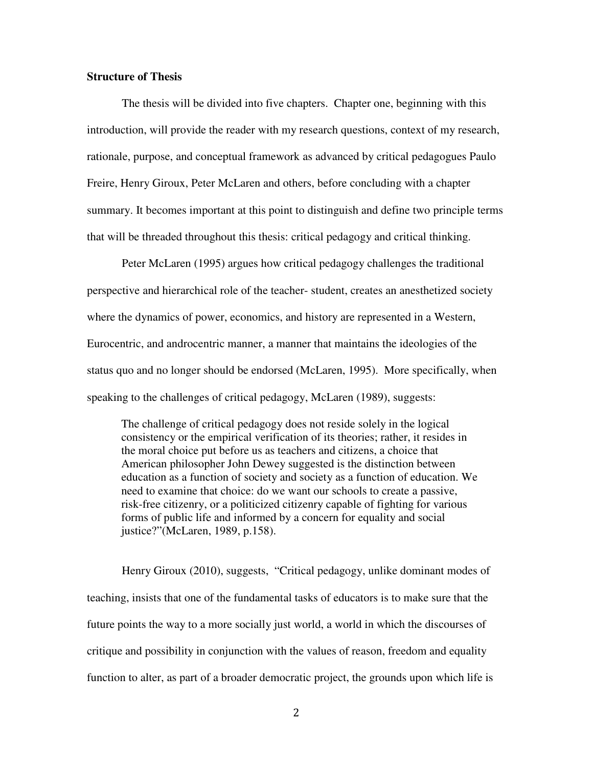**Structure of Thesis**

The thesis will be divided into five chapters. Chapter one, beginning with this introduction, will provide the reader with my research questions, context of my research, rationale, purpose, and conceptual framework as advanced by critical pedagogues Paulo Freire, Henry Giroux, Peter McLaren and others, before concluding with a chapter summary. It becomes important at this point to distinguish and define two principle terms that will be threaded throughout this thesis: critical pedagogy and critical thinking.

Peter McLaren (1995) argues how critical pedagogy challenges the traditional perspective and hierarchical role of the teacher- student, creates an anesthetized society where the dynamics of power, economics, and history are represented in a Western, Eurocentric, and androcentric manner, a manner that maintains the ideologies of the status quo and no longer should be endorsed (McLaren, 1995). More specifically, when speaking to the challenges of critical pedagogy, McLaren (1989), suggests:

> The challenge of critical pedagogy does not reside solely in the logical consistency or the empirical verification of its theories; rather, it resides in the moral choice put before us as teachers and citizens, a choice that American philosopher John Dewey suggested is the distinction between education as a function of society and society as a function of education. We need to examine that choice: do we want our schools to create a passive, risk-free citizenry, or a politicized citizenry capable of fighting for various forms of public life and informed by a concern for equality and social justice?"(McLaren, 1989, p.158).

Henry Giroux (2010), suggests, "Critical pedagogy, unlike dominant modes of teaching, insists that one of the fundamental tasks of educators is to make sure that the future points the way to a more socially just world, a world in which the discourses of critique and possibility in conjunction with the values of reason, freedom and equality function to alter, as part of a broader democratic project, the grounds upon which life is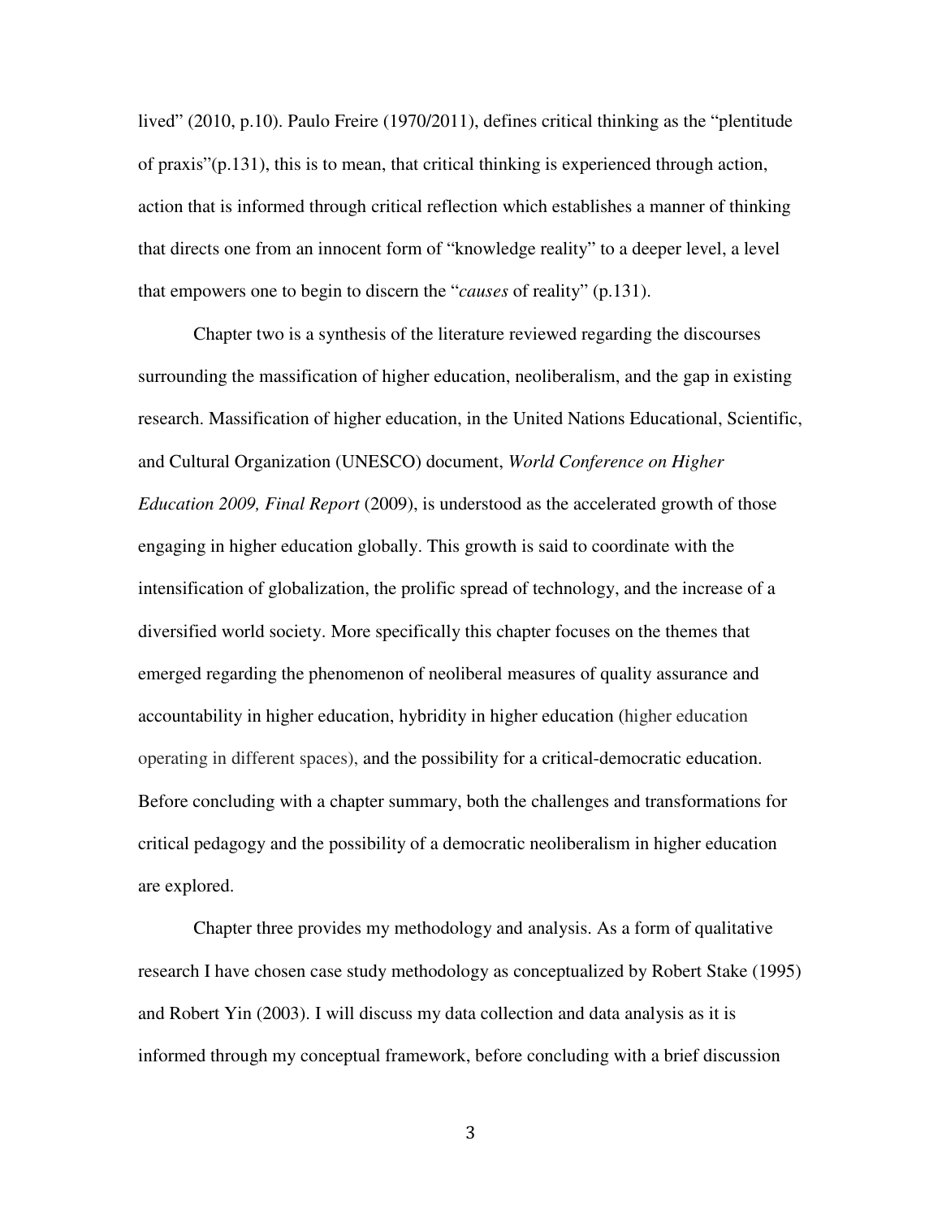lived" (2010, p.10). Paulo Freire (1970/2011), defines critical thinking as the "plentitude of praxis"(p.131), this is to mean, that critical thinking is experienced through action, action that is informed through critical reflection which establishes a manner of thinking that directs one from an innocent form of "knowledge reality" to a deeper level, a level that empowers one to begin to discern the "*causes* of reality" (p.131).

Chapter two is a synthesis of the literature reviewed regarding the discourses surrounding the massification of higher education, neoliberalism, and the gap in existing research. Massification of higher education, in the United Nations Educational, Scientific, and Cultural Organization (UNESCO) document, *World Conference on Higher Education 2009, Final Report* (2009), is understood as the accelerated growth of those engaging in higher education globally. This growth is said to coordinate with the intensification of globalization, the prolific spread of technology, and the increase of a diversified world society. More specifically this chapter focuses on the themes that emerged regarding the phenomenon of neoliberal measures of quality assurance and accountability in higher education, hybridity in higher education (higher education operating in different spaces), and the possibility for a critical-democratic education. Before concluding with a chapter summary, both the challenges and transformations for critical pedagogy and the possibility of a democratic neoliberalism in higher education are explored.

Chapter three provides my methodology and analysis. As a form of qualitative research I have chosen case study methodology as conceptualized by Robert Stake (1995) and Robert Yin (2003). I will discuss my data collection and data analysis as it is informed through my conceptual framework, before concluding with a brief discussion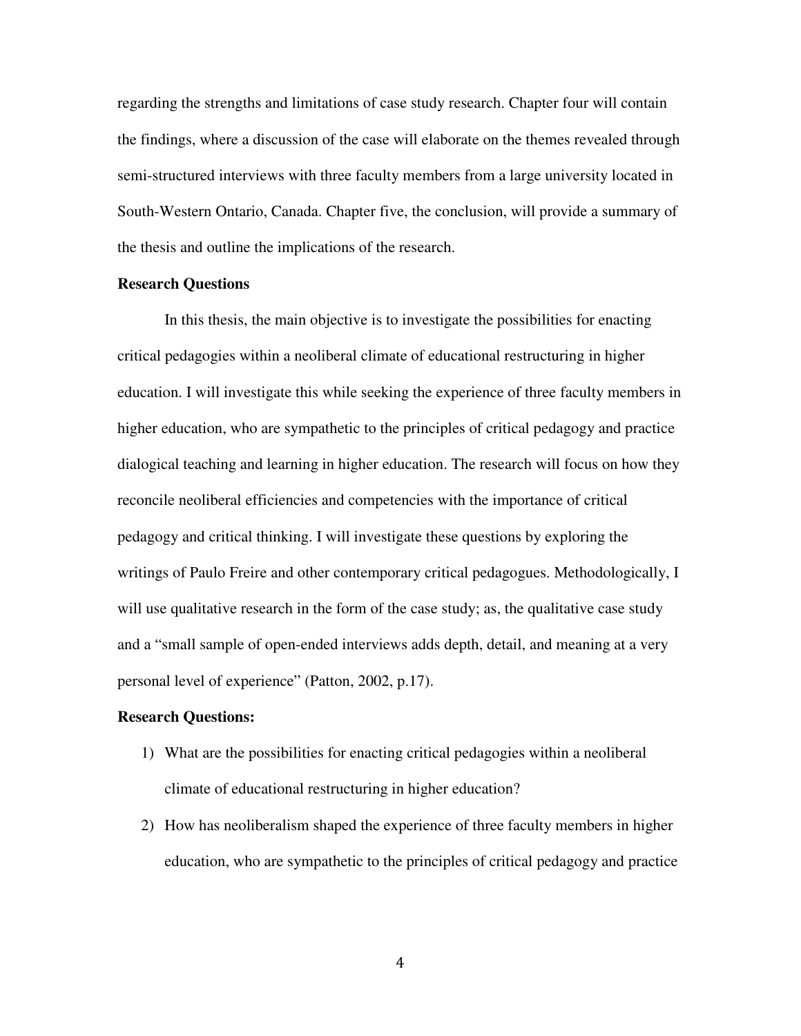regarding the strengths and limitations of case study research. Chapter four will contain the findings, where a discussion of the case will elaborate on the themes revealed through semi-structured interviews with three faculty members from a large university located in South-Western Ontario, Canada. Chapter five, the conclusion, will provide a summary of the thesis and outline the implications of the research.

### Research Questions

In this thesis, the main objective is to investigate the possibilities for enacting critical pedagogies within a neoliberal climate of educational restructuring in higher education. I will investigate this while seeking the experience of three faculty members in higher education, who are sympathetic to the principles of critical pedagogy and practice dialogical teaching and learning in higher education. The research will focus on how they reconcile neoliberal efficiencies and competencies with the importance of critical pedagogy and critical thinking. I will investigate these questions by exploring the writings of Paulo Freire and other contemporary critical pedagogues. Methodologically, I will use qualitative research in the form of the case study; as, the qualitative case study and a "small sample of open-ended interviews adds depth, detail, and meaning at a very personal level of experience" (Patton, 2002, p.17).

**Research Questions:**

1) What are the possibilities for enacting critical pedagogies within a neoliberal climate of educational restructuring in higher education?
2) How has neoliberalism shaped the experience of three faculty members in higher education, who are sympathetic to the principles of critical pedagogy and practice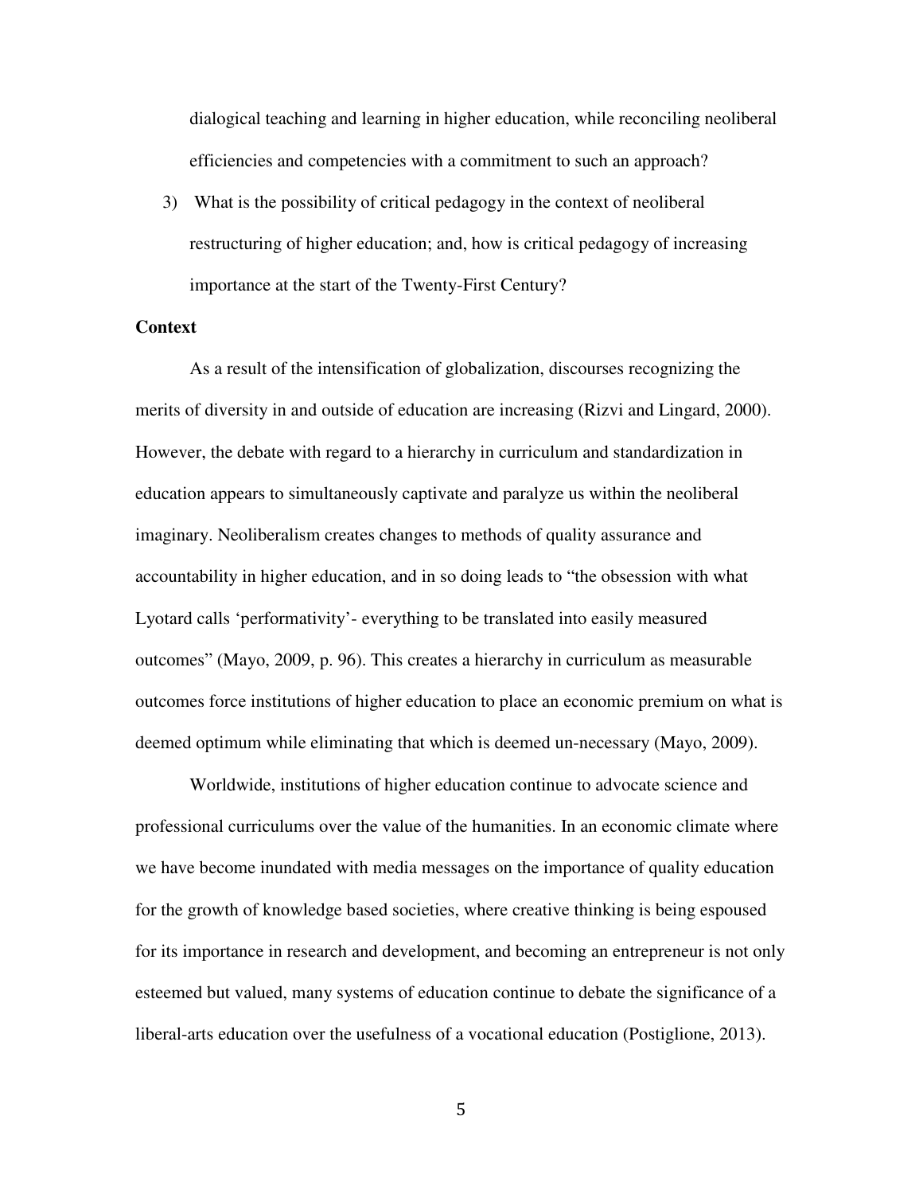dialogical teaching and learning in higher education, while reconciling neoliberal efficiencies and competencies with a commitment to such an approach?

3) What is the possibility of critical pedagogy in the context of neoliberal restructuring of higher education; and, how is critical pedagogy of increasing importance at the start of the Twenty-First Century?

**Context**

As a result of the intensification of globalization, discourses recognizing the merits of diversity in and outside of education are increasing (Rizvi and Lingard, 2000). However, the debate with regard to a hierarchy in curriculum and standardization in education appears to simultaneously captivate and paralyze us within the neoliberal imaginary. Neoliberalism creates changes to methods of quality assurance and accountability in higher education, and in so doing leads to "the obsession with what Lyotard calls 'performativity'- everything to be translated into easily measured outcomes" (Mayo, 2009, p. 96). This creates a hierarchy in curriculum as measurable outcomes force institutions of higher education to place an economic premium on what is deemed optimum while eliminating that which is deemed un-necessary (Mayo, 2009).

Worldwide, institutions of higher education continue to advocate science and professional curriculums over the value of the humanities. In an economic climate where we have become inundated with media messages on the importance of quality education for the growth of knowledge based societies, where creative thinking is being espoused for its importance in research and development, and becoming an entrepreneur is not only esteemed but valued, many systems of education continue to debate the significance of a liberal-arts education over the usefulness of a vocational education (Postiglione, 2013).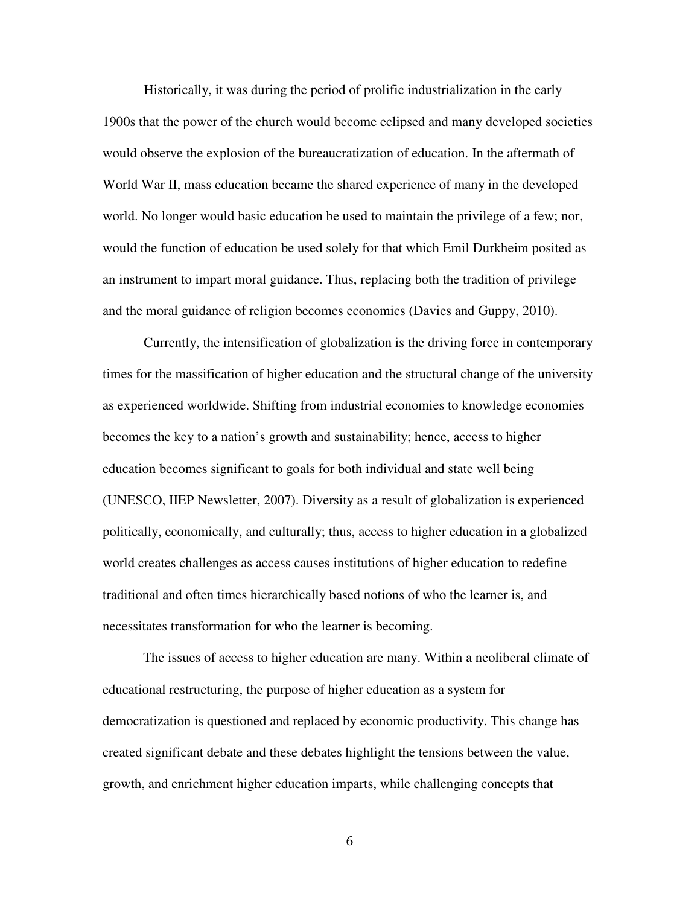Historically, it was during the period of prolific industrialization in the early 1900s that the power of the church would become eclipsed and many developed societies would observe the explosion of the bureaucratization of education. In the aftermath of World War II, mass education became the shared experience of many in the developed world. No longer would basic education be used to maintain the privilege of a few; nor, would the function of education be used solely for that which Emil Durkheim posited as an instrument to impart moral guidance. Thus, replacing both the tradition of privilege and the moral guidance of religion becomes economics (Davies and Guppy, 2010).

Currently, the intensification of globalization is the driving force in contemporary times for the massification of higher education and the structural change of the university as experienced worldwide. Shifting from industrial economies to knowledge economies becomes the key to a nation's growth and sustainability; hence, access to higher education becomes significant to goals for both individual and state well being (UNESCO, IIEP Newsletter, 2007). Diversity as a result of globalization is experienced politically, economically, and culturally; thus, access to higher education in a globalized world creates challenges as access causes institutions of higher education to redefine traditional and often times hierarchically based notions of who the learner is, and necessitates transformation for who the learner is becoming.

The issues of access to higher education are many. Within a neoliberal climate of educational restructuring, the purpose of higher education as a system for democratization is questioned and replaced by economic productivity. This change has created significant debate and these debates highlight the tensions between the value, growth, and enrichment higher education imparts, while challenging concepts that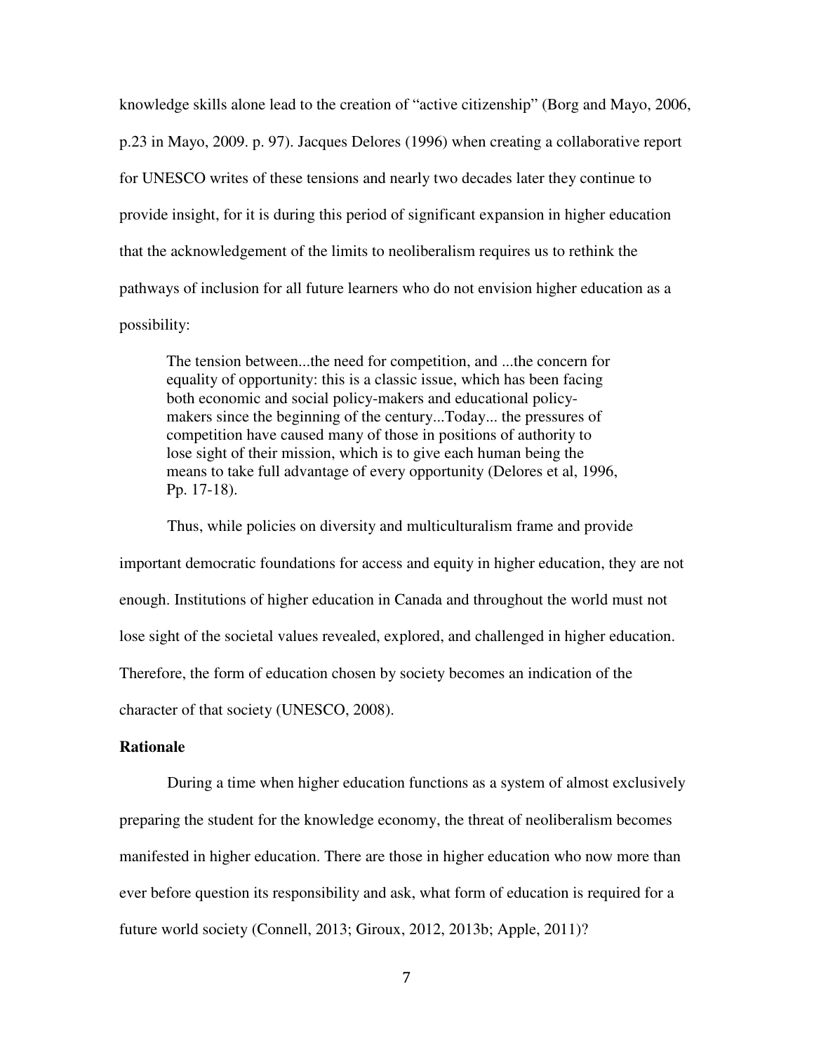knowledge skills alone lead to the creation of "active citizenship" (Borg and Mayo, 2006, p.23 in Mayo, 2009. p. 97). Jacques Delores (1996) when creating a collaborative report for UNESCO writes of these tensions and nearly two decades later they continue to provide insight, for it is during this period of significant expansion in higher education that the acknowledgement of the limits to neoliberalism requires us to rethink the pathways of inclusion for all future learners who do not envision higher education as a possibility:

> The tension between...the need for competition, and ...the concern for equality of opportunity: this is a classic issue, which has been facing both economic and social policy-makers and educational policy-makers since the beginning of the century...Today... the pressures of competition have caused many of those in positions of authority to lose sight of their mission, which is to give each human being the means to take full advantage of every opportunity (Delores et al, 1996, Pp. 17-18).

Thus, while policies on diversity and multiculturalism frame and provide important democratic foundations for access and equity in higher education, they are not enough. Institutions of higher education in Canada and throughout the world must not lose sight of the societal values revealed, explored, and challenged in higher education. Therefore, the form of education chosen by society becomes an indication of the character of that society (UNESCO, 2008).

**Rationale**

During a time when higher education functions as a system of almost exclusively preparing the student for the knowledge economy, the threat of neoliberalism becomes manifested in higher education. There are those in higher education who now more than ever before question its responsibility and ask, what form of education is required for a future world society (Connell, 2013; Giroux, 2012, 2013b; Apple, 2011)?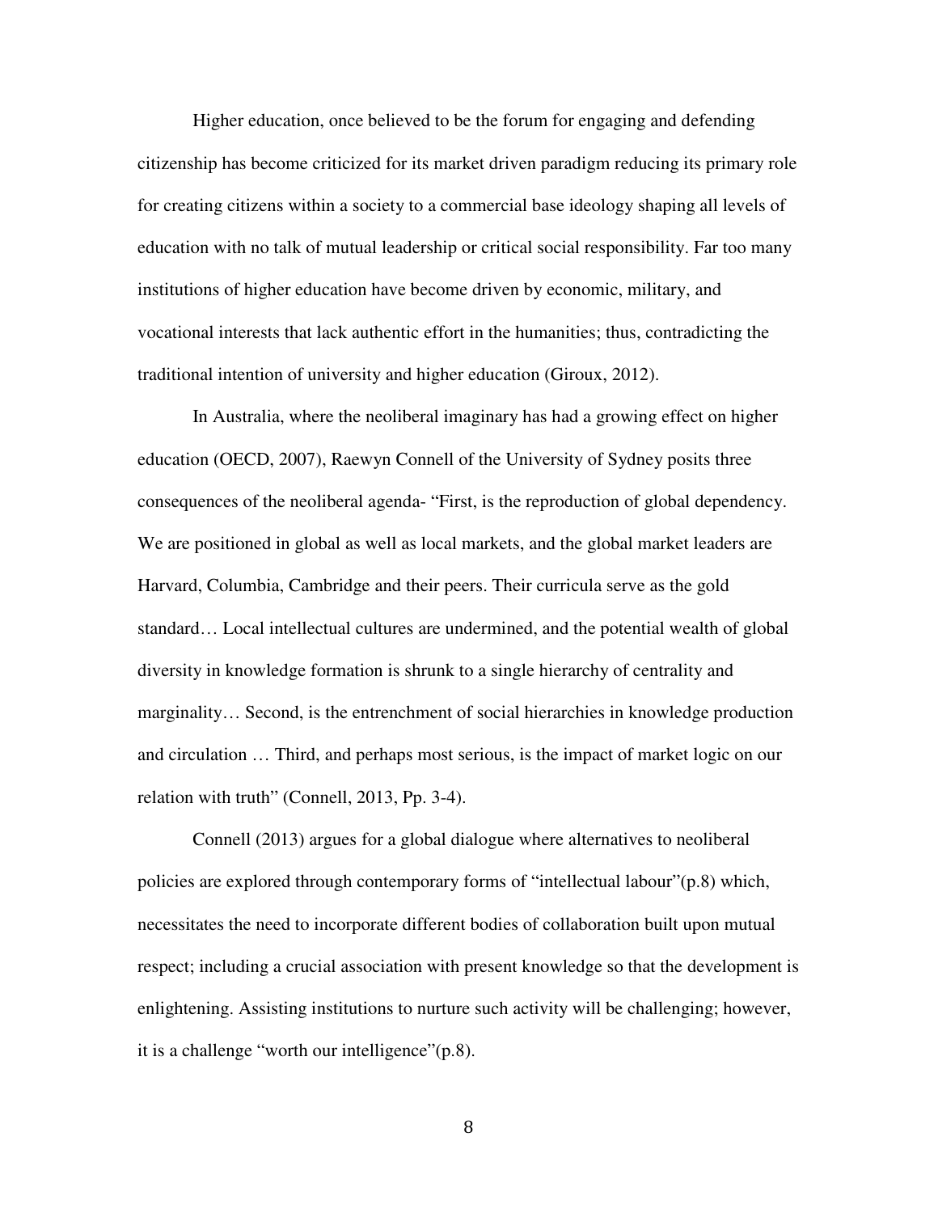Higher education, once believed to be the forum for engaging and defending citizenship has become criticized for its market driven paradigm reducing its primary role for creating citizens within a society to a commercial base ideology shaping all levels of education with no talk of mutual leadership or critical social responsibility. Far too many institutions of higher education have become driven by economic, military, and vocational interests that lack authentic effort in the humanities; thus, contradicting the traditional intention of university and higher education (Giroux, 2012).

In Australia, where the neoliberal imaginary has had a growing effect on higher education (OECD, 2007), Raewyn Connell of the University of Sydney posits three consequences of the neoliberal agenda- "First, is the reproduction of global dependency. We are positioned in global as well as local markets, and the global market leaders are Harvard, Columbia, Cambridge and their peers. Their curricula serve as the gold standard… Local intellectual cultures are undermined, and the potential wealth of global diversity in knowledge formation is shrunk to a single hierarchy of centrality and marginality… Second, is the entrenchment of social hierarchies in knowledge production and circulation … Third, and perhaps most serious, is the impact of market logic on our relation with truth" (Connell, 2013, Pp. 3-4).

Connell (2013) argues for a global dialogue where alternatives to neoliberal policies are explored through contemporary forms of "intellectual labour"(p.8) which, necessitates the need to incorporate different bodies of collaboration built upon mutual respect; including a crucial association with present knowledge so that the development is enlightening. Assisting institutions to nurture such activity will be challenging; however, it is a challenge "worth our intelligence"(p.8).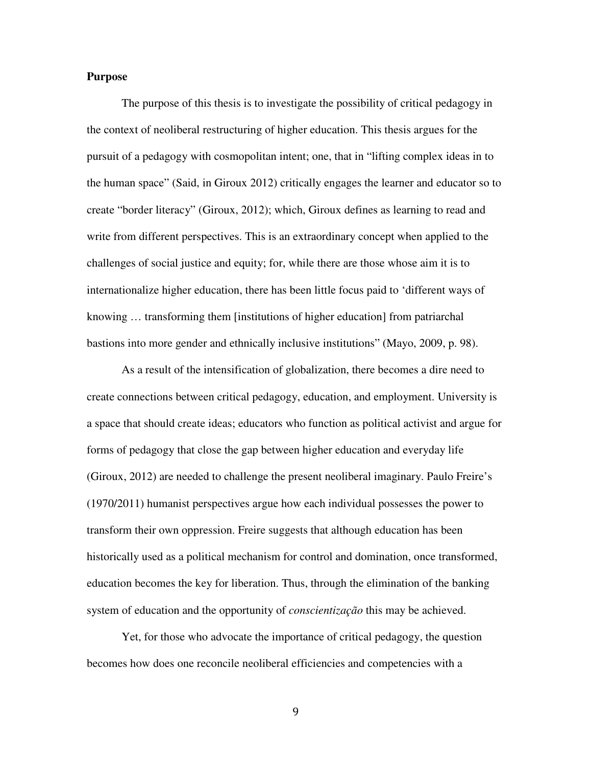**Purpose**

The purpose of this thesis is to investigate the possibility of critical pedagogy in the context of neoliberal restructuring of higher education. This thesis argues for the pursuit of a pedagogy with cosmopolitan intent; one, that in "lifting complex ideas in to the human space" (Said, in Giroux 2012) critically engages the learner and educator so to create "border literacy" (Giroux, 2012); which, Giroux defines as learning to read and write from different perspectives. This is an extraordinary concept when applied to the challenges of social justice and equity; for, while there are those whose aim it is to internationalize higher education, there has been little focus paid to 'different ways of knowing … transforming them [institutions of higher education] from patriarchal bastions into more gender and ethnically inclusive institutions" (Mayo, 2009, p. 98).

As a result of the intensification of globalization, there becomes a dire need to create connections between critical pedagogy, education, and employment. University is a space that should create ideas; educators who function as political activist and argue for forms of pedagogy that close the gap between higher education and everyday life (Giroux, 2012) are needed to challenge the present neoliberal imaginary. Paulo Freire's (1970/2011) humanist perspectives argue how each individual possesses the power to transform their own oppression. Freire suggests that although education has been historically used as a political mechanism for control and domination, once transformed, education becomes the key for liberation. Thus, through the elimination of the banking system of education and the opportunity of *conscientização* this may be achieved.

Yet, for those who advocate the importance of critical pedagogy, the question becomes how does one reconcile neoliberal efficiencies and competencies with a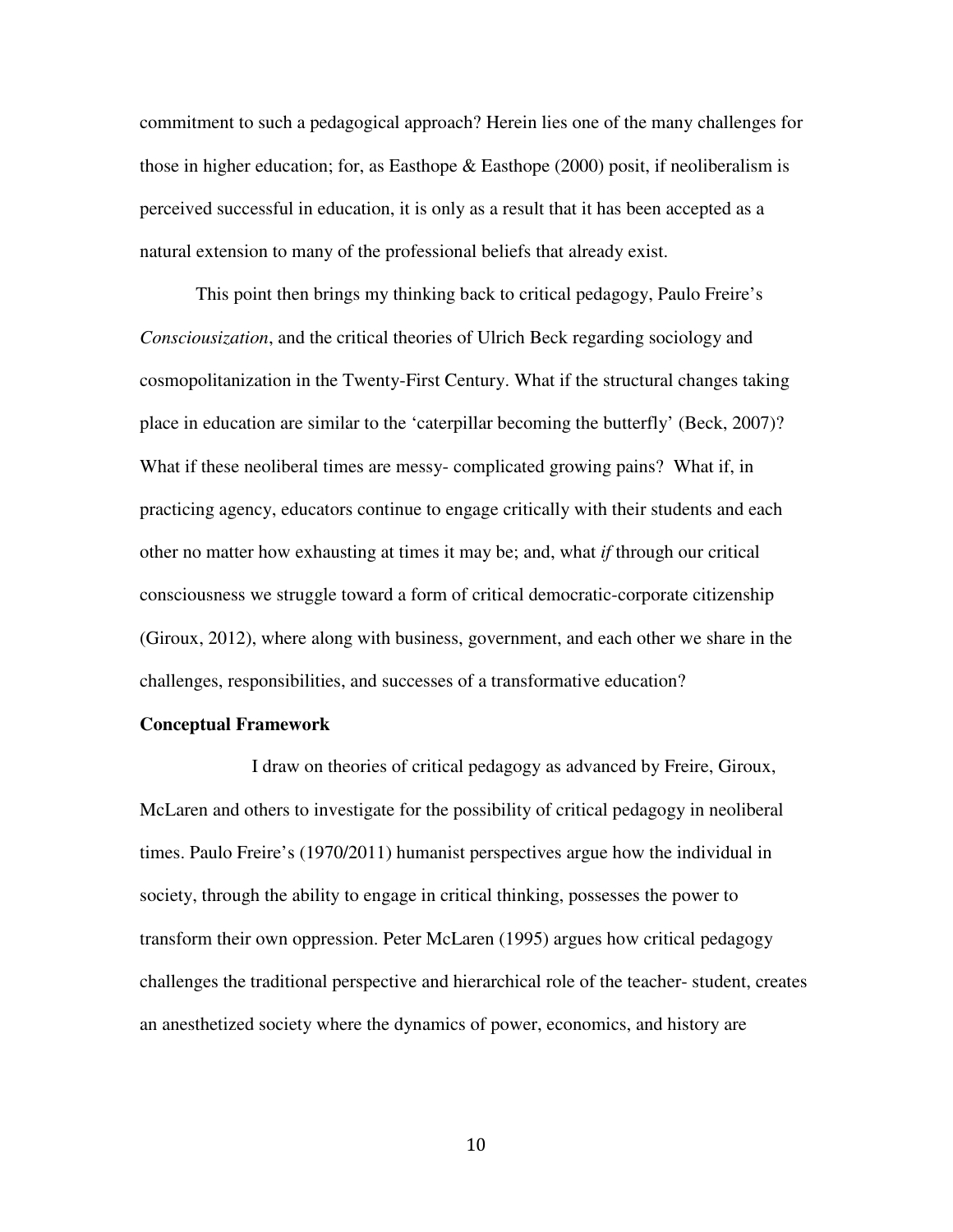commitment to such a pedagogical approach? Herein lies one of the many challenges for those in higher education; for, as Easthope & Easthope (2000) posit, if neoliberalism is perceived successful in education, it is only as a result that it has been accepted as a natural extension to many of the professional beliefs that already exist.

This point then brings my thinking back to critical pedagogy, Paulo Freire's *Consciousization*, and the critical theories of Ulrich Beck regarding sociology and cosmopolitanization in the Twenty-First Century. What if the structural changes taking place in education are similar to the 'caterpillar becoming the butterfly' (Beck, 2007)? What if these neoliberal times are messy- complicated growing pains? What if, in practicing agency, educators continue to engage critically with their students and each other no matter how exhausting at times it may be; and, what *if* through our critical consciousness we struggle toward a form of critical democratic-corporate citizenship (Giroux, 2012), where along with business, government, and each other we share in the challenges, responsibilities, and successes of a transformative education?

**Conceptual Framework**

I draw on theories of critical pedagogy as advanced by Freire, Giroux, McLaren and others to investigate for the possibility of critical pedagogy in neoliberal times. Paulo Freire's (1970/2011) humanist perspectives argue how the individual in society, through the ability to engage in critical thinking, possesses the power to transform their own oppression. Peter McLaren (1995) argues how critical pedagogy challenges the traditional perspective and hierarchical role of the teacher- student, creates an anesthetized society where the dynamics of power, economics, and history are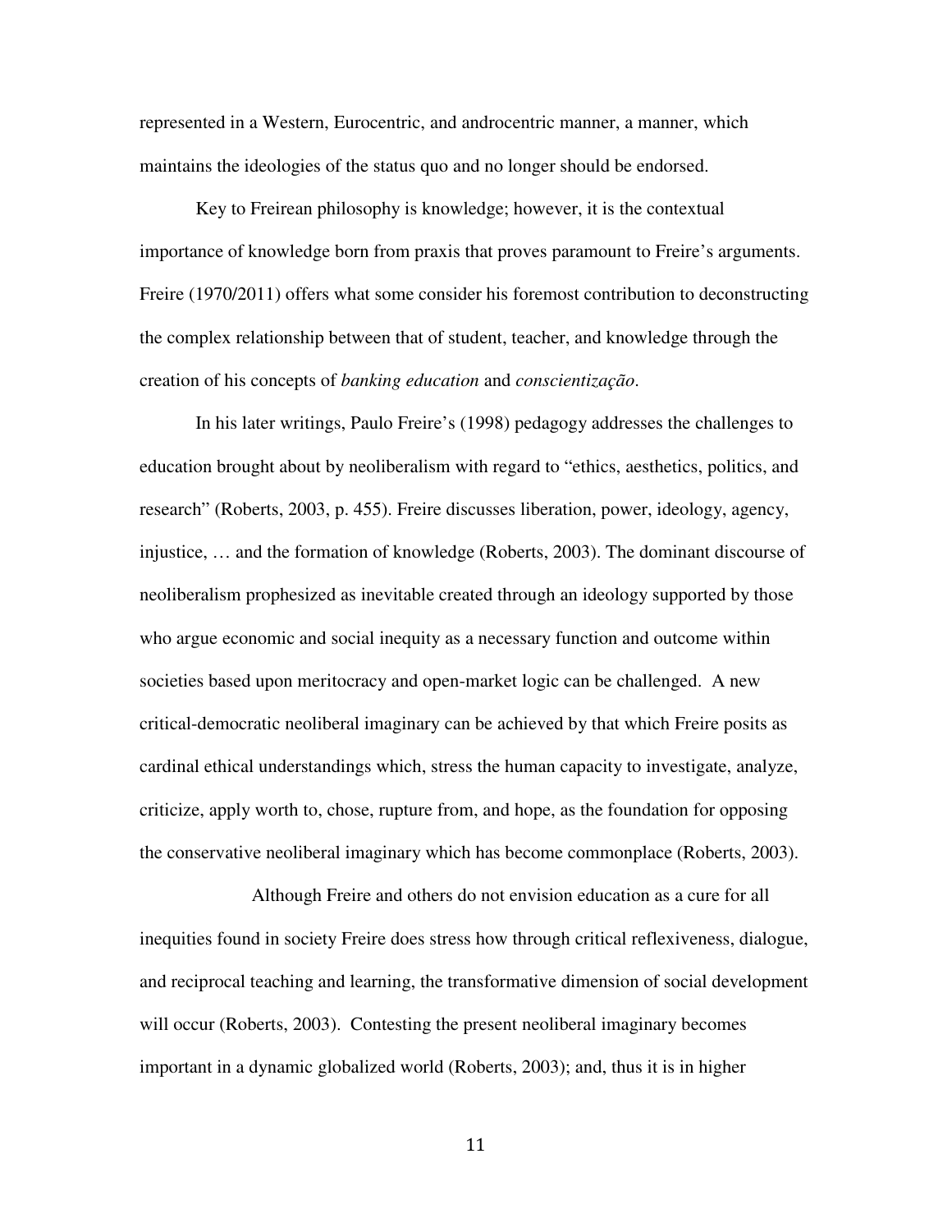represented in a Western, Eurocentric, and androcentric manner, a manner, which maintains the ideologies of the status quo and no longer should be endorsed.

Key to Freirean philosophy is knowledge; however, it is the contextual importance of knowledge born from praxis that proves paramount to Freire's arguments. Freire (1970/2011) offers what some consider his foremost contribution to deconstructing the complex relationship between that of student, teacher, and knowledge through the creation of his concepts of *banking education* and *conscientização*.

In his later writings, Paulo Freire's (1998) pedagogy addresses the challenges to education brought about by neoliberalism with regard to "ethics, aesthetics, politics, and research" (Roberts, 2003, p. 455). Freire discusses liberation, power, ideology, agency, injustice, … and the formation of knowledge (Roberts, 2003). The dominant discourse of neoliberalism prophesized as inevitable created through an ideology supported by those who argue economic and social inequity as a necessary function and outcome within societies based upon meritocracy and open-market logic can be challenged. A new critical-democratic neoliberal imaginary can be achieved by that which Freire posits as cardinal ethical understandings which, stress the human capacity to investigate, analyze, criticize, apply worth to, chose, rupture from, and hope, as the foundation for opposing the conservative neoliberal imaginary which has become commonplace (Roberts, 2003).

Although Freire and others do not envision education as a cure for all inequities found in society Freire does stress how through critical reflexiveness, dialogue, and reciprocal teaching and learning, the transformative dimension of social development will occur (Roberts, 2003). Contesting the present neoliberal imaginary becomes important in a dynamic globalized world (Roberts, 2003); and, thus it is in higher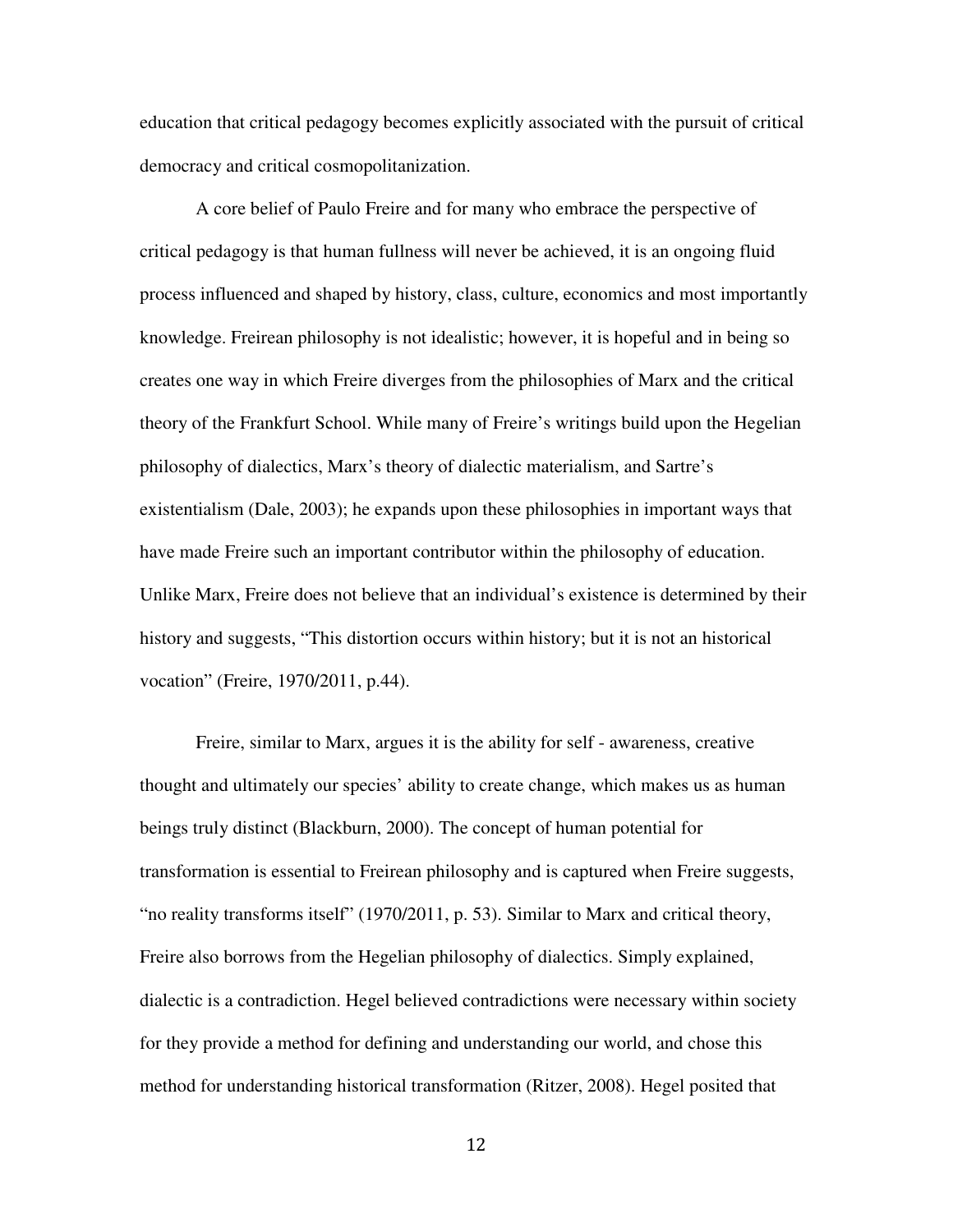education that critical pedagogy becomes explicitly associated with the pursuit of critical democracy and critical cosmopolitanization.

A core belief of Paulo Freire and for many who embrace the perspective of critical pedagogy is that human fullness will never be achieved, it is an ongoing fluid process influenced and shaped by history, class, culture, economics and most importantly knowledge. Freirean philosophy is not idealistic; however, it is hopeful and in being so creates one way in which Freire diverges from the philosophies of Marx and the critical theory of the Frankfurt School. While many of Freire's writings build upon the Hegelian philosophy of dialectics, Marx's theory of dialectic materialism, and Sartre's existentialism (Dale, 2003); he expands upon these philosophies in important ways that have made Freire such an important contributor within the philosophy of education. Unlike Marx, Freire does not believe that an individual's existence is determined by their history and suggests, "This distortion occurs within history; but it is not an historical vocation" (Freire, 1970/2011, p.44).

Freire, similar to Marx, argues it is the ability for self - awareness, creative thought and ultimately our species' ability to create change, which makes us as human beings truly distinct (Blackburn, 2000). The concept of human potential for transformation is essential to Freirean philosophy and is captured when Freire suggests, "no reality transforms itself" (1970/2011, p. 53). Similar to Marx and critical theory, Freire also borrows from the Hegelian philosophy of dialectics. Simply explained, dialectic is a contradiction. Hegel believed contradictions were necessary within society for they provide a method for defining and understanding our world, and chose this method for understanding historical transformation (Ritzer, 2008). Hegel posited that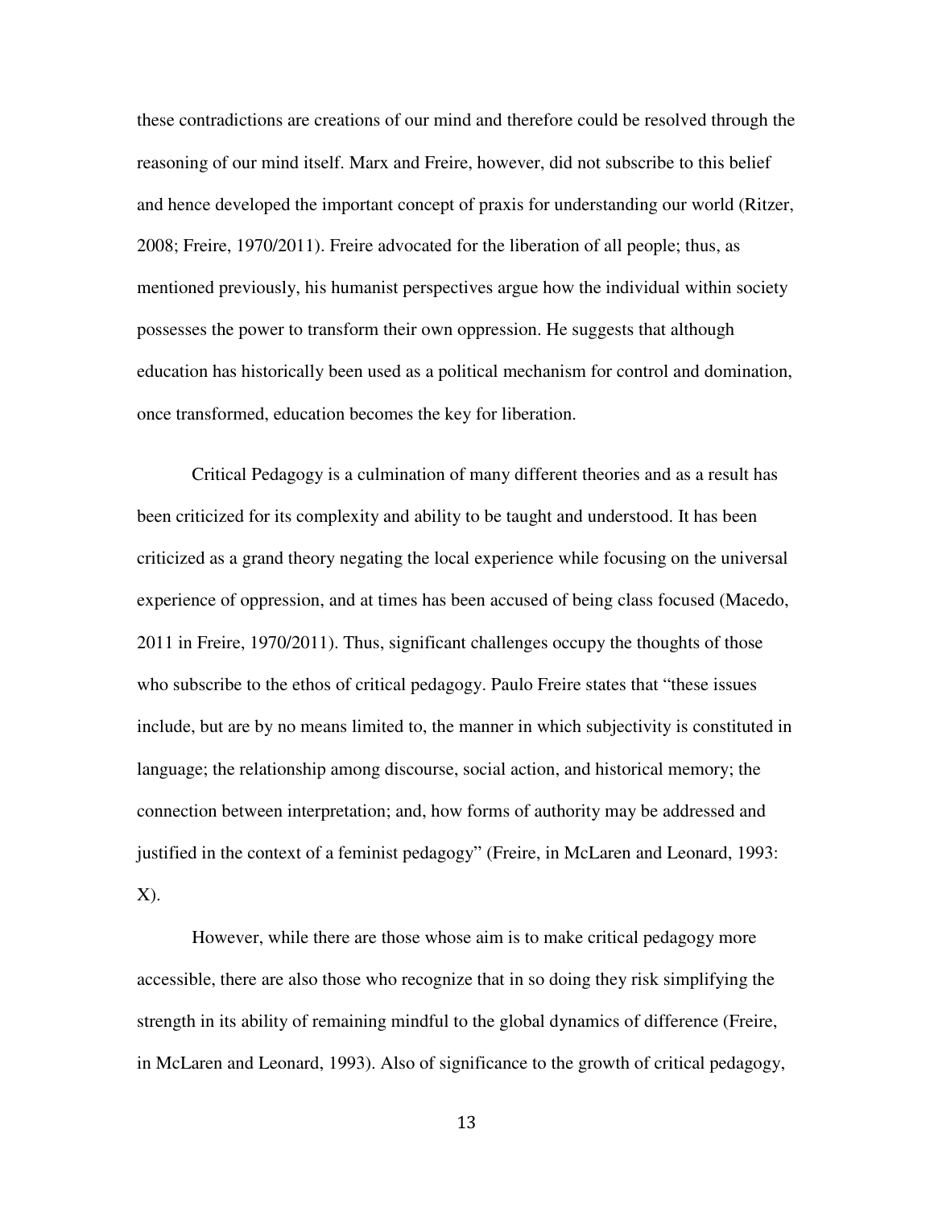these contradictions are creations of our mind and therefore could be resolved through the reasoning of our mind itself. Marx and Freire, however, did not subscribe to this belief and hence developed the important concept of praxis for understanding our world (Ritzer, 2008; Freire, 1970/2011). Freire advocated for the liberation of all people; thus, as mentioned previously, his humanist perspectives argue how the individual within society possesses the power to transform their own oppression. He suggests that although education has historically been used as a political mechanism for control and domination, once transformed, education becomes the key for liberation.

Critical Pedagogy is a culmination of many different theories and as a result has been criticized for its complexity and ability to be taught and understood. It has been criticized as a grand theory negating the local experience while focusing on the universal experience of oppression, and at times has been accused of being class focused (Macedo, 2011 in Freire, 1970/2011). Thus, significant challenges occupy the thoughts of those who subscribe to the ethos of critical pedagogy. Paulo Freire states that "these issues include, but are by no means limited to, the manner in which subjectivity is constituted in language; the relationship among discourse, social action, and historical memory; the connection between interpretation; and, how forms of authority may be addressed and justified in the context of a feminist pedagogy" (Freire, in McLaren and Leonard, 1993: X).

However, while there are those whose aim is to make critical pedagogy more accessible, there are also those who recognize that in so doing they risk simplifying the strength in its ability of remaining mindful to the global dynamics of difference (Freire, in McLaren and Leonard, 1993). Also of significance to the growth of critical pedagogy,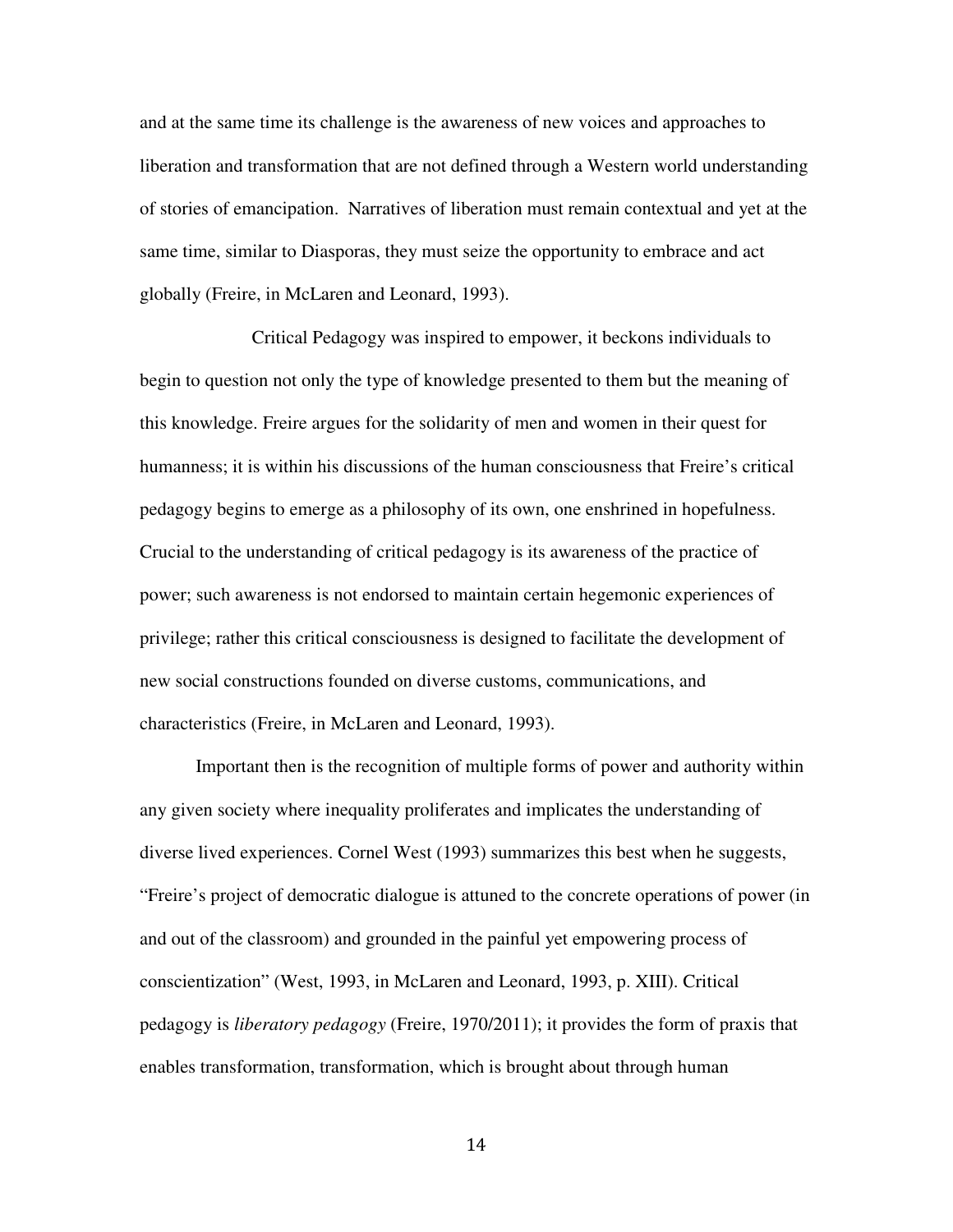and at the same time its challenge is the awareness of new voices and approaches to liberation and transformation that are not defined through a Western world understanding of stories of emancipation. Narratives of liberation must remain contextual and yet at the same time, similar to Diasporas, they must seize the opportunity to embrace and act globally (Freire, in McLaren and Leonard, 1993).

Critical Pedagogy was inspired to empower, it beckons individuals to begin to question not only the type of knowledge presented to them but the meaning of this knowledge. Freire argues for the solidarity of men and women in their quest for humanness; it is within his discussions of the human consciousness that Freire's critical pedagogy begins to emerge as a philosophy of its own, one enshrined in hopefulness. Crucial to the understanding of critical pedagogy is its awareness of the practice of power; such awareness is not endorsed to maintain certain hegemonic experiences of privilege; rather this critical consciousness is designed to facilitate the development of new social constructions founded on diverse customs, communications, and characteristics (Freire, in McLaren and Leonard, 1993).

Important then is the recognition of multiple forms of power and authority within any given society where inequality proliferates and implicates the understanding of diverse lived experiences. Cornel West (1993) summarizes this best when he suggests, "Freire's project of democratic dialogue is attuned to the concrete operations of power (in and out of the classroom) and grounded in the painful yet empowering process of conscientization" (West, 1993, in McLaren and Leonard, 1993, p. XIII). Critical pedagogy is *liberatory pedagogy* (Freire, 1970/2011); it provides the form of praxis that enables transformation, transformation, which is brought about through human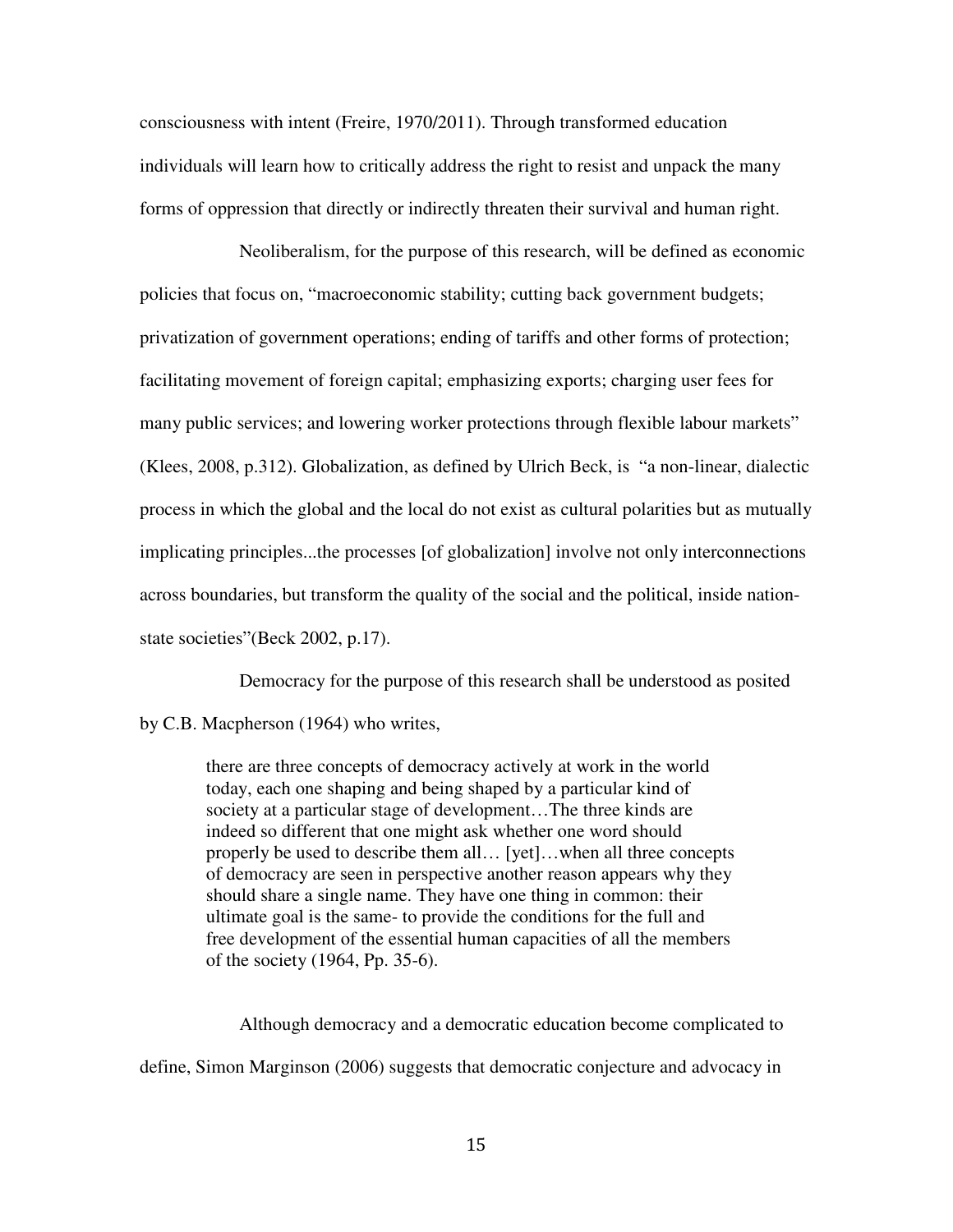consciousness with intent (Freire, 1970/2011). Through transformed education individuals will learn how to critically address the right to resist and unpack the many forms of oppression that directly or indirectly threaten their survival and human right.

Neoliberalism, for the purpose of this research, will be defined as economic policies that focus on, "macroeconomic stability; cutting back government budgets; privatization of government operations; ending of tariffs and other forms of protection; facilitating movement of foreign capital; emphasizing exports; charging user fees for many public services; and lowering worker protections through flexible labour markets" (Klees, 2008, p.312). Globalization, as defined by Ulrich Beck, is "a non-linear, dialectic process in which the global and the local do not exist as cultural polarities but as mutually implicating principles...the processes [of globalization] involve not only interconnections across boundaries, but transform the quality of the social and the political, inside nation-state societies"(Beck 2002, p.17).

Democracy for the purpose of this research shall be understood as posited by C.B. Macpherson (1964) who writes,

> there are three concepts of democracy actively at work in the world today, each one shaping and being shaped by a particular kind of society at a particular stage of development…The three kinds are indeed so different that one might ask whether one word should properly be used to describe them all… [yet]…when all three concepts of democracy are seen in perspective another reason appears why they should share a single name. They have one thing in common: their ultimate goal is the same- to provide the conditions for the full and free development of the essential human capacities of all the members of the society (1964, Pp. 35-6).

Although democracy and a democratic education become complicated to define, Simon Marginson (2006) suggests that democratic conjecture and advocacy in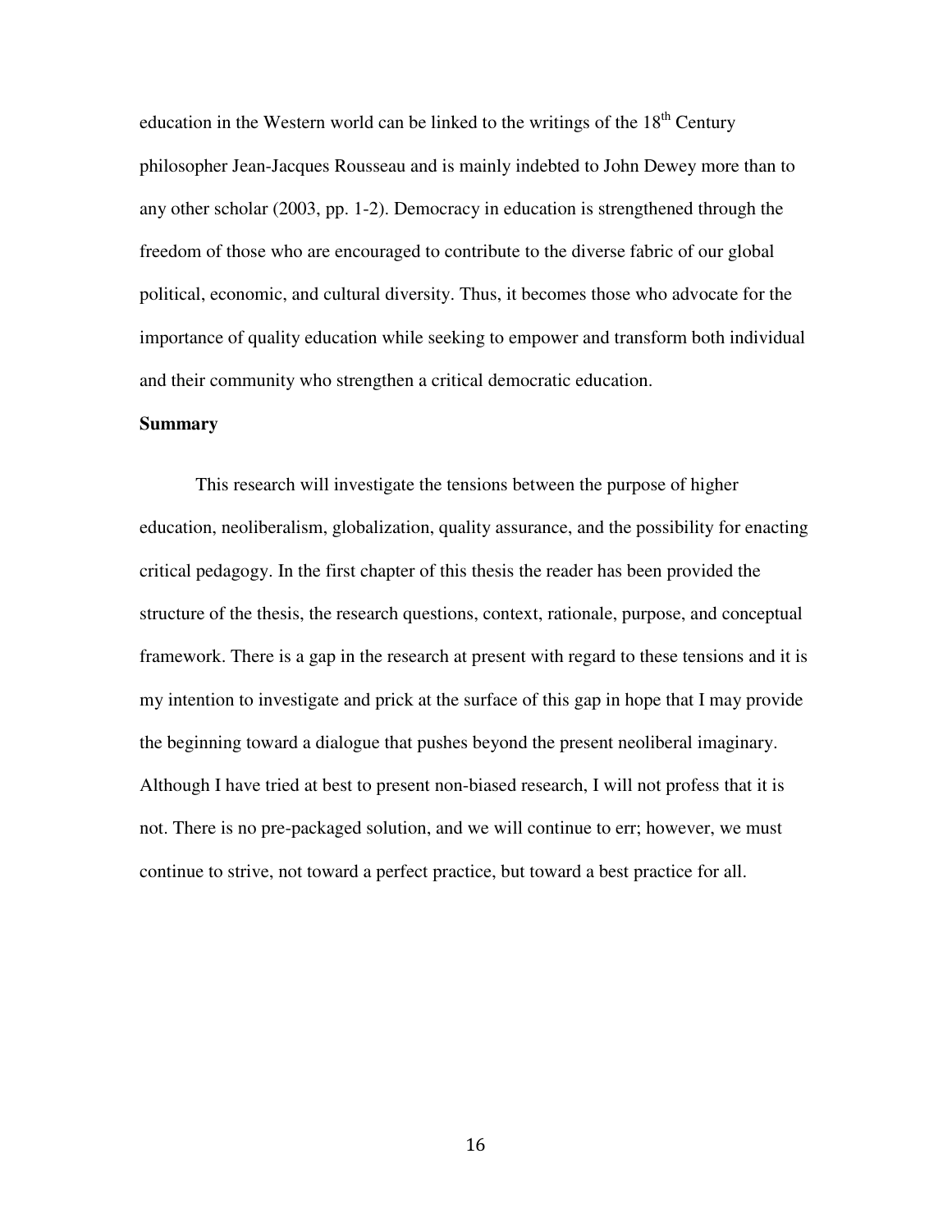education in the Western world can be linked to the writings of the 18th Century philosopher Jean-Jacques Rousseau and is mainly indebted to John Dewey more than to any other scholar (2003, pp. 1-2). Democracy in education is strengthened through the freedom of those who are encouraged to contribute to the diverse fabric of our global political, economic, and cultural diversity. Thus, it becomes those who advocate for the importance of quality education while seeking to empower and transform both individual and their community who strengthen a critical democratic education.

**Summary**

This research will investigate the tensions between the purpose of higher education, neoliberalism, globalization, quality assurance, and the possibility for enacting critical pedagogy. In the first chapter of this thesis the reader has been provided the structure of the thesis, the research questions, context, rationale, purpose, and conceptual framework. There is a gap in the research at present with regard to these tensions and it is my intention to investigate and prick at the surface of this gap in hope that I may provide the beginning toward a dialogue that pushes beyond the present neoliberal imaginary. Although I have tried at best to present non-biased research, I will not profess that it is not. There is no pre-packaged solution, and we will continue to err; however, we must continue to strive, not toward a perfect practice, but toward a best practice for all.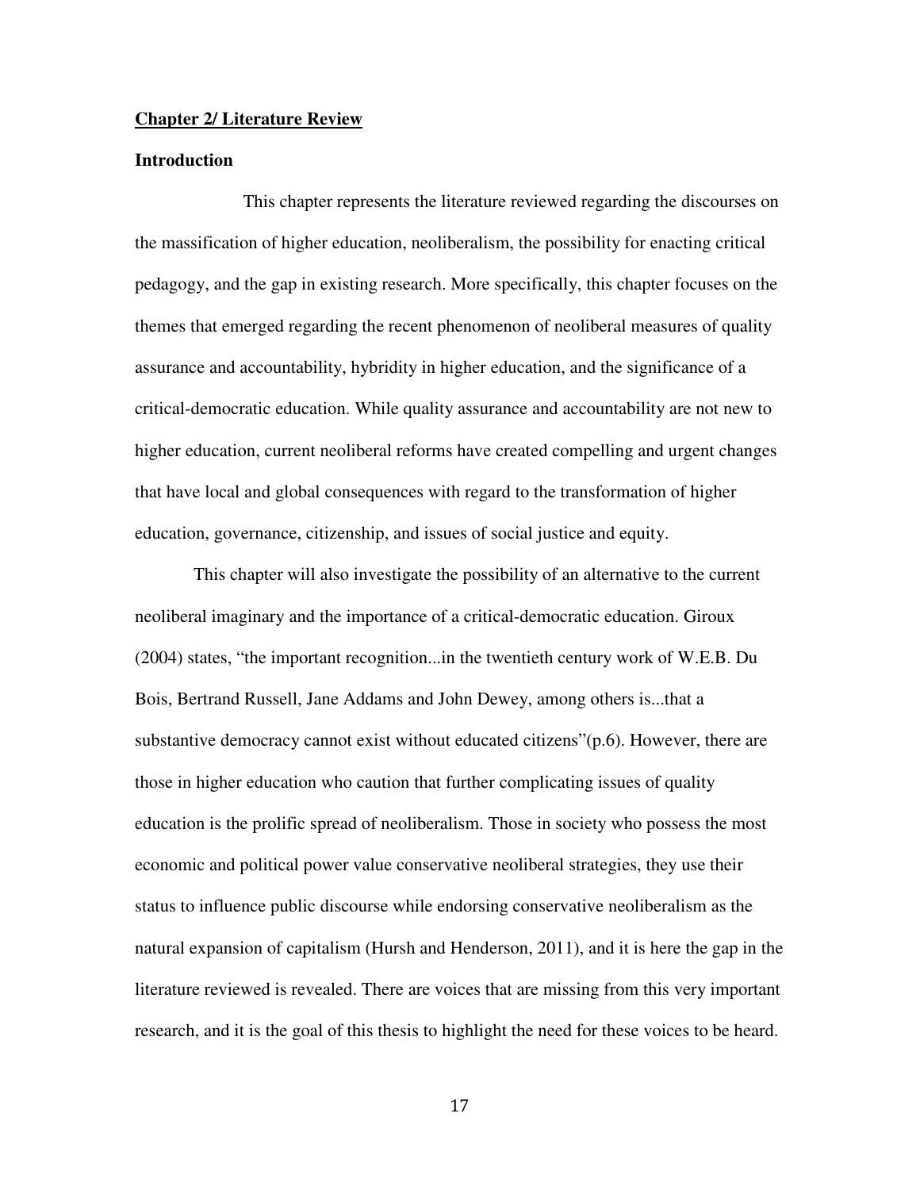## Chapter 2/ Literature Review

### Introduction

This chapter represents the literature reviewed regarding the discourses on the massification of higher education, neoliberalism, the possibility for enacting critical pedagogy, and the gap in existing research. More specifically, this chapter focuses on the themes that emerged regarding the recent phenomenon of neoliberal measures of quality assurance and accountability, hybridity in higher education, and the significance of a critical-democratic education. While quality assurance and accountability are not new to higher education, current neoliberal reforms have created compelling and urgent changes that have local and global consequences with regard to the transformation of higher education, governance, citizenship, and issues of social justice and equity.

This chapter will also investigate the possibility of an alternative to the current neoliberal imaginary and the importance of a critical-democratic education. Giroux (2004) states, "the important recognition...in the twentieth century work of W.E.B. Du Bois, Bertrand Russell, Jane Addams and John Dewey, among others is...that a substantive democracy cannot exist without educated citizens"(p.6). However, there are those in higher education who caution that further complicating issues of quality education is the prolific spread of neoliberalism. Those in society who possess the most economic and political power value conservative neoliberal strategies, they use their status to influence public discourse while endorsing conservative neoliberalism as the natural expansion of capitalism (Hursh and Henderson, 2011), and it is here the gap in the literature reviewed is revealed. There are voices that are missing from this very important research, and it is the goal of this thesis to highlight the need for these voices to be heard.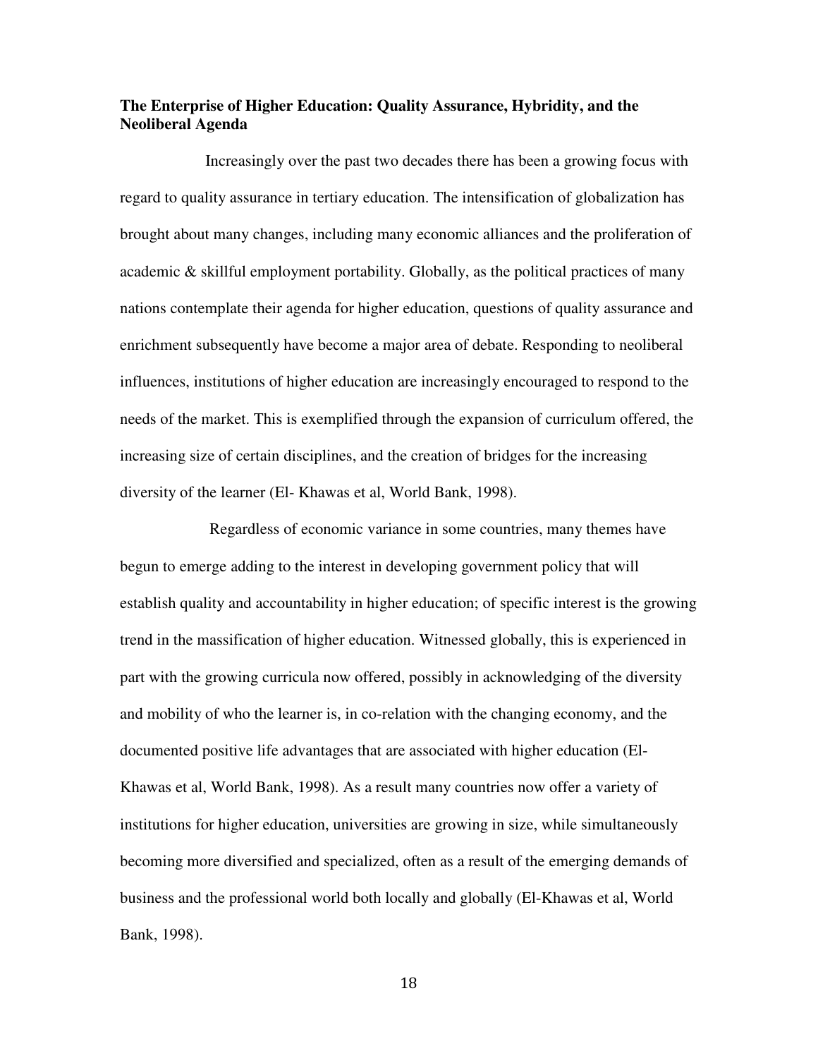**The Enterprise of Higher Education: Quality Assurance, Hybridity, and the Neoliberal Agenda**

Increasingly over the past two decades there has been a growing focus with regard to quality assurance in tertiary education. The intensification of globalization has brought about many changes, including many economic alliances and the proliferation of academic & skillful employment portability. Globally, as the political practices of many nations contemplate their agenda for higher education, questions of quality assurance and enrichment subsequently have become a major area of debate. Responding to neoliberal influences, institutions of higher education are increasingly encouraged to respond to the needs of the market. This is exemplified through the expansion of curriculum offered, the increasing size of certain disciplines, and the creation of bridges for the increasing diversity of the learner (El- Khawas et al, World Bank, 1998).

Regardless of economic variance in some countries, many themes have begun to emerge adding to the interest in developing government policy that will establish quality and accountability in higher education; of specific interest is the growing trend in the massification of higher education. Witnessed globally, this is experienced in part with the growing curricula now offered, possibly in acknowledging of the diversity and mobility of who the learner is, in co-relation with the changing economy, and the documented positive life advantages that are associated with higher education (El-Khawas et al, World Bank, 1998). As a result many countries now offer a variety of institutions for higher education, universities are growing in size, while simultaneously becoming more diversified and specialized, often as a result of the emerging demands of business and the professional world both locally and globally (El-Khawas et al, World Bank, 1998).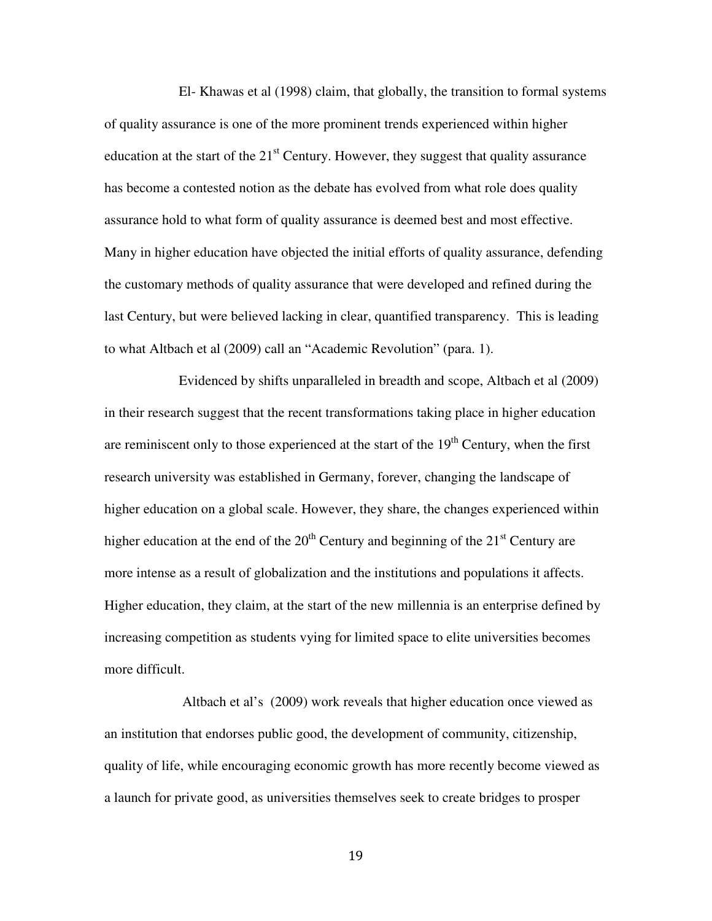El- Khawas et al (1998) claim, that globally, the transition to formal systems of quality assurance is one of the more prominent trends experienced within higher education at the start of the 21st Century. However, they suggest that quality assurance has become a contested notion as the debate has evolved from what role does quality assurance hold to what form of quality assurance is deemed best and most effective. Many in higher education have objected the initial efforts of quality assurance, defending the customary methods of quality assurance that were developed and refined during the last Century, but were believed lacking in clear, quantified transparency. This is leading to what Altbach et al (2009) call an "Academic Revolution" (para. 1).

Evidenced by shifts unparalleled in breadth and scope, Altbach et al (2009) in their research suggest that the recent transformations taking place in higher education are reminiscent only to those experienced at the start of the 19th Century, when the first research university was established in Germany, forever, changing the landscape of higher education on a global scale. However, they share, the changes experienced within higher education at the end of the 20th Century and beginning of the 21st Century are more intense as a result of globalization and the institutions and populations it affects. Higher education, they claim, at the start of the new millennia is an enterprise defined by increasing competition as students vying for limited space to elite universities becomes more difficult.

Altbach et al's (2009) work reveals that higher education once viewed as an institution that endorses public good, the development of community, citizenship, quality of life, while encouraging economic growth has more recently become viewed as a launch for private good, as universities themselves seek to create bridges to prosper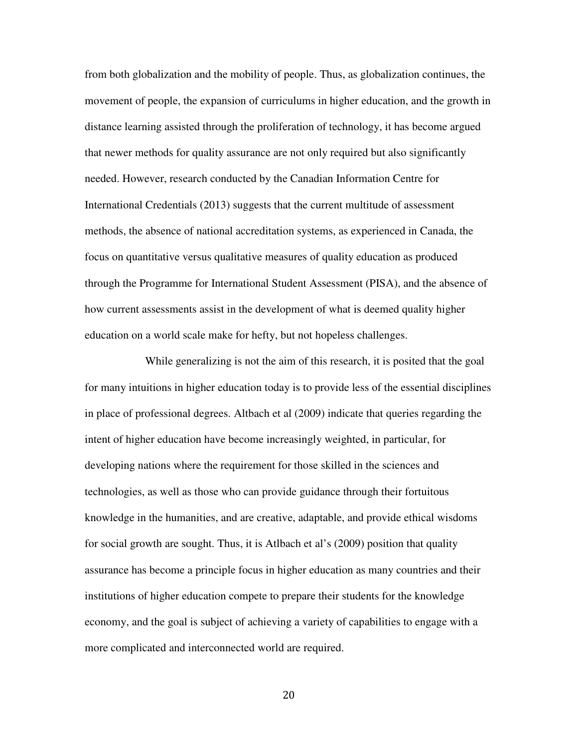from both globalization and the mobility of people. Thus, as globalization continues, the movement of people, the expansion of curriculums in higher education, and the growth in distance learning assisted through the proliferation of technology, it has become argued that newer methods for quality assurance are not only required but also significantly needed. However, research conducted by the Canadian Information Centre for International Credentials (2013) suggests that the current multitude of assessment methods, the absence of national accreditation systems, as experienced in Canada, the focus on quantitative versus qualitative measures of quality education as produced through the Programme for International Student Assessment (PISA), and the absence of how current assessments assist in the development of what is deemed quality higher education on a world scale make for hefty, but not hopeless challenges.

While generalizing is not the aim of this research, it is posited that the goal for many intuitions in higher education today is to provide less of the essential disciplines in place of professional degrees. Altbach et al (2009) indicate that queries regarding the intent of higher education have become increasingly weighted, in particular, for developing nations where the requirement for those skilled in the sciences and technologies, as well as those who can provide guidance through their fortuitous knowledge in the humanities, and are creative, adaptable, and provide ethical wisdoms for social growth are sought. Thus, it is Atlbach et al's (2009) position that quality assurance has become a principle focus in higher education as many countries and their institutions of higher education compete to prepare their students for the knowledge economy, and the goal is subject of achieving a variety of capabilities to engage with a more complicated and interconnected world are required.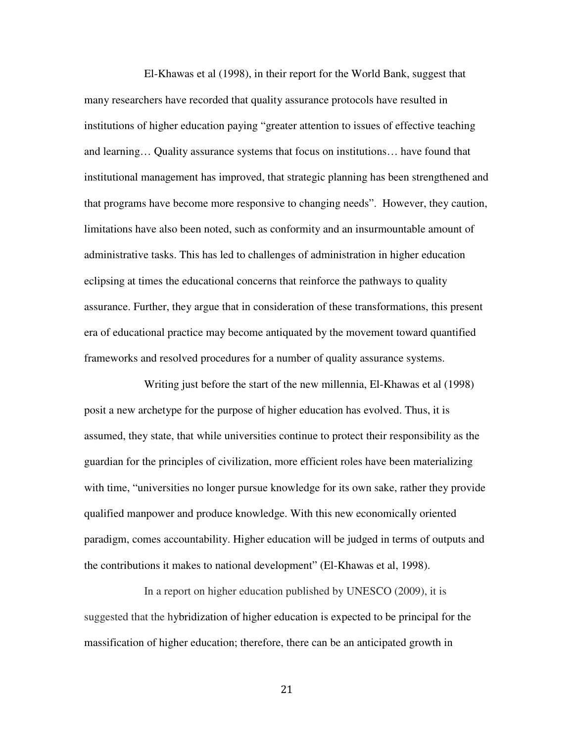El-Khawas et al (1998), in their report for the World Bank, suggest that many researchers have recorded that quality assurance protocols have resulted in institutions of higher education paying "greater attention to issues of effective teaching and learning… Quality assurance systems that focus on institutions… have found that institutional management has improved, that strategic planning has been strengthened and that programs have become more responsive to changing needs". However, they caution, limitations have also been noted, such as conformity and an insurmountable amount of administrative tasks. This has led to challenges of administration in higher education eclipsing at times the educational concerns that reinforce the pathways to quality assurance. Further, they argue that in consideration of these transformations, this present era of educational practice may become antiquated by the movement toward quantified frameworks and resolved procedures for a number of quality assurance systems.

Writing just before the start of the new millennia, El-Khawas et al (1998) posit a new archetype for the purpose of higher education has evolved. Thus, it is assumed, they state, that while universities continue to protect their responsibility as the guardian for the principles of civilization, more efficient roles have been materializing with time, "universities no longer pursue knowledge for its own sake, rather they provide qualified manpower and produce knowledge. With this new economically oriented paradigm, comes accountability. Higher education will be judged in terms of outputs and the contributions it makes to national development" (El-Khawas et al, 1998).

In a report on higher education published by UNESCO (2009), it is suggested that the hybridization of higher education is expected to be principal for the massification of higher education; therefore, there can be an anticipated growth in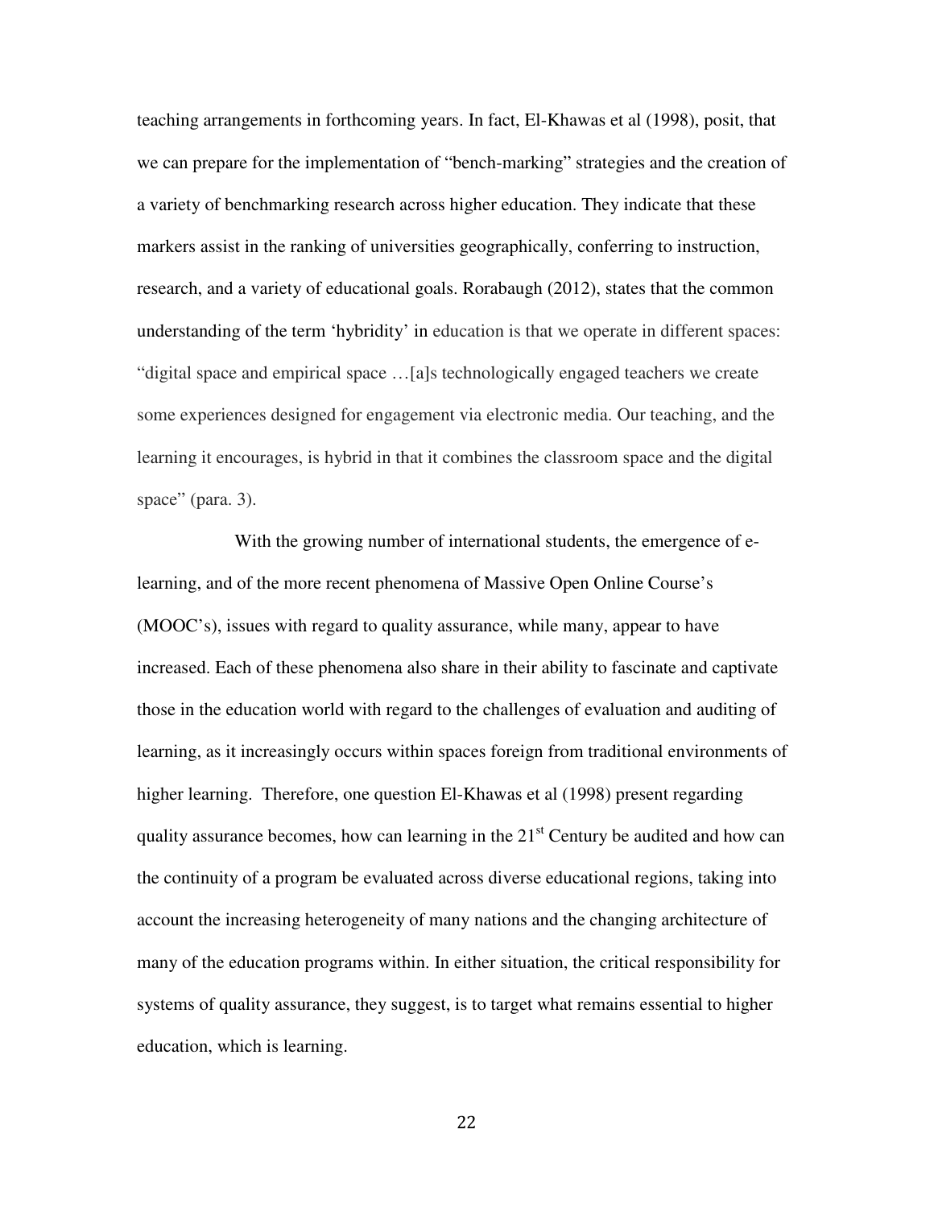teaching arrangements in forthcoming years. In fact, El-Khawas et al (1998), posit, that we can prepare for the implementation of "bench-marking" strategies and the creation of a variety of benchmarking research across higher education. They indicate that these markers assist in the ranking of universities geographically, conferring to instruction, research, and a variety of educational goals. Rorabaugh (2012), states that the common understanding of the term 'hybridity' in education is that we operate in different spaces: "digital space and empirical space …[a]s technologically engaged teachers we create some experiences designed for engagement via electronic media. Our teaching, and the learning it encourages, is hybrid in that it combines the classroom space and the digital space" (para. 3).

With the growing number of international students, the emergence of e-learning, and of the more recent phenomena of Massive Open Online Course's (MOOC's), issues with regard to quality assurance, while many, appear to have increased. Each of these phenomena also share in their ability to fascinate and captivate those in the education world with regard to the challenges of evaluation and auditing of learning, as it increasingly occurs within spaces foreign from traditional environments of higher learning. Therefore, one question El-Khawas et al (1998) present regarding quality assurance becomes, how can learning in the 21st Century be audited and how can the continuity of a program be evaluated across diverse educational regions, taking into account the increasing heterogeneity of many nations and the changing architecture of many of the education programs within. In either situation, the critical responsibility for systems of quality assurance, they suggest, is to target what remains essential to higher education, which is learning.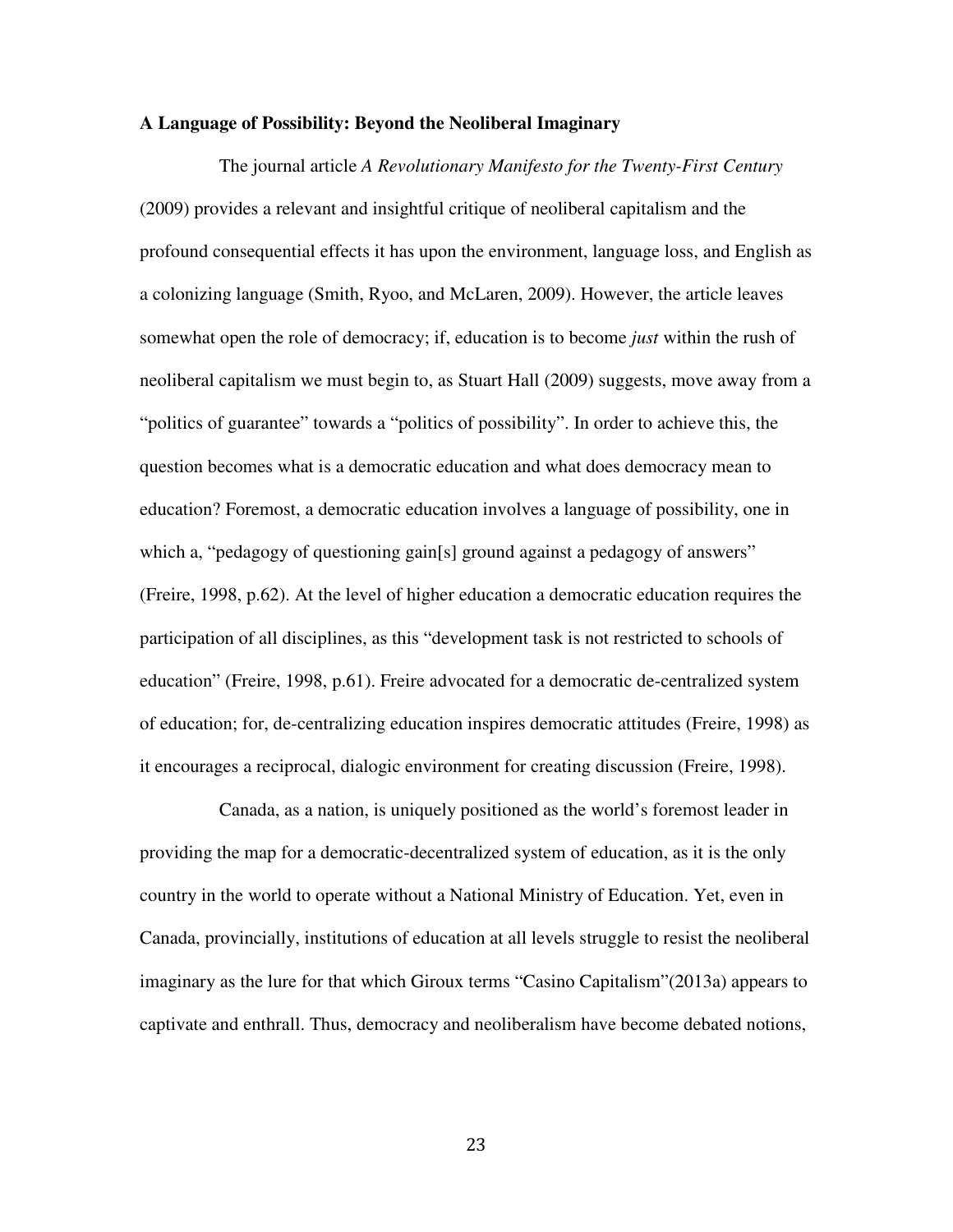### A Language of Possibility: Beyond the Neoliberal Imaginary

The journal article *A Revolutionary Manifesto for the Twenty-First Century* (2009) provides a relevant and insightful critique of neoliberal capitalism and the profound consequential effects it has upon the environment, language loss, and English as a colonizing language (Smith, Ryoo, and McLaren, 2009). However, the article leaves somewhat open the role of democracy; if, education is to become *just* within the rush of neoliberal capitalism we must begin to, as Stuart Hall (2009) suggests, move away from a "politics of guarantee" towards a "politics of possibility". In order to achieve this, the question becomes what is a democratic education and what does democracy mean to education? Foremost, a democratic education involves a language of possibility, one in which a, "pedagogy of questioning gain[s] ground against a pedagogy of answers" (Freire, 1998, p.62). At the level of higher education a democratic education requires the participation of all disciplines, as this "development task is not restricted to schools of education" (Freire, 1998, p.61). Freire advocated for a democratic de-centralized system of education; for, de-centralizing education inspires democratic attitudes (Freire, 1998) as it encourages a reciprocal, dialogic environment for creating discussion (Freire, 1998).

Canada, as a nation, is uniquely positioned as the world's foremost leader in providing the map for a democratic-decentralized system of education, as it is the only country in the world to operate without a National Ministry of Education. Yet, even in Canada, provincially, institutions of education at all levels struggle to resist the neoliberal imaginary as the lure for that which Giroux terms "Casino Capitalism"(2013a) appears to captivate and enthrall. Thus, democracy and neoliberalism have become debated notions,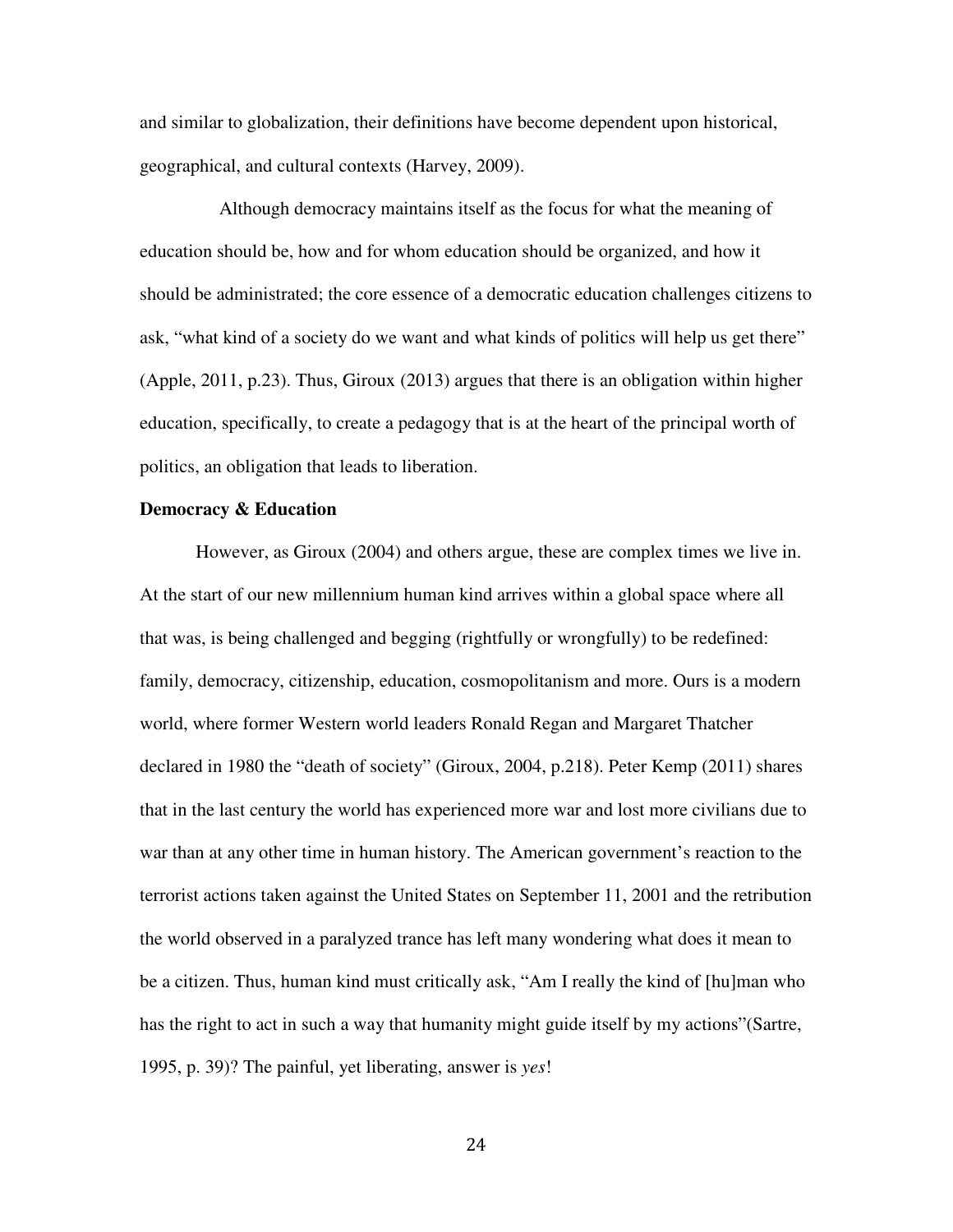and similar to globalization, their definitions have become dependent upon historical, geographical, and cultural contexts (Harvey, 2009).

Although democracy maintains itself as the focus for what the meaning of education should be, how and for whom education should be organized, and how it should be administrated; the core essence of a democratic education challenges citizens to ask, "what kind of a society do we want and what kinds of politics will help us get there" (Apple, 2011, p.23). Thus, Giroux (2013) argues that there is an obligation within higher education, specifically, to create a pedagogy that is at the heart of the principal worth of politics, an obligation that leads to liberation.

**Democracy & Education**

However, as Giroux (2004) and others argue, these are complex times we live in. At the start of our new millennium human kind arrives within a global space where all that was, is being challenged and begging (rightfully or wrongfully) to be redefined: family, democracy, citizenship, education, cosmopolitanism and more. Ours is a modern world, where former Western world leaders Ronald Regan and Margaret Thatcher declared in 1980 the "death of society" (Giroux, 2004, p.218). Peter Kemp (2011) shares that in the last century the world has experienced more war and lost more civilians due to war than at any other time in human history. The American government's reaction to the terrorist actions taken against the United States on September 11, 2001 and the retribution the world observed in a paralyzed trance has left many wondering what does it mean to be a citizen. Thus, human kind must critically ask, "Am I really the kind of [hu]man who has the right to act in such a way that humanity might guide itself by my actions"(Sartre, 1995, p. 39)? The painful, yet liberating, answer is *yes*!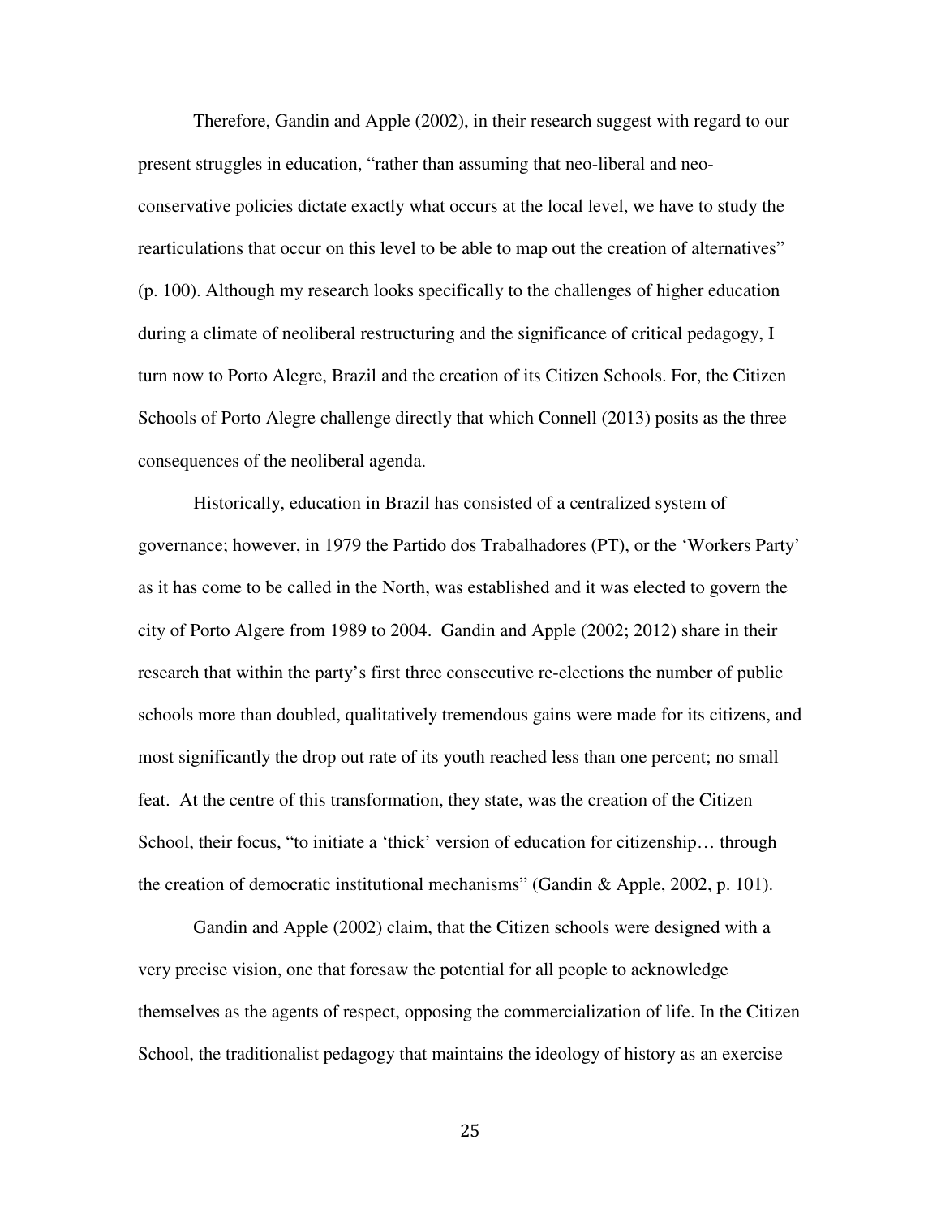Therefore, Gandin and Apple (2002), in their research suggest with regard to our present struggles in education, “rather than assuming that neo-liberal and neo-conservative policies dictate exactly what occurs at the local level, we have to study the rearticulations that occur on this level to be able to map out the creation of alternatives” (p. 100). Although my research looks specifically to the challenges of higher education during a climate of neoliberal restructuring and the significance of critical pedagogy, I turn now to Porto Alegre, Brazil and the creation of its Citizen Schools. For, the Citizen Schools of Porto Alegre challenge directly that which Connell (2013) posits as the three consequences of the neoliberal agenda.

Historically, education in Brazil has consisted of a centralized system of governance; however, in 1979 the Partido dos Trabalhadores (PT), or the ‘Workers Party’ as it has come to be called in the North, was established and it was elected to govern the city of Porto Algere from 1989 to 2004. Gandin and Apple (2002; 2012) share in their research that within the party’s first three consecutive re-elections the number of public schools more than doubled, qualitatively tremendous gains were made for its citizens, and most significantly the drop out rate of its youth reached less than one percent; no small feat. At the centre of this transformation, they state, was the creation of the Citizen School, their focus, “to initiate a ‘thick’ version of education for citizenship… through the creation of democratic institutional mechanisms” (Gandin & Apple, 2002, p. 101).

Gandin and Apple (2002) claim, that the Citizen schools were designed with a very precise vision, one that foresaw the potential for all people to acknowledge themselves as the agents of respect, opposing the commercialization of life. In the Citizen School, the traditionalist pedagogy that maintains the ideology of history as an exercise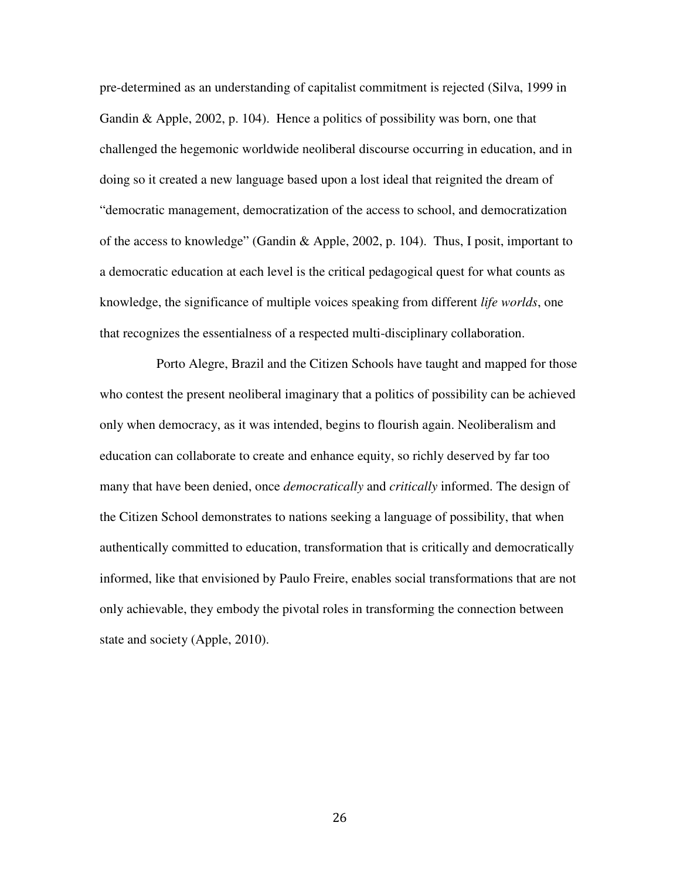pre-determined as an understanding of capitalist commitment is rejected (Silva, 1999 in Gandin & Apple, 2002, p. 104). Hence a politics of possibility was born, one that challenged the hegemonic worldwide neoliberal discourse occurring in education, and in doing so it created a new language based upon a lost ideal that reignited the dream of "democratic management, democratization of the access to school, and democratization of the access to knowledge" (Gandin & Apple, 2002, p. 104). Thus, I posit, important to a democratic education at each level is the critical pedagogical quest for what counts as knowledge, the significance of multiple voices speaking from different *life worlds*, one that recognizes the essentialness of a respected multi-disciplinary collaboration.

Porto Alegre, Brazil and the Citizen Schools have taught and mapped for those who contest the present neoliberal imaginary that a politics of possibility can be achieved only when democracy, as it was intended, begins to flourish again. Neoliberalism and education can collaborate to create and enhance equity, so richly deserved by far too many that have been denied, once *democratically* and *critically* informed. The design of the Citizen School demonstrates to nations seeking a language of possibility, that when authentically committed to education, transformation that is critically and democratically informed, like that envisioned by Paulo Freire, enables social transformations that are not only achievable, they embody the pivotal roles in transforming the connection between state and society (Apple, 2010).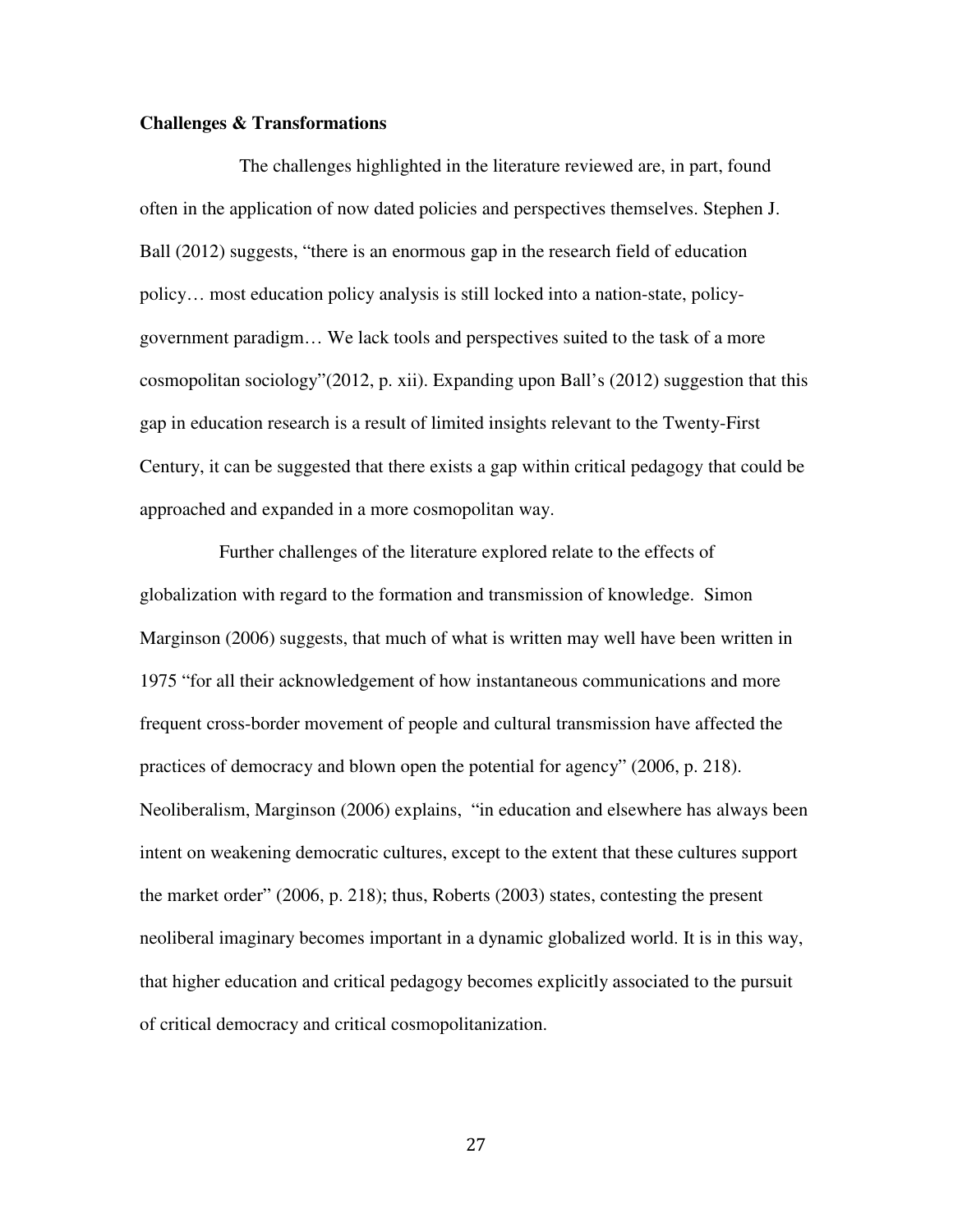**Challenges & Transformations**

The challenges highlighted in the literature reviewed are, in part, found often in the application of now dated policies and perspectives themselves. Stephen J. Ball (2012) suggests, "there is an enormous gap in the research field of education policy… most education policy analysis is still locked into a nation-state, policy-government paradigm… We lack tools and perspectives suited to the task of a more cosmopolitan sociology"(2012, p. xii). Expanding upon Ball's (2012) suggestion that this gap in education research is a result of limited insights relevant to the Twenty-First Century, it can be suggested that there exists a gap within critical pedagogy that could be approached and expanded in a more cosmopolitan way.

Further challenges of the literature explored relate to the effects of globalization with regard to the formation and transmission of knowledge. Simon Marginson (2006) suggests, that much of what is written may well have been written in 1975 "for all their acknowledgement of how instantaneous communications and more frequent cross-border movement of people and cultural transmission have affected the practices of democracy and blown open the potential for agency" (2006, p. 218). Neoliberalism, Marginson (2006) explains, "in education and elsewhere has always been intent on weakening democratic cultures, except to the extent that these cultures support the market order" (2006, p. 218); thus, Roberts (2003) states, contesting the present neoliberal imaginary becomes important in a dynamic globalized world. It is in this way, that higher education and critical pedagogy becomes explicitly associated to the pursuit of critical democracy and critical cosmopolitanization.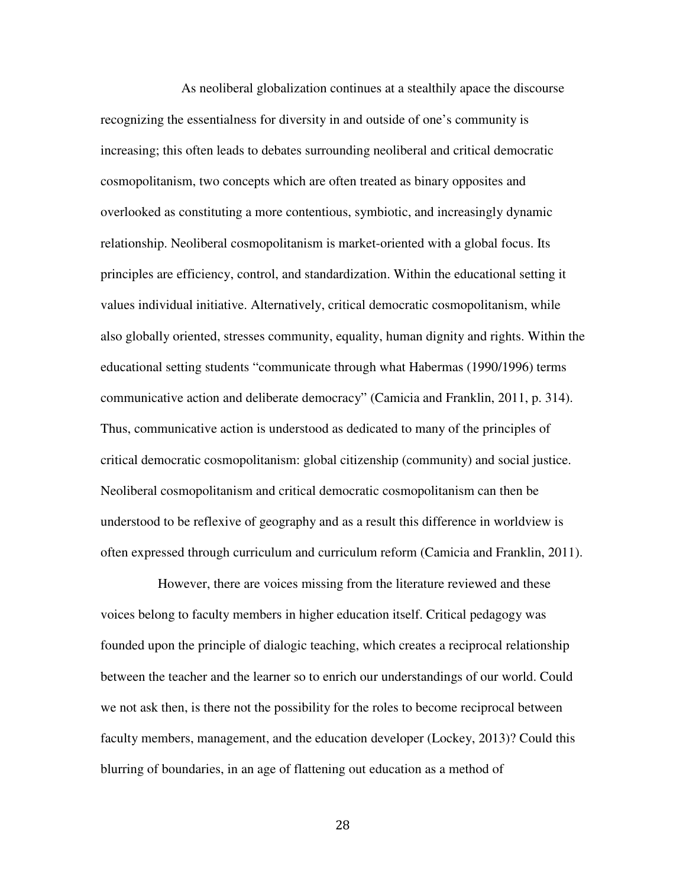As neoliberal globalization continues at a stealthily apace the discourse recognizing the essentialness for diversity in and outside of one's community is increasing; this often leads to debates surrounding neoliberal and critical democratic cosmopolitanism, two concepts which are often treated as binary opposites and overlooked as constituting a more contentious, symbiotic, and increasingly dynamic relationship. Neoliberal cosmopolitanism is market-oriented with a global focus. Its principles are efficiency, control, and standardization. Within the educational setting it values individual initiative. Alternatively, critical democratic cosmopolitanism, while also globally oriented, stresses community, equality, human dignity and rights. Within the educational setting students "communicate through what Habermas (1990/1996) terms communicative action and deliberate democracy" (Camicia and Franklin, 2011, p. 314). Thus, communicative action is understood as dedicated to many of the principles of critical democratic cosmopolitanism: global citizenship (community) and social justice. Neoliberal cosmopolitanism and critical democratic cosmopolitanism can then be understood to be reflexive of geography and as a result this difference in worldview is often expressed through curriculum and curriculum reform (Camicia and Franklin, 2011).

However, there are voices missing from the literature reviewed and these voices belong to faculty members in higher education itself. Critical pedagogy was founded upon the principle of dialogic teaching, which creates a reciprocal relationship between the teacher and the learner so to enrich our understandings of our world. Could we not ask then, is there not the possibility for the roles to become reciprocal between faculty members, management, and the education developer (Lockey, 2013)? Could this blurring of boundaries, in an age of flattening out education as a method of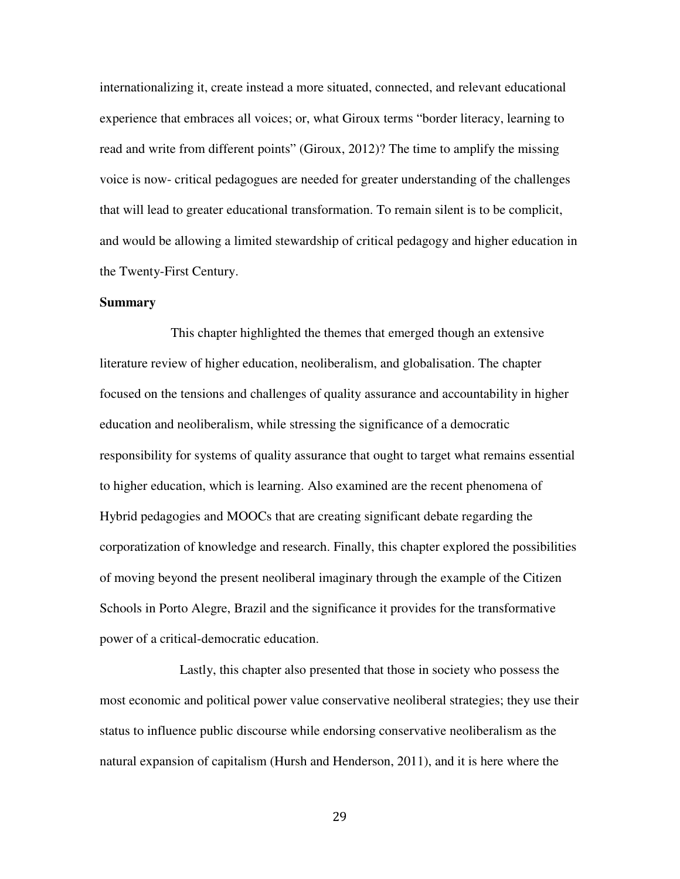internationalizing it, create instead a more situated, connected, and relevant educational experience that embraces all voices; or, what Giroux terms "border literacy, learning to read and write from different points" (Giroux, 2012)? The time to amplify the missing voice is now- critical pedagogues are needed for greater understanding of the challenges that will lead to greater educational transformation. To remain silent is to be complicit, and would be allowing a limited stewardship of critical pedagogy and higher education in the Twenty-First Century.

**Summary**

This chapter highlighted the themes that emerged though an extensive literature review of higher education, neoliberalism, and globalisation. The chapter focused on the tensions and challenges of quality assurance and accountability in higher education and neoliberalism, while stressing the significance of a democratic responsibility for systems of quality assurance that ought to target what remains essential to higher education, which is learning. Also examined are the recent phenomena of Hybrid pedagogies and MOOCs that are creating significant debate regarding the corporatization of knowledge and research. Finally, this chapter explored the possibilities of moving beyond the present neoliberal imaginary through the example of the Citizen Schools in Porto Alegre, Brazil and the significance it provides for the transformative power of a critical-democratic education.

Lastly, this chapter also presented that those in society who possess the most economic and political power value conservative neoliberal strategies; they use their status to influence public discourse while endorsing conservative neoliberalism as the natural expansion of capitalism (Hursh and Henderson, 2011), and it is here where the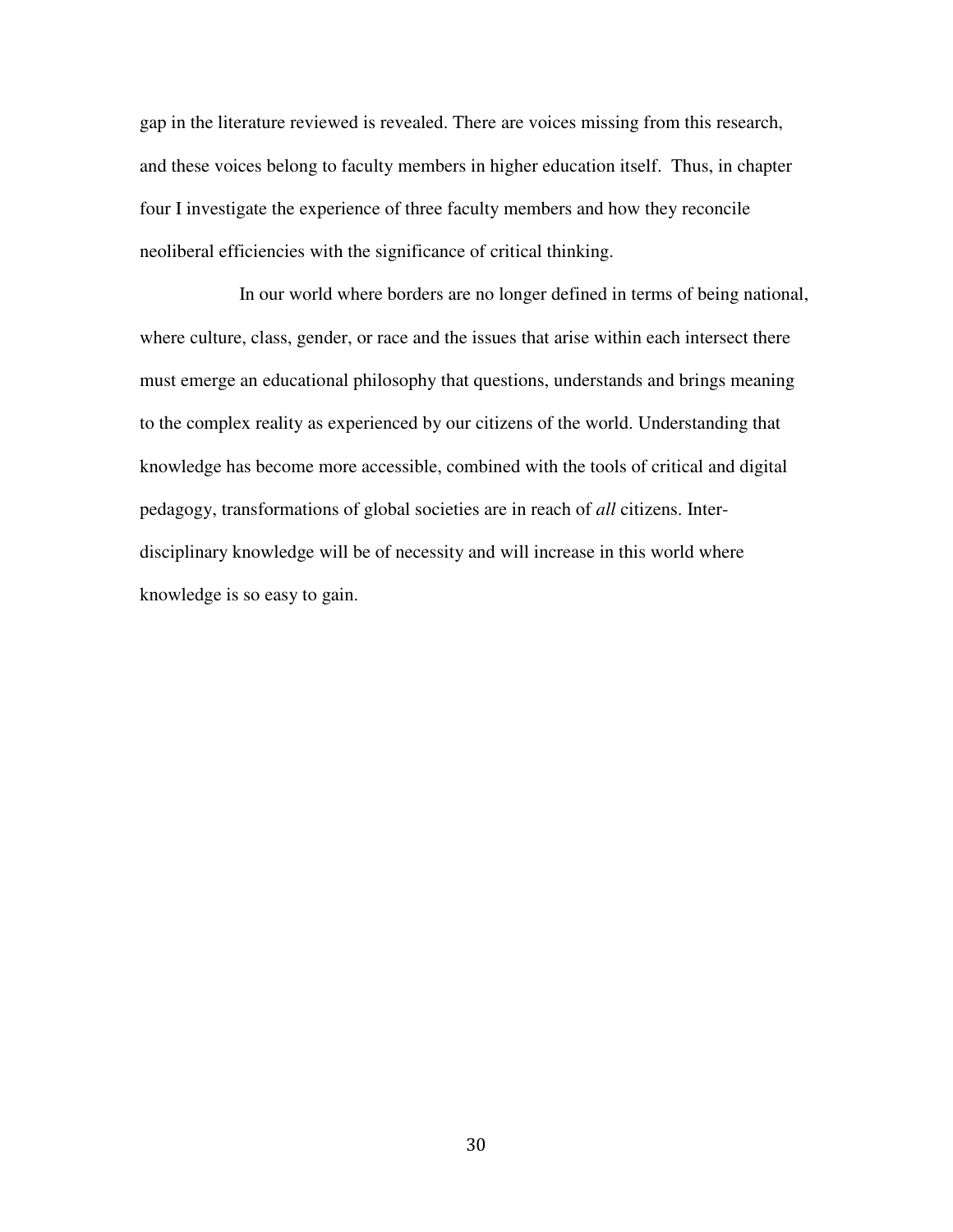gap in the literature reviewed is revealed. There are voices missing from this research, and these voices belong to faculty members in higher education itself. Thus, in chapter four I investigate the experience of three faculty members and how they reconcile neoliberal efficiencies with the significance of critical thinking.

In our world where borders are no longer defined in terms of being national, where culture, class, gender, or race and the issues that arise within each intersect there must emerge an educational philosophy that questions, understands and brings meaning to the complex reality as experienced by our citizens of the world. Understanding that knowledge has become more accessible, combined with the tools of critical and digital pedagogy, transformations of global societies are in reach of *all* citizens. Inter-disciplinary knowledge will be of necessity and will increase in this world where knowledge is so easy to gain.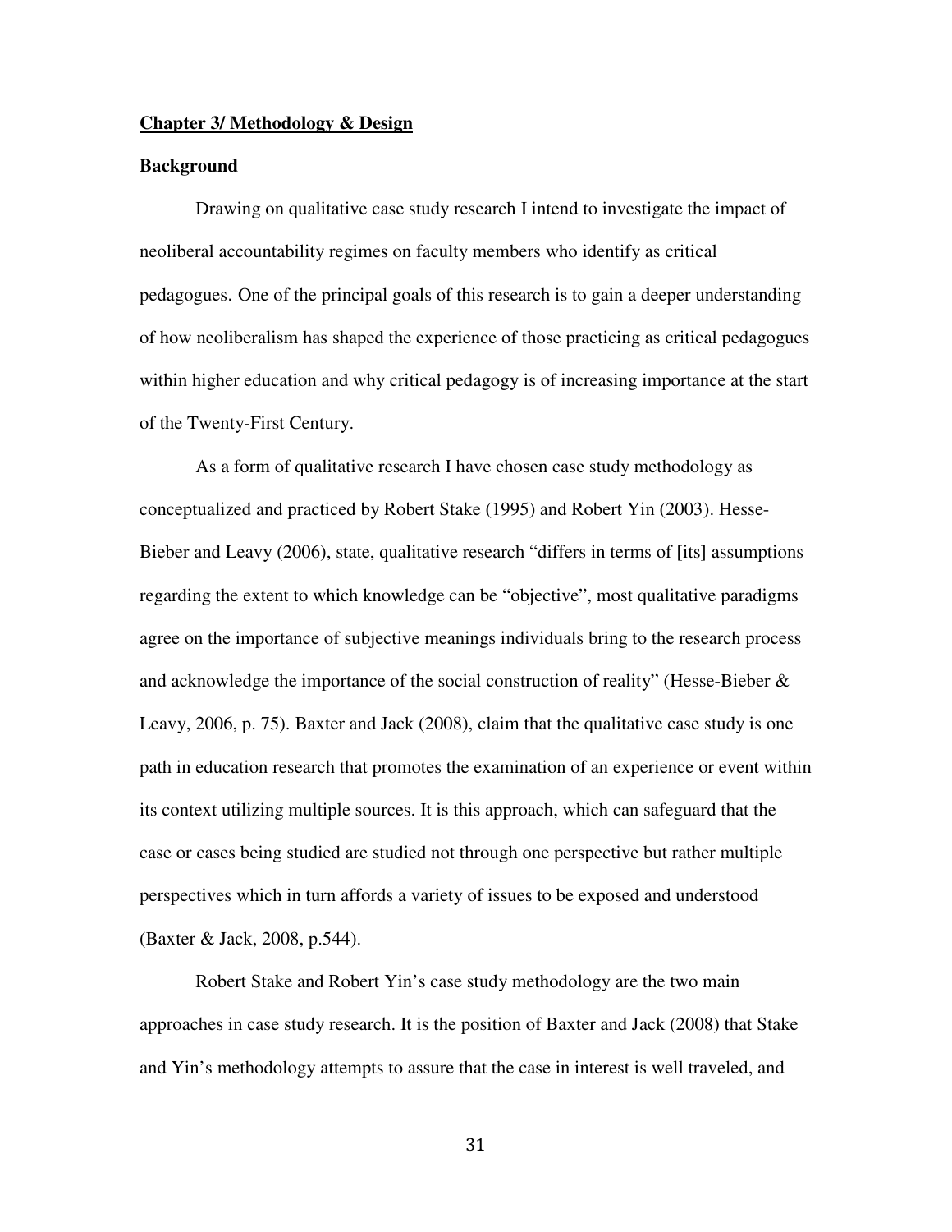**Chapter 3/ Methodology & Design**

**Background**

Drawing on qualitative case study research I intend to investigate the impact of neoliberal accountability regimes on faculty members who identify as critical pedagogues. One of the principal goals of this research is to gain a deeper understanding of how neoliberalism has shaped the experience of those practicing as critical pedagogues within higher education and why critical pedagogy is of increasing importance at the start of the Twenty-First Century.

As a form of qualitative research I have chosen case study methodology as conceptualized and practiced by Robert Stake (1995) and Robert Yin (2003). Hesse-Bieber and Leavy (2006), state, qualitative research "differs in terms of [its] assumptions regarding the extent to which knowledge can be "objective", most qualitative paradigms agree on the importance of subjective meanings individuals bring to the research process and acknowledge the importance of the social construction of reality" (Hesse-Bieber & Leavy, 2006, p. 75). Baxter and Jack (2008), claim that the qualitative case study is one path in education research that promotes the examination of an experience or event within its context utilizing multiple sources. It is this approach, which can safeguard that the case or cases being studied are studied not through one perspective but rather multiple perspectives which in turn affords a variety of issues to be exposed and understood (Baxter & Jack, 2008, p.544).

Robert Stake and Robert Yin's case study methodology are the two main approaches in case study research. It is the position of Baxter and Jack (2008) that Stake and Yin's methodology attempts to assure that the case in interest is well traveled, and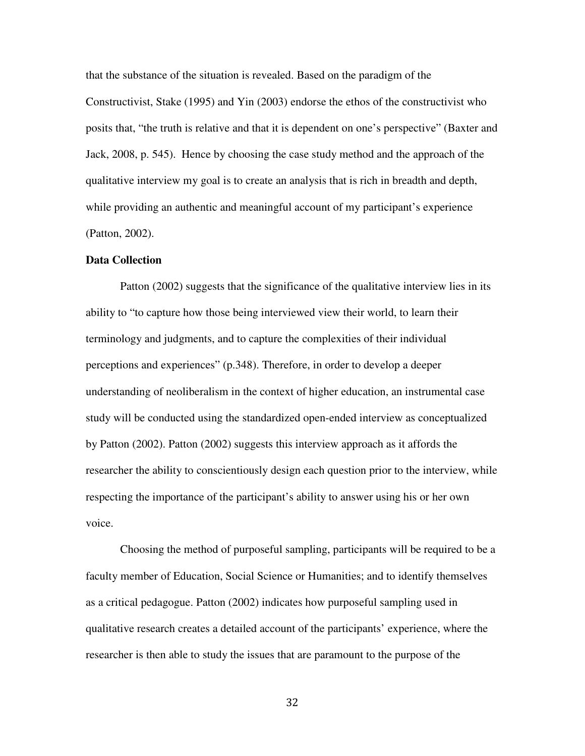that the substance of the situation is revealed. Based on the paradigm of the Constructivist, Stake (1995) and Yin (2003) endorse the ethos of the constructivist who posits that, "the truth is relative and that it is dependent on one's perspective" (Baxter and Jack, 2008, p. 545). Hence by choosing the case study method and the approach of the qualitative interview my goal is to create an analysis that is rich in breadth and depth, while providing an authentic and meaningful account of my participant's experience (Patton, 2002).

**Data Collection**

Patton (2002) suggests that the significance of the qualitative interview lies in its ability to "to capture how those being interviewed view their world, to learn their terminology and judgments, and to capture the complexities of their individual perceptions and experiences" (p.348). Therefore, in order to develop a deeper understanding of neoliberalism in the context of higher education, an instrumental case study will be conducted using the standardized open-ended interview as conceptualized by Patton (2002). Patton (2002) suggests this interview approach as it affords the researcher the ability to conscientiously design each question prior to the interview, while respecting the importance of the participant's ability to answer using his or her own voice.

Choosing the method of purposeful sampling, participants will be required to be a faculty member of Education, Social Science or Humanities; and to identify themselves as a critical pedagogue. Patton (2002) indicates how purposeful sampling used in qualitative research creates a detailed account of the participants' experience, where the researcher is then able to study the issues that are paramount to the purpose of the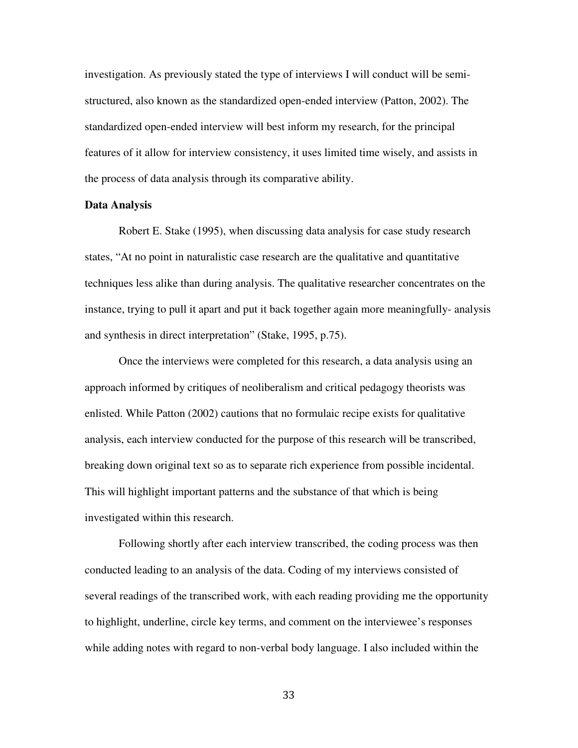investigation. As previously stated the type of interviews I will conduct will be semi-structured, also known as the standardized open-ended interview (Patton, 2002). The standardized open-ended interview will best inform my research, for the principal features of it allow for interview consistency, it uses limited time wisely, and assists in the process of data analysis through its comparative ability.

**Data Analysis**

Robert E. Stake (1995), when discussing data analysis for case study research states, "At no point in naturalistic case research are the qualitative and quantitative techniques less alike than during analysis. The qualitative researcher concentrates on the instance, trying to pull it apart and put it back together again more meaningfully- analysis and synthesis in direct interpretation" (Stake, 1995, p.75).

Once the interviews were completed for this research, a data analysis using an approach informed by critiques of neoliberalism and critical pedagogy theorists was enlisted. While Patton (2002) cautions that no formulaic recipe exists for qualitative analysis, each interview conducted for the purpose of this research will be transcribed, breaking down original text so as to separate rich experience from possible incidental. This will highlight important patterns and the substance of that which is being investigated within this research.

Following shortly after each interview transcribed, the coding process was then conducted leading to an analysis of the data. Coding of my interviews consisted of several readings of the transcribed work, with each reading providing me the opportunity to highlight, underline, circle key terms, and comment on the interviewee's responses while adding notes with regard to non-verbal body language. I also included within the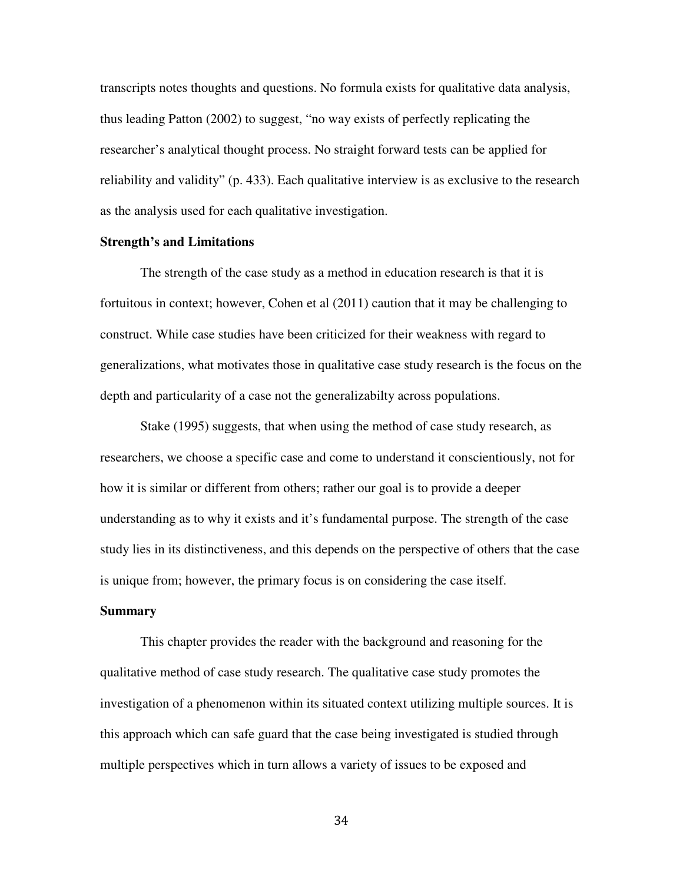transcripts notes thoughts and questions. No formula exists for qualitative data analysis, thus leading Patton (2002) to suggest, "no way exists of perfectly replicating the researcher's analytical thought process. No straight forward tests can be applied for reliability and validity" (p. 433). Each qualitative interview is as exclusive to the research as the analysis used for each qualitative investigation.

**Strength's and Limitations**

The strength of the case study as a method in education research is that it is fortuitous in context; however, Cohen et al (2011) caution that it may be challenging to construct. While case studies have been criticized for their weakness with regard to generalizations, what motivates those in qualitative case study research is the focus on the depth and particularity of a case not the generalizabilty across populations.

Stake (1995) suggests, that when using the method of case study research, as researchers, we choose a specific case and come to understand it conscientiously, not for how it is similar or different from others; rather our goal is to provide a deeper understanding as to why it exists and it's fundamental purpose. The strength of the case study lies in its distinctiveness, and this depends on the perspective of others that the case is unique from; however, the primary focus is on considering the case itself.

**Summary**

This chapter provides the reader with the background and reasoning for the qualitative method of case study research. The qualitative case study promotes the investigation of a phenomenon within its situated context utilizing multiple sources. It is this approach which can safe guard that the case being investigated is studied through multiple perspectives which in turn allows a variety of issues to be exposed and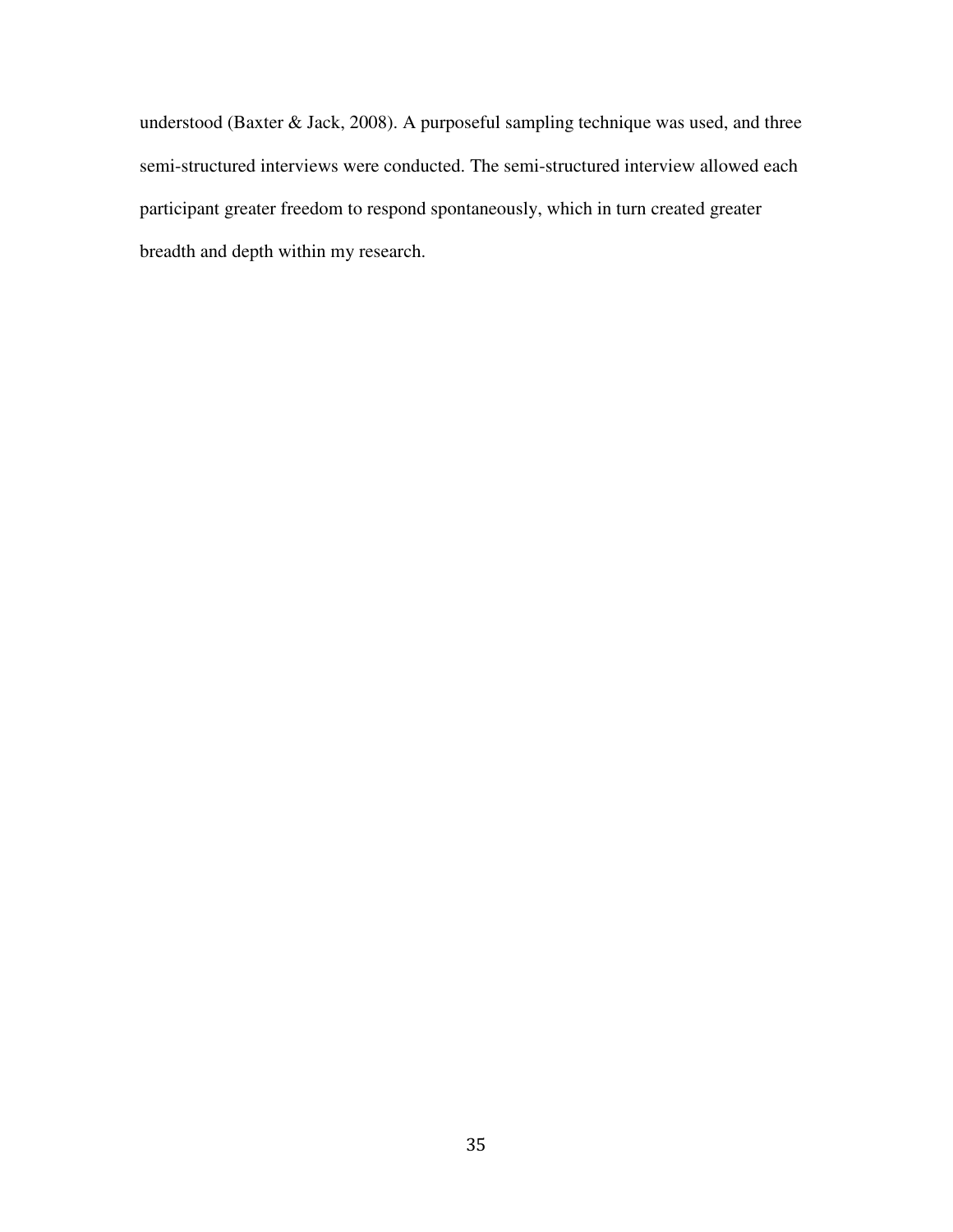understood (Baxter & Jack, 2008). A purposeful sampling technique was used, and three semi-structured interviews were conducted. The semi-structured interview allowed each participant greater freedom to respond spontaneously, which in turn created greater breadth and depth within my research.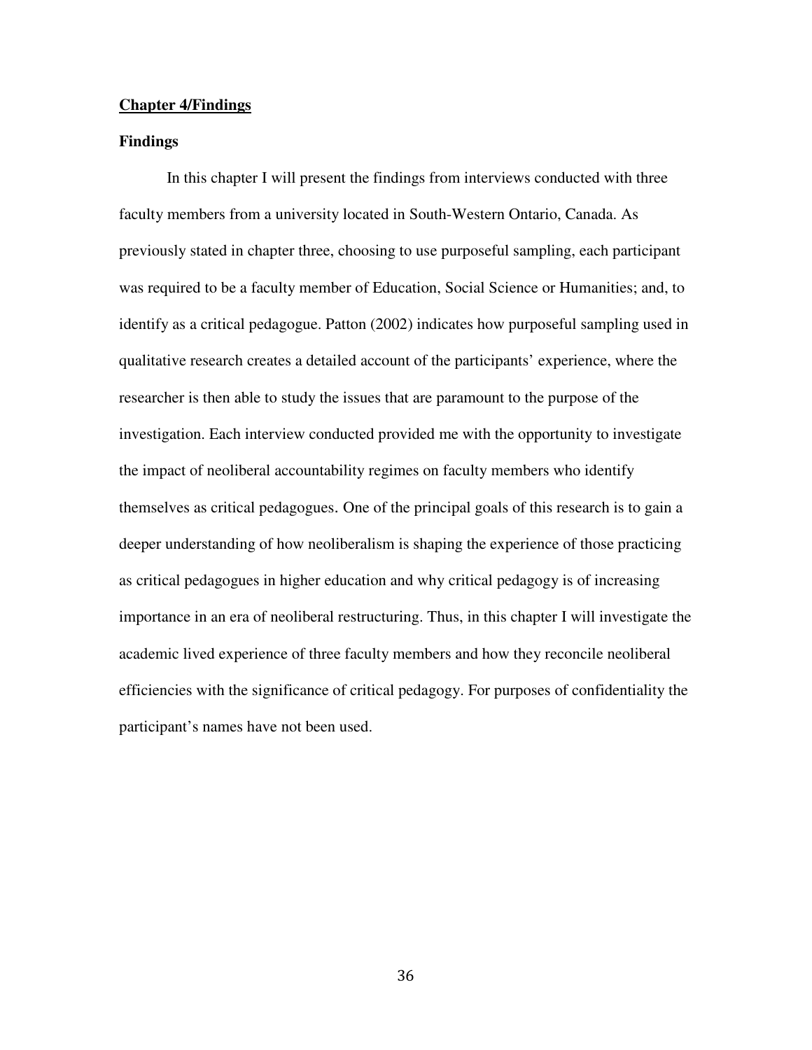## Chapter 4/Findings

### Findings

In this chapter I will present the findings from interviews conducted with three faculty members from a university located in South-Western Ontario, Canada. As previously stated in chapter three, choosing to use purposeful sampling, each participant was required to be a faculty member of Education, Social Science or Humanities; and, to identify as a critical pedagogue. Patton (2002) indicates how purposeful sampling used in qualitative research creates a detailed account of the participants' experience, where the researcher is then able to study the issues that are paramount to the purpose of the investigation. Each interview conducted provided me with the opportunity to investigate the impact of neoliberal accountability regimes on faculty members who identify themselves as critical pedagogues. One of the principal goals of this research is to gain a deeper understanding of how neoliberalism is shaping the experience of those practicing as critical pedagogues in higher education and why critical pedagogy is of increasing importance in an era of neoliberal restructuring. Thus, in this chapter I will investigate the academic lived experience of three faculty members and how they reconcile neoliberal efficiencies with the significance of critical pedagogy. For purposes of confidentiality the participant's names have not been used.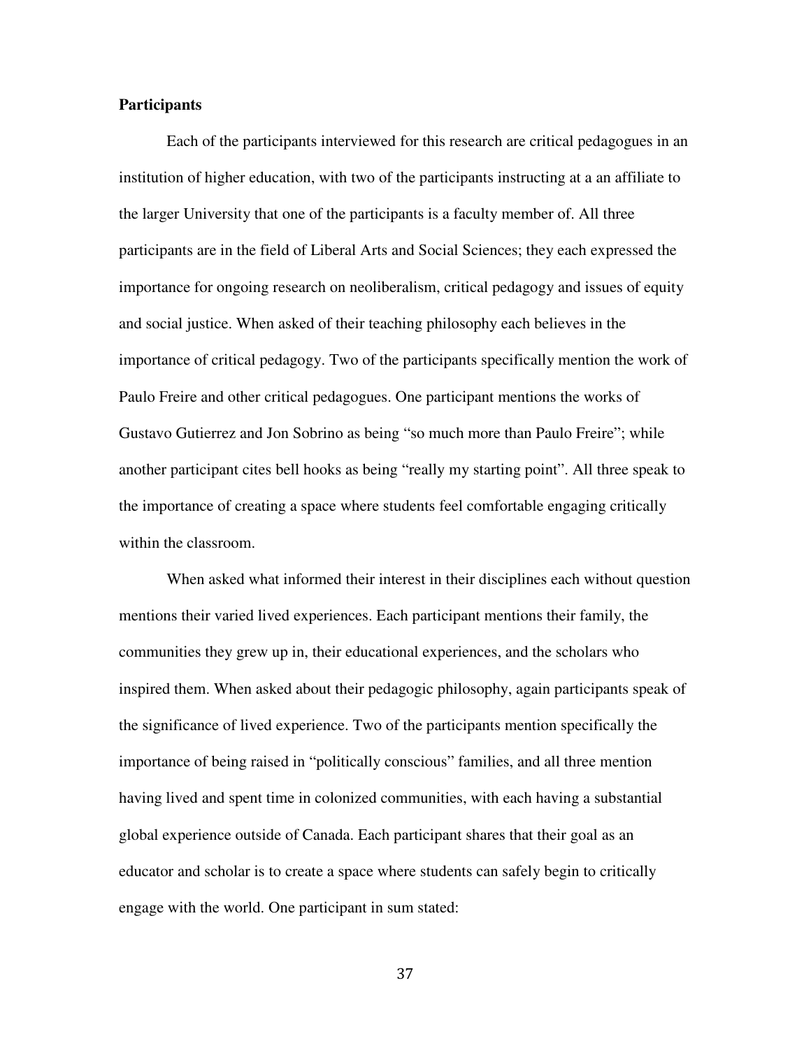**Participants**

Each of the participants interviewed for this research are critical pedagogues in an institution of higher education, with two of the participants instructing at a an affiliate to the larger University that one of the participants is a faculty member of. All three participants are in the field of Liberal Arts and Social Sciences; they each expressed the importance for ongoing research on neoliberalism, critical pedagogy and issues of equity and social justice. When asked of their teaching philosophy each believes in the importance of critical pedagogy. Two of the participants specifically mention the work of Paulo Freire and other critical pedagogues. One participant mentions the works of Gustavo Gutierrez and Jon Sobrino as being "so much more than Paulo Freire"; while another participant cites bell hooks as being "really my starting point". All three speak to the importance of creating a space where students feel comfortable engaging critically within the classroom.

When asked what informed their interest in their disciplines each without question mentions their varied lived experiences. Each participant mentions their family, the communities they grew up in, their educational experiences, and the scholars who inspired them. When asked about their pedagogic philosophy, again participants speak of the significance of lived experience. Two of the participants mention specifically the importance of being raised in "politically conscious" families, and all three mention having lived and spent time in colonized communities, with each having a substantial global experience outside of Canada. Each participant shares that their goal as an educator and scholar is to create a space where students can safely begin to critically engage with the world. One participant in sum stated: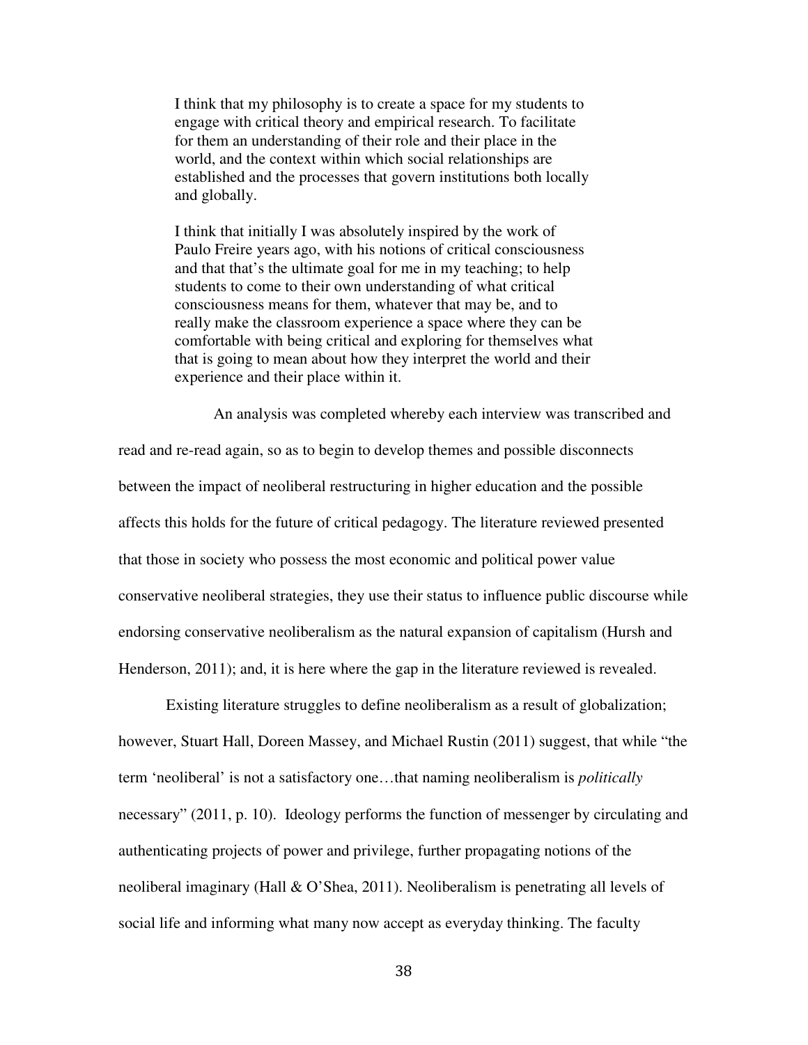> I think that my philosophy is to create a space for my students to engage with critical theory and empirical research. To facilitate for them an understanding of their role and their place in the world, and the context within which social relationships are established and the processes that govern institutions both locally and globally.
>
> I think that initially I was absolutely inspired by the work of Paulo Freire years ago, with his notions of critical consciousness and that that's the ultimate goal for me in my teaching; to help students to come to their own understanding of what critical consciousness means for them, whatever that may be, and to really make the classroom experience a space where they can be comfortable with being critical and exploring for themselves what that is going to mean about how they interpret the world and their experience and their place within it.

An analysis was completed whereby each interview was transcribed and read and re-read again, so as to begin to develop themes and possible disconnects between the impact of neoliberal restructuring in higher education and the possible affects this holds for the future of critical pedagogy. The literature reviewed presented that those in society who possess the most economic and political power value conservative neoliberal strategies, they use their status to influence public discourse while endorsing conservative neoliberalism as the natural expansion of capitalism (Hursh and Henderson, 2011); and, it is here where the gap in the literature reviewed is revealed.

Existing literature struggles to define neoliberalism as a result of globalization; however, Stuart Hall, Doreen Massey, and Michael Rustin (2011) suggest, that while "the term 'neoliberal' is not a satisfactory one…that naming neoliberalism is *politically* necessary" (2011, p. 10). Ideology performs the function of messenger by circulating and authenticating projects of power and privilege, further propagating notions of the neoliberal imaginary (Hall & O'Shea, 2011). Neoliberalism is penetrating all levels of social life and informing what many now accept as everyday thinking. The faculty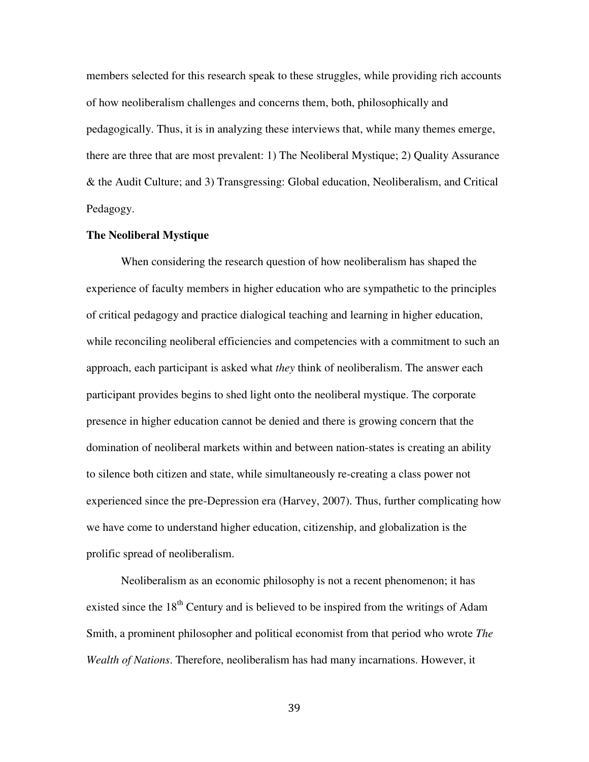members selected for this research speak to these struggles, while providing rich accounts of how neoliberalism challenges and concerns them, both, philosophically and pedagogically. Thus, it is in analyzing these interviews that, while many themes emerge, there are three that are most prevalent: 1) The Neoliberal Mystique; 2) Quality Assurance & the Audit Culture; and 3) Transgressing: Global education, Neoliberalism, and Critical Pedagogy.

**The Neoliberal Mystique**

When considering the research question of how neoliberalism has shaped the experience of faculty members in higher education who are sympathetic to the principles of critical pedagogy and practice dialogical teaching and learning in higher education, while reconciling neoliberal efficiencies and competencies with a commitment to such an approach, each participant is asked what *they* think of neoliberalism. The answer each participant provides begins to shed light onto the neoliberal mystique. The corporate presence in higher education cannot be denied and there is growing concern that the domination of neoliberal markets within and between nation-states is creating an ability to silence both citizen and state, while simultaneously re-creating a class power not experienced since the pre-Depression era (Harvey, 2007). Thus, further complicating how we have come to understand higher education, citizenship, and globalization is the prolific spread of neoliberalism.

Neoliberalism as an economic philosophy is not a recent phenomenon; it has existed since the 18th Century and is believed to be inspired from the writings of Adam Smith, a prominent philosopher and political economist from that period who wrote *The Wealth of Nations*. Therefore, neoliberalism has had many incarnations. However, it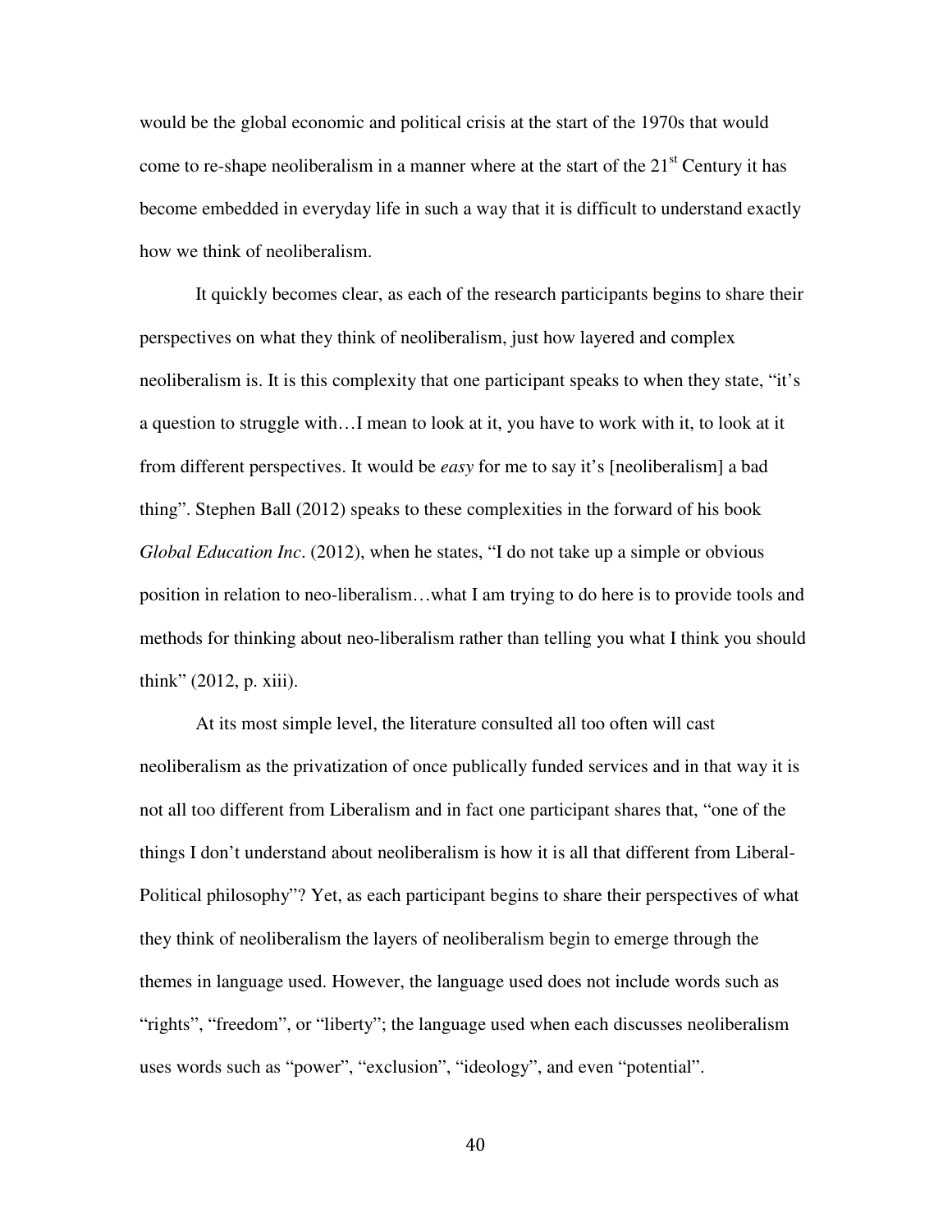would be the global economic and political crisis at the start of the 1970s that would come to re-shape neoliberalism in a manner where at the start of the 21st Century it has become embedded in everyday life in such a way that it is difficult to understand exactly how we think of neoliberalism.

It quickly becomes clear, as each of the research participants begins to share their perspectives on what they think of neoliberalism, just how layered and complex neoliberalism is. It is this complexity that one participant speaks to when they state, "it's a question to struggle with…I mean to look at it, you have to work with it, to look at it from different perspectives. It would be *easy* for me to say it's [neoliberalism] a bad thing". Stephen Ball (2012) speaks to these complexities in the forward of his book *Global Education Inc*. (2012), when he states, "I do not take up a simple or obvious position in relation to neo-liberalism…what I am trying to do here is to provide tools and methods for thinking about neo-liberalism rather than telling you what I think you should think" (2012, p. xiii).

At its most simple level, the literature consulted all too often will cast neoliberalism as the privatization of once publically funded services and in that way it is not all too different from Liberalism and in fact one participant shares that, "one of the things I don't understand about neoliberalism is how it is all that different from Liberal-Political philosophy"? Yet, as each participant begins to share their perspectives of what they think of neoliberalism the layers of neoliberalism begin to emerge through the themes in language used. However, the language used does not include words such as "rights", "freedom", or "liberty"; the language used when each discusses neoliberalism uses words such as "power", "exclusion", "ideology", and even "potential".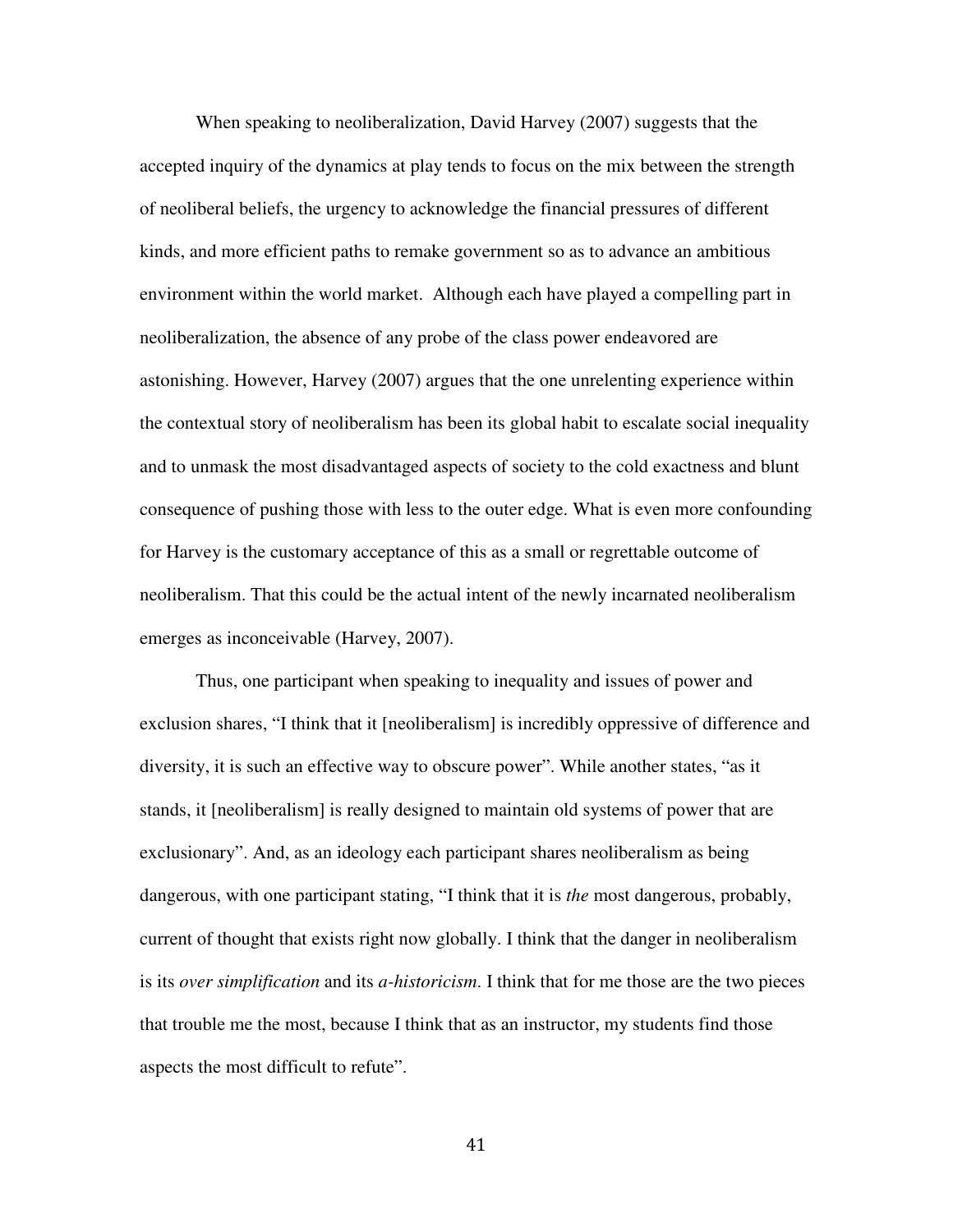When speaking to neoliberalization, David Harvey (2007) suggests that the accepted inquiry of the dynamics at play tends to focus on the mix between the strength of neoliberal beliefs, the urgency to acknowledge the financial pressures of different kinds, and more efficient paths to remake government so as to advance an ambitious environment within the world market. Although each have played a compelling part in neoliberalization, the absence of any probe of the class power endeavored are astonishing. However, Harvey (2007) argues that the one unrelenting experience within the contextual story of neoliberalism has been its global habit to escalate social inequality and to unmask the most disadvantaged aspects of society to the cold exactness and blunt consequence of pushing those with less to the outer edge. What is even more confounding for Harvey is the customary acceptance of this as a small or regrettable outcome of neoliberalism. That this could be the actual intent of the newly incarnated neoliberalism emerges as inconceivable (Harvey, 2007).

Thus, one participant when speaking to inequality and issues of power and exclusion shares, "I think that it [neoliberalism] is incredibly oppressive of difference and diversity, it is such an effective way to obscure power". While another states, "as it stands, it [neoliberalism] is really designed to maintain old systems of power that are exclusionary". And, as an ideology each participant shares neoliberalism as being dangerous, with one participant stating, "I think that it is *the* most dangerous, probably, current of thought that exists right now globally. I think that the danger in neoliberalism is its *over simplification* and its *a-historicism*. I think that for me those are the two pieces that trouble me the most, because I think that as an instructor, my students find those aspects the most difficult to refute".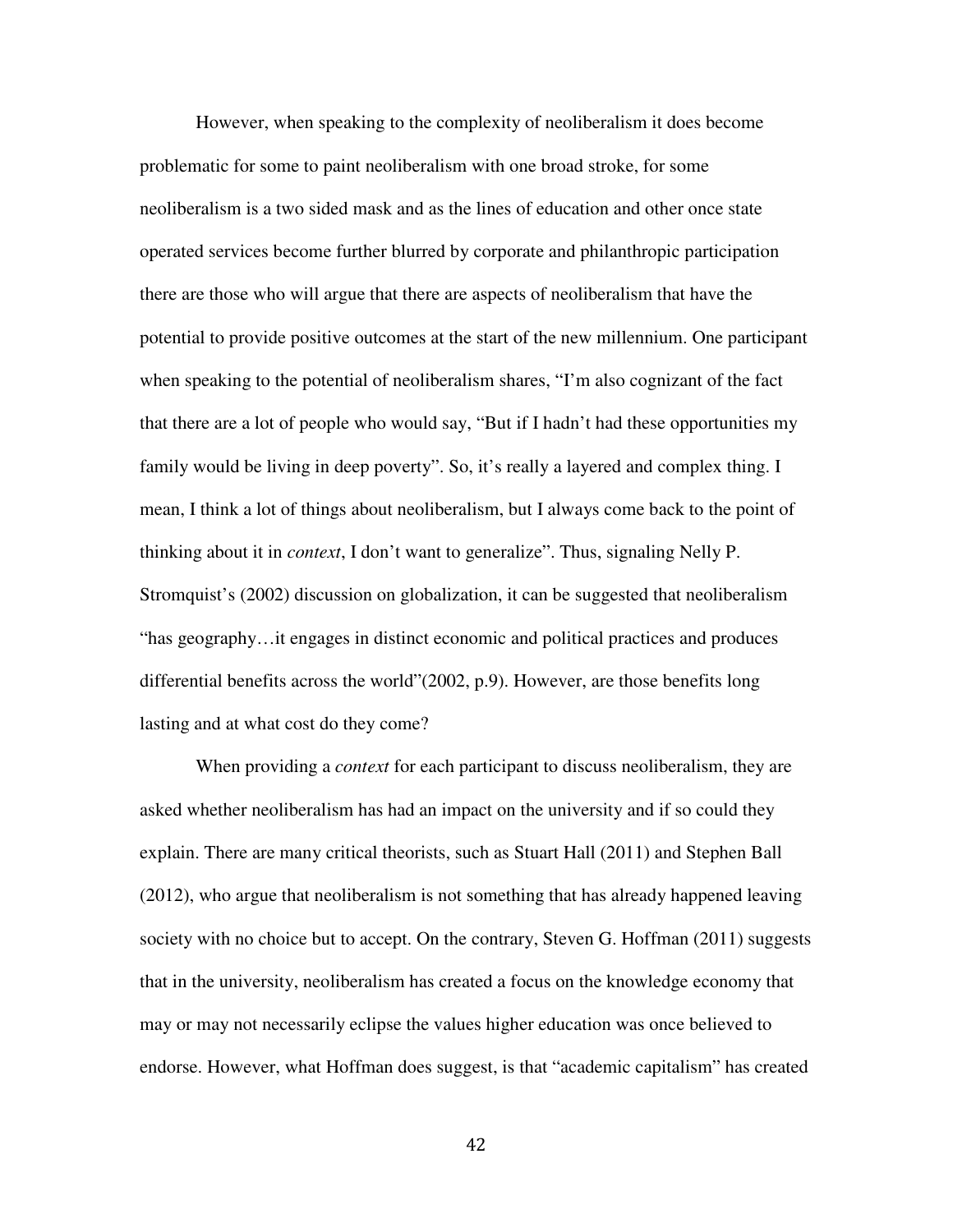However, when speaking to the complexity of neoliberalism it does become problematic for some to paint neoliberalism with one broad stroke, for some neoliberalism is a two sided mask and as the lines of education and other once state operated services become further blurred by corporate and philanthropic participation there are those who will argue that there are aspects of neoliberalism that have the potential to provide positive outcomes at the start of the new millennium. One participant when speaking to the potential of neoliberalism shares, "I'm also cognizant of the fact that there are a lot of people who would say, "But if I hadn't had these opportunities my family would be living in deep poverty". So, it's really a layered and complex thing. I mean, I think a lot of things about neoliberalism, but I always come back to the point of thinking about it in *context*, I don't want to generalize". Thus, signaling Nelly P. Stromquist's (2002) discussion on globalization, it can be suggested that neoliberalism "has geography…it engages in distinct economic and political practices and produces differential benefits across the world"(2002, p.9). However, are those benefits long lasting and at what cost do they come?

When providing a *context* for each participant to discuss neoliberalism, they are asked whether neoliberalism has had an impact on the university and if so could they explain. There are many critical theorists, such as Stuart Hall (2011) and Stephen Ball (2012), who argue that neoliberalism is not something that has already happened leaving society with no choice but to accept. On the contrary, Steven G. Hoffman (2011) suggests that in the university, neoliberalism has created a focus on the knowledge economy that may or may not necessarily eclipse the values higher education was once believed to endorse. However, what Hoffman does suggest, is that "academic capitalism" has created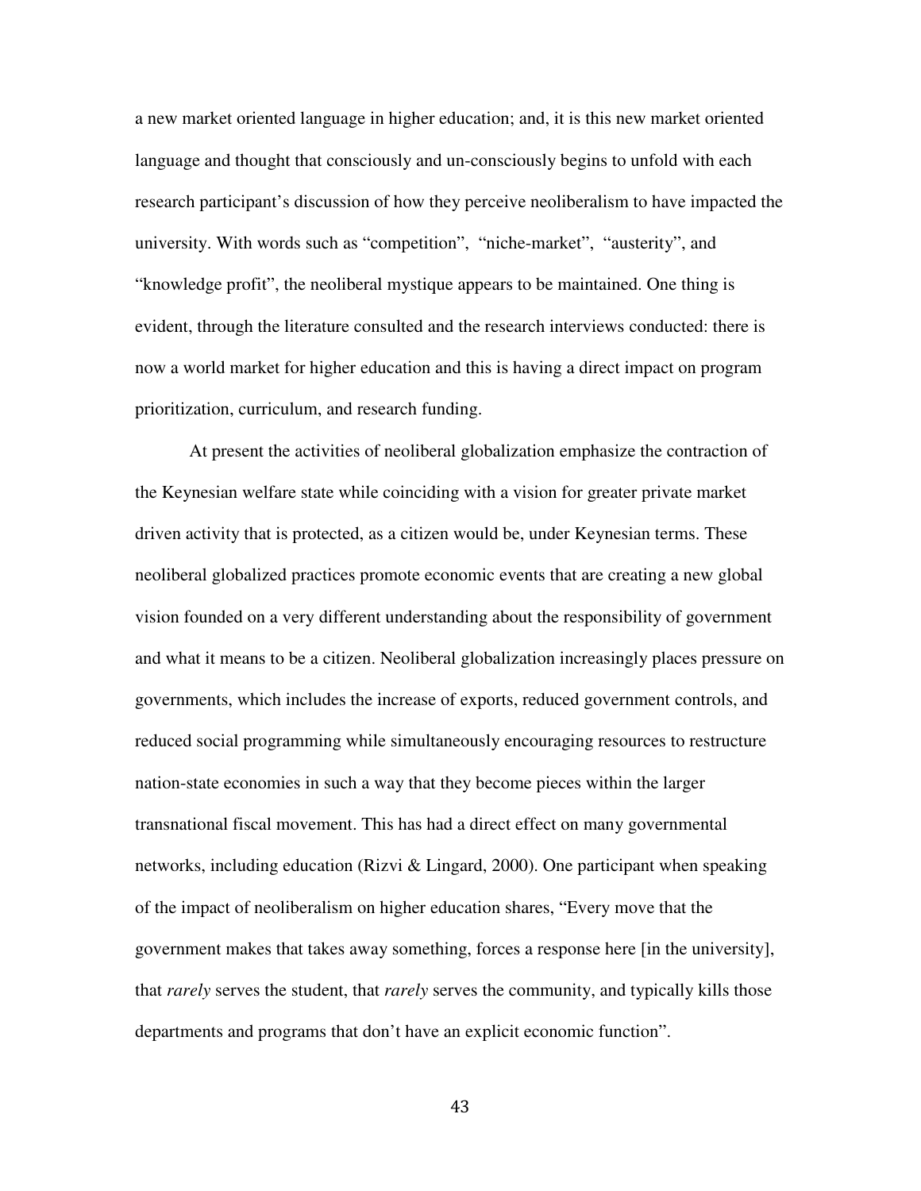a new market oriented language in higher education; and, it is this new market oriented language and thought that consciously and un-consciously begins to unfold with each research participant's discussion of how they perceive neoliberalism to have impacted the university. With words such as "competition", "niche-market", "austerity", and "knowledge profit", the neoliberal mystique appears to be maintained. One thing is evident, through the literature consulted and the research interviews conducted: there is now a world market for higher education and this is having a direct impact on program prioritization, curriculum, and research funding.

At present the activities of neoliberal globalization emphasize the contraction of the Keynesian welfare state while coinciding with a vision for greater private market driven activity that is protected, as a citizen would be, under Keynesian terms. These neoliberal globalized practices promote economic events that are creating a new global vision founded on a very different understanding about the responsibility of government and what it means to be a citizen. Neoliberal globalization increasingly places pressure on governments, which includes the increase of exports, reduced government controls, and reduced social programming while simultaneously encouraging resources to restructure nation-state economies in such a way that they become pieces within the larger transnational fiscal movement. This has had a direct effect on many governmental networks, including education (Rizvi & Lingard, 2000). One participant when speaking of the impact of neoliberalism on higher education shares, "Every move that the government makes that takes away something, forces a response here [in the university], that *rarely* serves the student, that *rarely* serves the community, and typically kills those departments and programs that don't have an explicit economic function".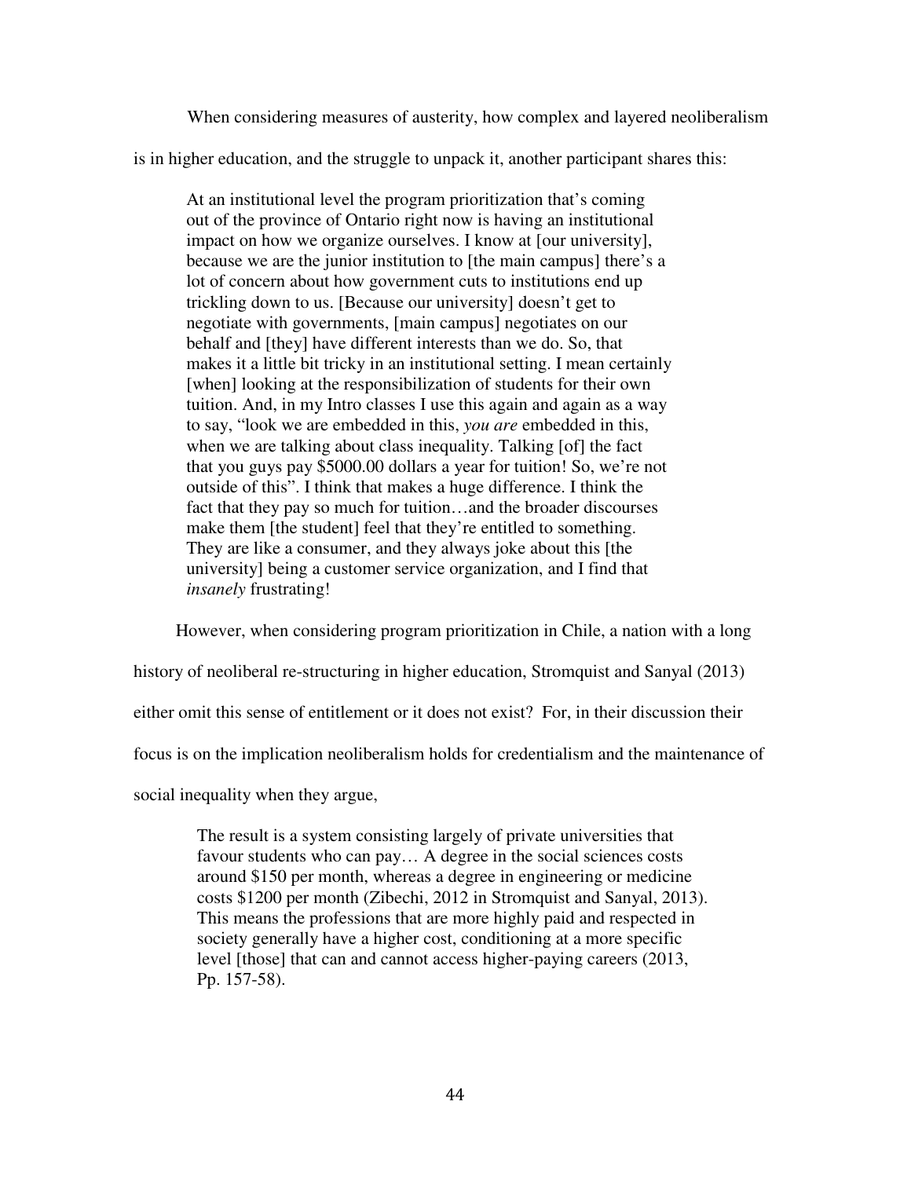When considering measures of austerity, how complex and layered neoliberalism is in higher education, and the struggle to unpack it, another participant shares this:

> At an institutional level the program prioritization that's coming out of the province of Ontario right now is having an institutional impact on how we organize ourselves. I know at [our university], because we are the junior institution to [the main campus] there's a lot of concern about how government cuts to institutions end up trickling down to us. [Because our university] doesn't get to negotiate with governments, [main campus] negotiates on our behalf and [they] have different interests than we do. So, that makes it a little bit tricky in an institutional setting. I mean certainly [when] looking at the responsibilization of students for their own tuition. And, in my Intro classes I use this again and again as a way to say, "look we are embedded in this, *you are* embedded in this, when we are talking about class inequality. Talking [of] the fact that you guys pay $5000.00 dollars a year for tuition! So, we're not outside of this". I think that makes a huge difference. I think the fact that they pay so much for tuition…and the broader discourses make them [the student] feel that they're entitled to something. They are like a consumer, and they always joke about this [the university] being a customer service organization, and I find that *insanely* frustrating!

However, when considering program prioritization in Chile, a nation with a long history of neoliberal re-structuring in higher education, Stromquist and Sanyal (2013) either omit this sense of entitlement or it does not exist? For, in their discussion their focus is on the implication neoliberalism holds for credentialism and the maintenance of social inequality when they argue,

> The result is a system consisting largely of private universities that favour students who can pay… A degree in the social sciences costs around $150 per month, whereas a degree in engineering or medicine costs $1200 per month (Zibechi, 2012 in Stromquist and Sanyal, 2013). This means the professions that are more highly paid and respected in society generally have a higher cost, conditioning at a more specific level [those] that can and cannot access higher-paying careers (2013, Pp. 157-58).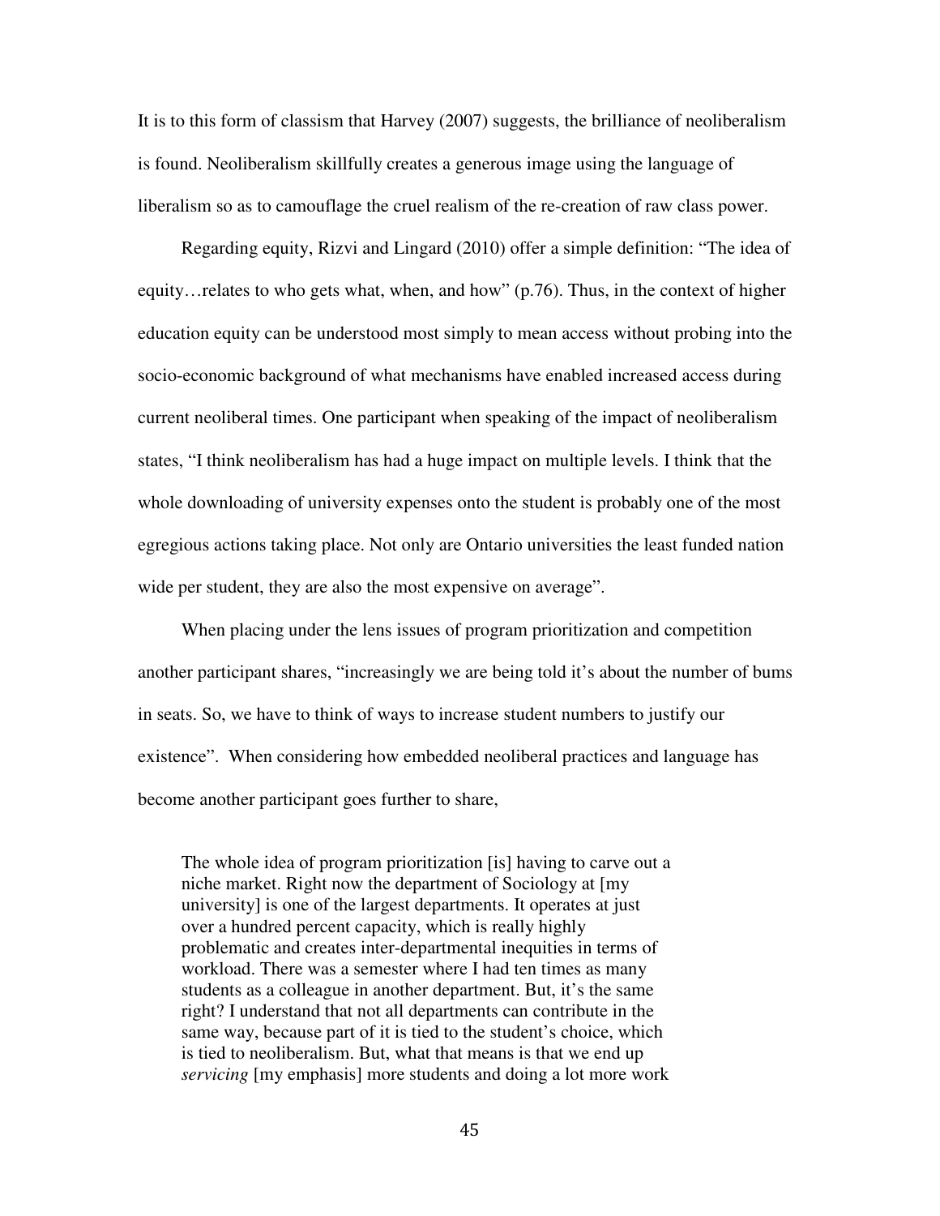It is to this form of classism that Harvey (2007) suggests, the brilliance of neoliberalism is found. Neoliberalism skillfully creates a generous image using the language of liberalism so as to camouflage the cruel realism of the re-creation of raw class power.

Regarding equity, Rizvi and Lingard (2010) offer a simple definition: "The idea of equity…relates to who gets what, when, and how" (p.76). Thus, in the context of higher education equity can be understood most simply to mean access without probing into the socio-economic background of what mechanisms have enabled increased access during current neoliberal times. One participant when speaking of the impact of neoliberalism states, "I think neoliberalism has had a huge impact on multiple levels. I think that the whole downloading of university expenses onto the student is probably one of the most egregious actions taking place. Not only are Ontario universities the least funded nation wide per student, they are also the most expensive on average".

When placing under the lens issues of program prioritization and competition another participant shares, "increasingly we are being told it's about the number of bums in seats. So, we have to think of ways to increase student numbers to justify our existence". When considering how embedded neoliberal practices and language has become another participant goes further to share,

> The whole idea of program prioritization [is] having to carve out a niche market. Right now the department of Sociology at [my university] is one of the largest departments. It operates at just over a hundred percent capacity, which is really highly problematic and creates inter-departmental inequities in terms of workload. There was a semester where I had ten times as many students as a colleague in another department. But, it's the same right? I understand that not all departments can contribute in the same way, because part of it is tied to the student's choice, which is tied to neoliberalism. But, what that means is that we end up *servicing* [my emphasis] more students and doing a lot more work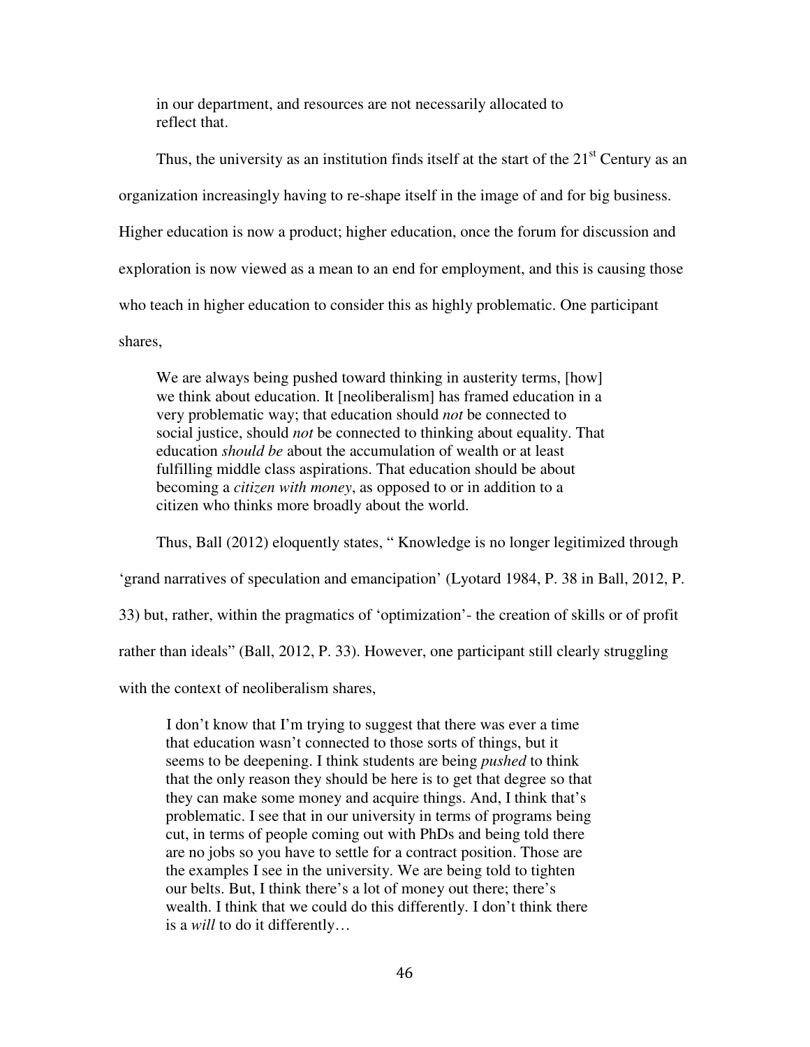> in our department, and resources are not necessarily allocated to reflect that.

Thus, the university as an institution finds itself at the start of the 21st Century as an organization increasingly having to re-shape itself in the image of and for big business. Higher education is now a product; higher education, once the forum for discussion and exploration is now viewed as a mean to an end for employment, and this is causing those who teach in higher education to consider this as highly problematic. One participant shares,

> We are always being pushed toward thinking in austerity terms, [how] we think about education. It [neoliberalism] has framed education in a very problematic way; that education should *not* be connected to social justice, should *not* be connected to thinking about equality. That education *should be* about the accumulation of wealth or at least fulfilling middle class aspirations. That education should be about becoming a *citizen with money*, as opposed to or in addition to a citizen who thinks more broadly about the world.

Thus, Ball (2012) eloquently states, " Knowledge is no longer legitimized through 'grand narratives of speculation and emancipation' (Lyotard 1984, P. 38 in Ball, 2012, P. 33) but, rather, within the pragmatics of 'optimization'- the creation of skills or of profit rather than ideals" (Ball, 2012, P. 33). However, one participant still clearly struggling with the context of neoliberalism shares,

> I don't know that I'm trying to suggest that there was ever a time that education wasn't connected to those sorts of things, but it seems to be deepening. I think students are being *pushed* to think that the only reason they should be here is to get that degree so that they can make some money and acquire things. And, I think that's problematic. I see that in our university in terms of programs being cut, in terms of people coming out with PhDs and being told there are no jobs so you have to settle for a contract position. Those are the examples I see in the university. We are being told to tighten our belts. But, I think there's a lot of money out there; there's wealth. I think that we could do this differently. I don't think there is a *will* to do it differently…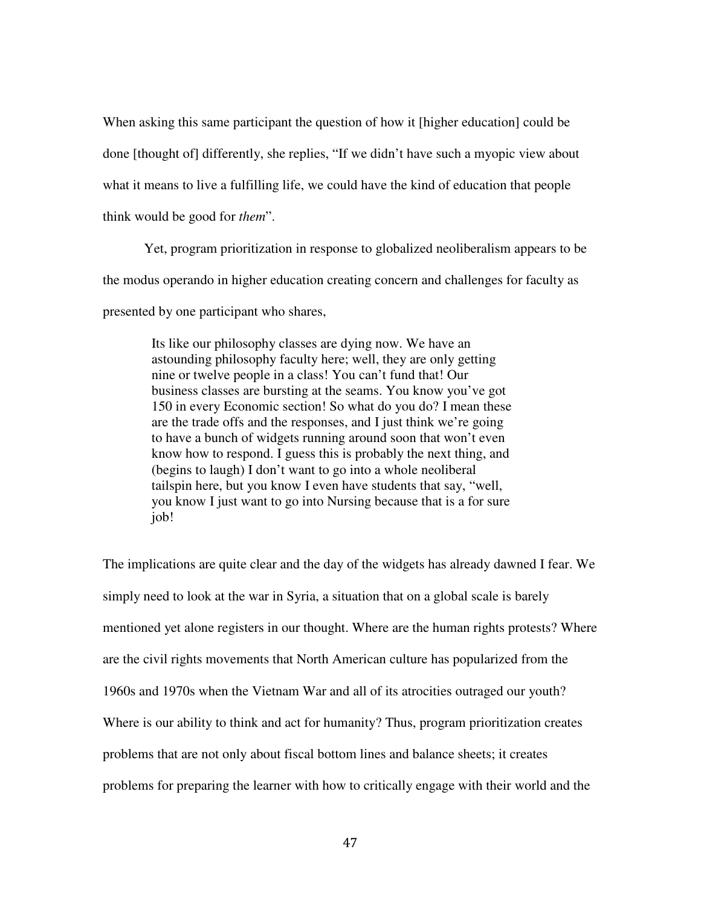When asking this same participant the question of how it [higher education] could be done [thought of] differently, she replies, “If we didn’t have such a myopic view about what it means to live a fulfilling life, we could have the kind of education that people think would be good for *them*”.

Yet, program prioritization in response to globalized neoliberalism appears to be the modus operando in higher education creating concern and challenges for faculty as presented by one participant who shares,

> Its like our philosophy classes are dying now. We have an astounding philosophy faculty here; well, they are only getting nine or twelve people in a class! You can’t fund that! Our business classes are bursting at the seams. You know you’ve got 150 in every Economic section! So what do you do? I mean these are the trade offs and the responses, and I just think we’re going to have a bunch of widgets running around soon that won’t even know how to respond. I guess this is probably the next thing, and (begins to laugh) I don’t want to go into a whole neoliberal tailspin here, but you know I even have students that say, “well, you know I just want to go into Nursing because that is a for sure job!

The implications are quite clear and the day of the widgets has already dawned I fear. We simply need to look at the war in Syria, a situation that on a global scale is barely mentioned yet alone registers in our thought. Where are the human rights protests? Where are the civil rights movements that North American culture has popularized from the 1960s and 1970s when the Vietnam War and all of its atrocities outraged our youth? Where is our ability to think and act for humanity? Thus, program prioritization creates problems that are not only about fiscal bottom lines and balance sheets; it creates problems for preparing the learner with how to critically engage with their world and the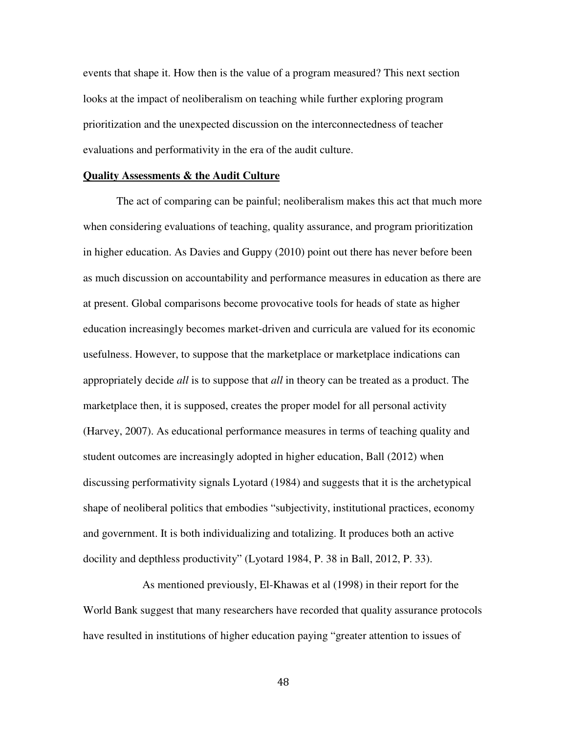events that shape it. How then is the value of a program measured? This next section looks at the impact of neoliberalism on teaching while further exploring program prioritization and the unexpected discussion on the interconnectedness of teacher evaluations and performativity in the era of the audit culture.

## **Quality Assessments & the Audit Culture**

The act of comparing can be painful; neoliberalism makes this act that much more when considering evaluations of teaching, quality assurance, and program prioritization in higher education. As Davies and Guppy (2010) point out there has never before been as much discussion on accountability and performance measures in education as there are at present. Global comparisons become provocative tools for heads of state as higher education increasingly becomes market-driven and curricula are valued for its economic usefulness. However, to suppose that the marketplace or marketplace indications can appropriately decide *all* is to suppose that *all* in theory can be treated as a product. The marketplace then, it is supposed, creates the proper model for all personal activity (Harvey, 2007). As educational performance measures in terms of teaching quality and student outcomes are increasingly adopted in higher education, Ball (2012) when discussing performativity signals Lyotard (1984) and suggests that it is the archetypical shape of neoliberal politics that embodies "subjectivity, institutional practices, economy and government. It is both individualizing and totalizing. It produces both an active docility and depthless productivity" (Lyotard 1984, P. 38 in Ball, 2012, P. 33).

As mentioned previously, El-Khawas et al (1998) in their report for the World Bank suggest that many researchers have recorded that quality assurance protocols have resulted in institutions of higher education paying "greater attention to issues of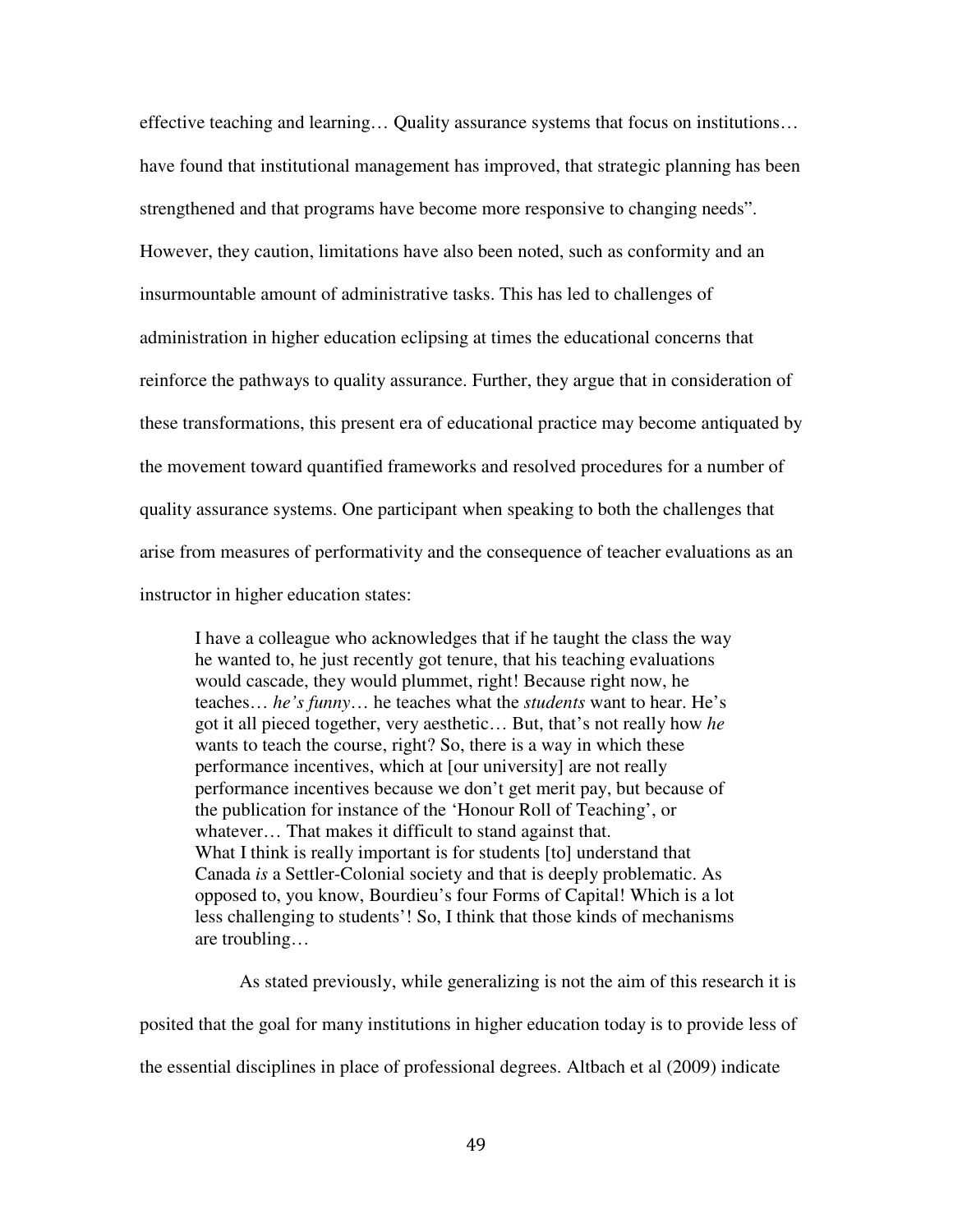effective teaching and learning… Quality assurance systems that focus on institutions… have found that institutional management has improved, that strategic planning has been strengthened and that programs have become more responsive to changing needs". However, they caution, limitations have also been noted, such as conformity and an insurmountable amount of administrative tasks. This has led to challenges of administration in higher education eclipsing at times the educational concerns that reinforce the pathways to quality assurance. Further, they argue that in consideration of these transformations, this present era of educational practice may become antiquated by the movement toward quantified frameworks and resolved procedures for a number of quality assurance systems. One participant when speaking to both the challenges that arise from measures of performativity and the consequence of teacher evaluations as an instructor in higher education states:

> I have a colleague who acknowledges that if he taught the class the way he wanted to, he just recently got tenure, that his teaching evaluations would cascade, they would plummet, right! Because right now, he teaches… *he's funny*… he teaches what the *students* want to hear. He's got it all pieced together, very aesthetic… But, that's not really how *he* wants to teach the course, right? So, there is a way in which these performance incentives, which at [our university] are not really performance incentives because we don't get merit pay, but because of the publication for instance of the 'Honour Roll of Teaching', or whatever… That makes it difficult to stand against that.
> What I think is really important is for students [to] understand that Canada *is* a Settler-Colonial society and that is deeply problematic. As opposed to, you know, Bourdieu's four Forms of Capital! Which is a lot less challenging to students'! So, I think that those kinds of mechanisms are troubling…

As stated previously, while generalizing is not the aim of this research it is posited that the goal for many institutions in higher education today is to provide less of the essential disciplines in place of professional degrees. Altbach et al (2009) indicate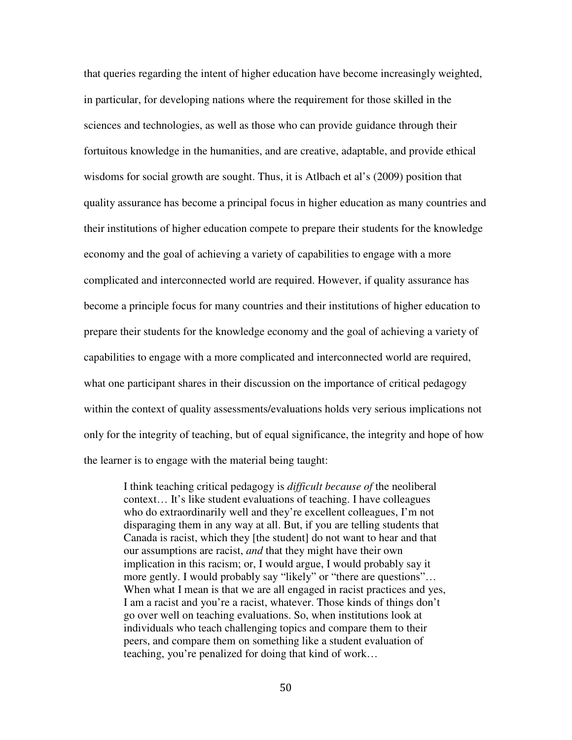that queries regarding the intent of higher education have become increasingly weighted, in particular, for developing nations where the requirement for those skilled in the sciences and technologies, as well as those who can provide guidance through their fortuitous knowledge in the humanities, and are creative, adaptable, and provide ethical wisdoms for social growth are sought. Thus, it is Atlbach et al's (2009) position that quality assurance has become a principal focus in higher education as many countries and their institutions of higher education compete to prepare their students for the knowledge economy and the goal of achieving a variety of capabilities to engage with a more complicated and interconnected world are required. However, if quality assurance has become a principle focus for many countries and their institutions of higher education to prepare their students for the knowledge economy and the goal of achieving a variety of capabilities to engage with a more complicated and interconnected world are required, what one participant shares in their discussion on the importance of critical pedagogy within the context of quality assessments/evaluations holds very serious implications not only for the integrity of teaching, but of equal significance, the integrity and hope of how the learner is to engage with the material being taught:

> I think teaching critical pedagogy is *difficult because of* the neoliberal context… It's like student evaluations of teaching. I have colleagues who do extraordinarily well and they're excellent colleagues, I'm not disparaging them in any way at all. But, if you are telling students that Canada is racist, which they [the student] do not want to hear and that our assumptions are racist, *and* that they might have their own implication in this racism; or, I would argue, I would probably say it more gently. I would probably say "likely" or "there are questions"… When what I mean is that we are all engaged in racist practices and yes, I am a racist and you're a racist, whatever. Those kinds of things don't go over well on teaching evaluations. So, when institutions look at individuals who teach challenging topics and compare them to their peers, and compare them on something like a student evaluation of teaching, you're penalized for doing that kind of work…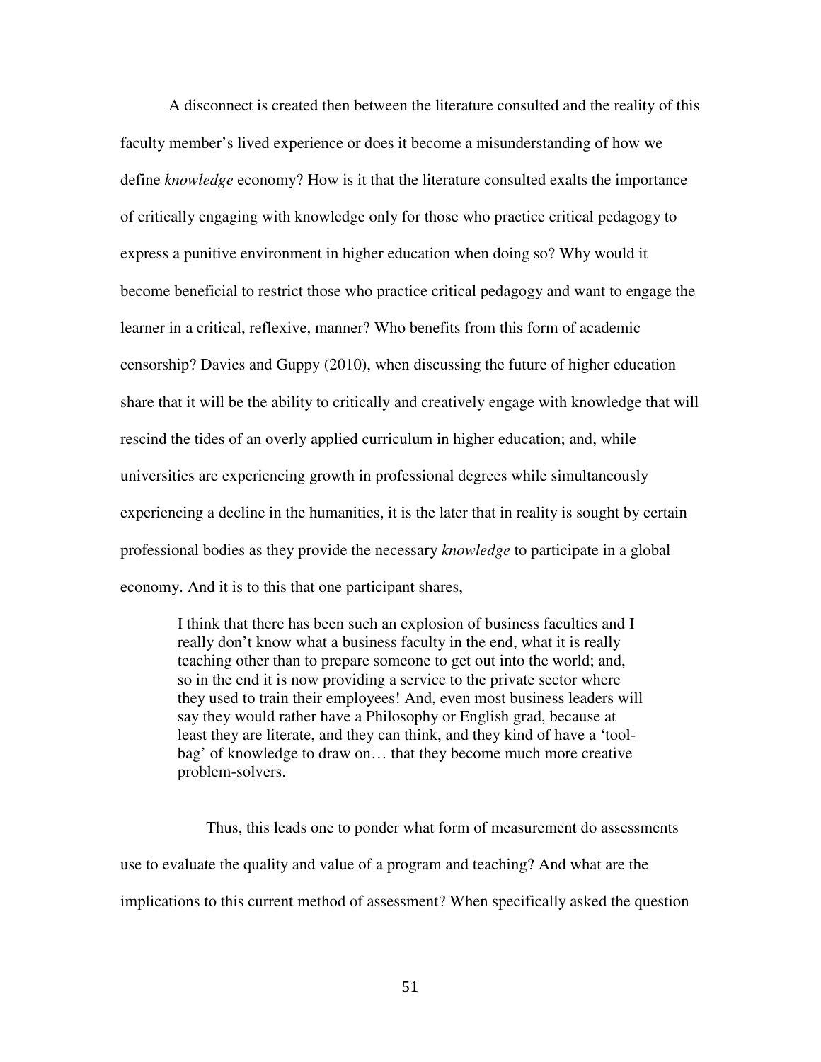A disconnect is created then between the literature consulted and the reality of this faculty member's lived experience or does it become a misunderstanding of how we define *knowledge* economy? How is it that the literature consulted exalts the importance of critically engaging with knowledge only for those who practice critical pedagogy to express a punitive environment in higher education when doing so? Why would it become beneficial to restrict those who practice critical pedagogy and want to engage the learner in a critical, reflexive, manner? Who benefits from this form of academic censorship? Davies and Guppy (2010), when discussing the future of higher education share that it will be the ability to critically and creatively engage with knowledge that will rescind the tides of an overly applied curriculum in higher education; and, while universities are experiencing growth in professional degrees while simultaneously experiencing a decline in the humanities, it is the later that in reality is sought by certain professional bodies as they provide the necessary *knowledge* to participate in a global economy. And it is to this that one participant shares,

> I think that there has been such an explosion of business faculties and I really don't know what a business faculty in the end, what it is really teaching other than to prepare someone to get out into the world; and, so in the end it is now providing a service to the private sector where they used to train their employees! And, even most business leaders will say they would rather have a Philosophy or English grad, because at least they are literate, and they can think, and they kind of have a 'tool-bag' of knowledge to draw on… that they become much more creative problem-solvers.

Thus, this leads one to ponder what form of measurement do assessments use to evaluate the quality and value of a program and teaching? And what are the implications to this current method of assessment? When specifically asked the question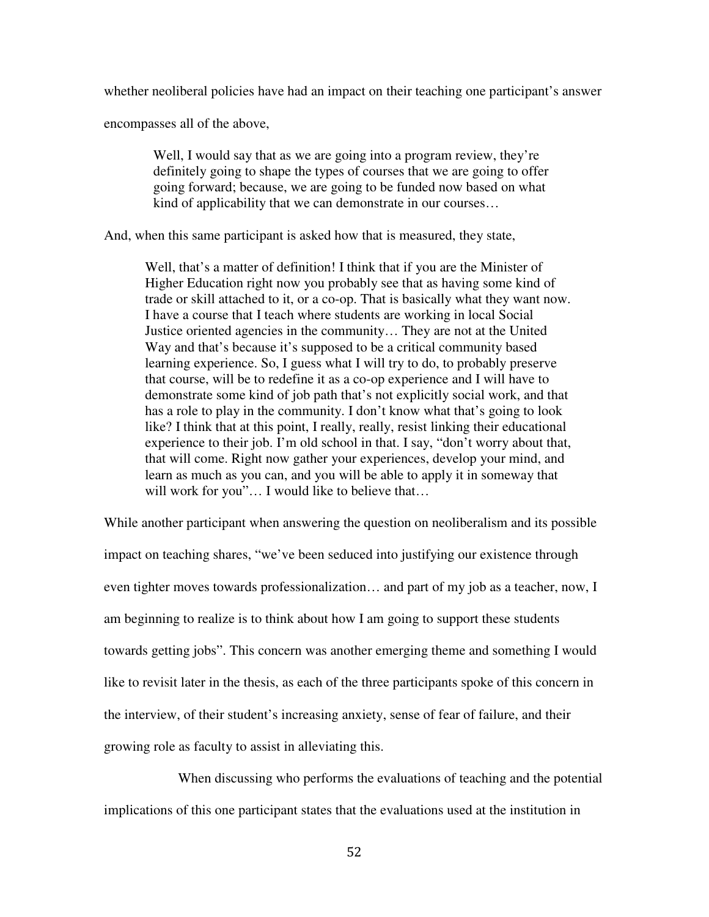whether neoliberal policies have had an impact on their teaching one participant's answer encompasses all of the above,

> Well, I would say that as we are going into a program review, they're definitely going to shape the types of courses that we are going to offer going forward; because, we are going to be funded now based on what kind of applicability that we can demonstrate in our courses…

And, when this same participant is asked how that is measured, they state,

> Well, that's a matter of definition! I think that if you are the Minister of Higher Education right now you probably see that as having some kind of trade or skill attached to it, or a co-op. That is basically what they want now. I have a course that I teach where students are working in local Social Justice oriented agencies in the community… They are not at the United Way and that's because it's supposed to be a critical community based learning experience. So, I guess what I will try to do, to probably preserve that course, will be to redefine it as a co-op experience and I will have to demonstrate some kind of job path that's not explicitly social work, and that has a role to play in the community. I don't know what that's going to look like? I think that at this point, I really, really, resist linking their educational experience to their job. I'm old school in that. I say, "don't worry about that, that will come. Right now gather your experiences, develop your mind, and learn as much as you can, and you will be able to apply it in someway that will work for you"… I would like to believe that…

While another participant when answering the question on neoliberalism and its possible impact on teaching shares, "we've been seduced into justifying our existence through even tighter moves towards professionalization… and part of my job as a teacher, now, I am beginning to realize is to think about how I am going to support these students towards getting jobs". This concern was another emerging theme and something I would like to revisit later in the thesis, as each of the three participants spoke of this concern in the interview, of their student's increasing anxiety, sense of fear of failure, and their growing role as faculty to assist in alleviating this.

When discussing who performs the evaluations of teaching and the potential implications of this one participant states that the evaluations used at the institution in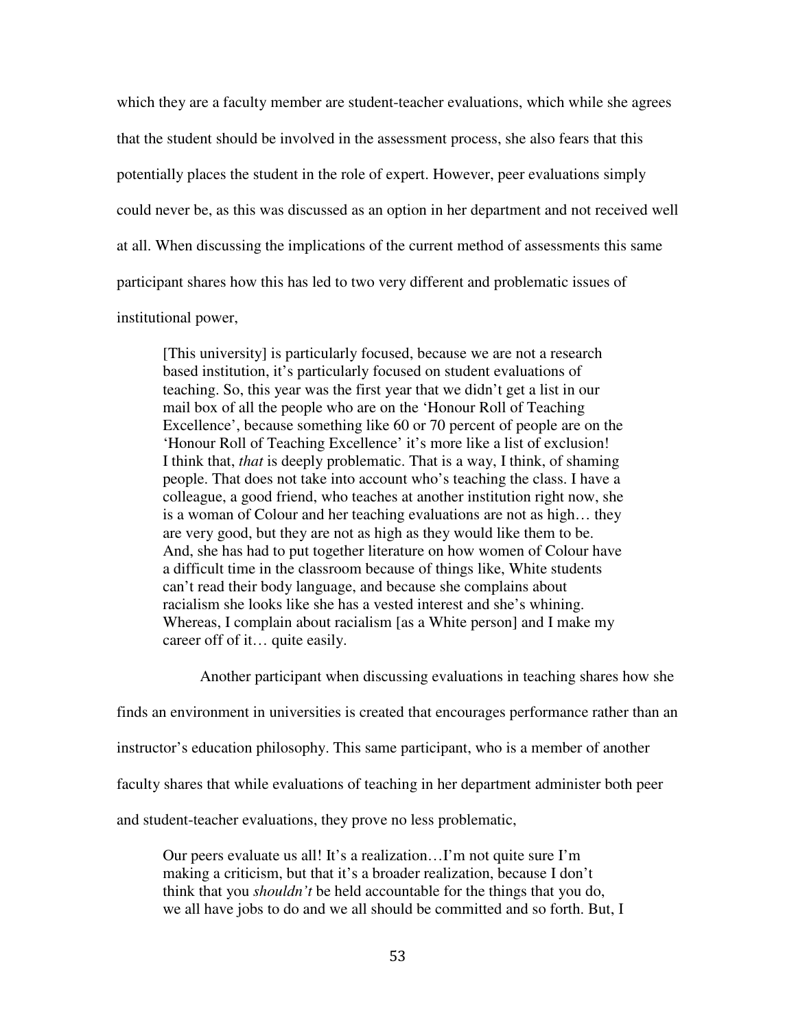which they are a faculty member are student-teacher evaluations, which while she agrees that the student should be involved in the assessment process, she also fears that this potentially places the student in the role of expert. However, peer evaluations simply could never be, as this was discussed as an option in her department and not received well at all. When discussing the implications of the current method of assessments this same participant shares how this has led to two very different and problematic issues of institutional power,

> [This university] is particularly focused, because we are not a research based institution, it's particularly focused on student evaluations of teaching. So, this year was the first year that we didn't get a list in our mail box of all the people who are on the 'Honour Roll of Teaching Excellence', because something like 60 or 70 percent of people are on the 'Honour Roll of Teaching Excellence' it's more like a list of exclusion! I think that, *that* is deeply problematic. That is a way, I think, of shaming people. That does not take into account who's teaching the class. I have a colleague, a good friend, who teaches at another institution right now, she is a woman of Colour and her teaching evaluations are not as high… they are very good, but they are not as high as they would like them to be. And, she has had to put together literature on how women of Colour have a difficult time in the classroom because of things like, White students can't read their body language, and because she complains about racialism she looks like she has a vested interest and she's whining. Whereas, I complain about racialism [as a White person] and I make my career off of it… quite easily.

Another participant when discussing evaluations in teaching shares how she finds an environment in universities is created that encourages performance rather than an instructor's education philosophy. This same participant, who is a member of another faculty shares that while evaluations of teaching in her department administer both peer and student-teacher evaluations, they prove no less problematic,

> Our peers evaluate us all! It's a realization…I'm not quite sure I'm making a criticism, but that it's a broader realization, because I don't think that you *shouldn't* be held accountable for the things that you do, we all have jobs to do and we all should be committed and so forth. But, I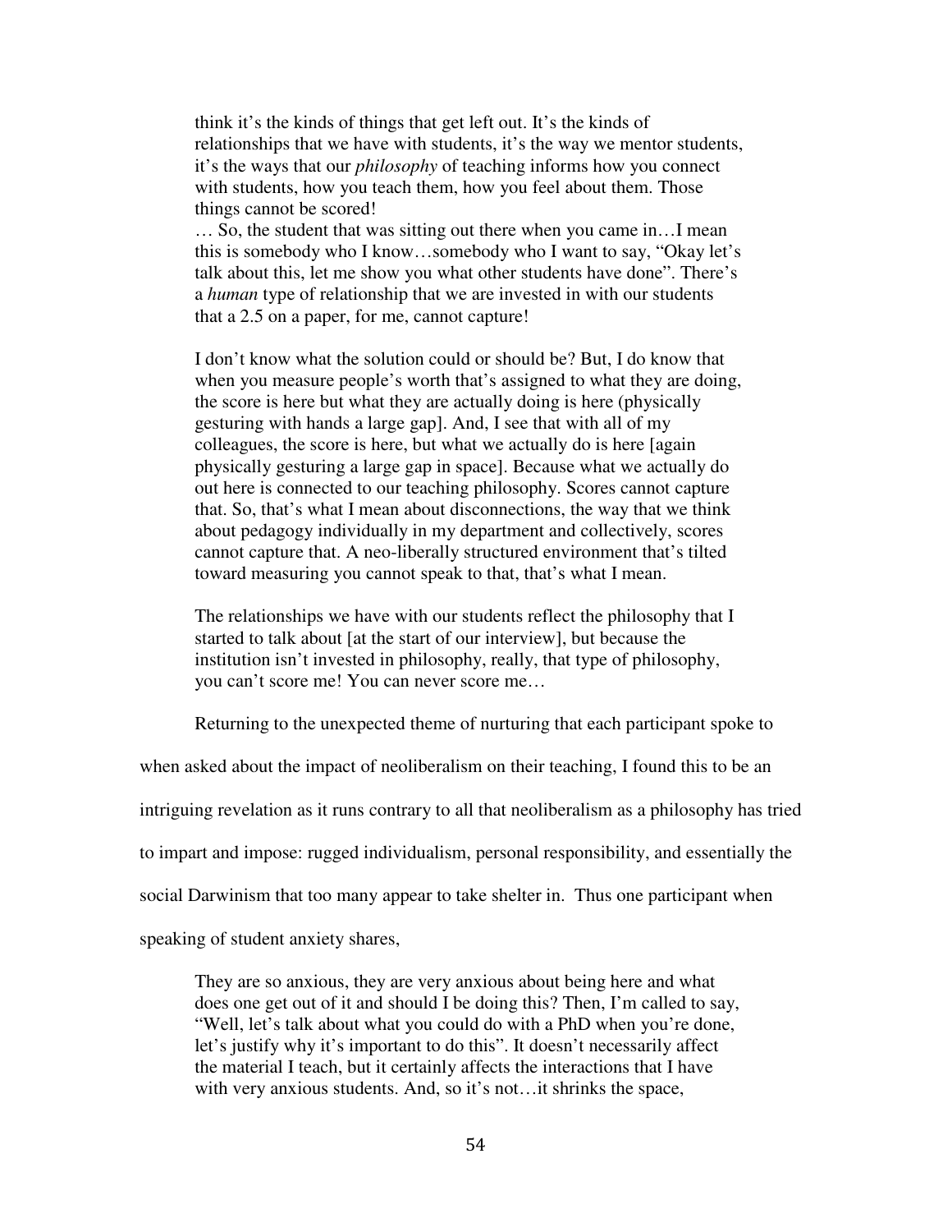> think it's the kinds of things that get left out. It's the kinds of relationships that we have with students, it's the way we mentor students, it's the ways that our *philosophy* of teaching informs how you connect with students, how you teach them, how you feel about them. Those things cannot be scored!
> … So, the student that was sitting out there when you came in…I mean this is somebody who I know…somebody who I want to say, "Okay let's talk about this, let me show you what other students have done". There's a *human* type of relationship that we are invested in with our students that a 2.5 on a paper, for me, cannot capture!
>
> I don't know what the solution could or should be? But, I do know that when you measure people's worth that's assigned to what they are doing, the score is here but what they are actually doing is here (physically gesturing with hands a large gap]. And, I see that with all of my colleagues, the score is here, but what we actually do is here [again physically gesturing a large gap in space]. Because what we actually do out here is connected to our teaching philosophy. Scores cannot capture that. So, that's what I mean about disconnections, the way that we think about pedagogy individually in my department and collectively, scores cannot capture that. A neo-liberally structured environment that's tilted toward measuring you cannot speak to that, that's what I mean.
>
> The relationships we have with our students reflect the philosophy that I started to talk about [at the start of our interview], but because the institution isn't invested in philosophy, really, that type of philosophy, you can't score me! You can never score me…

Returning to the unexpected theme of nurturing that each participant spoke to when asked about the impact of neoliberalism on their teaching, I found this to be an intriguing revelation as it runs contrary to all that neoliberalism as a philosophy has tried to impart and impose: rugged individualism, personal responsibility, and essentially the social Darwinism that too many appear to take shelter in. Thus one participant when speaking of student anxiety shares,

> They are so anxious, they are very anxious about being here and what does one get out of it and should I be doing this? Then, I'm called to say, "Well, let's talk about what you could do with a PhD when you're done, let's justify why it's important to do this". It doesn't necessarily affect the material I teach, but it certainly affects the interactions that I have with very anxious students. And, so it's not…it shrinks the space,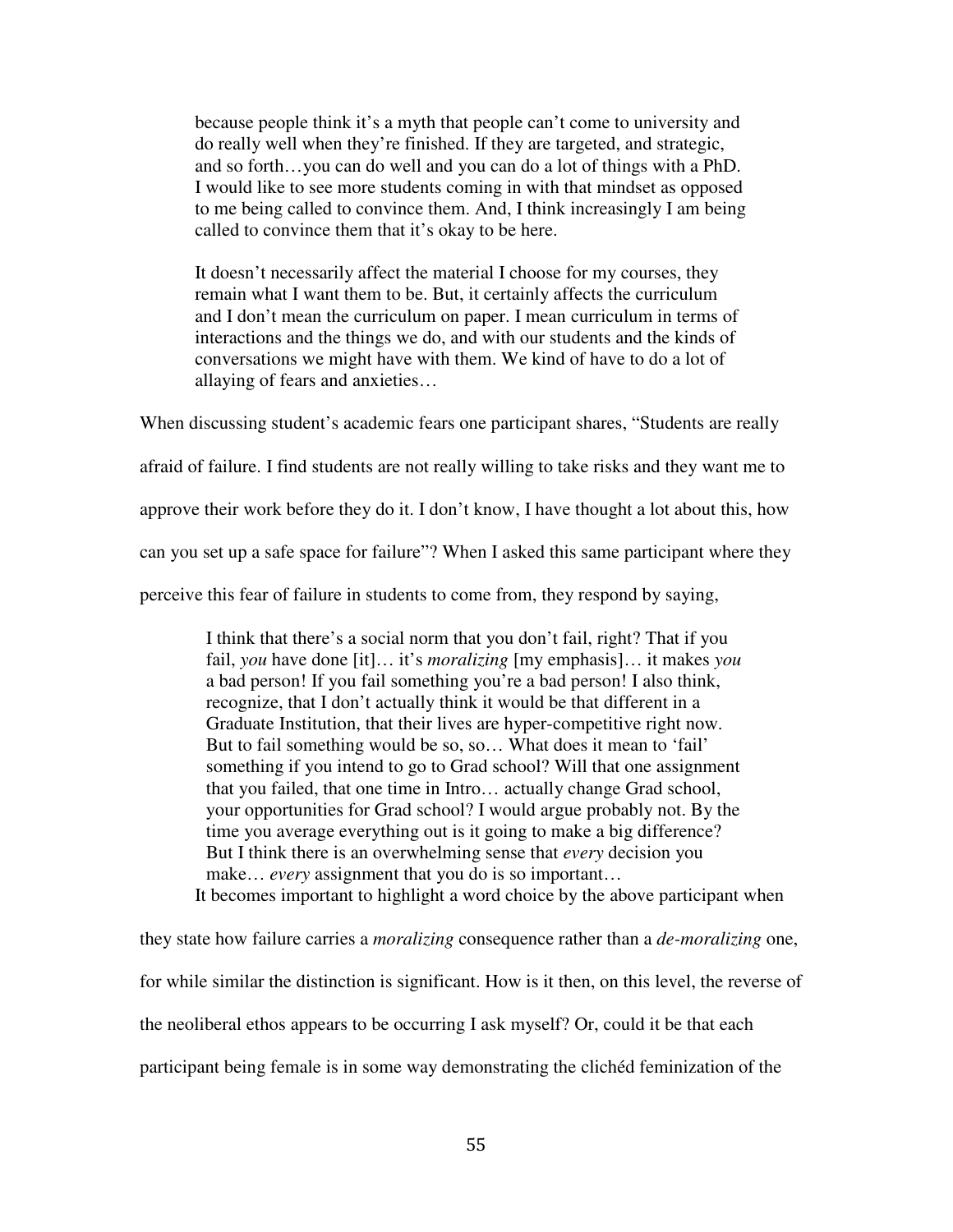> because people think it's a myth that people can't come to university and do really well when they're finished. If they are targeted, and strategic, and so forth…you can do well and you can do a lot of things with a PhD. I would like to see more students coming in with that mindset as opposed to me being called to convince them. And, I think increasingly I am being called to convince them that it's okay to be here.
>
> It doesn't necessarily affect the material I choose for my courses, they remain what I want them to be. But, it certainly affects the curriculum and I don't mean the curriculum on paper. I mean curriculum in terms of interactions and the things we do, and with our students and the kinds of conversations we might have with them. We kind of have to do a lot of allaying of fears and anxieties…

When discussing student's academic fears one participant shares, "Students are really afraid of failure. I find students are not really willing to take risks and they want me to approve their work before they do it. I don't know, I have thought a lot about this, how can you set up a safe space for failure"? When I asked this same participant where they perceive this fear of failure in students to come from, they respond by saying,

> I think that there's a social norm that you don't fail, right? That if you fail, *you* have done [it]… it's *moralizing* [my emphasis]… it makes *you* a bad person! If you fail something you're a bad person! I also think, recognize, that I don't actually think it would be that different in a Graduate Institution, that their lives are hyper-competitive right now. But to fail something would be so, so… What does it mean to 'fail' something if you intend to go to Grad school? Will that one assignment that you failed, that one time in Intro… actually change Grad school, your opportunities for Grad school? I would argue probably not. By the time you average everything out is it going to make a big difference? But I think there is an overwhelming sense that *every* decision you make… *every* assignment that you do is so important…

It becomes important to highlight a word choice by the above participant when they state how failure carries a *moralizing* consequence rather than a *de-moralizing* one, for while similar the distinction is significant. How is it then, on this level, the reverse of the neoliberal ethos appears to be occurring I ask myself? Or, could it be that each participant being female is in some way demonstrating the clichéd feminization of the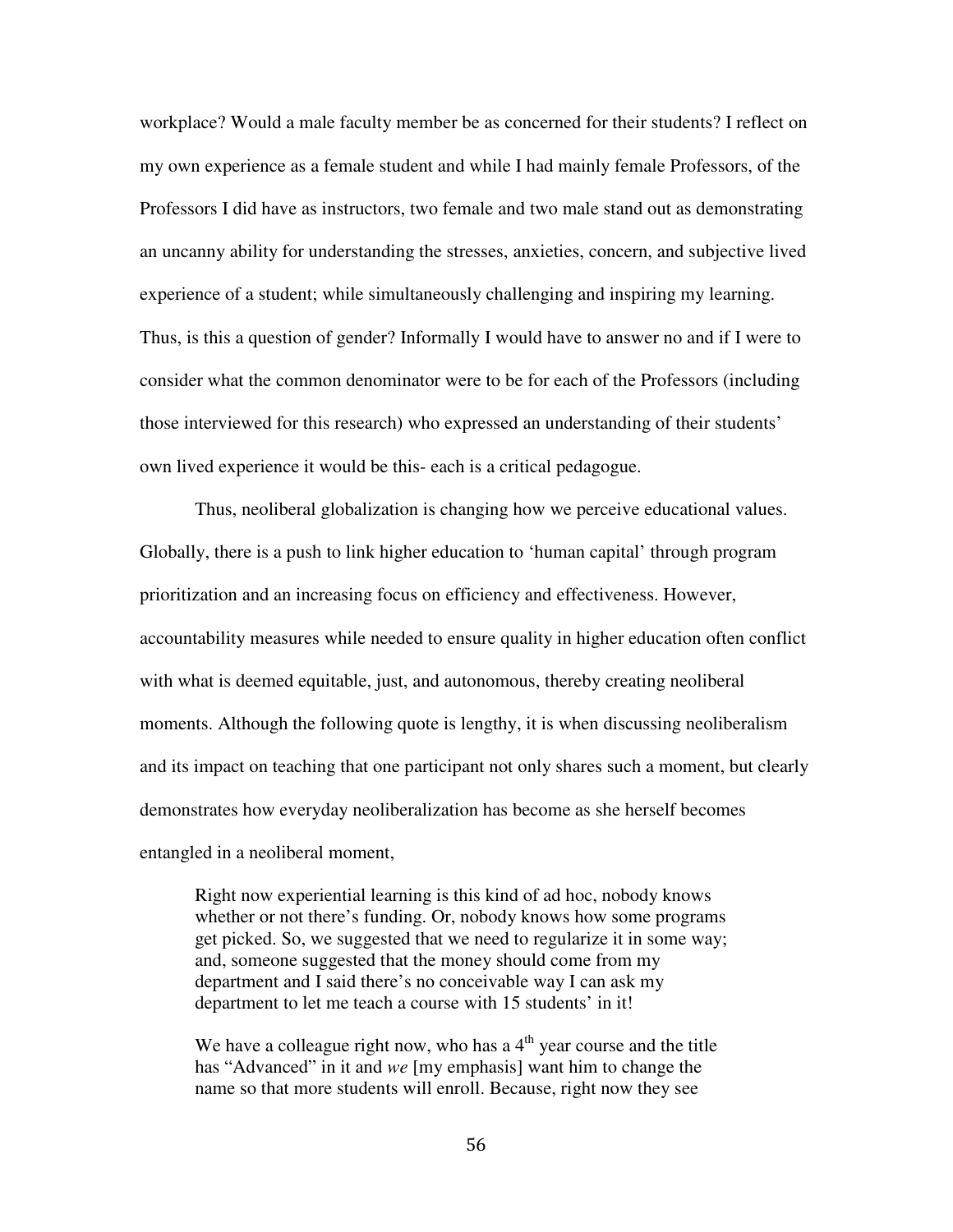workplace? Would a male faculty member be as concerned for their students? I reflect on my own experience as a female student and while I had mainly female Professors, of the Professors I did have as instructors, two female and two male stand out as demonstrating an uncanny ability for understanding the stresses, anxieties, concern, and subjective lived experience of a student; while simultaneously challenging and inspiring my learning. Thus, is this a question of gender? Informally I would have to answer no and if I were to consider what the common denominator were to be for each of the Professors (including those interviewed for this research) who expressed an understanding of their students' own lived experience it would be this- each is a critical pedagogue.

Thus, neoliberal globalization is changing how we perceive educational values. Globally, there is a push to link higher education to 'human capital' through program prioritization and an increasing focus on efficiency and effectiveness. However, accountability measures while needed to ensure quality in higher education often conflict with what is deemed equitable, just, and autonomous, thereby creating neoliberal moments. Although the following quote is lengthy, it is when discussing neoliberalism and its impact on teaching that one participant not only shares such a moment, but clearly demonstrates how everyday neoliberalization has become as she herself becomes entangled in a neoliberal moment,

> Right now experiential learning is this kind of ad hoc, nobody knows whether or not there's funding. Or, nobody knows how some programs get picked. So, we suggested that we need to regularize it in some way; and, someone suggested that the money should come from my department and I said there's no conceivable way I can ask my department to let me teach a course with 15 students' in it!
>
> We have a colleague right now, who has a 4th year course and the title has "Advanced" in it and *we* [my emphasis] want him to change the name so that more students will enroll. Because, right now they see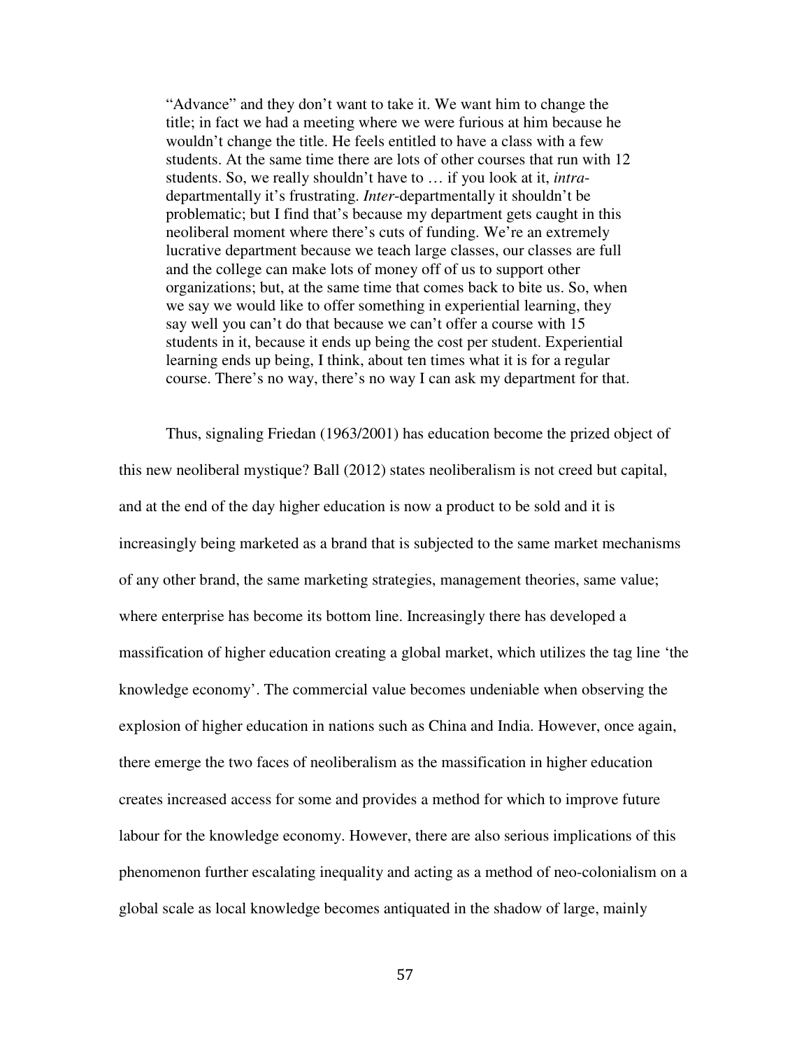> "Advance" and they don't want to take it. We want him to change the title; in fact we had a meeting where we were furious at him because he wouldn't change the title. He feels entitled to have a class with a few students. At the same time there are lots of other courses that run with 12 students. So, we really shouldn't have to … if you look at it, *intra*-departmentally it's frustrating. *Inter*-departmentally it shouldn't be problematic; but I find that's because my department gets caught in this neoliberal moment where there's cuts of funding. We're an extremely lucrative department because we teach large classes, our classes are full and the college can make lots of money off of us to support other organizations; but, at the same time that comes back to bite us. So, when we say we would like to offer something in experiential learning, they say well you can't do that because we can't offer a course with 15 students in it, because it ends up being the cost per student. Experiential learning ends up being, I think, about ten times what it is for a regular course. There's no way, there's no way I can ask my department for that.

Thus, signaling Friedan (1963/2001) has education become the prized object of this new neoliberal mystique? Ball (2012) states neoliberalism is not creed but capital, and at the end of the day higher education is now a product to be sold and it is increasingly being marketed as a brand that is subjected to the same market mechanisms of any other brand, the same marketing strategies, management theories, same value; where enterprise has become its bottom line. Increasingly there has developed a massification of higher education creating a global market, which utilizes the tag line 'the knowledge economy'. The commercial value becomes undeniable when observing the explosion of higher education in nations such as China and India. However, once again, there emerge the two faces of neoliberalism as the massification in higher education creates increased access for some and provides a method for which to improve future labour for the knowledge economy. However, there are also serious implications of this phenomenon further escalating inequality and acting as a method of neo-colonialism on a global scale as local knowledge becomes antiquated in the shadow of large, mainly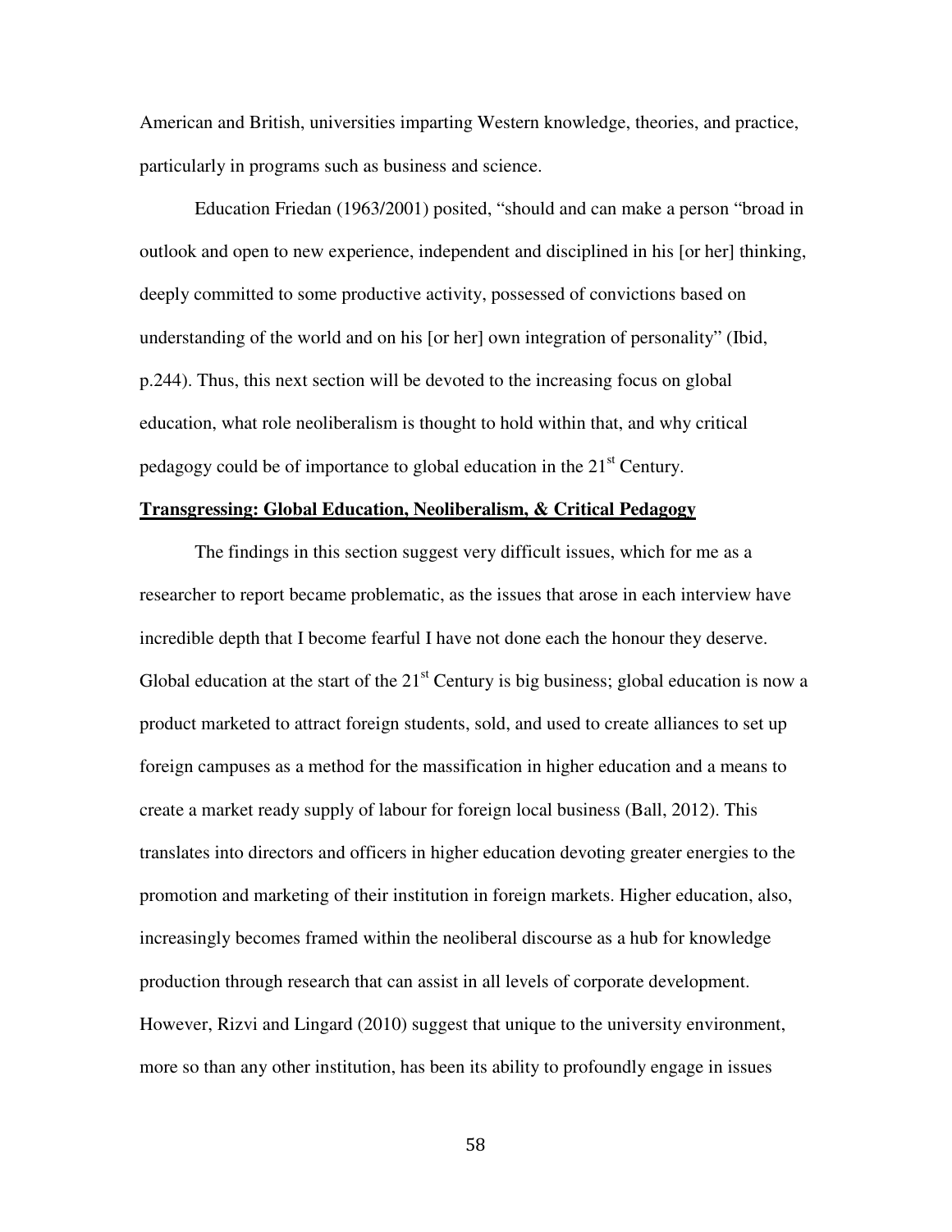American and British, universities imparting Western knowledge, theories, and practice, particularly in programs such as business and science.

Education Friedan (1963/2001) posited, "should and can make a person "broad in outlook and open to new experience, independent and disciplined in his [or her] thinking, deeply committed to some productive activity, possessed of convictions based on understanding of the world and on his [or her] own integration of personality" (Ibid, p.244). Thus, this next section will be devoted to the increasing focus on global education, what role neoliberalism is thought to hold within that, and why critical pedagogy could be of importance to global education in the 21st Century.

**Transgressing: Global Education, Neoliberalism, & Critical Pedagogy**

The findings in this section suggest very difficult issues, which for me as a researcher to report became problematic, as the issues that arose in each interview have incredible depth that I become fearful I have not done each the honour they deserve. Global education at the start of the 21st Century is big business; global education is now a product marketed to attract foreign students, sold, and used to create alliances to set up foreign campuses as a method for the massification in higher education and a means to create a market ready supply of labour for foreign local business (Ball, 2012). This translates into directors and officers in higher education devoting greater energies to the promotion and marketing of their institution in foreign markets. Higher education, also, increasingly becomes framed within the neoliberal discourse as a hub for knowledge production through research that can assist in all levels of corporate development. However, Rizvi and Lingard (2010) suggest that unique to the university environment, more so than any other institution, has been its ability to profoundly engage in issues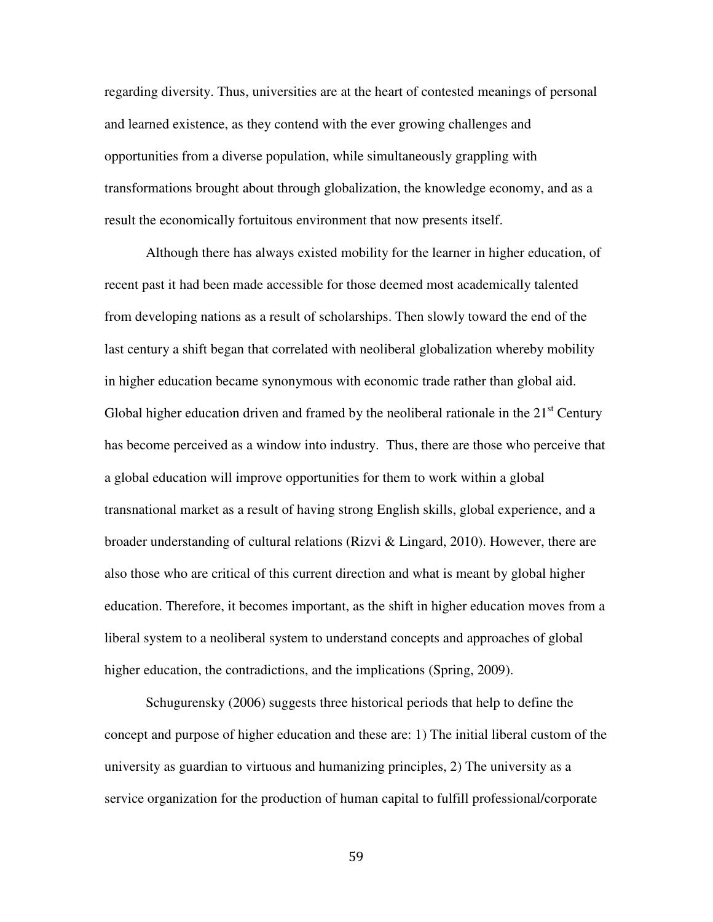regarding diversity. Thus, universities are at the heart of contested meanings of personal and learned existence, as they contend with the ever growing challenges and opportunities from a diverse population, while simultaneously grappling with transformations brought about through globalization, the knowledge economy, and as a result the economically fortuitous environment that now presents itself.

Although there has always existed mobility for the learner in higher education, of recent past it had been made accessible for those deemed most academically talented from developing nations as a result of scholarships. Then slowly toward the end of the last century a shift began that correlated with neoliberal globalization whereby mobility in higher education became synonymous with economic trade rather than global aid. Global higher education driven and framed by the neoliberal rationale in the 21st Century has become perceived as a window into industry. Thus, there are those who perceive that a global education will improve opportunities for them to work within a global transnational market as a result of having strong English skills, global experience, and a broader understanding of cultural relations (Rizvi & Lingard, 2010). However, there are also those who are critical of this current direction and what is meant by global higher education. Therefore, it becomes important, as the shift in higher education moves from a liberal system to a neoliberal system to understand concepts and approaches of global higher education, the contradictions, and the implications (Spring, 2009).

Schugurensky (2006) suggests three historical periods that help to define the concept and purpose of higher education and these are: 1) The initial liberal custom of the university as guardian to virtuous and humanizing principles, 2) The university as a service organization for the production of human capital to fulfill professional/corporate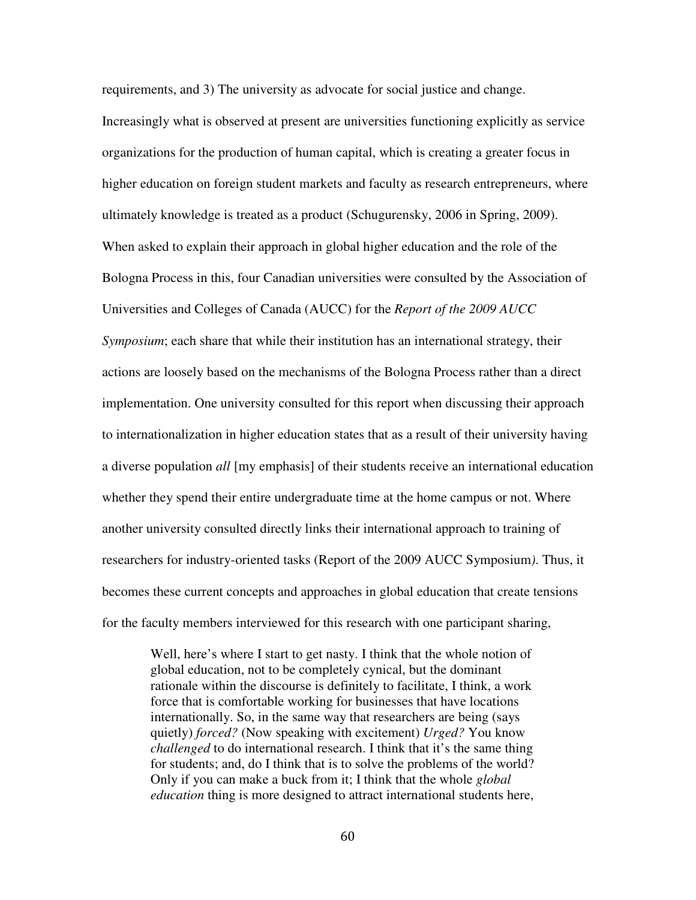requirements, and 3) The university as advocate for social justice and change. Increasingly what is observed at present are universities functioning explicitly as service organizations for the production of human capital, which is creating a greater focus in higher education on foreign student markets and faculty as research entrepreneurs, where ultimately knowledge is treated as a product (Schugurensky, 2006 in Spring, 2009). When asked to explain their approach in global higher education and the role of the Bologna Process in this, four Canadian universities were consulted by the Association of Universities and Colleges of Canada (AUCC) for the *Report of the 2009 AUCC Symposium*; each share that while their institution has an international strategy, their actions are loosely based on the mechanisms of the Bologna Process rather than a direct implementation. One university consulted for this report when discussing their approach to internationalization in higher education states that as a result of their university having a diverse population *all* [my emphasis] of their students receive an international education whether they spend their entire undergraduate time at the home campus or not. Where another university consulted directly links their international approach to training of researchers for industry-oriented tasks (Report of the 2009 AUCC Symposium*).* Thus, it becomes these current concepts and approaches in global education that create tensions for the faculty members interviewed for this research with one participant sharing,

> Well, here's where I start to get nasty. I think that the whole notion of global education, not to be completely cynical, but the dominant rationale within the discourse is definitely to facilitate, I think, a work force that is comfortable working for businesses that have locations internationally. So, in the same way that researchers are being (says quietly) *forced?* (Now speaking with excitement) *Urged?* You know *challenged* to do international research. I think that it's the same thing for students; and, do I think that is to solve the problems of the world? Only if you can make a buck from it; I think that the whole *global education* thing is more designed to attract international students here,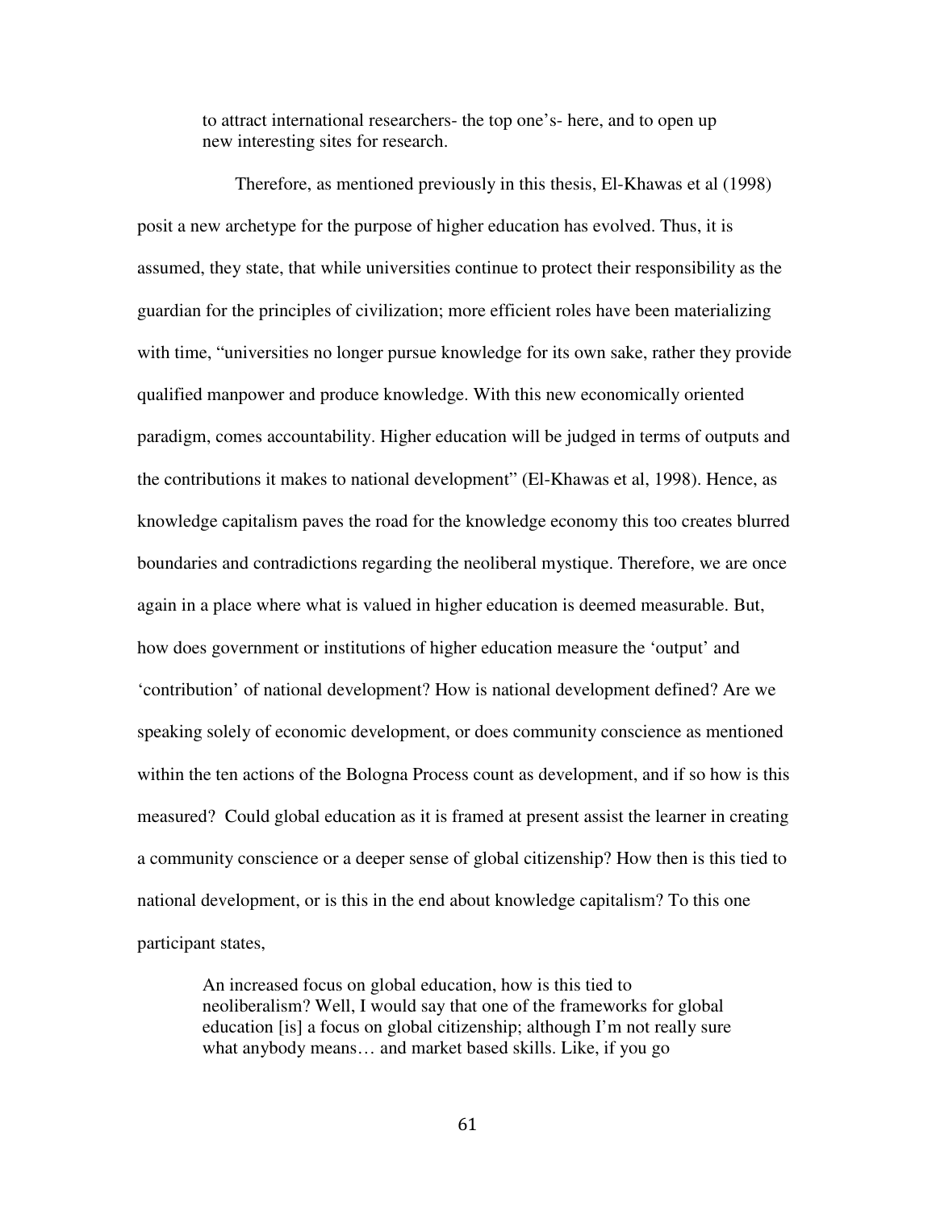> to attract international researchers- the top one's- here, and to open up new interesting sites for research.

Therefore, as mentioned previously in this thesis, El-Khawas et al (1998) posit a new archetype for the purpose of higher education has evolved. Thus, it is assumed, they state, that while universities continue to protect their responsibility as the guardian for the principles of civilization; more efficient roles have been materializing with time, "universities no longer pursue knowledge for its own sake, rather they provide qualified manpower and produce knowledge. With this new economically oriented paradigm, comes accountability. Higher education will be judged in terms of outputs and the contributions it makes to national development" (El-Khawas et al, 1998). Hence, as knowledge capitalism paves the road for the knowledge economy this too creates blurred boundaries and contradictions regarding the neoliberal mystique. Therefore, we are once again in a place where what is valued in higher education is deemed measurable. But, how does government or institutions of higher education measure the 'output' and 'contribution' of national development? How is national development defined? Are we speaking solely of economic development, or does community conscience as mentioned within the ten actions of the Bologna Process count as development, and if so how is this measured? Could global education as it is framed at present assist the learner in creating a community conscience or a deeper sense of global citizenship? How then is this tied to national development, or is this in the end about knowledge capitalism? To this one participant states,

> An increased focus on global education, how is this tied to neoliberalism? Well, I would say that one of the frameworks for global education [is] a focus on global citizenship; although I'm not really sure what anybody means… and market based skills. Like, if you go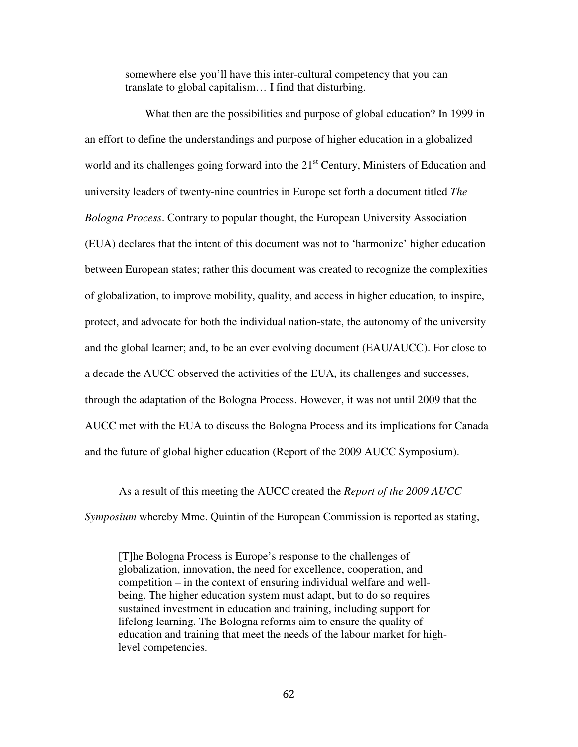> somewhere else you'll have this inter-cultural competency that you can translate to global capitalism… I find that disturbing.

What then are the possibilities and purpose of global education? In 1999 in an effort to define the understandings and purpose of higher education in a globalized world and its challenges going forward into the 21st Century, Ministers of Education and university leaders of twenty-nine countries in Europe set forth a document titled *The Bologna Process*. Contrary to popular thought, the European University Association (EUA) declares that the intent of this document was not to 'harmonize' higher education between European states; rather this document was created to recognize the complexities of globalization, to improve mobility, quality, and access in higher education, to inspire, protect, and advocate for both the individual nation-state, the autonomy of the university and the global learner; and, to be an ever evolving document (EAU/AUCC). For close to a decade the AUCC observed the activities of the EUA, its challenges and successes, through the adaptation of the Bologna Process. However, it was not until 2009 that the AUCC met with the EUA to discuss the Bologna Process and its implications for Canada and the future of global higher education (Report of the 2009 AUCC Symposium).

As a result of this meeting the AUCC created the *Report of the 2009 AUCC Symposium* whereby Mme. Quintin of the European Commission is reported as stating,

> [T]he Bologna Process is Europe's response to the challenges of globalization, innovation, the need for excellence, cooperation, and competition – in the context of ensuring individual welfare and well-being. The higher education system must adapt, but to do so requires sustained investment in education and training, including support for lifelong learning. The Bologna reforms aim to ensure the quality of education and training that meet the needs of the labour market for high-level competencies.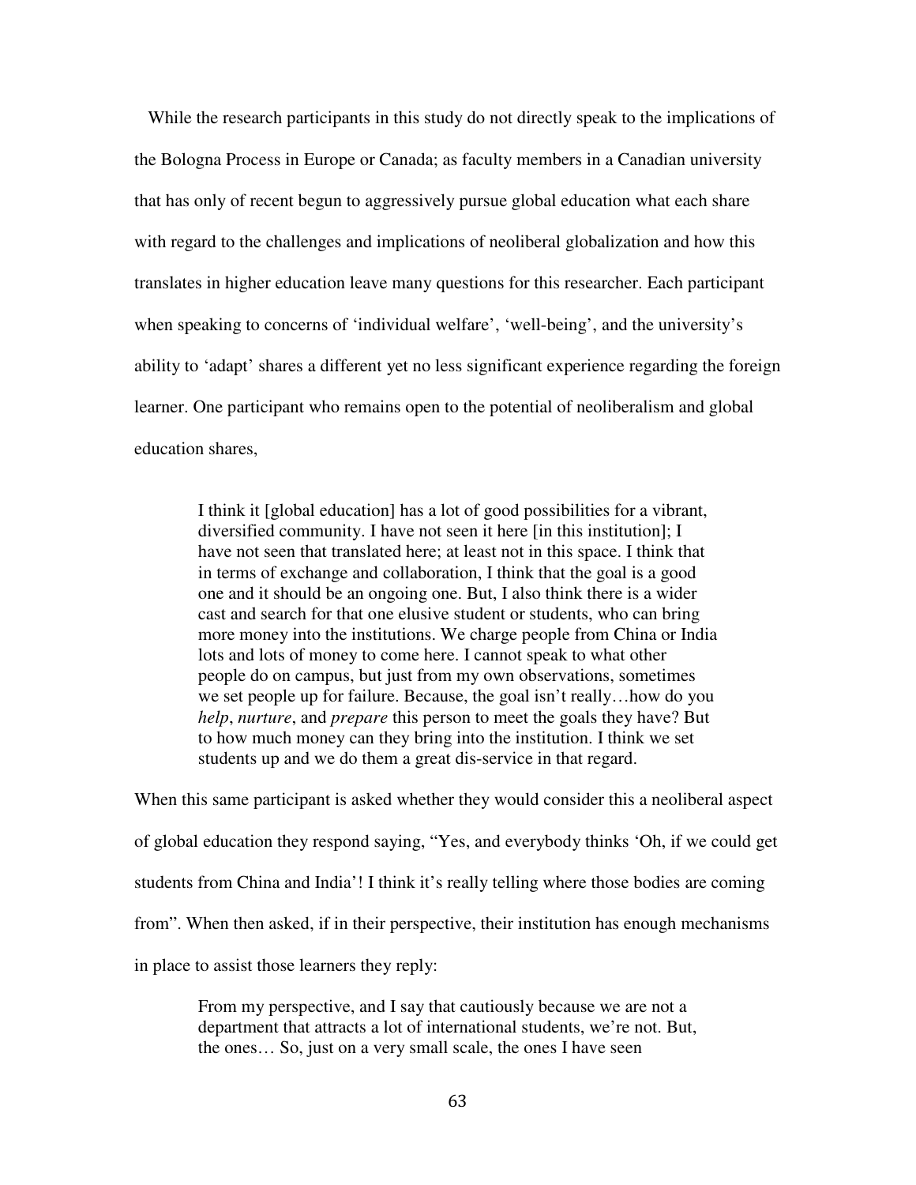While the research participants in this study do not directly speak to the implications of the Bologna Process in Europe or Canada; as faculty members in a Canadian university that has only of recent begun to aggressively pursue global education what each share with regard to the challenges and implications of neoliberal globalization and how this translates in higher education leave many questions for this researcher. Each participant when speaking to concerns of 'individual welfare', 'well-being', and the university's ability to 'adapt' shares a different yet no less significant experience regarding the foreign learner. One participant who remains open to the potential of neoliberalism and global education shares,

> I think it [global education] has a lot of good possibilities for a vibrant, diversified community. I have not seen it here [in this institution]; I have not seen that translated here; at least not in this space. I think that in terms of exchange and collaboration, I think that the goal is a good one and it should be an ongoing one. But, I also think there is a wider cast and search for that one elusive student or students, who can bring more money into the institutions. We charge people from China or India lots and lots of money to come here. I cannot speak to what other people do on campus, but just from my own observations, sometimes we set people up for failure. Because, the goal isn't really…how do you *help*, *nurture*, and *prepare* this person to meet the goals they have? But to how much money can they bring into the institution. I think we set students up and we do them a great dis-service in that regard.

When this same participant is asked whether they would consider this a neoliberal aspect of global education they respond saying, "Yes, and everybody thinks 'Oh, if we could get students from China and India'! I think it's really telling where those bodies are coming from". When then asked, if in their perspective, their institution has enough mechanisms in place to assist those learners they reply:

> From my perspective, and I say that cautiously because we are not a department that attracts a lot of international students, we're not. But, the ones… So, just on a very small scale, the ones I have seen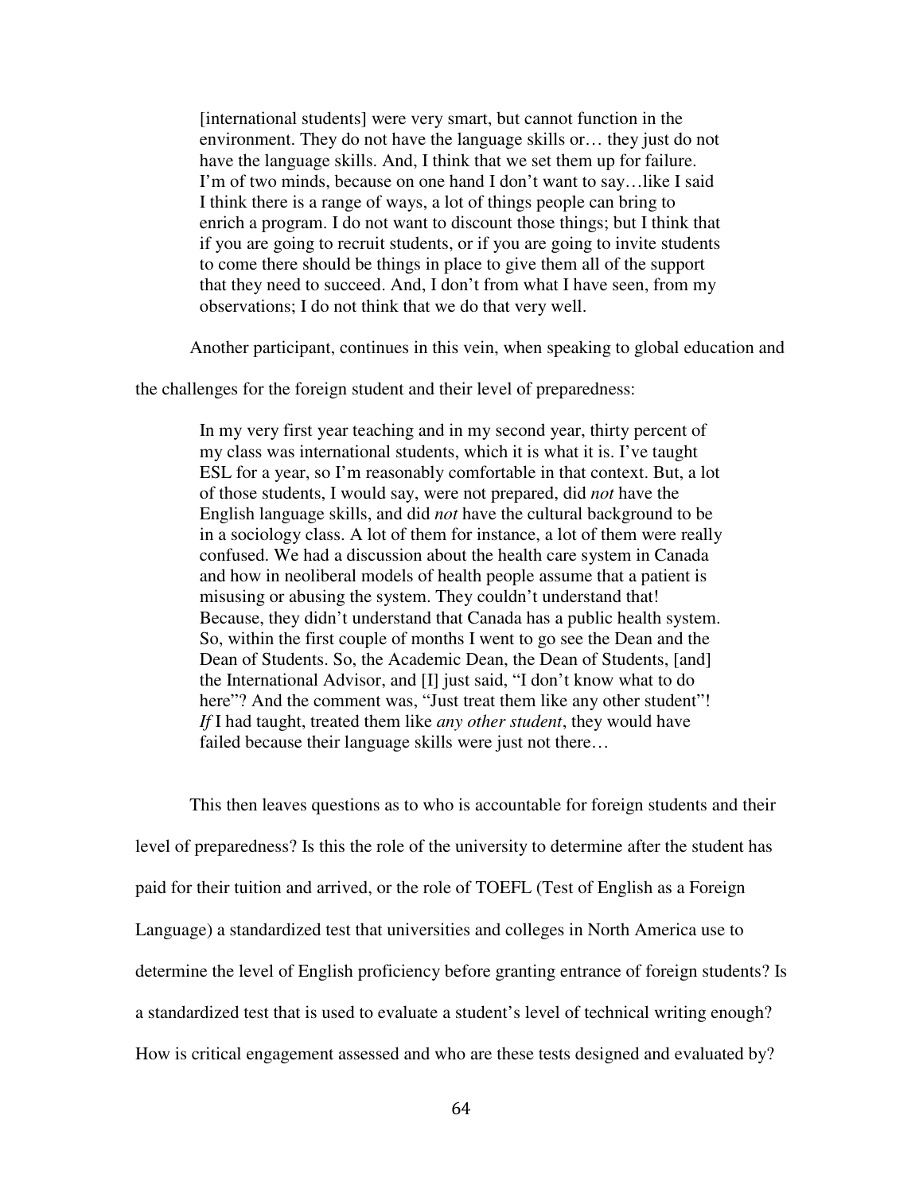> [international students] were very smart, but cannot function in the environment. They do not have the language skills or… they just do not have the language skills. And, I think that we set them up for failure. I'm of two minds, because on one hand I don't want to say…like I said I think there is a range of ways, a lot of things people can bring to enrich a program. I do not want to discount those things; but I think that if you are going to recruit students, or if you are going to invite students to come there should be things in place to give them all of the support that they need to succeed. And, I don't from what I have seen, from my observations; I do not think that we do that very well.

Another participant, continues in this vein, when speaking to global education and the challenges for the foreign student and their level of preparedness:

> In my very first year teaching and in my second year, thirty percent of my class was international students, which it is what it is. I've taught ESL for a year, so I'm reasonably comfortable in that context. But, a lot of those students, I would say, were not prepared, did *not* have the English language skills, and did *not* have the cultural background to be in a sociology class. A lot of them for instance, a lot of them were really confused. We had a discussion about the health care system in Canada and how in neoliberal models of health people assume that a patient is misusing or abusing the system. They couldn't understand that! Because, they didn't understand that Canada has a public health system. So, within the first couple of months I went to go see the Dean and the Dean of Students. So, the Academic Dean, the Dean of Students, [and] the International Advisor, and [I] just said, "I don't know what to do here"? And the comment was, "Just treat them like any other student"! *If* I had taught, treated them like *any other student*, they would have failed because their language skills were just not there…

This then leaves questions as to who is accountable for foreign students and their level of preparedness? Is this the role of the university to determine after the student has paid for their tuition and arrived, or the role of TOEFL (Test of English as a Foreign Language) a standardized test that universities and colleges in North America use to determine the level of English proficiency before granting entrance of foreign students? Is a standardized test that is used to evaluate a student's level of technical writing enough? How is critical engagement assessed and who are these tests designed and evaluated by?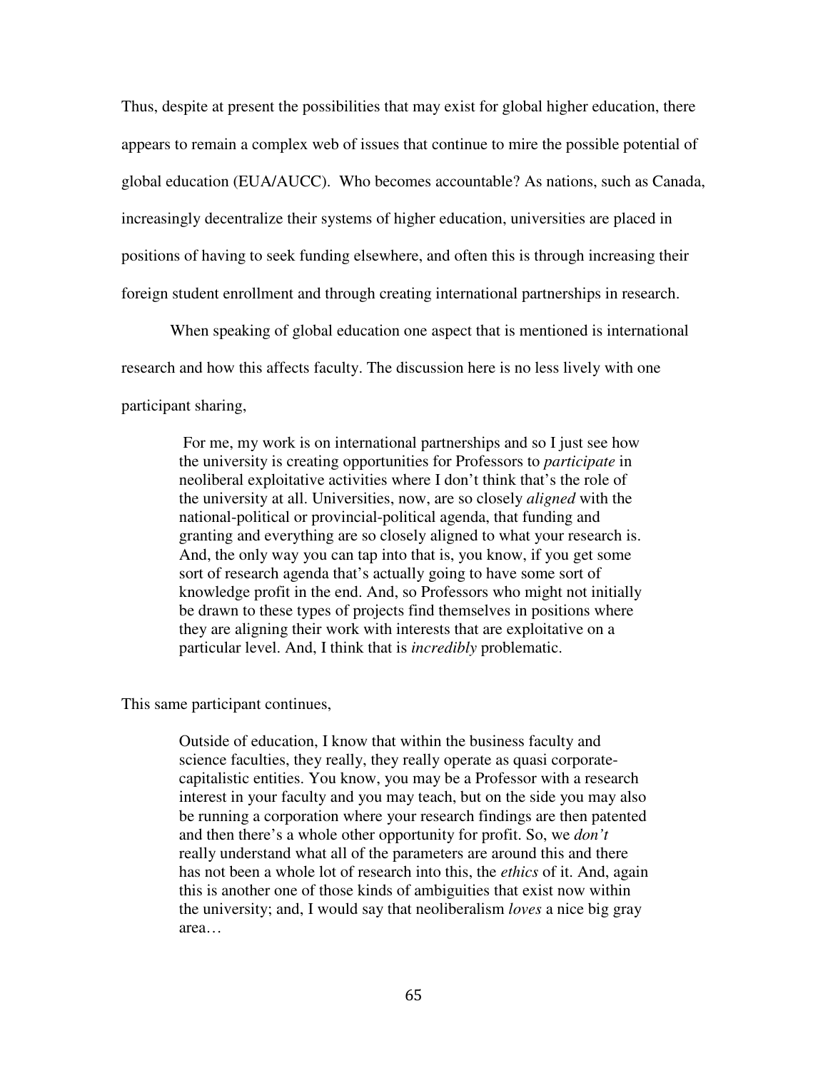Thus, despite at present the possibilities that may exist for global higher education, there appears to remain a complex web of issues that continue to mire the possible potential of global education (EUA/AUCC). Who becomes accountable? As nations, such as Canada, increasingly decentralize their systems of higher education, universities are placed in positions of having to seek funding elsewhere, and often this is through increasing their foreign student enrollment and through creating international partnerships in research.

When speaking of global education one aspect that is mentioned is international research and how this affects faculty. The discussion here is no less lively with one participant sharing,

> For me, my work is on international partnerships and so I just see how the university is creating opportunities for Professors to *participate* in neoliberal exploitative activities where I don't think that's the role of the university at all. Universities, now, are so closely *aligned* with the national-political or provincial-political agenda, that funding and granting and everything are so closely aligned to what your research is. And, the only way you can tap into that is, you know, if you get some sort of research agenda that's actually going to have some sort of knowledge profit in the end. And, so Professors who might not initially be drawn to these types of projects find themselves in positions where they are aligning their work with interests that are exploitative on a particular level. And, I think that is *incredibly* problematic.

This same participant continues,

> Outside of education, I know that within the business faculty and science faculties, they really, they really operate as quasi corporate-capitalistic entities. You know, you may be a Professor with a research interest in your faculty and you may teach, but on the side you may also be running a corporation where your research findings are then patented and then there's a whole other opportunity for profit. So, we *don't* really understand what all of the parameters are around this and there has not been a whole lot of research into this, the *ethics* of it. And, again this is another one of those kinds of ambiguities that exist now within the university; and, I would say that neoliberalism *loves* a nice big gray area…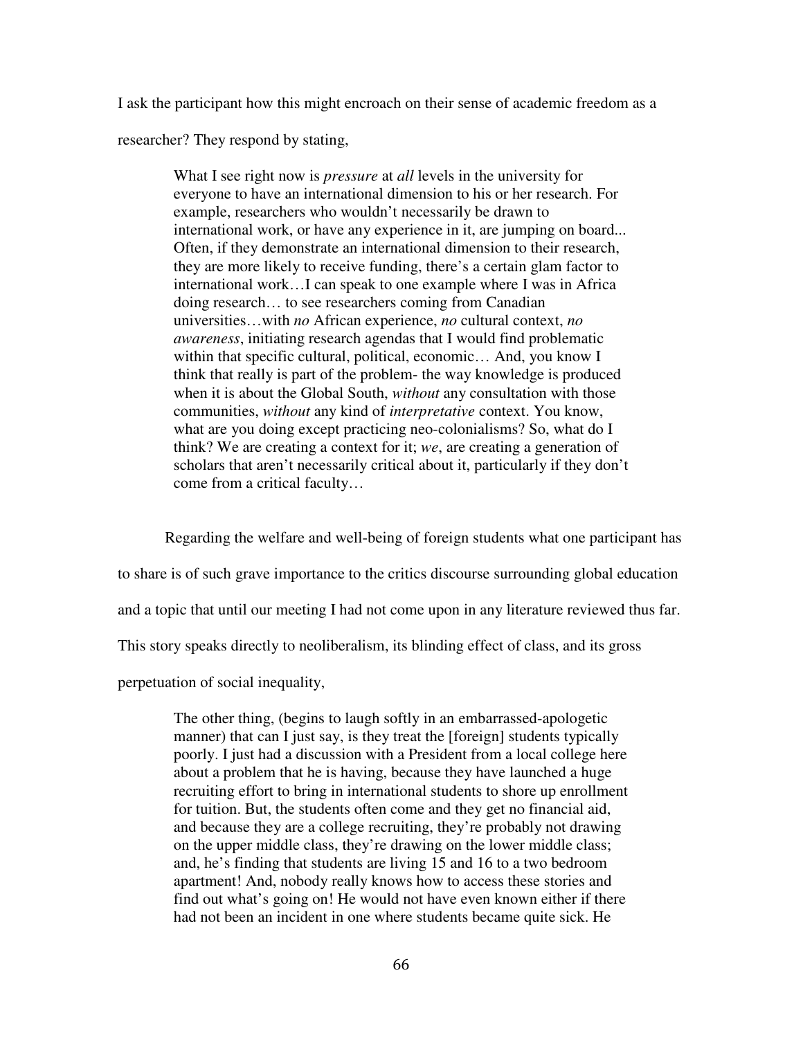I ask the participant how this might encroach on their sense of academic freedom as a researcher? They respond by stating,

> What I see right now is *pressure* at *all* levels in the university for everyone to have an international dimension to his or her research. For example, researchers who wouldn't necessarily be drawn to international work, or have any experience in it, are jumping on board... Often, if they demonstrate an international dimension to their research, they are more likely to receive funding, there's a certain glam factor to international work…I can speak to one example where I was in Africa doing research… to see researchers coming from Canadian universities…with *no* African experience, *no* cultural context, *no awareness*, initiating research agendas that I would find problematic within that specific cultural, political, economic… And, you know I think that really is part of the problem- the way knowledge is produced when it is about the Global South, *without* any consultation with those communities, *without* any kind of *interpretative* context. You know, what are you doing except practicing neo-colonialisms? So, what do I think? We are creating a context for it; *we*, are creating a generation of scholars that aren't necessarily critical about it, particularly if they don't come from a critical faculty…

Regarding the welfare and well-being of foreign students what one participant has to share is of such grave importance to the critics discourse surrounding global education and a topic that until our meeting I had not come upon in any literature reviewed thus far. This story speaks directly to neoliberalism, its blinding effect of class, and its gross perpetuation of social inequality,

> The other thing, (begins to laugh softly in an embarrassed-apologetic manner) that can I just say, is they treat the [foreign] students typically poorly. I just had a discussion with a President from a local college here about a problem that he is having, because they have launched a huge recruiting effort to bring in international students to shore up enrollment for tuition. But, the students often come and they get no financial aid, and because they are a college recruiting, they're probably not drawing on the upper middle class, they're drawing on the lower middle class; and, he's finding that students are living 15 and 16 to a two bedroom apartment! And, nobody really knows how to access these stories and find out what's going on! He would not have even known either if there had not been an incident in one where students became quite sick. He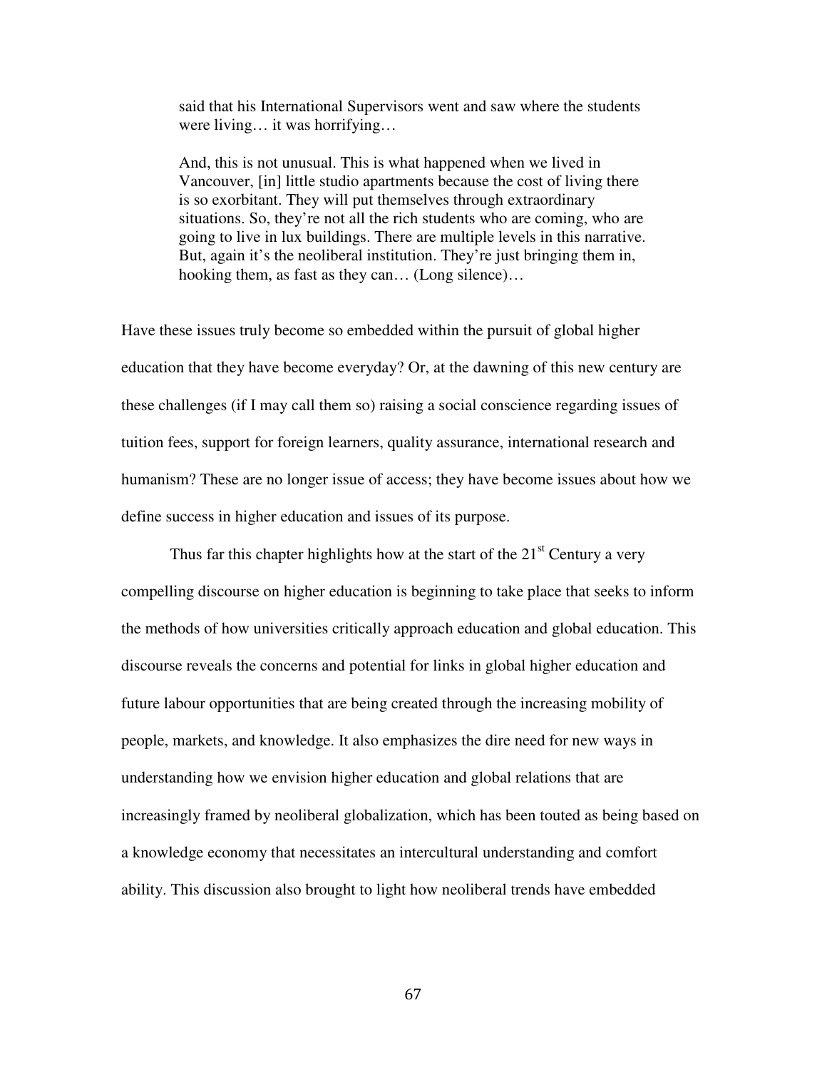> said that his International Supervisors went and saw where the students were living… it was horrifying…
>
> And, this is not unusual. This is what happened when we lived in Vancouver, [in] little studio apartments because the cost of living there is so exorbitant. They will put themselves through extraordinary situations. So, they're not all the rich students who are coming, who are going to live in lux buildings. There are multiple levels in this narrative. But, again it's the neoliberal institution. They're just bringing them in, hooking them, as fast as they can… (Long silence)…

Have these issues truly become so embedded within the pursuit of global higher education that they have become everyday? Or, at the dawning of this new century are these challenges (if I may call them so) raising a social conscience regarding issues of tuition fees, support for foreign learners, quality assurance, international research and humanism? These are no longer issue of access; they have become issues about how we define success in higher education and issues of its purpose.

Thus far this chapter highlights how at the start of the 21st Century a very compelling discourse on higher education is beginning to take place that seeks to inform the methods of how universities critically approach education and global education. This discourse reveals the concerns and potential for links in global higher education and future labour opportunities that are being created through the increasing mobility of people, markets, and knowledge. It also emphasizes the dire need for new ways in understanding how we envision higher education and global relations that are increasingly framed by neoliberal globalization, which has been touted as being based on a knowledge economy that necessitates an intercultural understanding and comfort ability. This discussion also brought to light how neoliberal trends have embedded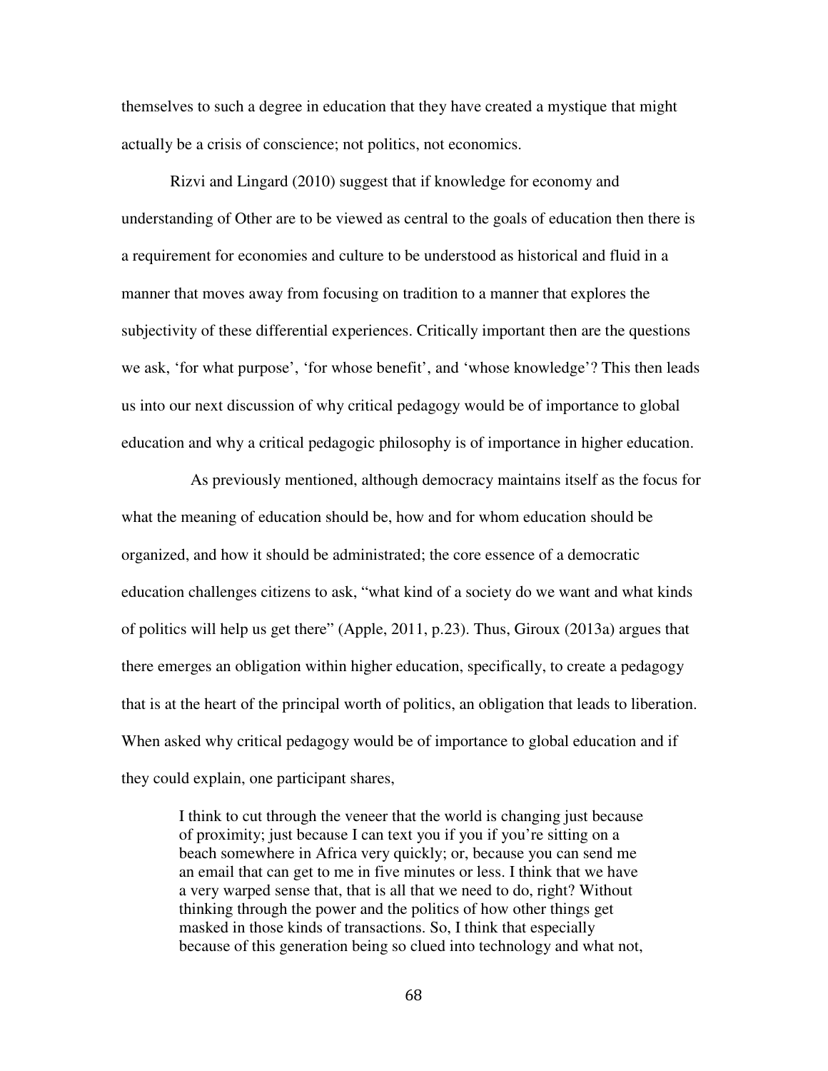themselves to such a degree in education that they have created a mystique that might actually be a crisis of conscience; not politics, not economics.

Rizvi and Lingard (2010) suggest that if knowledge for economy and understanding of Other are to be viewed as central to the goals of education then there is a requirement for economies and culture to be understood as historical and fluid in a manner that moves away from focusing on tradition to a manner that explores the subjectivity of these differential experiences. Critically important then are the questions we ask, 'for what purpose', 'for whose benefit', and 'whose knowledge'? This then leads us into our next discussion of why critical pedagogy would be of importance to global education and why a critical pedagogic philosophy is of importance in higher education.

As previously mentioned, although democracy maintains itself as the focus for what the meaning of education should be, how and for whom education should be organized, and how it should be administrated; the core essence of a democratic education challenges citizens to ask, "what kind of a society do we want and what kinds of politics will help us get there" (Apple, 2011, p.23). Thus, Giroux (2013a) argues that there emerges an obligation within higher education, specifically, to create a pedagogy that is at the heart of the principal worth of politics, an obligation that leads to liberation. When asked why critical pedagogy would be of importance to global education and if they could explain, one participant shares,

> I think to cut through the veneer that the world is changing just because of proximity; just because I can text you if you if you're sitting on a beach somewhere in Africa very quickly; or, because you can send me an email that can get to me in five minutes or less. I think that we have a very warped sense that, that is all that we need to do, right? Without thinking through the power and the politics of how other things get masked in those kinds of transactions. So, I think that especially because of this generation being so clued into technology and what not,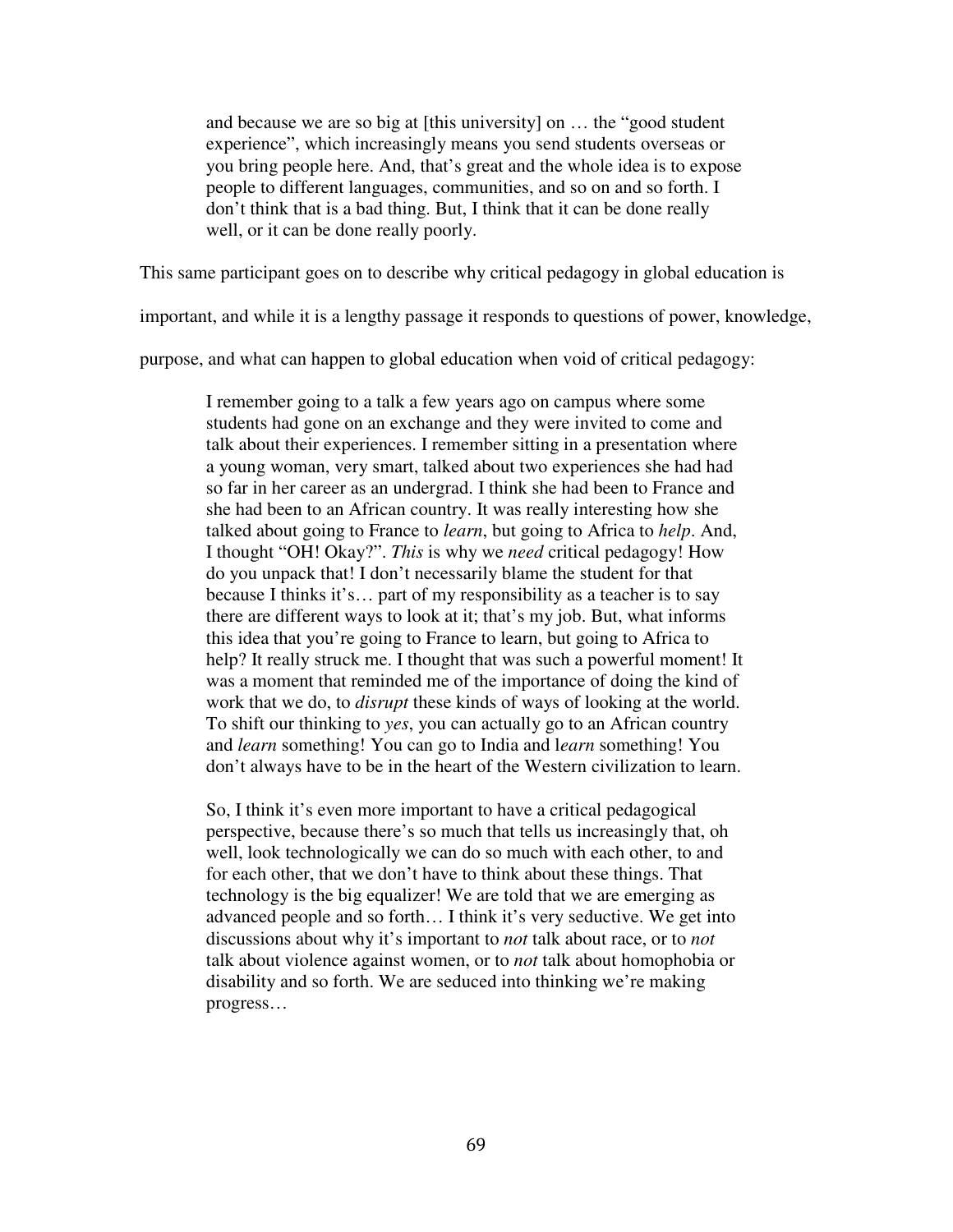> and because we are so big at [this university] on … the "good student experience", which increasingly means you send students overseas or you bring people here. And, that's great and the whole idea is to expose people to different languages, communities, and so on and so forth. I don't think that is a bad thing. But, I think that it can be done really well, or it can be done really poorly.

This same participant goes on to describe why critical pedagogy in global education is important, and while it is a lengthy passage it responds to questions of power, knowledge, purpose, and what can happen to global education when void of critical pedagogy:

> I remember going to a talk a few years ago on campus where some students had gone on an exchange and they were invited to come and talk about their experiences. I remember sitting in a presentation where a young woman, very smart, talked about two experiences she had had so far in her career as an undergrad. I think she had been to France and she had been to an African country. It was really interesting how she talked about going to France to *learn*, but going to Africa to *help*. And, I thought "OH! Okay?". *This* is why we *need* critical pedagogy! How do you unpack that! I don't necessarily blame the student for that because I thinks it's… part of my responsibility as a teacher is to say there are different ways to look at it; that's my job. But, what informs this idea that you're going to France to learn, but going to Africa to help? It really struck me. I thought that was such a powerful moment! It was a moment that reminded me of the importance of doing the kind of work that we do, to *disrupt* these kinds of ways of looking at the world. To shift our thinking to *yes*, you can actually go to an African country and *learn* something! You can go to India and l*earn* something! You don't always have to be in the heart of the Western civilization to learn.
>
> So, I think it's even more important to have a critical pedagogical perspective, because there's so much that tells us increasingly that, oh well, look technologically we can do so much with each other, to and for each other, that we don't have to think about these things. That technology is the big equalizer! We are told that we are emerging as advanced people and so forth… I think it's very seductive. We get into discussions about why it's important to *not* talk about race, or to *not* talk about violence against women, or to *not* talk about homophobia or disability and so forth. We are seduced into thinking we're making progress…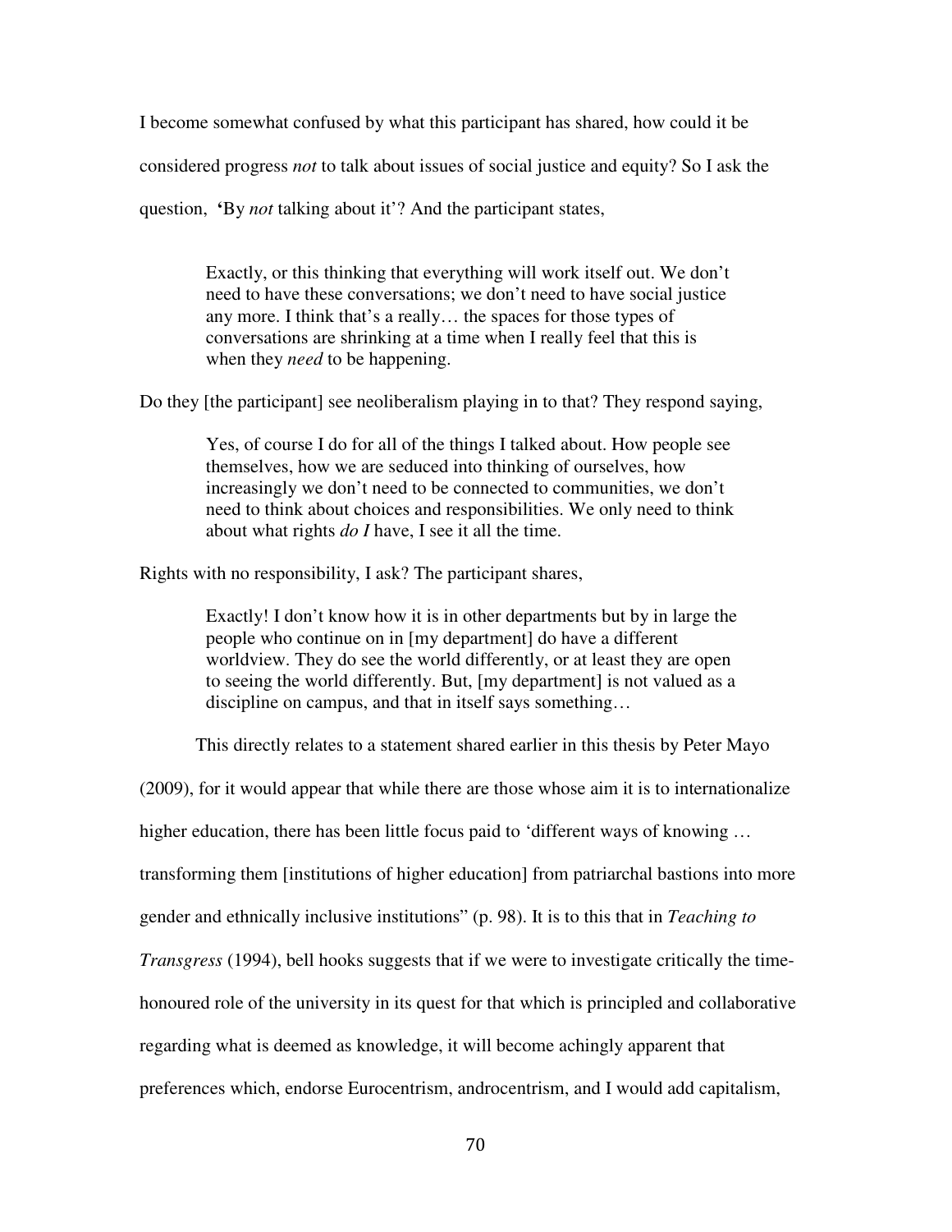I become somewhat confused by what this participant has shared, how could it be considered progress *not* to talk about issues of social justice and equity? So I ask the question, **'**By *not* talking about it'? And the participant states,

> Exactly, or this thinking that everything will work itself out. We don't need to have these conversations; we don't need to have social justice any more. I think that's a really… the spaces for those types of conversations are shrinking at a time when I really feel that this is when they *need* to be happening.

Do they [the participant] see neoliberalism playing in to that? They respond saying,

> Yes, of course I do for all of the things I talked about. How people see themselves, how we are seduced into thinking of ourselves, how increasingly we don't need to be connected to communities, we don't need to think about choices and responsibilities. We only need to think about what rights *do I* have, I see it all the time.

Rights with no responsibility, I ask? The participant shares,

> Exactly! I don't know how it is in other departments but by in large the people who continue on in [my department] do have a different worldview. They do see the world differently, or at least they are open to seeing the world differently. But, [my department] is not valued as a discipline on campus, and that in itself says something…

This directly relates to a statement shared earlier in this thesis by Peter Mayo (2009), for it would appear that while there are those whose aim it is to internationalize higher education, there has been little focus paid to 'different ways of knowing … transforming them [institutions of higher education] from patriarchal bastions into more gender and ethnically inclusive institutions" (p. 98). It is to this that in *Teaching to Transgress* (1994), bell hooks suggests that if we were to investigate critically the time-honoured role of the university in its quest for that which is principled and collaborative regarding what is deemed as knowledge, it will become achingly apparent that preferences which, endorse Eurocentrism, androcentrism, and I would add capitalism,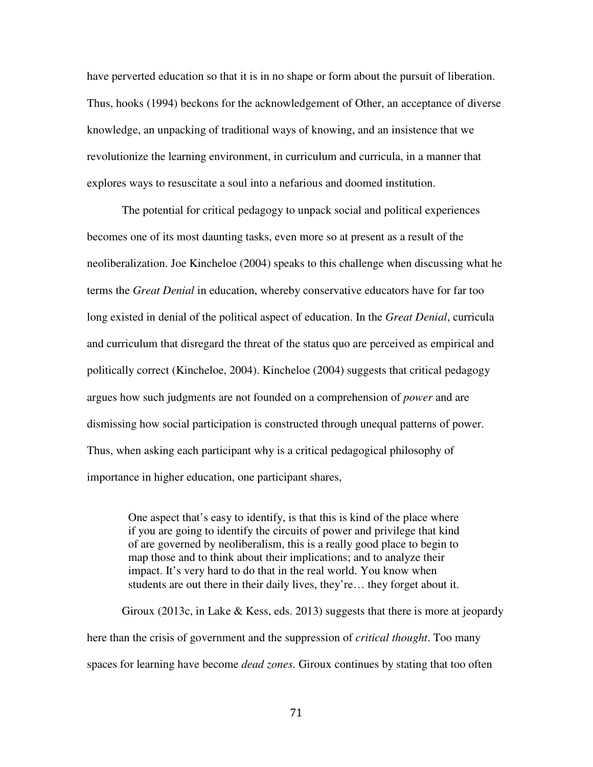have perverted education so that it is in no shape or form about the pursuit of liberation. Thus, hooks (1994) beckons for the acknowledgement of Other, an acceptance of diverse knowledge, an unpacking of traditional ways of knowing, and an insistence that we revolutionize the learning environment, in curriculum and curricula, in a manner that explores ways to resuscitate a soul into a nefarious and doomed institution.

The potential for critical pedagogy to unpack social and political experiences becomes one of its most daunting tasks, even more so at present as a result of the neoliberalization. Joe Kincheloe (2004) speaks to this challenge when discussing what he terms the *Great Denial* in education, whereby conservative educators have for far too long existed in denial of the political aspect of education. In the *Great Denial*, curricula and curriculum that disregard the threat of the status quo are perceived as empirical and politically correct (Kincheloe, 2004). Kincheloe (2004) suggests that critical pedagogy argues how such judgments are not founded on a comprehension of *power* and are dismissing how social participation is constructed through unequal patterns of power. Thus, when asking each participant why is a critical pedagogical philosophy of importance in higher education, one participant shares,

> One aspect that's easy to identify, is that this is kind of the place where if you are going to identify the circuits of power and privilege that kind of are governed by neoliberalism, this is a really good place to begin to map those and to think about their implications; and to analyze their impact. It's very hard to do that in the real world. You know when students are out there in their daily lives, they're… they forget about it.

Giroux (2013c, in Lake & Kess, eds. 2013) suggests that there is more at jeopardy here than the crisis of government and the suppression of *critical thought*. Too many spaces for learning have become *dead zones*. Giroux continues by stating that too often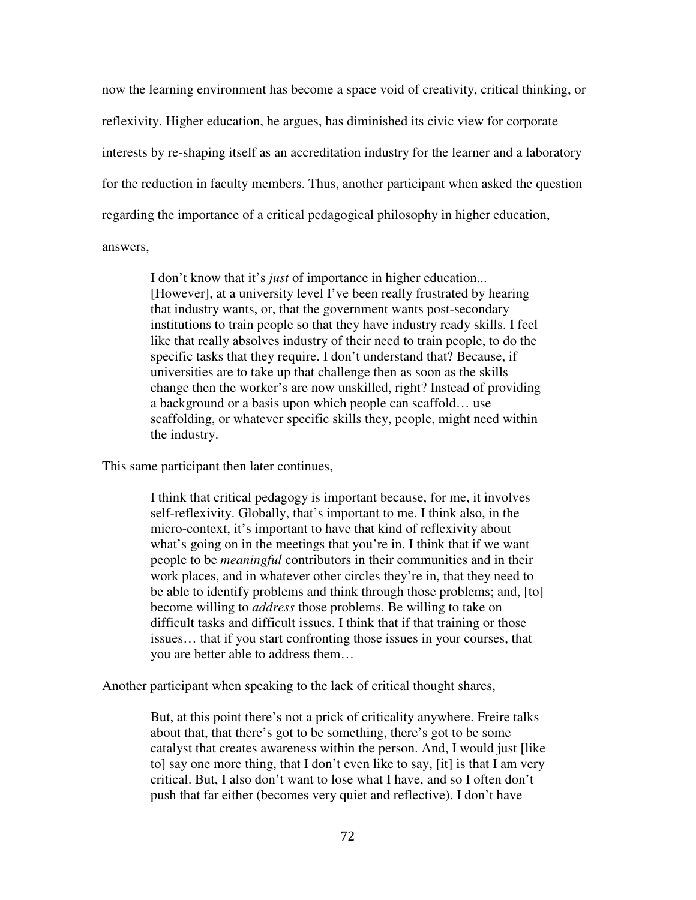now the learning environment has become a space void of creativity, critical thinking, or reflexivity. Higher education, he argues, has diminished its civic view for corporate interests by re-shaping itself as an accreditation industry for the learner and a laboratory for the reduction in faculty members. Thus, another participant when asked the question regarding the importance of a critical pedagogical philosophy in higher education, answers,

> I don't know that it's *just* of importance in higher education... [However], at a university level I've been really frustrated by hearing that industry wants, or, that the government wants post-secondary institutions to train people so that they have industry ready skills. I feel like that really absolves industry of their need to train people, to do the specific tasks that they require. I don't understand that? Because, if universities are to take up that challenge then as soon as the skills change then the worker's are now unskilled, right? Instead of providing a background or a basis upon which people can scaffold… use scaffolding, or whatever specific skills they, people, might need within the industry.

This same participant then later continues,

> I think that critical pedagogy is important because, for me, it involves self-reflexivity. Globally, that's important to me. I think also, in the micro-context, it's important to have that kind of reflexivity about what's going on in the meetings that you're in. I think that if we want people to be *meaningful* contributors in their communities and in their work places, and in whatever other circles they're in, that they need to be able to identify problems and think through those problems; and, [to] become willing to *address* those problems. Be willing to take on difficult tasks and difficult issues. I think that if that training or those issues… that if you start confronting those issues in your courses, that you are better able to address them…

Another participant when speaking to the lack of critical thought shares,

> But, at this point there's not a prick of criticality anywhere. Freire talks about that, that there's got to be something, there's got to be some catalyst that creates awareness within the person. And, I would just [like to] say one more thing, that I don't even like to say, [it] is that I am very critical. But, I also don't want to lose what I have, and so I often don't push that far either (becomes very quiet and reflective). I don't have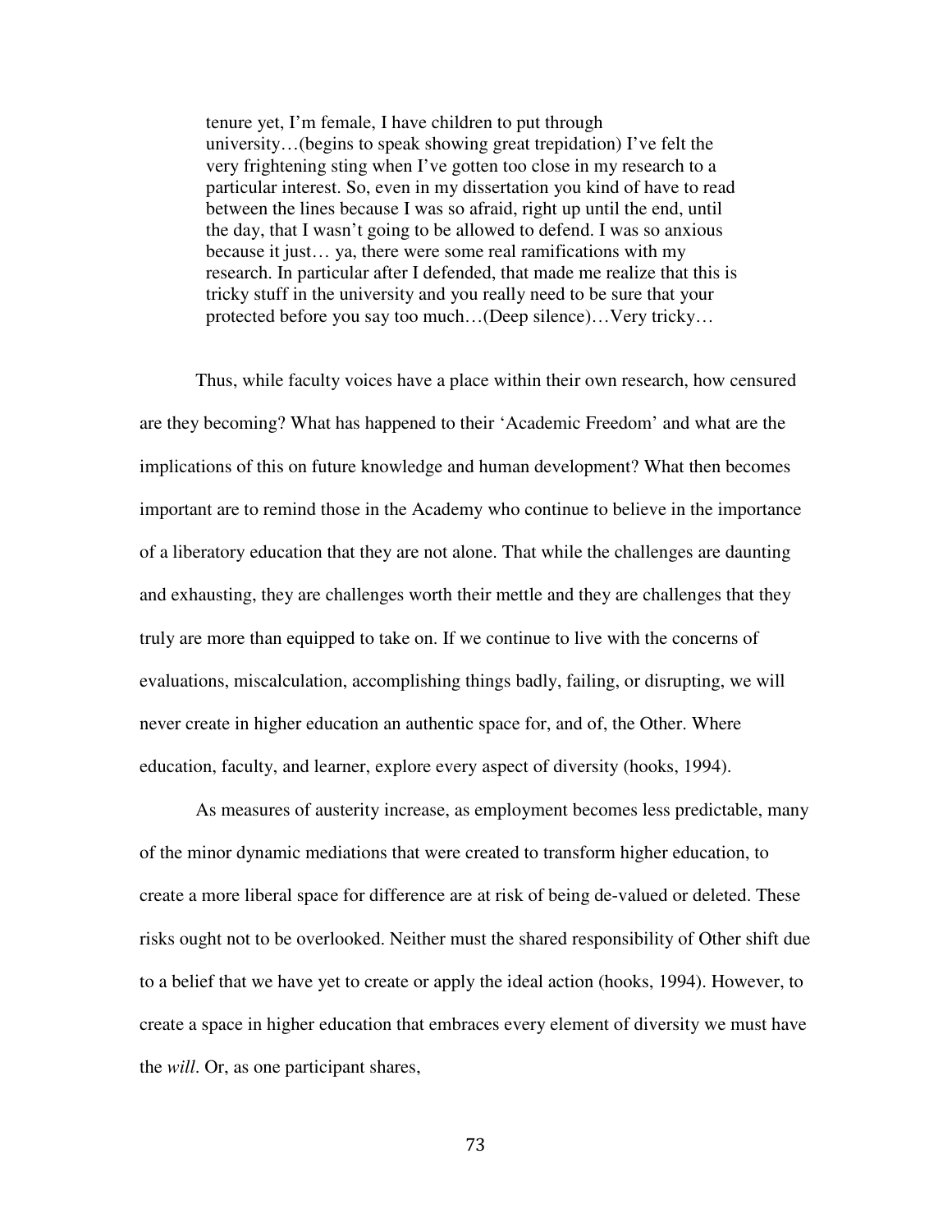> tenure yet, I'm female, I have children to put through university…(begins to speak showing great trepidation) I've felt the very frightening sting when I've gotten too close in my research to a particular interest. So, even in my dissertation you kind of have to read between the lines because I was so afraid, right up until the end, until the day, that I wasn't going to be allowed to defend. I was so anxious because it just… ya, there were some real ramifications with my research. In particular after I defended, that made me realize that this is tricky stuff in the university and you really need to be sure that your protected before you say too much…(Deep silence)…Very tricky…

Thus, while faculty voices have a place within their own research, how censured are they becoming? What has happened to their 'Academic Freedom' and what are the implications of this on future knowledge and human development? What then becomes important are to remind those in the Academy who continue to believe in the importance of a liberatory education that they are not alone. That while the challenges are daunting and exhausting, they are challenges worth their mettle and they are challenges that they truly are more than equipped to take on. If we continue to live with the concerns of evaluations, miscalculation, accomplishing things badly, failing, or disrupting, we will never create in higher education an authentic space for, and of, the Other. Where education, faculty, and learner, explore every aspect of diversity (hooks, 1994).

As measures of austerity increase, as employment becomes less predictable, many of the minor dynamic mediations that were created to transform higher education, to create a more liberal space for difference are at risk of being de-valued or deleted. These risks ought not to be overlooked. Neither must the shared responsibility of Other shift due to a belief that we have yet to create or apply the ideal action (hooks, 1994). However, to create a space in higher education that embraces every element of diversity we must have the *will*. Or, as one participant shares,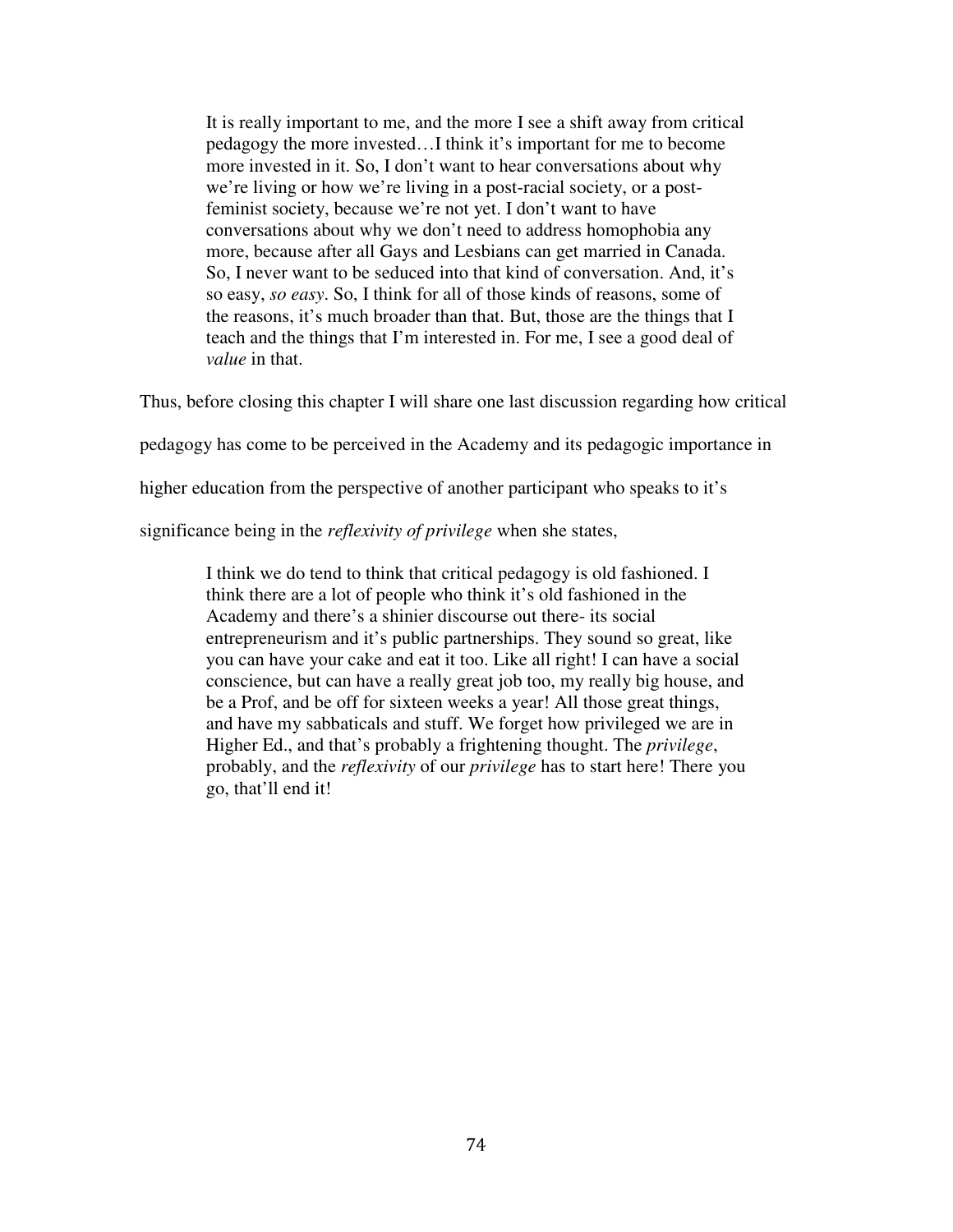> It is really important to me, and the more I see a shift away from critical pedagogy the more invested…I think it's important for me to become more invested in it. So, I don't want to hear conversations about why we're living or how we're living in a post-racial society, or a post-feminist society, because we're not yet. I don't want to have conversations about why we don't need to address homophobia any more, because after all Gays and Lesbians can get married in Canada. So, I never want to be seduced into that kind of conversation. And, it's so easy, *so easy*. So, I think for all of those kinds of reasons, some of the reasons, it's much broader than that. But, those are the things that I teach and the things that I'm interested in. For me, I see a good deal of *value* in that.

Thus, before closing this chapter I will share one last discussion regarding how critical pedagogy has come to be perceived in the Academy and its pedagogic importance in higher education from the perspective of another participant who speaks to it's significance being in the *reflexivity of privilege* when she states,

> I think we do tend to think that critical pedagogy is old fashioned. I think there are a lot of people who think it's old fashioned in the Academy and there's a shinier discourse out there- its social entrepreneurism and it's public partnerships. They sound so great, like you can have your cake and eat it too. Like all right! I can have a social conscience, but can have a really great job too, my really big house, and be a Prof, and be off for sixteen weeks a year! All those great things, and have my sabbaticals and stuff. We forget how privileged we are in Higher Ed., and that's probably a frightening thought. The *privilege*, probably, and the *reflexivity* of our *privilege* has to start here! There you go, that'll end it!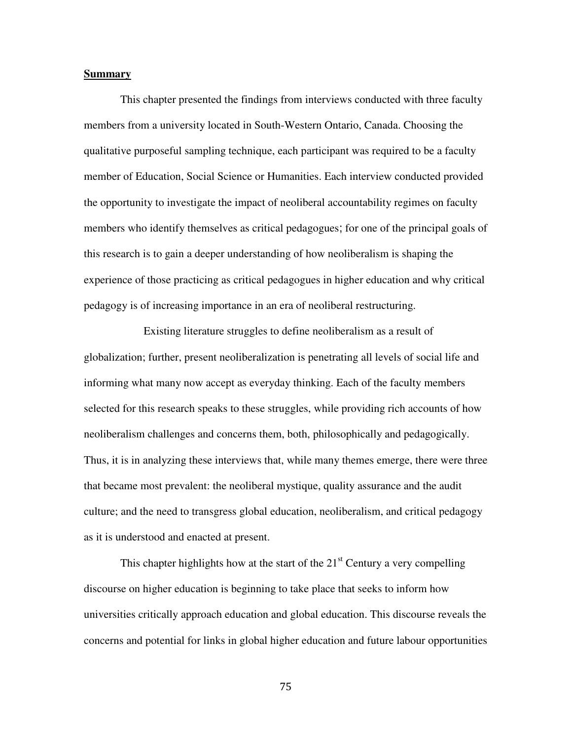**Summary**

This chapter presented the findings from interviews conducted with three faculty members from a university located in South-Western Ontario, Canada. Choosing the qualitative purposeful sampling technique, each participant was required to be a faculty member of Education, Social Science or Humanities. Each interview conducted provided the opportunity to investigate the impact of neoliberal accountability regimes on faculty members who identify themselves as critical pedagogues; for one of the principal goals of this research is to gain a deeper understanding of how neoliberalism is shaping the experience of those practicing as critical pedagogues in higher education and why critical pedagogy is of increasing importance in an era of neoliberal restructuring.

Existing literature struggles to define neoliberalism as a result of globalization; further, present neoliberalization is penetrating all levels of social life and informing what many now accept as everyday thinking. Each of the faculty members selected for this research speaks to these struggles, while providing rich accounts of how neoliberalism challenges and concerns them, both, philosophically and pedagogically. Thus, it is in analyzing these interviews that, while many themes emerge, there were three that became most prevalent: the neoliberal mystique, quality assurance and the audit culture; and the need to transgress global education, neoliberalism, and critical pedagogy as it is understood and enacted at present.

This chapter highlights how at the start of the 21st Century a very compelling discourse on higher education is beginning to take place that seeks to inform how universities critically approach education and global education. This discourse reveals the concerns and potential for links in global higher education and future labour opportunities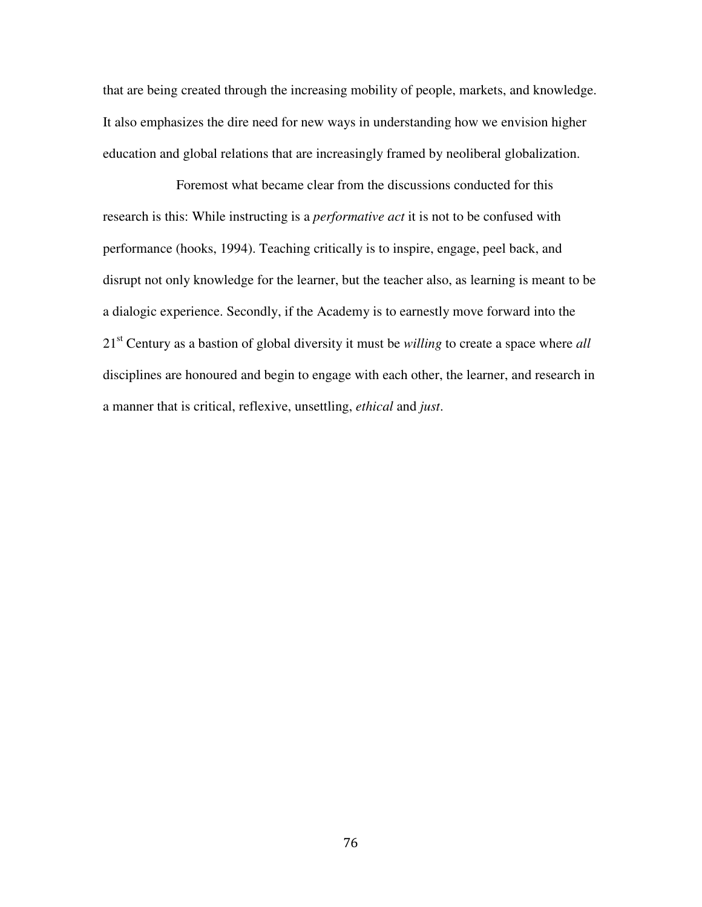that are being created through the increasing mobility of people, markets, and knowledge. It also emphasizes the dire need for new ways in understanding how we envision higher education and global relations that are increasingly framed by neoliberal globalization.

Foremost what became clear from the discussions conducted for this research is this: While instructing is a *performative act* it is not to be confused with performance (hooks, 1994). Teaching critically is to inspire, engage, peel back, and disrupt not only knowledge for the learner, but the teacher also, as learning is meant to be a dialogic experience. Secondly, if the Academy is to earnestly move forward into the 21st Century as a bastion of global diversity it must be *willing* to create a space where *all* disciplines are honoured and begin to engage with each other, the learner, and research in a manner that is critical, reflexive, unsettling, *ethical* and *just*.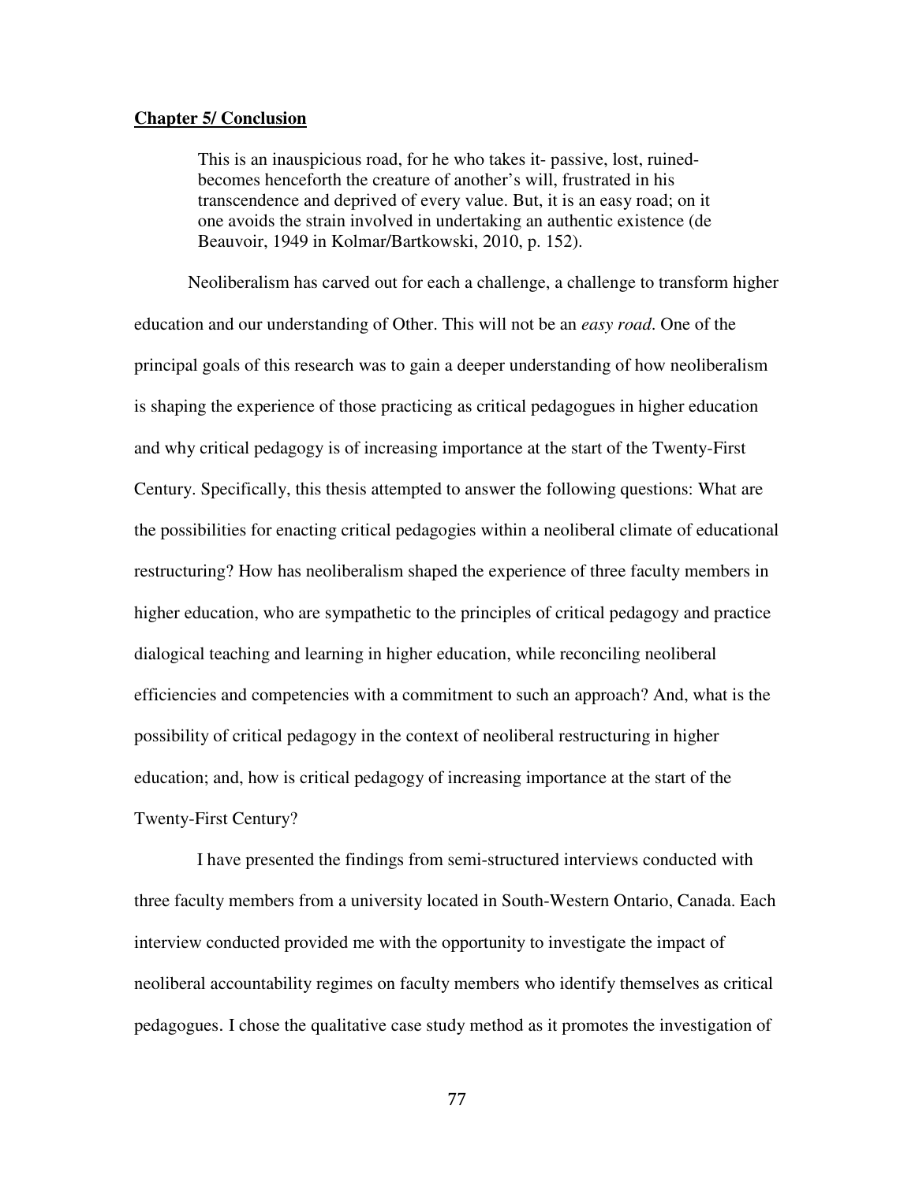## Chapter 5/ Conclusion

> This is an inauspicious road, for he who takes it- passive, lost, ruined- becomes henceforth the creature of another's will, frustrated in his transcendence and deprived of every value. But, it is an easy road; on it one avoids the strain involved in undertaking an authentic existence (de Beauvoir, 1949 in Kolmar/Bartkowski, 2010, p. 152).

Neoliberalism has carved out for each a challenge, a challenge to transform higher education and our understanding of Other. This will not be an *easy road*. One of the principal goals of this research was to gain a deeper understanding of how neoliberalism is shaping the experience of those practicing as critical pedagogues in higher education and why critical pedagogy is of increasing importance at the start of the Twenty-First Century. Specifically, this thesis attempted to answer the following questions: What are the possibilities for enacting critical pedagogies within a neoliberal climate of educational restructuring? How has neoliberalism shaped the experience of three faculty members in higher education, who are sympathetic to the principles of critical pedagogy and practice dialogical teaching and learning in higher education, while reconciling neoliberal efficiencies and competencies with a commitment to such an approach? And, what is the possibility of critical pedagogy in the context of neoliberal restructuring in higher education; and, how is critical pedagogy of increasing importance at the start of the Twenty-First Century?

I have presented the findings from semi-structured interviews conducted with three faculty members from a university located in South-Western Ontario, Canada. Each interview conducted provided me with the opportunity to investigate the impact of neoliberal accountability regimes on faculty members who identify themselves as critical pedagogues. I chose the qualitative case study method as it promotes the investigation of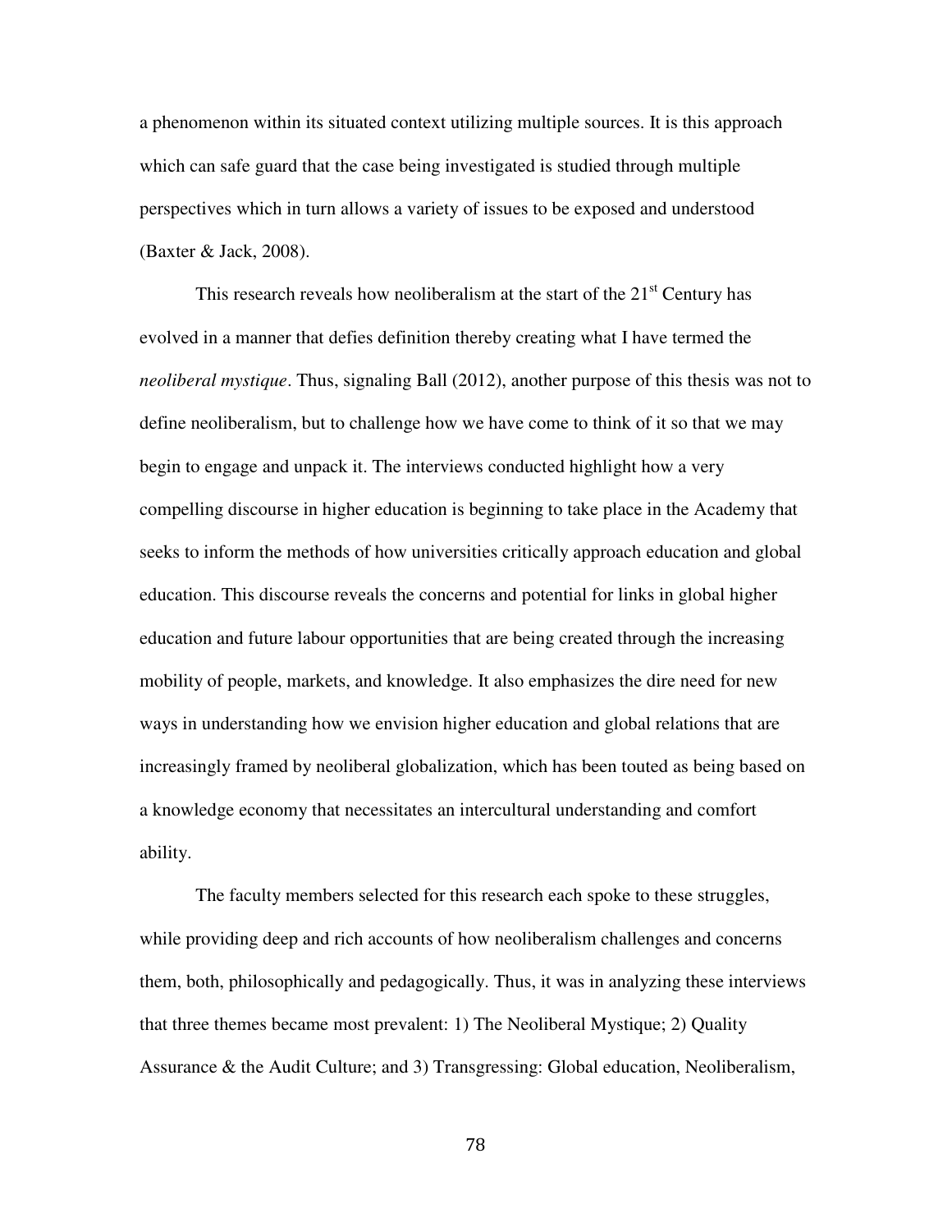a phenomenon within its situated context utilizing multiple sources. It is this approach which can safe guard that the case being investigated is studied through multiple perspectives which in turn allows a variety of issues to be exposed and understood (Baxter & Jack, 2008).

This research reveals how neoliberalism at the start of the 21st Century has evolved in a manner that defies definition thereby creating what I have termed the *neoliberal mystique*. Thus, signaling Ball (2012), another purpose of this thesis was not to define neoliberalism, but to challenge how we have come to think of it so that we may begin to engage and unpack it. The interviews conducted highlight how a very compelling discourse in higher education is beginning to take place in the Academy that seeks to inform the methods of how universities critically approach education and global education. This discourse reveals the concerns and potential for links in global higher education and future labour opportunities that are being created through the increasing mobility of people, markets, and knowledge. It also emphasizes the dire need for new ways in understanding how we envision higher education and global relations that are increasingly framed by neoliberal globalization, which has been touted as being based on a knowledge economy that necessitates an intercultural understanding and comfort ability.

The faculty members selected for this research each spoke to these struggles, while providing deep and rich accounts of how neoliberalism challenges and concerns them, both, philosophically and pedagogically. Thus, it was in analyzing these interviews that three themes became most prevalent: 1) The Neoliberal Mystique; 2) Quality Assurance & the Audit Culture; and 3) Transgressing: Global education, Neoliberalism,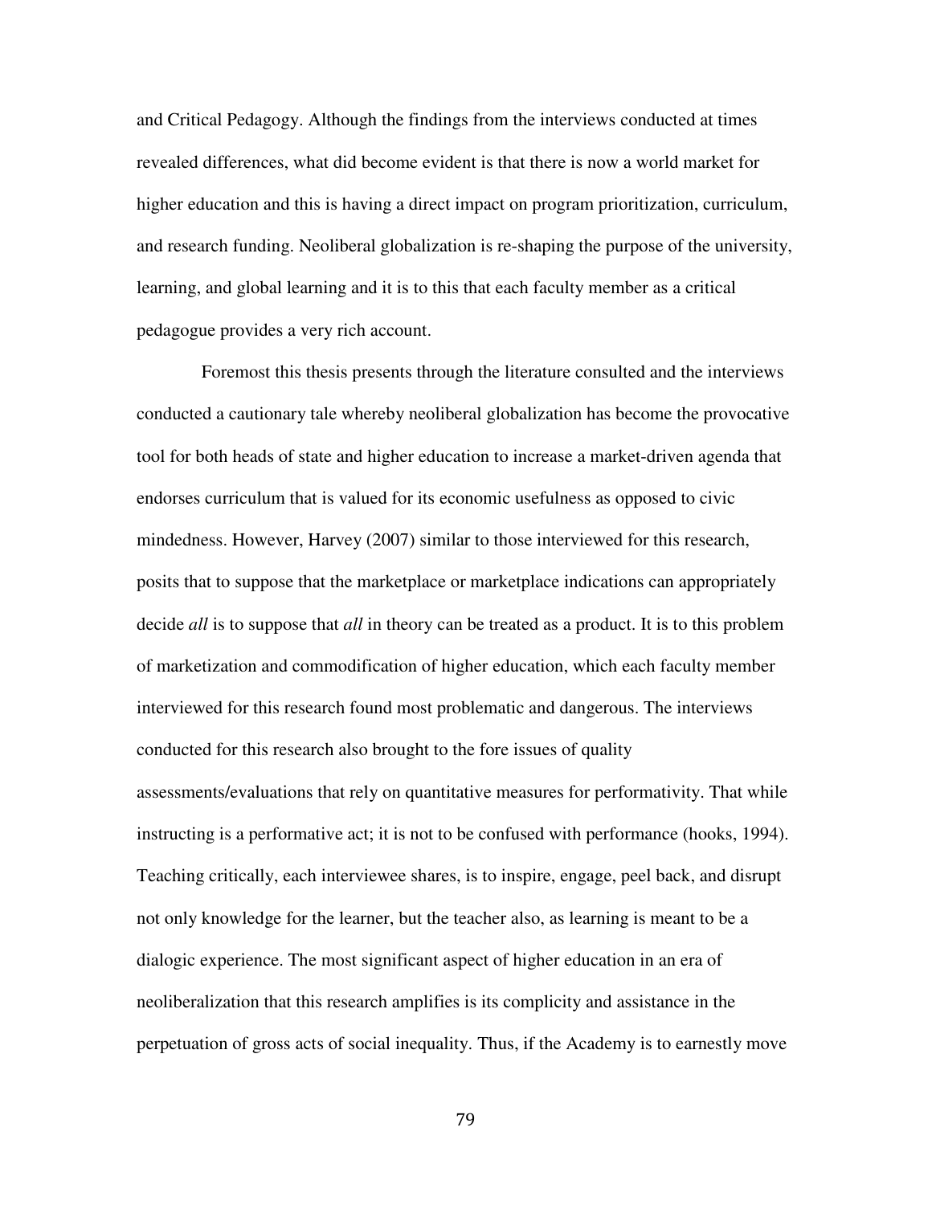and Critical Pedagogy. Although the findings from the interviews conducted at times revealed differences, what did become evident is that there is now a world market for higher education and this is having a direct impact on program prioritization, curriculum, and research funding. Neoliberal globalization is re-shaping the purpose of the university, learning, and global learning and it is to this that each faculty member as a critical pedagogue provides a very rich account.

Foremost this thesis presents through the literature consulted and the interviews conducted a cautionary tale whereby neoliberal globalization has become the provocative tool for both heads of state and higher education to increase a market-driven agenda that endorses curriculum that is valued for its economic usefulness as opposed to civic mindedness. However, Harvey (2007) similar to those interviewed for this research, posits that to suppose that the marketplace or marketplace indications can appropriately decide *all* is to suppose that *all* in theory can be treated as a product. It is to this problem of marketization and commodification of higher education, which each faculty member interviewed for this research found most problematic and dangerous. The interviews conducted for this research also brought to the fore issues of quality assessments/evaluations that rely on quantitative measures for performativity. That while instructing is a performative act; it is not to be confused with performance (hooks, 1994). Teaching critically, each interviewee shares, is to inspire, engage, peel back, and disrupt not only knowledge for the learner, but the teacher also, as learning is meant to be a dialogic experience. The most significant aspect of higher education in an era of neoliberalization that this research amplifies is its complicity and assistance in the perpetuation of gross acts of social inequality. Thus, if the Academy is to earnestly move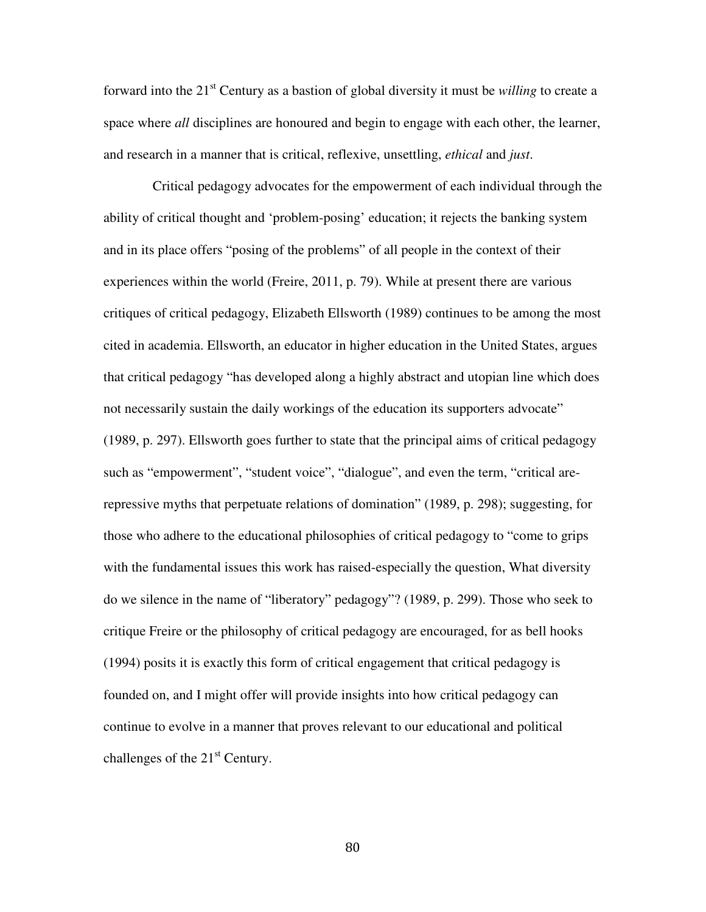forward into the 21st Century as a bastion of global diversity it must be *willing* to create a space where *all* disciplines are honoured and begin to engage with each other, the learner, and research in a manner that is critical, reflexive, unsettling, *ethical* and *just*.

Critical pedagogy advocates for the empowerment of each individual through the ability of critical thought and 'problem-posing' education; it rejects the banking system and in its place offers "posing of the problems" of all people in the context of their experiences within the world (Freire, 2011, p. 79). While at present there are various critiques of critical pedagogy, Elizabeth Ellsworth (1989) continues to be among the most cited in academia. Ellsworth, an educator in higher education in the United States, argues that critical pedagogy "has developed along a highly abstract and utopian line which does not necessarily sustain the daily workings of the education its supporters advocate" (1989, p. 297). Ellsworth goes further to state that the principal aims of critical pedagogy such as "empowerment", "student voice", "dialogue", and even the term, "critical are-repressive myths that perpetuate relations of domination" (1989, p. 298); suggesting, for those who adhere to the educational philosophies of critical pedagogy to "come to grips with the fundamental issues this work has raised-especially the question, What diversity do we silence in the name of "liberatory" pedagogy"? (1989, p. 299). Those who seek to critique Freire or the philosophy of critical pedagogy are encouraged, for as bell hooks (1994) posits it is exactly this form of critical engagement that critical pedagogy is founded on, and I might offer will provide insights into how critical pedagogy can continue to evolve in a manner that proves relevant to our educational and political challenges of the 21st Century.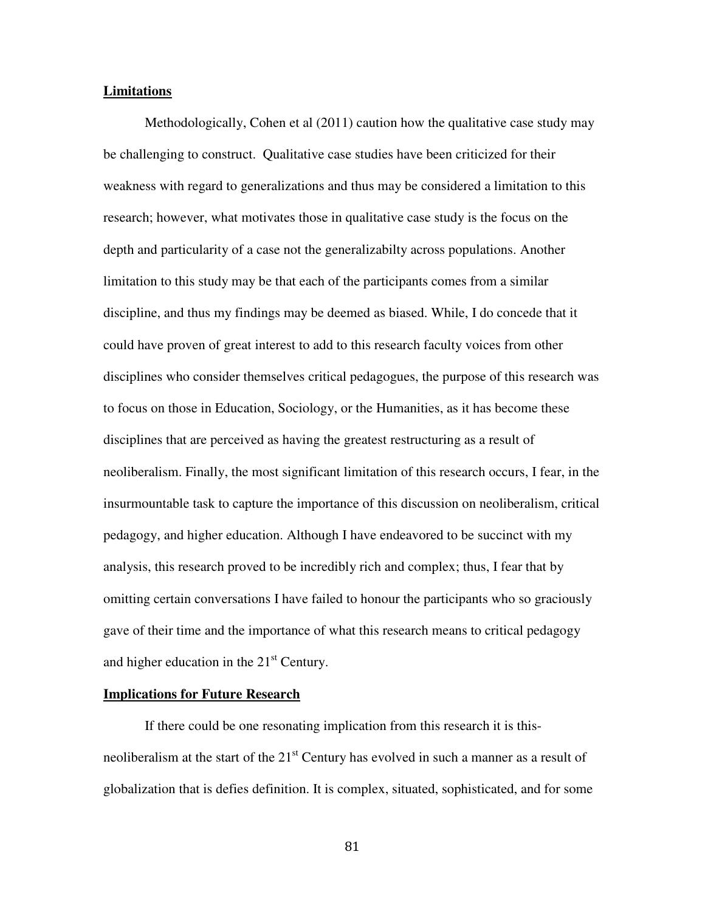## Limitations

Methodologically, Cohen et al (2011) caution how the qualitative case study may be challenging to construct. Qualitative case studies have been criticized for their weakness with regard to generalizations and thus may be considered a limitation to this research; however, what motivates those in qualitative case study is the focus on the depth and particularity of a case not the generalizabilty across populations. Another limitation to this study may be that each of the participants comes from a similar discipline, and thus my findings may be deemed as biased. While, I do concede that it could have proven of great interest to add to this research faculty voices from other disciplines who consider themselves critical pedagogues, the purpose of this research was to focus on those in Education, Sociology, or the Humanities, as it has become these disciplines that are perceived as having the greatest restructuring as a result of neoliberalism. Finally, the most significant limitation of this research occurs, I fear, in the insurmountable task to capture the importance of this discussion on neoliberalism, critical pedagogy, and higher education. Although I have endeavored to be succinct with my analysis, this research proved to be incredibly rich and complex; thus, I fear that by omitting certain conversations I have failed to honour the participants who so graciously gave of their time and the importance of what this research means to critical pedagogy and higher education in the 21st Century.

## Implications for Future Research

If there could be one resonating implication from this research it is this- neoliberalism at the start of the 21st Century has evolved in such a manner as a result of globalization that is defies definition. It is complex, situated, sophisticated, and for some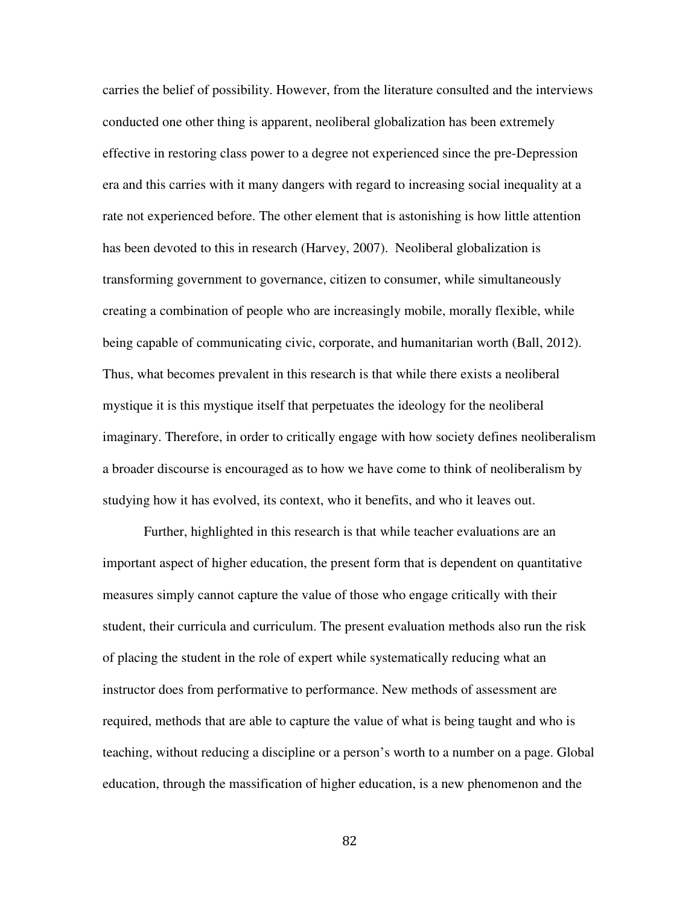carries the belief of possibility. However, from the literature consulted and the interviews conducted one other thing is apparent, neoliberal globalization has been extremely effective in restoring class power to a degree not experienced since the pre-Depression era and this carries with it many dangers with regard to increasing social inequality at a rate not experienced before. The other element that is astonishing is how little attention has been devoted to this in research (Harvey, 2007). Neoliberal globalization is transforming government to governance, citizen to consumer, while simultaneously creating a combination of people who are increasingly mobile, morally flexible, while being capable of communicating civic, corporate, and humanitarian worth (Ball, 2012). Thus, what becomes prevalent in this research is that while there exists a neoliberal mystique it is this mystique itself that perpetuates the ideology for the neoliberal imaginary. Therefore, in order to critically engage with how society defines neoliberalism a broader discourse is encouraged as to how we have come to think of neoliberalism by studying how it has evolved, its context, who it benefits, and who it leaves out.

Further, highlighted in this research is that while teacher evaluations are an important aspect of higher education, the present form that is dependent on quantitative measures simply cannot capture the value of those who engage critically with their student, their curricula and curriculum. The present evaluation methods also run the risk of placing the student in the role of expert while systematically reducing what an instructor does from performative to performance. New methods of assessment are required, methods that are able to capture the value of what is being taught and who is teaching, without reducing a discipline or a person's worth to a number on a page. Global education, through the massification of higher education, is a new phenomenon and the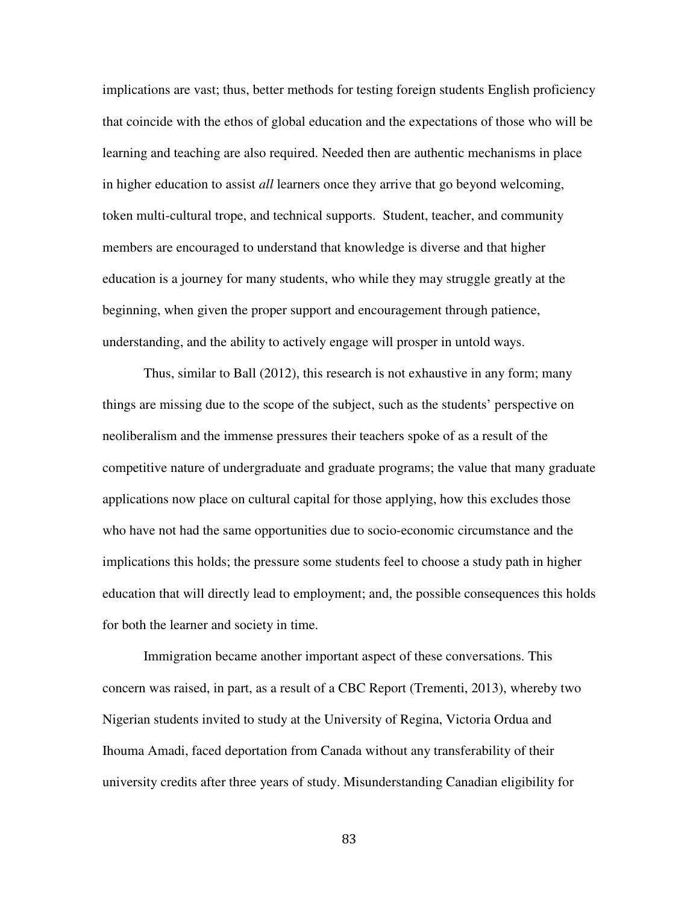implications are vast; thus, better methods for testing foreign students English proficiency that coincide with the ethos of global education and the expectations of those who will be learning and teaching are also required. Needed then are authentic mechanisms in place in higher education to assist *all* learners once they arrive that go beyond welcoming, token multi-cultural trope, and technical supports. Student, teacher, and community members are encouraged to understand that knowledge is diverse and that higher education is a journey for many students, who while they may struggle greatly at the beginning, when given the proper support and encouragement through patience, understanding, and the ability to actively engage will prosper in untold ways.

Thus, similar to Ball (2012), this research is not exhaustive in any form; many things are missing due to the scope of the subject, such as the students' perspective on neoliberalism and the immense pressures their teachers spoke of as a result of the competitive nature of undergraduate and graduate programs; the value that many graduate applications now place on cultural capital for those applying, how this excludes those who have not had the same opportunities due to socio-economic circumstance and the implications this holds; the pressure some students feel to choose a study path in higher education that will directly lead to employment; and, the possible consequences this holds for both the learner and society in time.

Immigration became another important aspect of these conversations. This concern was raised, in part, as a result of a CBC Report (Trementi, 2013), whereby two Nigerian students invited to study at the University of Regina, Victoria Ordua and Ihouma Amadi, faced deportation from Canada without any transferability of their university credits after three years of study. Misunderstanding Canadian eligibility for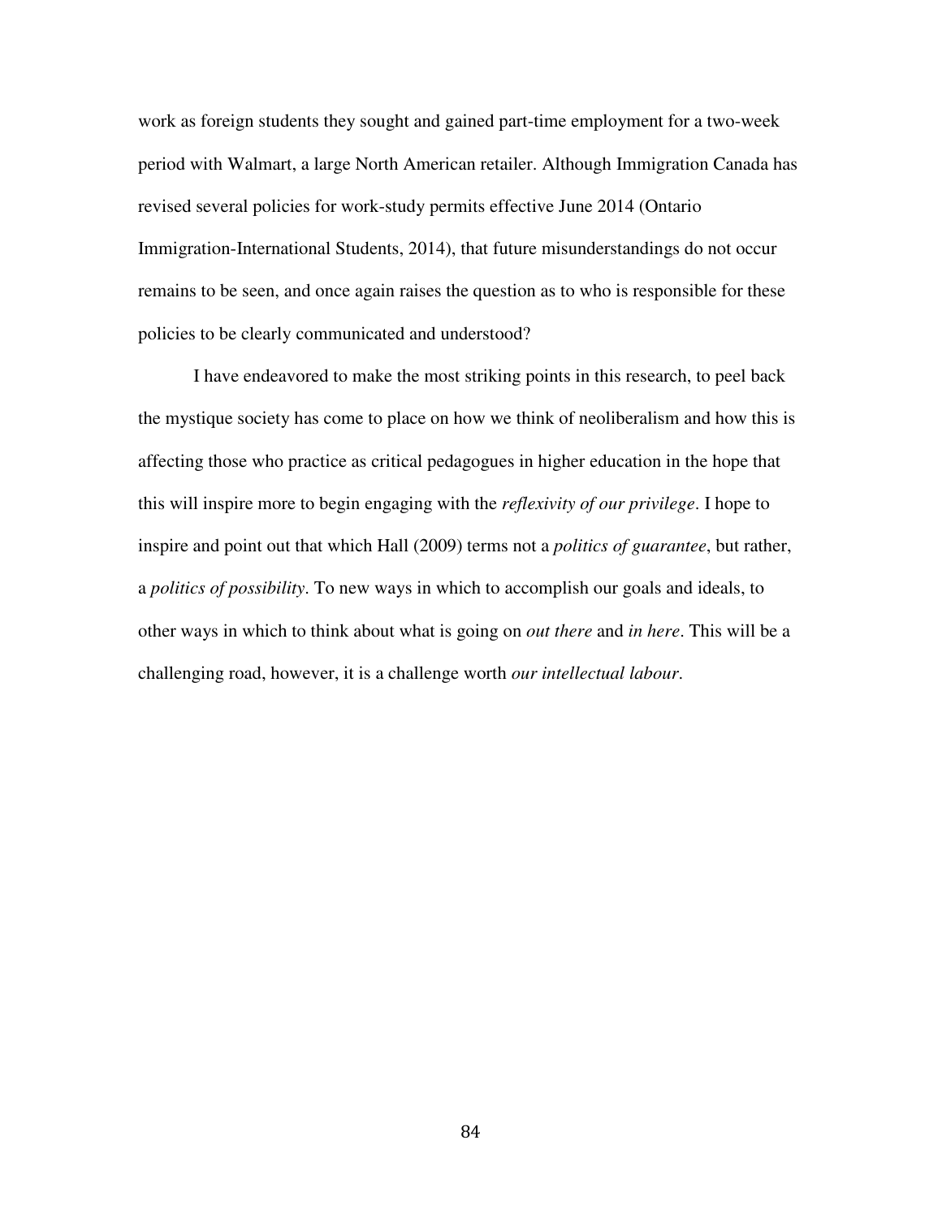work as foreign students they sought and gained part-time employment for a two-week period with Walmart, a large North American retailer. Although Immigration Canada has revised several policies for work-study permits effective June 2014 (Ontario Immigration-International Students, 2014), that future misunderstandings do not occur remains to be seen, and once again raises the question as to who is responsible for these policies to be clearly communicated and understood?

I have endeavored to make the most striking points in this research, to peel back the mystique society has come to place on how we think of neoliberalism and how this is affecting those who practice as critical pedagogues in higher education in the hope that this will inspire more to begin engaging with the *reflexivity of our privilege*. I hope to inspire and point out that which Hall (2009) terms not a *politics of guarantee*, but rather, a *politics of possibility*. To new ways in which to accomplish our goals and ideals, to other ways in which to think about what is going on *out there* and *in here*. This will be a challenging road, however, it is a challenge worth *our intellectual labour*.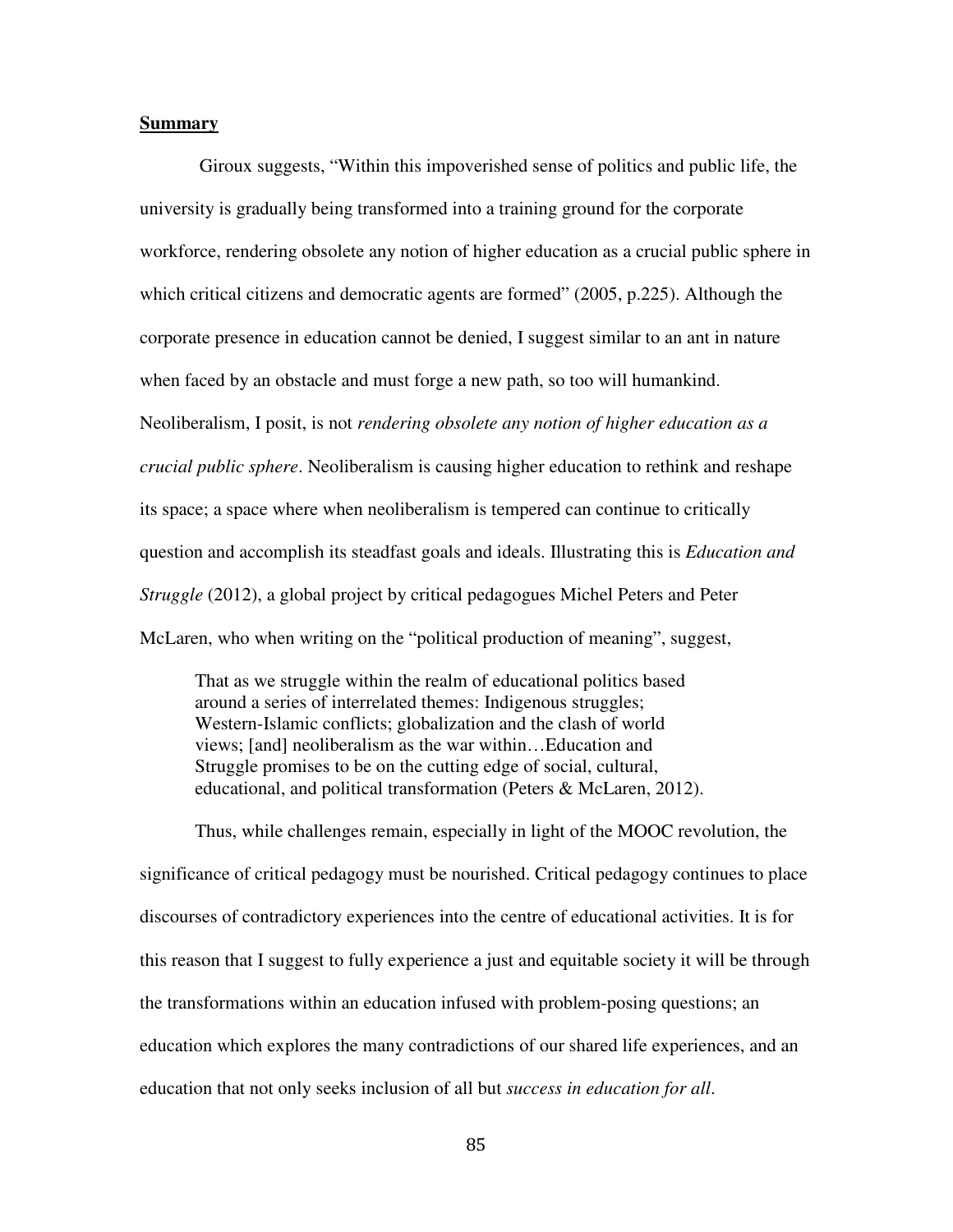**Summary**

Giroux suggests, "Within this impoverished sense of politics and public life, the university is gradually being transformed into a training ground for the corporate workforce, rendering obsolete any notion of higher education as a crucial public sphere in which critical citizens and democratic agents are formed" (2005, p.225). Although the corporate presence in education cannot be denied, I suggest similar to an ant in nature when faced by an obstacle and must forge a new path, so too will humankind. Neoliberalism, I posit, is not *rendering obsolete any notion of higher education as a crucial public sphere*. Neoliberalism is causing higher education to rethink and reshape its space; a space where when neoliberalism is tempered can continue to critically question and accomplish its steadfast goals and ideals. Illustrating this is *Education and Struggle* (2012), a global project by critical pedagogues Michel Peters and Peter McLaren, who when writing on the "political production of meaning", suggest,

> That as we struggle within the realm of educational politics based around a series of interrelated themes: Indigenous struggles; Western-Islamic conflicts; globalization and the clash of world views; [and] neoliberalism as the war within…Education and Struggle promises to be on the cutting edge of social, cultural, educational, and political transformation (Peters & McLaren, 2012).

Thus, while challenges remain, especially in light of the MOOC revolution, the significance of critical pedagogy must be nourished. Critical pedagogy continues to place discourses of contradictory experiences into the centre of educational activities. It is for this reason that I suggest to fully experience a just and equitable society it will be through the transformations within an education infused with problem-posing questions; an education which explores the many contradictions of our shared life experiences, and an education that not only seeks inclusion of all but *success in education for all*.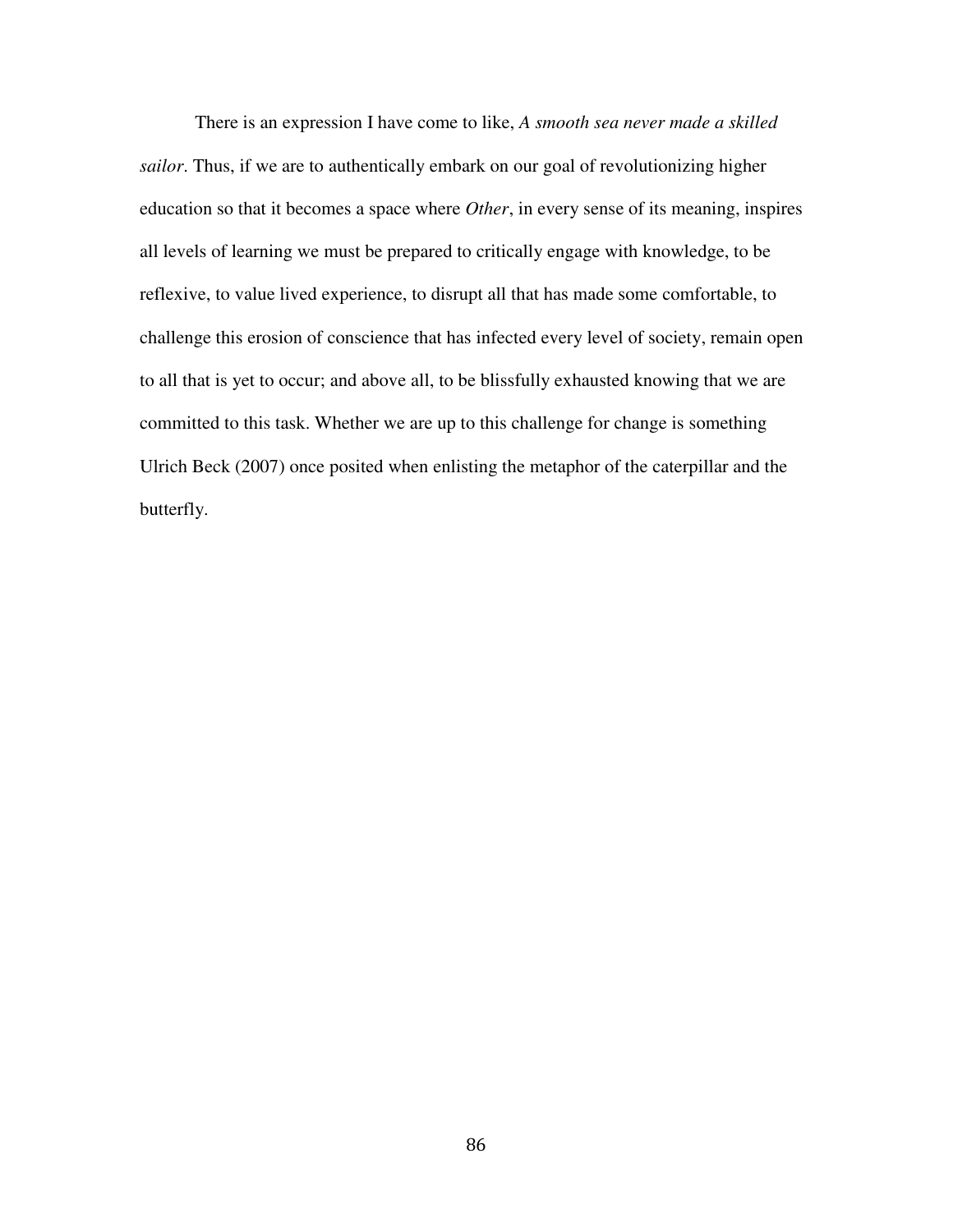There is an expression I have come to like, *A smooth sea never made a skilled sailor*. Thus, if we are to authentically embark on our goal of revolutionizing higher education so that it becomes a space where *Other*, in every sense of its meaning, inspires all levels of learning we must be prepared to critically engage with knowledge, to be reflexive, to value lived experience, to disrupt all that has made some comfortable, to challenge this erosion of conscience that has infected every level of society, remain open to all that is yet to occur; and above all, to be blissfully exhausted knowing that we are committed to this task. Whether we are up to this challenge for change is something Ulrich Beck (2007) once posited when enlisting the metaphor of the caterpillar and the butterfly.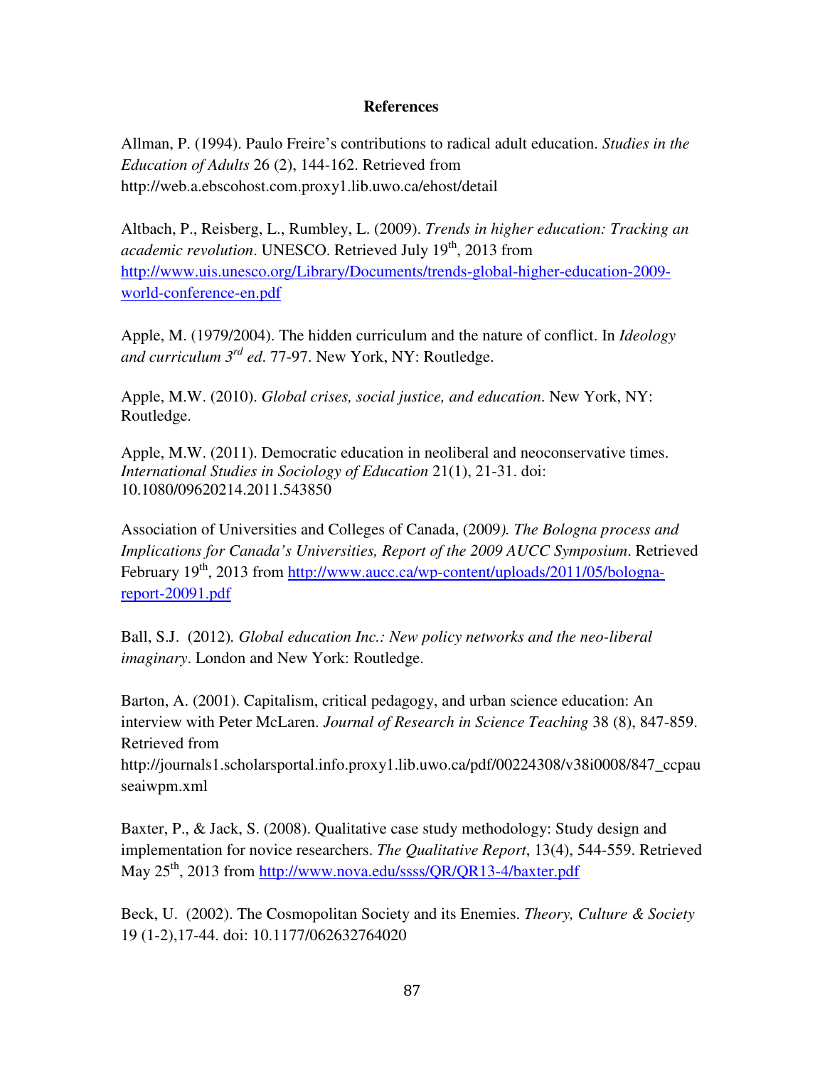## References

Allman, P. (1994). Paulo Freire's contributions to radical adult education. *Studies in the Education of Adults* 26 (2), 144-162. Retrieved from http://web.a.ebscohost.com.proxy1.lib.uwo.ca/ehost/detail

Altbach, P., Reisberg, L., Rumbley, L. (2009). *Trends in higher education: Tracking an academic revolution*. UNESCO. Retrieved July 19th, 2013 from http://www.uis.unesco.org/Library/Documents/trends-global-higher-education-2009-world-conference-en.pdf

Apple, M. (1979/2004). The hidden curriculum and the nature of conflict. In *Ideology and curriculum 3rd ed*. 77-97. New York, NY: Routledge.

Apple, M.W. (2010). *Global crises, social justice, and education*. New York, NY: Routledge.

Apple, M.W. (2011). Democratic education in neoliberal and neoconservative times. *International Studies in Sociology of Education* 21(1), 21-31. doi: 10.1080/09620214.2011.543850

Association of Universities and Colleges of Canada, (2009*). The Bologna process and Implications for Canada's Universities, Report of the 2009 AUCC Symposium*. Retrieved February 19th, 2013 from http://www.aucc.ca/wp-content/uploads/2011/05/bologna-report-20091.pdf

Ball, S.J. (2012)*. Global education Inc.: New policy networks and the neo-liberal imaginary*. London and New York: Routledge.

Barton, A. (2001). Capitalism, critical pedagogy, and urban science education: An interview with Peter McLaren. *Journal of Research in Science Teaching* 38 (8), 847-859. Retrieved from http://journals1.scholarsportal.info.proxy1.lib.uwo.ca/pdf/00224308/v38i0008/847_ccpauseaiwpm.xml

Baxter, P., & Jack, S. (2008). Qualitative case study methodology: Study design and implementation for novice researchers. *The Qualitative Report*, 13(4), 544-559. Retrieved May 25th, 2013 from http://www.nova.edu/ssss/QR/QR13-4/baxter.pdf

Beck, U. (2002). The Cosmopolitan Society and its Enemies. *Theory, Culture & Society* 19 (1-2),17-44. doi: 10.1177/062632764020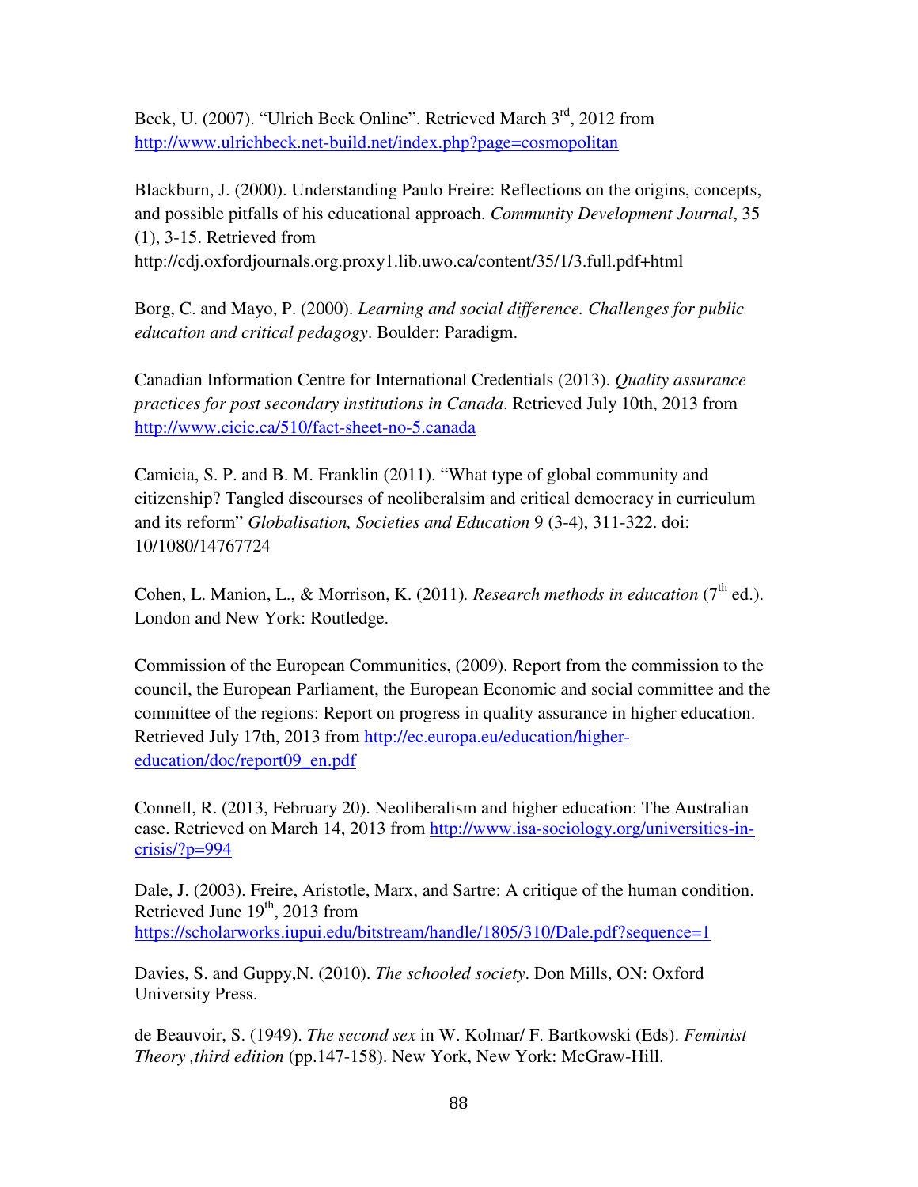Beck, U. (2007). "Ulrich Beck Online". Retrieved March 3rd, 2012 from http://www.ulrichbeck.net-build.net/index.php?page=cosmopolitan

Blackburn, J. (2000). Understanding Paulo Freire: Reflections on the origins, concepts, and possible pitfalls of his educational approach. *Community Development Journal*, 35 (1), 3-15. Retrieved from http://cdj.oxfordjournals.org.proxy1.lib.uwo.ca/content/35/1/3.full.pdf+html

Borg, C. and Mayo, P. (2000). *Learning and social difference. Challenges for public education and critical pedagogy*. Boulder: Paradigm.

Canadian Information Centre for International Credentials (2013). *Quality assurance practices for post secondary institutions in Canada*. Retrieved July 10th, 2013 from http://www.cicic.ca/510/fact-sheet-no-5.canada

Camicia, S. P. and B. M. Franklin (2011). "What type of global community and citizenship? Tangled discourses of neoliberalsim and critical democracy in curriculum and its reform" *Globalisation, Societies and Education* 9 (3-4), 311-322. doi: 10/1080/14767724

Cohen, L. Manion, L., & Morrison, K. (2011). *Research methods in education* (7th ed.). London and New York: Routledge.

Commission of the European Communities, (2009). Report from the commission to the council, the European Parliament, the European Economic and social committee and the committee of the regions: Report on progress in quality assurance in higher education. Retrieved July 17th, 2013 from http://ec.europa.eu/education/higher-education/doc/report09_en.pdf

Connell, R. (2013, February 20). Neoliberalism and higher education: The Australian case. Retrieved on March 14, 2013 from http://www.isa-sociology.org/universities-in-crisis/?p=994

Dale, J. (2003). Freire, Aristotle, Marx, and Sartre: A critique of the human condition. Retrieved June 19th, 2013 from https://scholarworks.iupui.edu/bitstream/handle/1805/310/Dale.pdf?sequence=1

Davies, S. and Guppy,N. (2010). *The schooled society*. Don Mills, ON: Oxford University Press.

de Beauvoir, S. (1949). *The second sex* in W. Kolmar/ F. Bartkowski (Eds). *Feminist Theory ,third edition* (pp.147-158). New York, New York: McGraw-Hill.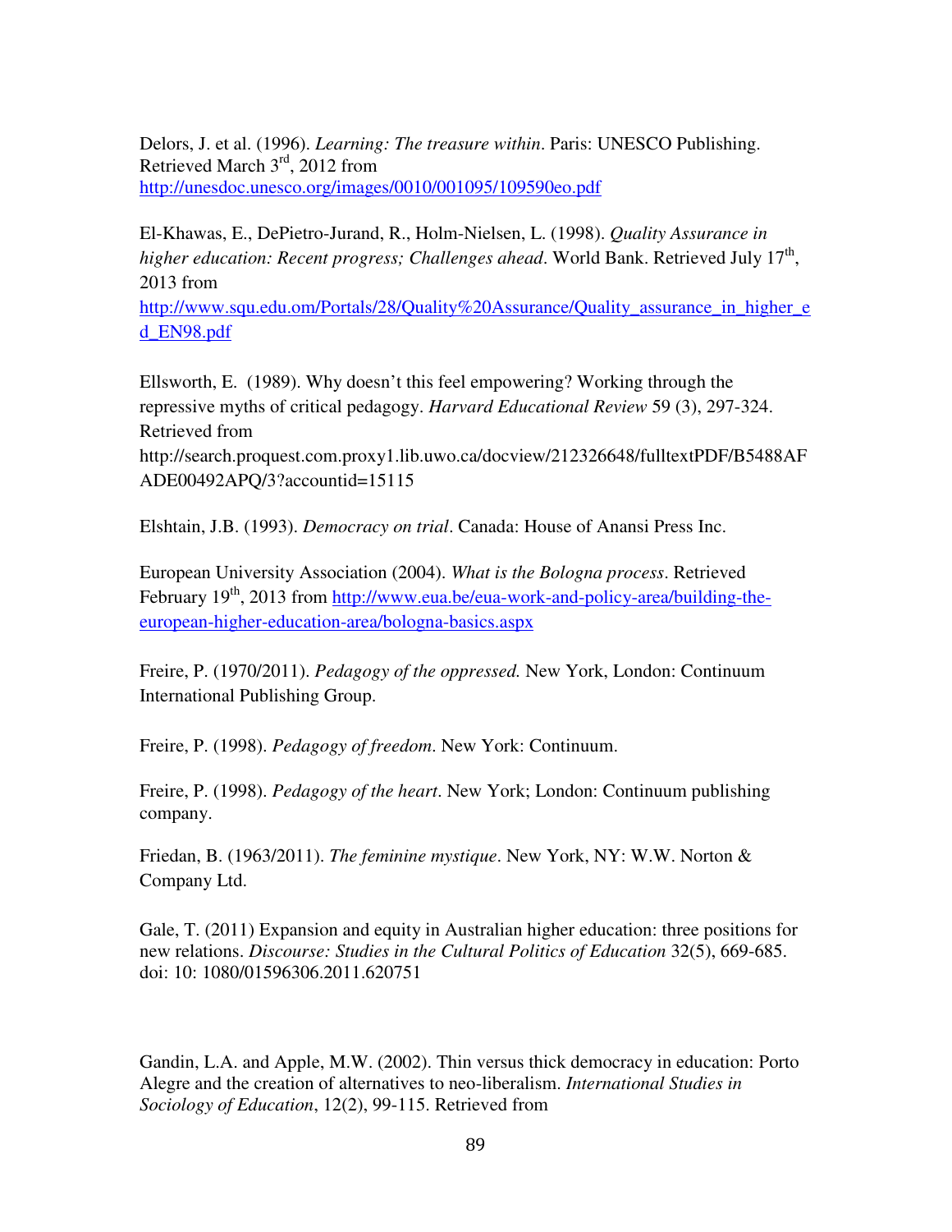Delors, J. et al. (1996). *Learning: The treasure within*. Paris: UNESCO Publishing. Retrieved March 3rd, 2012 from http://unesdoc.unesco.org/images/0010/001095/109590eo.pdf

El-Khawas, E., DePietro-Jurand, R., Holm-Nielsen, L. (1998). *Quality Assurance in higher education: Recent progress; Challenges ahead*. World Bank. Retrieved July 17th, 2013 from http://www.squ.edu.om/Portals/28/Quality%20Assurance/Quality_assurance_in_higher_ed_EN98.pdf

Ellsworth, E. (1989). Why doesn't this feel empowering? Working through the repressive myths of critical pedagogy. *Harvard Educational Review* 59 (3), 297-324. Retrieved from http://search.proquest.com.proxy1.lib.uwo.ca/docview/212326648/fulltextPDF/B5488AFADE00492APQ/3?accountid=15115

Elshtain, J.B. (1993). *Democracy on trial*. Canada: House of Anansi Press Inc.

European University Association (2004). *What is the Bologna process*. Retrieved February 19th, 2013 from http://www.eua.be/eua-work-and-policy-area/building-the-european-higher-education-area/bologna-basics.aspx

Freire, P. (1970/2011). *Pedagogy of the oppressed.* New York, London: Continuum International Publishing Group.

Freire, P. (1998). *Pedagogy of freedom*. New York: Continuum.

Freire, P. (1998). *Pedagogy of the heart*. New York; London: Continuum publishing company.

Friedan, B. (1963/2011). *The feminine mystique*. New York, NY: W.W. Norton & Company Ltd.

Gale, T. (2011) Expansion and equity in Australian higher education: three positions for new relations. *Discourse: Studies in the Cultural Politics of Education* 32(5), 669-685. doi: 10: 1080/01596306.2011.620751

Gandin, L.A. and Apple, M.W. (2002). Thin versus thick democracy in education: Porto Alegre and the creation of alternatives to neo-liberalism. *International Studies in Sociology of Education*, 12(2), 99-115. Retrieved from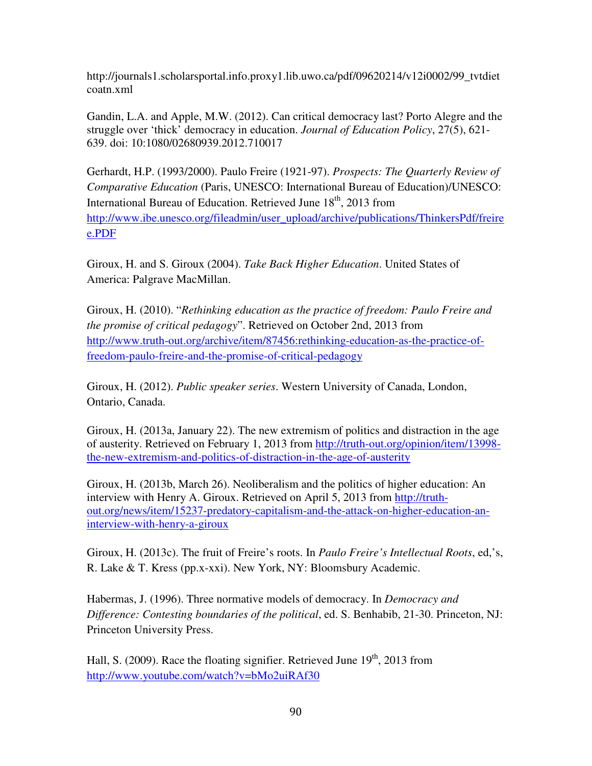http://journals1.scholarsportal.info.proxy1.lib.uwo.ca/pdf/09620214/v12i0002/99_tvtdietcoatn.xml

Gandin, L.A. and Apple, M.W. (2012). Can critical democracy last? Porto Alegre and the struggle over 'thick' democracy in education. *Journal of Education Policy*, 27(5), 621-639. doi: 10:1080/02680939.2012.710017

Gerhardt, H.P. (1993/2000). Paulo Freire (1921-97). *Prospects: The Quarterly Review of Comparative Education* (Paris, UNESCO: International Bureau of Education)/UNESCO: International Bureau of Education. Retrieved June 18th, 2013 from http://www.ibe.unesco.org/fileadmin/user_upload/archive/publications/ThinkersPdf/freiree.PDF

Giroux, H. and S. Giroux (2004). *Take Back Higher Education*. United States of America: Palgrave MacMillan.

Giroux, H. (2010). "*Rethinking education as the practice of freedom: Paulo Freire and the promise of critical pedagogy*". Retrieved on October 2nd, 2013 from http://www.truth-out.org/archive/item/87456:rethinking-education-as-the-practice-of-freedom-paulo-freire-and-the-promise-of-critical-pedagogy

Giroux, H. (2012). *Public speaker series*. Western University of Canada, London, Ontario, Canada.

Giroux, H. (2013a, January 22). The new extremism of politics and distraction in the age of austerity. Retrieved on February 1, 2013 from http://truth-out.org/opinion/item/13998-the-new-extremism-and-politics-of-distraction-in-the-age-of-austerity

Giroux, H. (2013b, March 26). Neoliberalism and the politics of higher education: An interview with Henry A. Giroux. Retrieved on April 5, 2013 from http://truth-out.org/news/item/15237-predatory-capitalism-and-the-attack-on-higher-education-an-interview-with-henry-a-giroux

Giroux, H. (2013c). The fruit of Freire's roots. In *Paulo Freire's Intellectual Roots*, ed,'s, R. Lake & T. Kress (pp.x-xxi). New York, NY: Bloomsbury Academic.

Habermas, J. (1996). Three normative models of democracy. In *Democracy and Difference: Contesting boundaries of the political*, ed. S. Benhabib, 21-30. Princeton, NJ: Princeton University Press.

Hall, S. (2009). Race the floating signifier. Retrieved June 19th, 2013 from http://www.youtube.com/watch?v=bMo2uiRAf30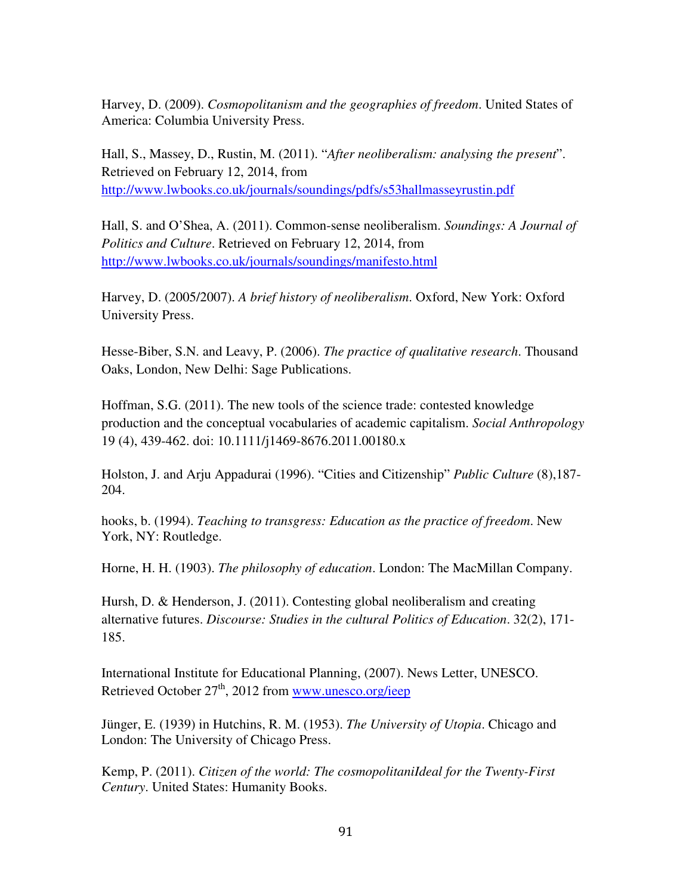Harvey, D. (2009). *Cosmopolitanism and the geographies of freedom*. United States of America: Columbia University Press.

Hall, S., Massey, D., Rustin, M. (2011). "*After neoliberalism: analysing the present*". Retrieved on February 12, 2014, from http://www.lwbooks.co.uk/journals/soundings/pdfs/s53hallmasseyrustin.pdf

Hall, S. and O'Shea, A. (2011). Common-sense neoliberalism. *Soundings: A Journal of Politics and Culture*. Retrieved on February 12, 2014, from http://www.lwbooks.co.uk/journals/soundings/manifesto.html

Harvey, D. (2005/2007). *A brief history of neoliberalism*. Oxford, New York: Oxford University Press.

Hesse-Biber, S.N. and Leavy, P. (2006). *The practice of qualitative research*. Thousand Oaks, London, New Delhi: Sage Publications.

Hoffman, S.G. (2011). The new tools of the science trade: contested knowledge production and the conceptual vocabularies of academic capitalism. *Social Anthropology* 19 (4), 439-462. doi: 10.1111/j1469-8676.2011.00180.x

Holston, J. and Arju Appadurai (1996). "Cities and Citizenship" *Public Culture* (8),187-204.

hooks, b. (1994). *Teaching to transgress: Education as the practice of freedom*. New York, NY: Routledge.

Horne, H. H. (1903). *The philosophy of education*. London: The MacMillan Company.

Hursh, D. & Henderson, J. (2011). Contesting global neoliberalism and creating alternative futures. *Discourse: Studies in the cultural Politics of Education*. 32(2), 171-185.

International Institute for Educational Planning, (2007). News Letter, UNESCO. Retrieved October 27th, 2012 from www.unesco.org/ieep

Jünger, E. (1939) in Hutchins, R. M. (1953). *The University of Utopia*. Chicago and London: The University of Chicago Press.

Kemp, P. (2011). *Citizen of the world: The cosmopolitaniIdeal for the Twenty-First Century*. United States: Humanity Books.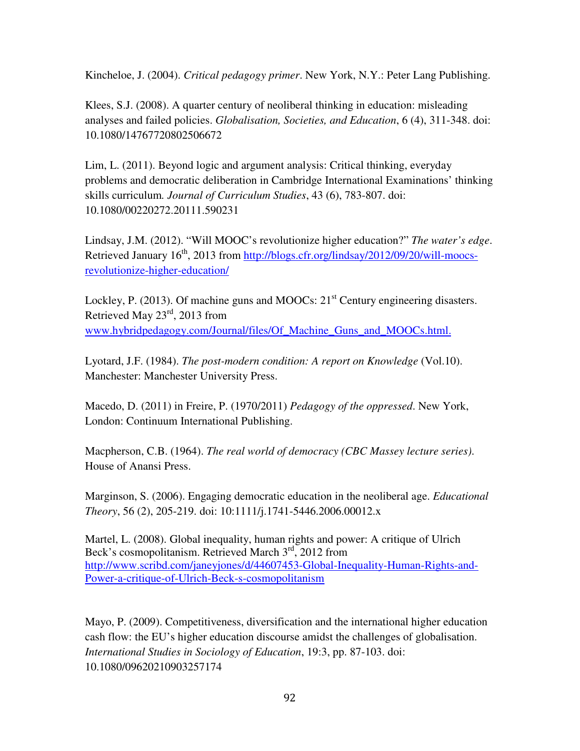Kincheloe, J. (2004). *Critical pedagogy primer*. New York, N.Y.: Peter Lang Publishing.

Klees, S.J. (2008). A quarter century of neoliberal thinking in education: misleading analyses and failed policies. *Globalisation, Societies, and Education*, 6 (4), 311-348. doi: 10.1080/14767720802506672

Lim, L. (2011). Beyond logic and argument analysis: Critical thinking, everyday problems and democratic deliberation in Cambridge International Examinations' thinking skills curriculum. *Journal of Curriculum Studies*, 43 (6), 783-807. doi: 10.1080/00220272.20111.590231

Lindsay, J.M. (2012). "Will MOOC's revolutionize higher education?" *The water's edge*. Retrieved January 16th, 2013 from http://blogs.cfr.org/lindsay/2012/09/20/will-moocs-revolutionize-higher-education/

Lockley, P. (2013). Of machine guns and MOOCs: 21st Century engineering disasters. Retrieved May 23rd, 2013 from www.hybridpedagogy.com/Journal/files/Of_Machine_Guns_and_MOOCs.html.

Lyotard, J.F. (1984). *The post-modern condition: A report on Knowledge* (Vol.10). Manchester: Manchester University Press.

Macedo, D. (2011) in Freire, P. (1970/2011) *Pedagogy of the oppressed*. New York, London: Continuum International Publishing.

Macpherson, C.B. (1964). *The real world of democracy (CBC Massey lecture series).* House of Anansi Press.

Marginson, S. (2006). Engaging democratic education in the neoliberal age. *Educational Theory*, 56 (2), 205-219. doi: 10:1111/j.1741-5446.2006.00012.x

Martel, L. (2008). Global inequality, human rights and power: A critique of Ulrich Beck's cosmopolitanism. Retrieved March 3rd, 2012 from http://www.scribd.com/janeyjones/d/44607453-Global-Inequality-Human-Rights-and-Power-a-critique-of-Ulrich-Beck-s-cosmopolitanism

Mayo, P. (2009). Competitiveness, diversification and the international higher education cash flow: the EU's higher education discourse amidst the challenges of globalisation. *International Studies in Sociology of Education*, 19:3, pp. 87-103. doi: 10.1080/09620210903257174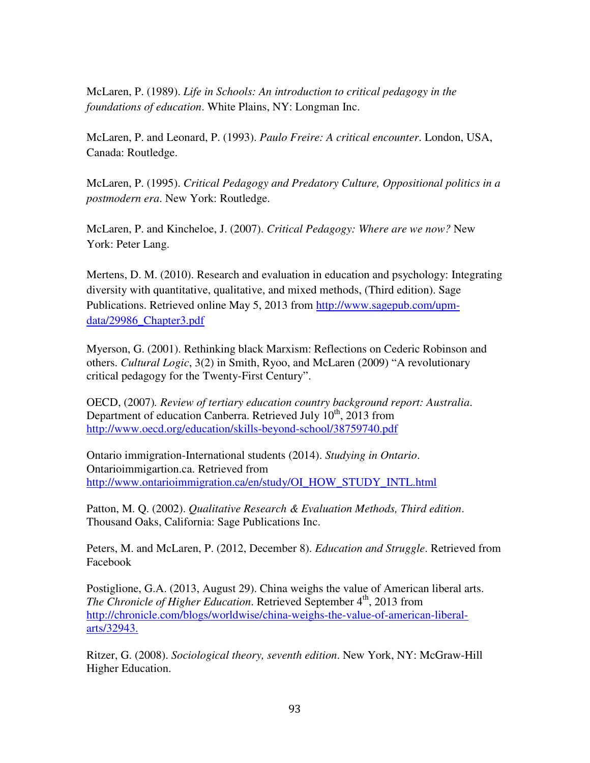McLaren, P. (1989). *Life in Schools: An introduction to critical pedagogy in the foundations of education*. White Plains, NY: Longman Inc.

McLaren, P. and Leonard, P. (1993). *Paulo Freire: A critical encounter*. London, USA, Canada: Routledge.

McLaren, P. (1995). *Critical Pedagogy and Predatory Culture, Oppositional politics in a postmodern era*. New York: Routledge.

McLaren, P. and Kincheloe, J. (2007). *Critical Pedagogy: Where are we now?* New York: Peter Lang.

Mertens, D. M. (2010). Research and evaluation in education and psychology: Integrating diversity with quantitative, qualitative, and mixed methods, (Third edition). Sage Publications. Retrieved online May 5, 2013 from http://www.sagepub.com/upm-data/29986_Chapter3.pdf

Myerson, G. (2001). Rethinking black Marxism: Reflections on Cederic Robinson and others. *Cultural Logic*, 3(2) in Smith, Ryoo, and McLaren (2009) "A revolutionary critical pedagogy for the Twenty-First Century".

OECD, (2007). *Review of tertiary education country background report: Australia*. Department of education Canberra. Retrieved July 10th, 2013 from http://www.oecd.org/education/skills-beyond-school/38759740.pdf

Ontario immigration-International students (2014). *Studying in Ontario*. Ontarioimmigartion.ca. Retrieved from http://www.ontarioimmigration.ca/en/study/OI_HOW_STUDY_INTL.html

Patton, M. Q. (2002). *Qualitative Research & Evaluation Methods, Third edition*. Thousand Oaks, California: Sage Publications Inc.

Peters, M. and McLaren, P. (2012, December 8). *Education and Struggle*. Retrieved from Facebook

Postiglione, G.A. (2013, August 29). China weighs the value of American liberal arts. *The Chronicle of Higher Education*. Retrieved September 4th, 2013 from http://chronicle.com/blogs/worldwise/china-weighs-the-value-of-american-liberal-arts/32943.

Ritzer, G. (2008). *Sociological theory, seventh edition*. New York, NY: McGraw-Hill Higher Education.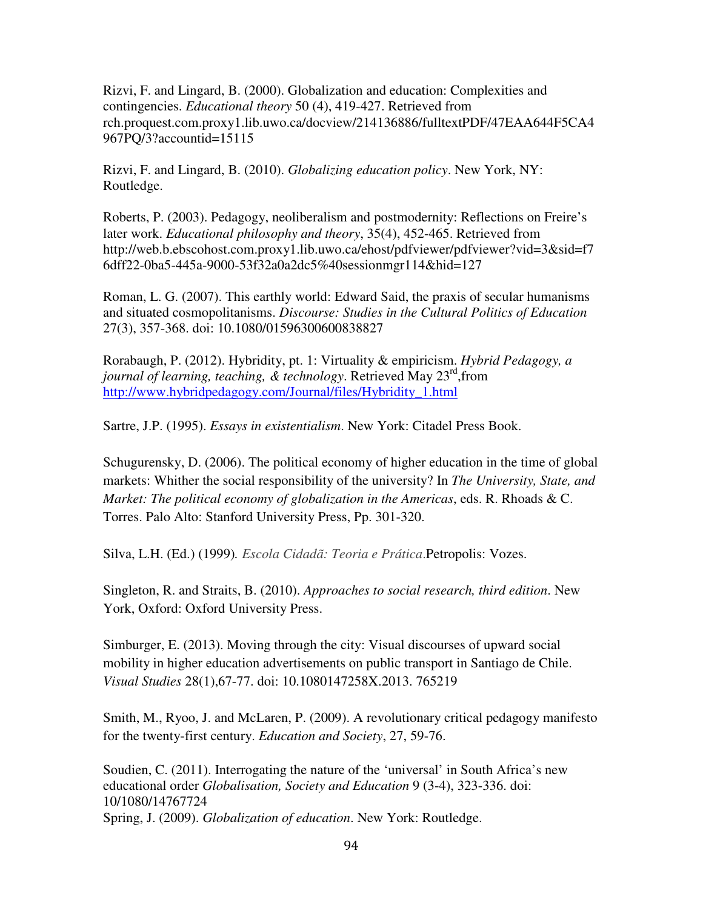Rizvi, F. and Lingard, B. (2000). Globalization and education: Complexities and contingencies. *Educational theory* 50 (4), 419-427. Retrieved from rch.proquest.com.proxy1.lib.uwo.ca/docview/214136886/fulltextPDF/47EAA644F5CA4967PQ/3?accountid=15115

Rizvi, F. and Lingard, B. (2010). *Globalizing education policy*. New York, NY: Routledge.

Roberts, P. (2003). Pedagogy, neoliberalism and postmodernity: Reflections on Freire's later work. *Educational philosophy and theory*, 35(4), 452-465. Retrieved from http://web.b.ebscohost.com.proxy1.lib.uwo.ca/ehost/pdfviewer/pdfviewer?vid=3&sid=f76dff22-0ba5-445a-9000-53f32a0a2dc5%40sessionmgr114&hid=127

Roman, L. G. (2007). This earthly world: Edward Said, the praxis of secular humanisms and situated cosmopolitanisms. *Discourse: Studies in the Cultural Politics of Education* 27(3), 357-368. doi: 10.1080/01596300600838827

Rorabaugh, P. (2012). Hybridity, pt. 1: Virtuality & empiricism. *Hybrid Pedagogy, a journal of learning, teaching, & technology*. Retrieved May 23rd,from http://www.hybridpedagogy.com/Journal/files/Hybridity_1.html

Sartre, J.P. (1995). *Essays in existentialism*. New York: Citadel Press Book.

Schugurensky, D. (2006). The political economy of higher education in the time of global markets: Whither the social responsibility of the university? In *The University, State, and Market: The political economy of globalization in the Americas*, eds. R. Rhoads & C. Torres. Palo Alto: Stanford University Press, Pp. 301-320.

Silva, L.H. (Ed.) (1999). *Escola Cidadã: Teoria e Prática*.Petropolis: Vozes.

Singleton, R. and Straits, B. (2010). *Approaches to social research, third edition*. New York, Oxford: Oxford University Press.

Simburger, E. (2013). Moving through the city: Visual discourses of upward social mobility in higher education advertisements on public transport in Santiago de Chile. *Visual Studies* 28(1),67-77. doi: 10.1080147258X.2013. 765219

Smith, M., Ryoo, J. and McLaren, P. (2009). A revolutionary critical pedagogy manifesto for the twenty-first century. *Education and Society*, 27, 59-76.

Soudien, C. (2011). Interrogating the nature of the 'universal' in South Africa's new educational order *Globalisation, Society and Education* 9 (3-4), 323-336. doi: 10/1080/14767724

Spring, J. (2009). *Globalization of education*. New York: Routledge.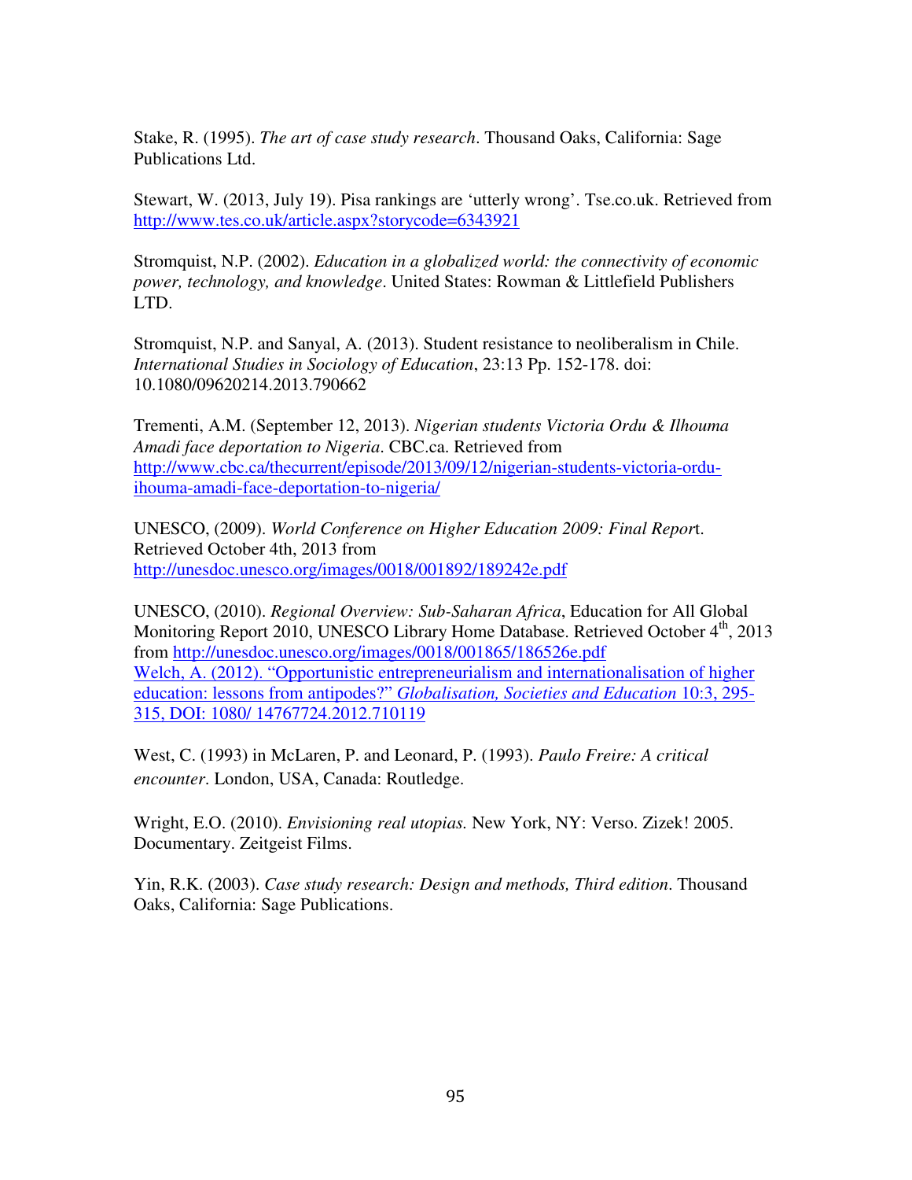Stake, R. (1995). *The art of case study research*. Thousand Oaks, California: Sage Publications Ltd.

Stewart, W. (2013, July 19). Pisa rankings are 'utterly wrong'. Tse.co.uk. Retrieved from http://www.tes.co.uk/article.aspx?storycode=6343921

Stromquist, N.P. (2002). *Education in a globalized world: the connectivity of economic power, technology, and knowledge*. United States: Rowman & Littlefield Publishers LTD.

Stromquist, N.P. and Sanyal, A. (2013). Student resistance to neoliberalism in Chile. *International Studies in Sociology of Education*, 23:13 Pp. 152-178. doi: 10.1080/09620214.2013.790662

Trementi, A.M. (September 12, 2013). *Nigerian students Victoria Ordu & Ilhouma Amadi face deportation to Nigeria*. CBC.ca. Retrieved from http://www.cbc.ca/thecurrent/episode/2013/09/12/nigerian-students-victoria-ordu-ihouma-amadi-face-deportation-to-nigeria/

UNESCO, (2009). *World Conference on Higher Education 2009: Final Repor*t. Retrieved October 4th, 2013 from http://unesdoc.unesco.org/images/0018/001892/189242e.pdf

UNESCO, (2010). *Regional Overview: Sub-Saharan Africa*, Education for All Global Monitoring Report 2010, UNESCO Library Home Database. Retrieved October 4th, 2013 from http://unesdoc.unesco.org/images/0018/001865/186526e.pdf
Welch, A. (2012). "Opportunistic entrepreneurialism and internationalisation of higher education: lessons from antipodes?" *Globalisation, Societies and Education* 10:3, 295-315, DOI: 1080/ 14767724.2012.710119

West, C. (1993) in McLaren, P. and Leonard, P. (1993). *Paulo Freire: A critical encounter*. London, USA, Canada: Routledge.

Wright, E.O. (2010). *Envisioning real utopias.* New York, NY: Verso. Zizek! 2005. Documentary. Zeitgeist Films.

Yin, R.K. (2003). *Case study research: Design and methods, Third edition*. Thousand Oaks, California: Sage Publications.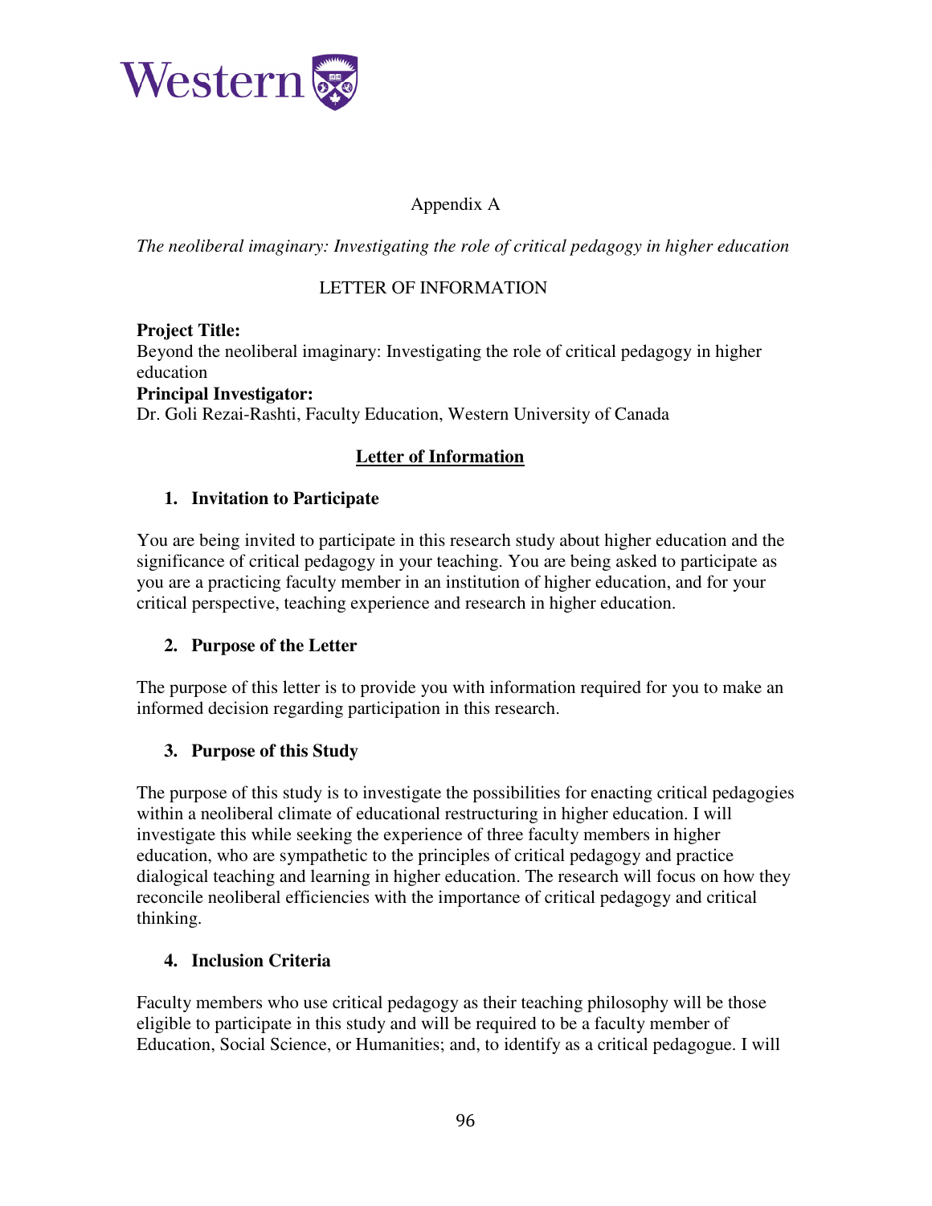Appendix A

*The neoliberal imaginary: Investigating the role of critical pedagogy in higher education*

LETTER OF INFORMATION

**Project Title:**
Beyond the neoliberal imaginary: Investigating the role of critical pedagogy in higher education
**Principal Investigator:**
Dr. Goli Rezai-Rashti, Faculty Education, Western University of Canada

## Letter of Information

### 1. Invitation to Participate

You are being invited to participate in this research study about higher education and the significance of critical pedagogy in your teaching. You are being asked to participate as you are a practicing faculty member in an institution of higher education, and for your critical perspective, teaching experience and research in higher education.

### 2. Purpose of the Letter

The purpose of this letter is to provide you with information required for you to make an informed decision regarding participation in this research.

### 3. Purpose of this Study

The purpose of this study is to investigate the possibilities for enacting critical pedagogies within a neoliberal climate of educational restructuring in higher education. I will investigate this while seeking the experience of three faculty members in higher education, who are sympathetic to the principles of critical pedagogy and practice dialogical teaching and learning in higher education. The research will focus on how they reconcile neoliberal efficiencies with the importance of critical pedagogy and critical thinking.

### 4. Inclusion Criteria

Faculty members who use critical pedagogy as their teaching philosophy will be those eligible to participate in this study and will be required to be a faculty member of Education, Social Science, or Humanities; and, to identify as a critical pedagogue. I will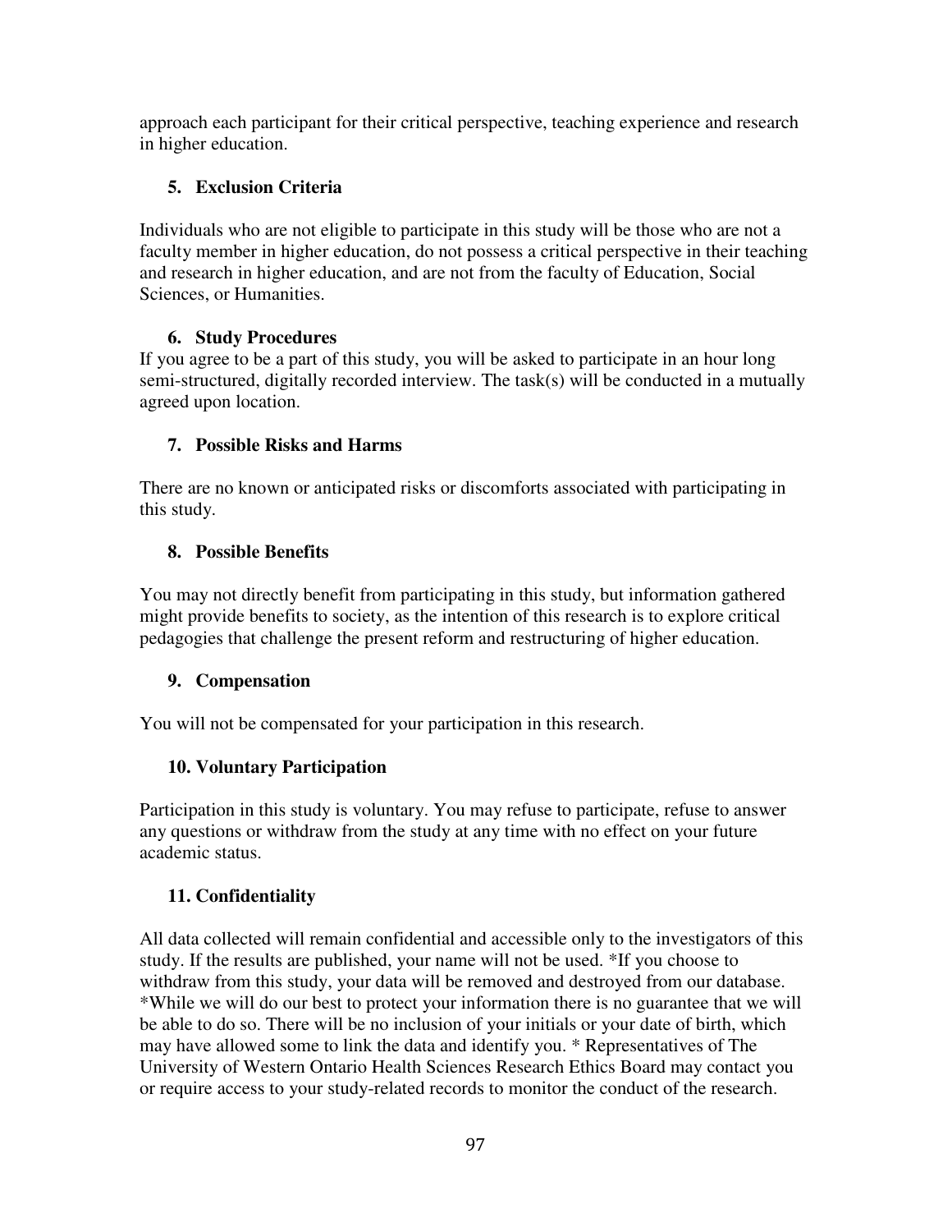approach each participant for their critical perspective, teaching experience and research in higher education.

### 5. Exclusion Criteria

Individuals who are not eligible to participate in this study will be those who are not a faculty member in higher education, do not possess a critical perspective in their teaching and research in higher education, and are not from the faculty of Education, Social Sciences, or Humanities.

### 6. Study Procedures

If you agree to be a part of this study, you will be asked to participate in an hour long semi-structured, digitally recorded interview. The task(s) will be conducted in a mutually agreed upon location.

### 7. Possible Risks and Harms

There are no known or anticipated risks or discomforts associated with participating in this study.

### 8. Possible Benefits

You may not directly benefit from participating in this study, but information gathered might provide benefits to society, as the intention of this research is to explore critical pedagogies that challenge the present reform and restructuring of higher education.

### 9. Compensation

You will not be compensated for your participation in this research.

### 10. Voluntary Participation

Participation in this study is voluntary. You may refuse to participate, refuse to answer any questions or withdraw from the study at any time with no effect on your future academic status.

### 11. Confidentiality

All data collected will remain confidential and accessible only to the investigators of this study. If the results are published, your name will not be used. *If you choose to withdraw from this study, your data will be removed and destroyed from our database. *While we will do our best to protect your information there is no guarantee that we will be able to do so. There will be no inclusion of your initials or your date of birth, which may have allowed some to link the data and identify you. * Representatives of The University of Western Ontario Health Sciences Research Ethics Board may contact you or require access to your study-related records to monitor the conduct of the research.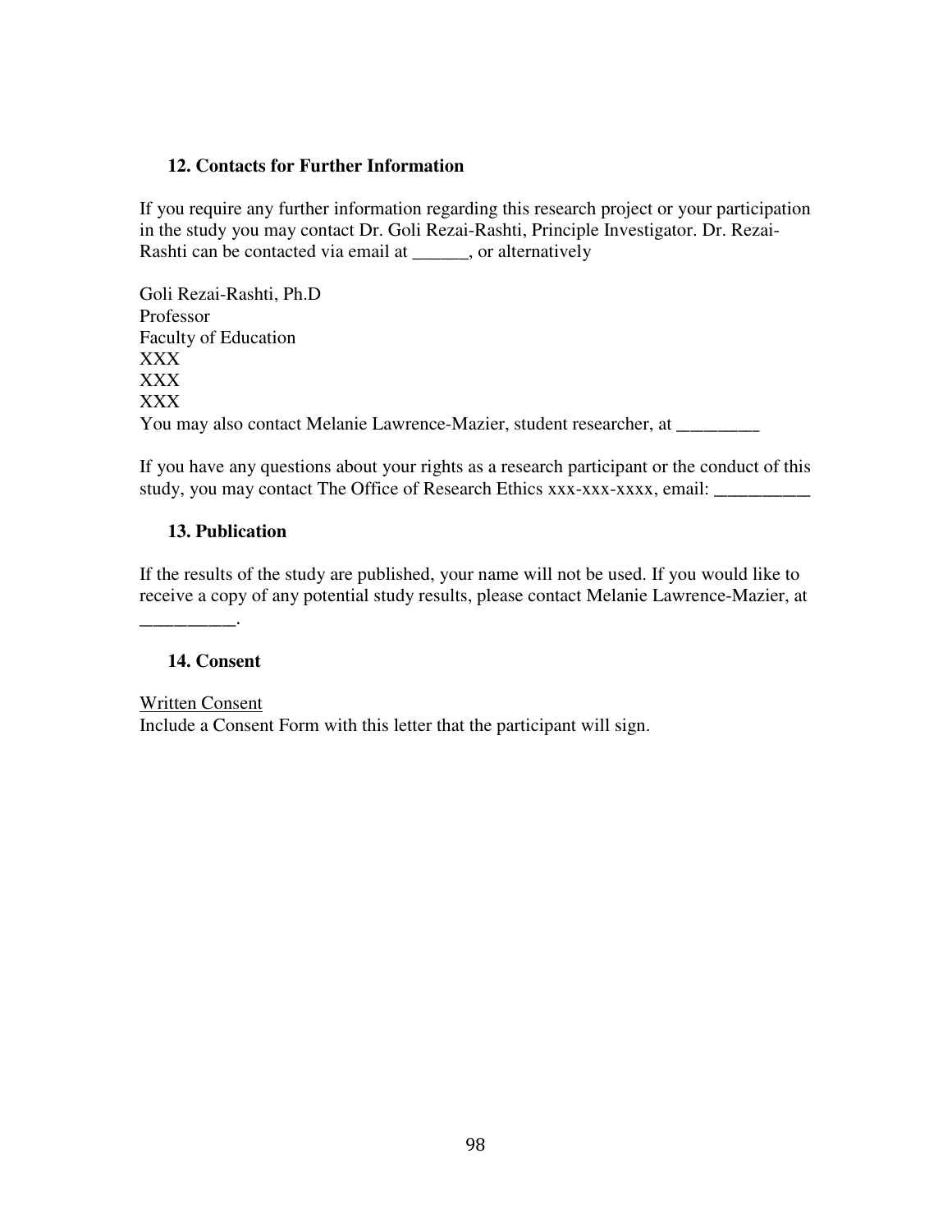### 12. Contacts for Further Information

If you require any further information regarding this research project or your participation in the study you may contact Dr. Goli Rezai-Rashti, Principle Investigator. Dr. Rezai-Rashti can be contacted via email at ______, or alternatively

Goli Rezai-Rashti, Ph.D  
Professor  
Faculty of Education  
XXX  
XXX  
XXX  
You may also contact Melanie Lawrence-Mazier, student researcher, at _________

If you have any questions about your rights as a research participant or the conduct of this study, you may contact The Office of Research Ethics xxx-xxx-xxxx, email: __________

### 13. Publication

If the results of the study are published, your name will not be used. If you would like to receive a copy of any potential study results, please contact Melanie Lawrence-Mazier, at __________.

### 14. Consent

Written Consent  
Include a Consent Form with this letter that the participant will sign.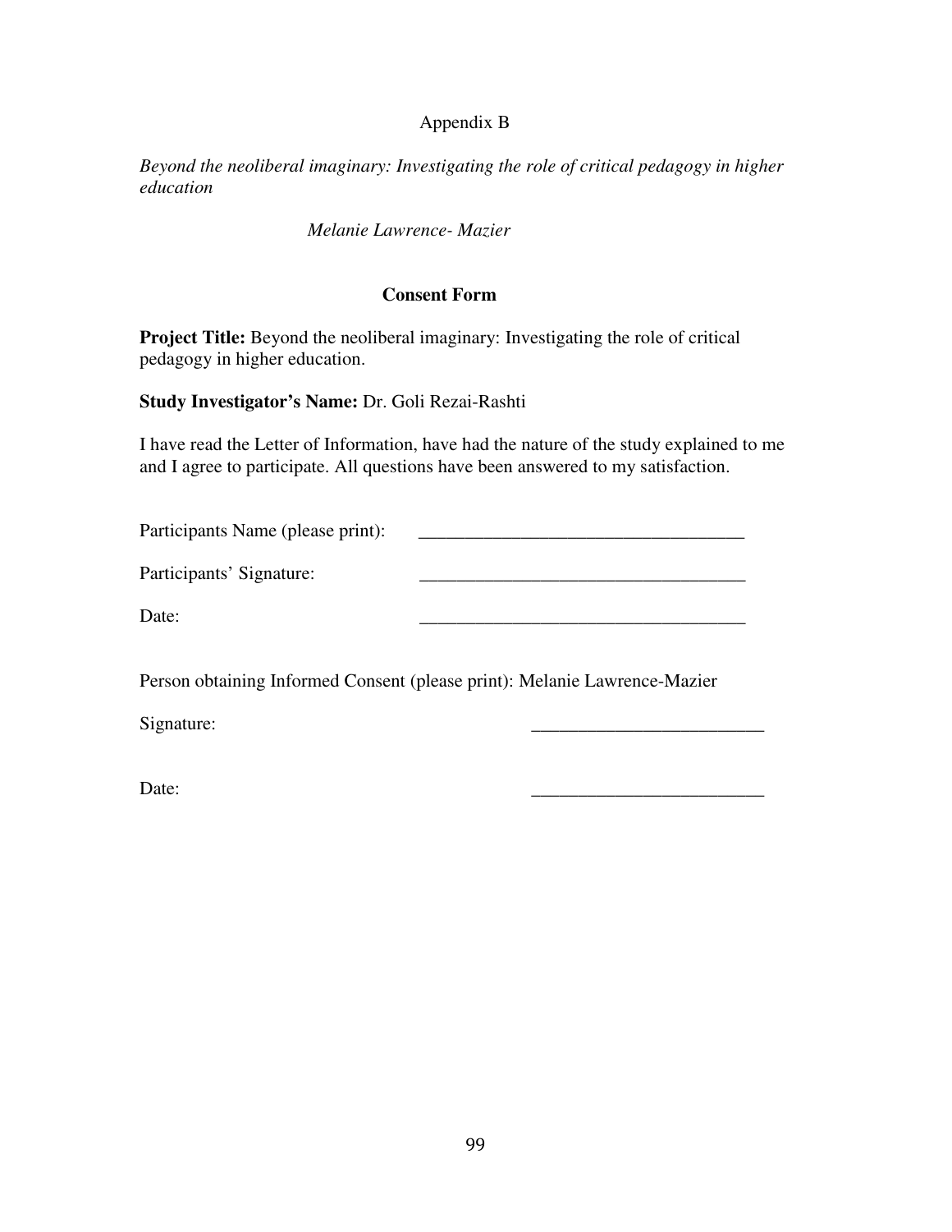Appendix B

*Beyond the neoliberal imaginary: Investigating the role of critical pedagogy in higher education*

*Melanie Lawrence- Mazier*

**Consent Form**

**Project Title:** Beyond the neoliberal imaginary: Investigating the role of critical pedagogy in higher education.

**Study Investigator's Name:** Dr. Goli Rezai-Rashti

I have read the Letter of Information, have had the nature of the study explained to me and I agree to participate. All questions have been answered to my satisfaction.

Participants Name (please print): ___________________________________

Participants' Signature: ___________________________________

Date: ___________________________________

Person obtaining Informed Consent (please print): Melanie Lawrence-Mazier

Signature: _________________________

Date: _________________________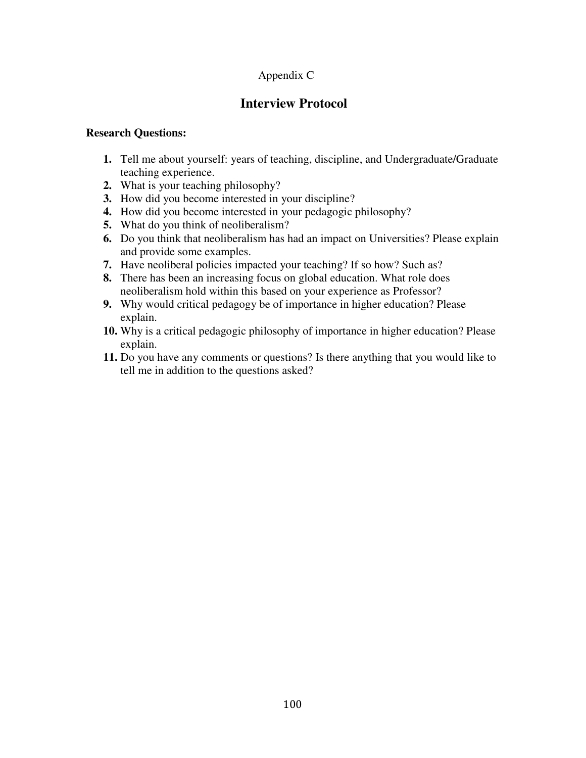Appendix C

# Interview Protocol

**Research Questions:**

1. Tell me about yourself: years of teaching, discipline, and Undergraduate/Graduate teaching experience.
2. What is your teaching philosophy?
3. How did you become interested in your discipline?
4. How did you become interested in your pedagogic philosophy?
5. What do you think of neoliberalism?
6. Do you think that neoliberalism has had an impact on Universities? Please explain and provide some examples.
7. Have neoliberal policies impacted your teaching? If so how? Such as?
8. There has been an increasing focus on global education. What role does neoliberalism hold within this based on your experience as Professor?
9. Why would critical pedagogy be of importance in higher education? Please explain.
10. Why is a critical pedagogic philosophy of importance in higher education? Please explain.
11. Do you have any comments or questions? Is there anything that you would like to tell me in addition to the questions asked?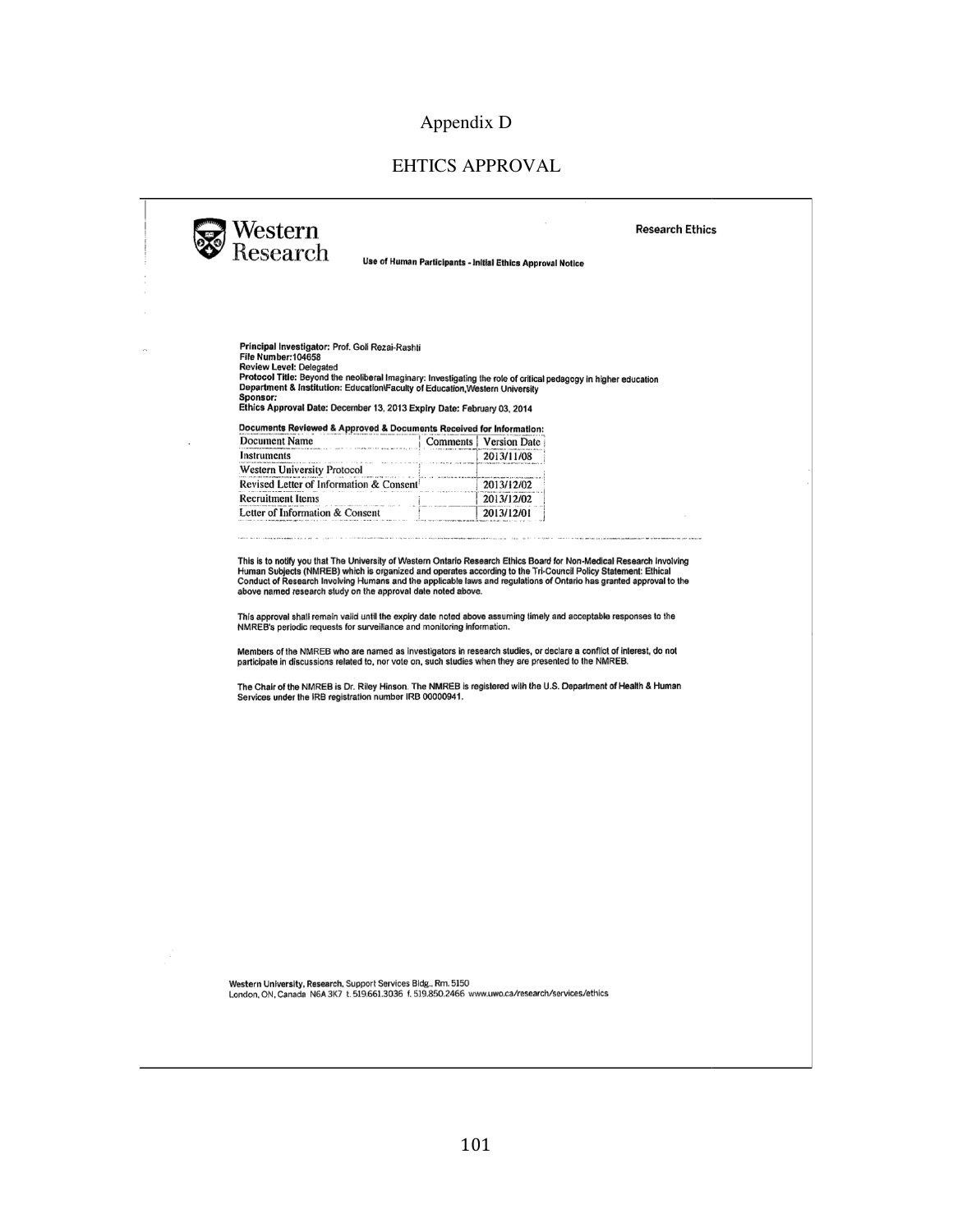Appendix D

# EHTICS APPROVAL

Western Research

**Research Ethics**

**Use of Human Participants - Initial Ethics Approval Notice**

**Principal Investigator:** Prof. Goli Rezai-Rashti
**File Number:**104658
**Review Level:** Delegated
**Protocol Title:** Beyond the neoliberal Imaginary: Investigating the role of critical pedagogy in higher education
**Department & Institution:** Education\Faculty of Education,Western University
**Sponsor:**
**Ethics Approval Date:** December 13, 2013 **Expiry Date:** February 03, 2014

**Documents Reviewed & Approved & Documents Received for Information:**

| Document Name | Comments | Version Date |
|---|---|---|
| Instruments | | 2013/11/08 |
| Western University Protocol | | |
| Revised Letter of Information & Consent | | 2013/12/02 |
| Recruitment Items | | 2013/12/02 |
| Letter of Information & Consent | | 2013/12/01 |

This is to notify you that The University of Western Ontario Research Ethics Board for Non-Medical Research Involving Human Subjects (NMREB) which is organized and operates according to the Tri-Council Policy Statement: Ethical Conduct of Research Involving Humans and the applicable laws and regulations of Ontario has granted approval to the above named research study on the approval date noted above.

This approval shall remain valid until the expiry date noted above assuming timely and acceptable responses to the NMREB's periodic requests for surveillance and monitoring information.

Members of the NMREB who are named as investigators in research studies, or declare a conflict of interest, do not participate in discussions related to, nor vote on, such studies when they are presented to the NMREB.

The Chair of the NMREB is Dr. Riley Hinson. The NMREB is registered with the U.S. Department of Health & Human Services under the IRB registration number IRB 00000941.

Western University, Research, Support Services Bldg., Rm. 5150
London, ON, Canada N6A 3K7 t. 519.661.3036 f. 519.850.2466 www.uwo.ca/research/services/ethics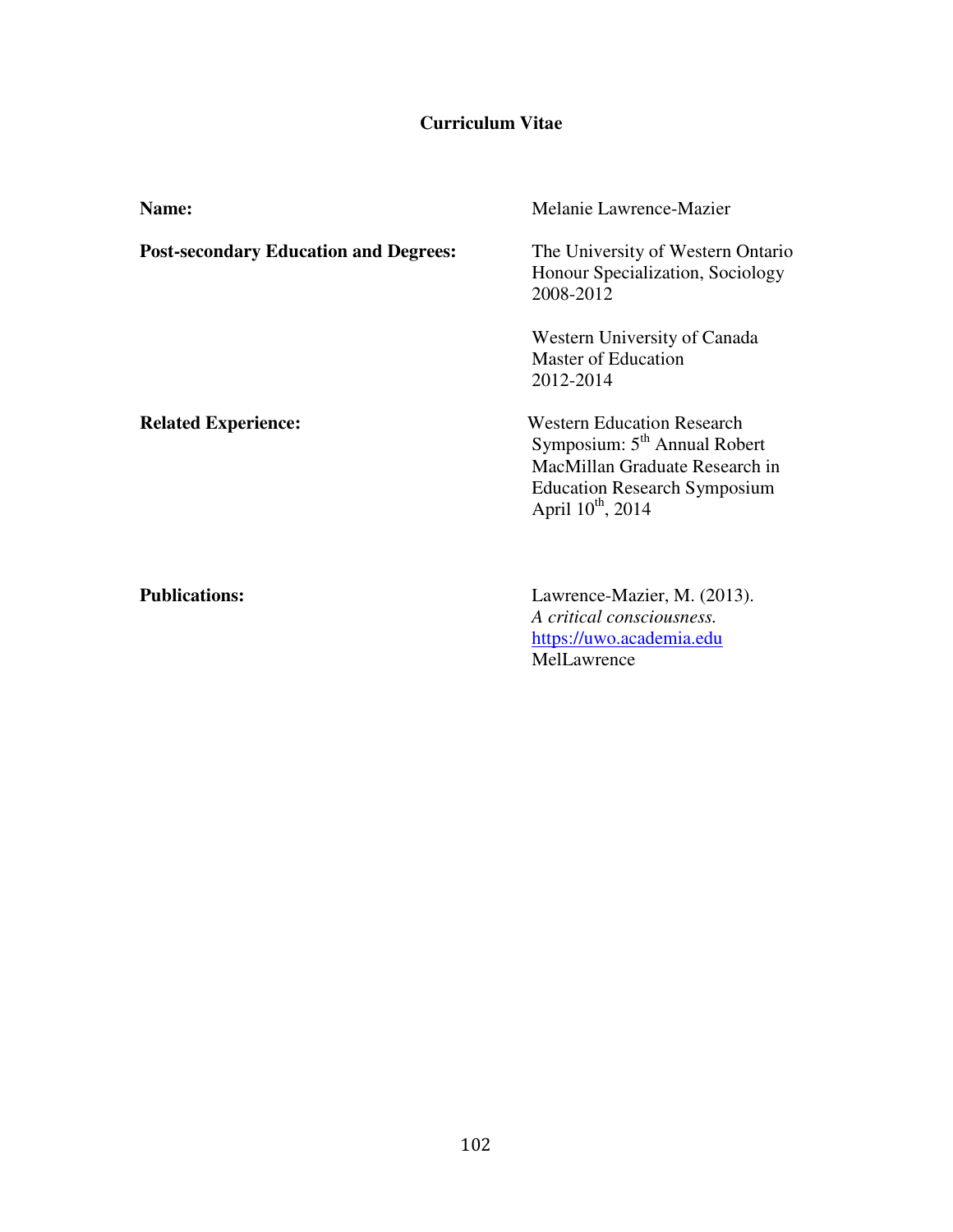# Curriculum Vitae

**Name:** Melanie Lawrence-Mazier

**Post-secondary Education and Degrees:**

The University of Western Ontario
Honour Specialization, Sociology
2008-2012

Western University of Canada
Master of Education
2012-2014

**Related Experience:**

Western Education Research Symposium: 5th Annual Robert MacMillan Graduate Research in Education Research Symposium
April 10th, 2014

**Publications:**

Lawrence-Mazier, M. (2013). *A critical consciousness.* https://uwo.academia.edu MelLawrence